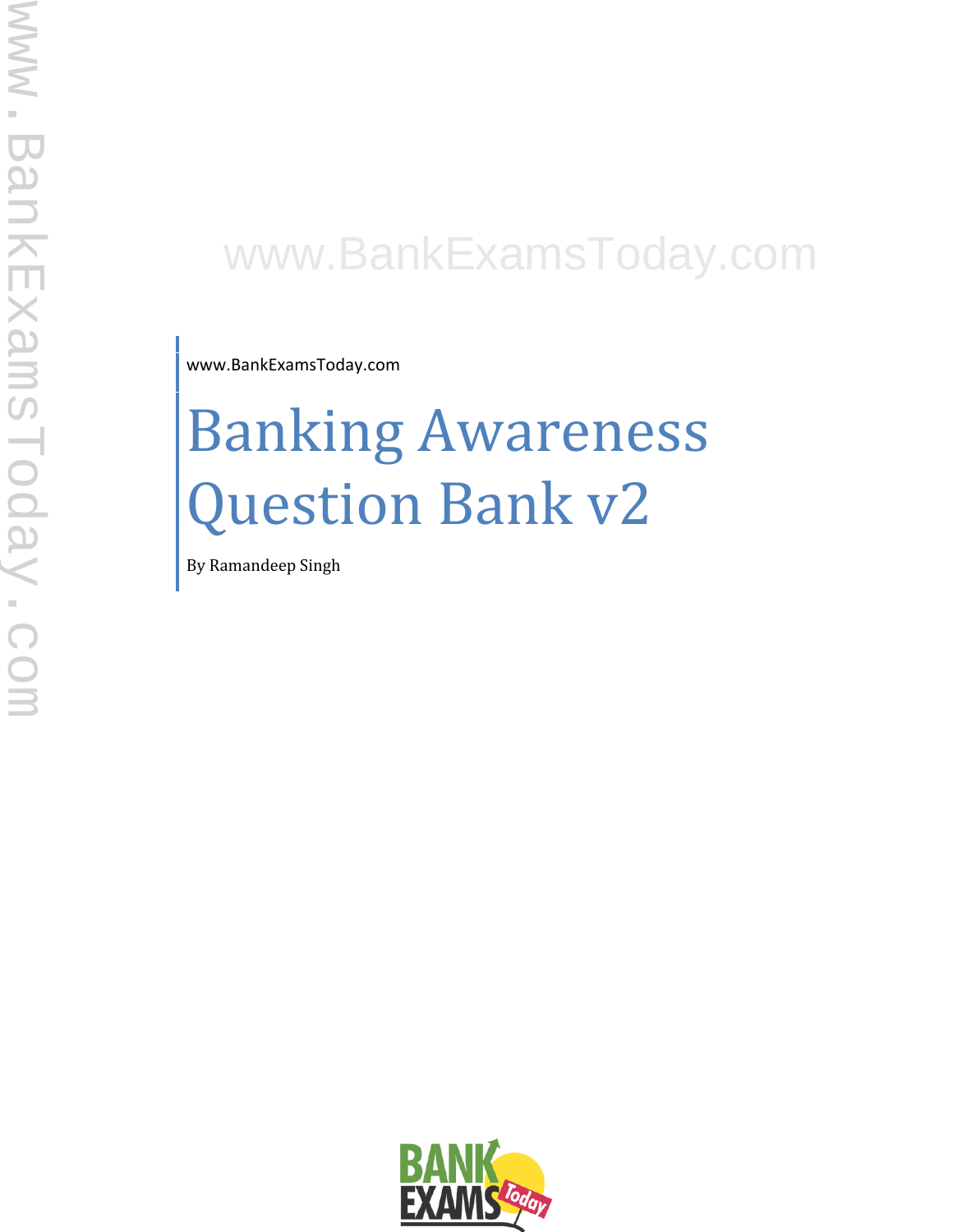www.BankExamsToday.com

# Banking Awareness Question Bank v2

By Ramandeep Singh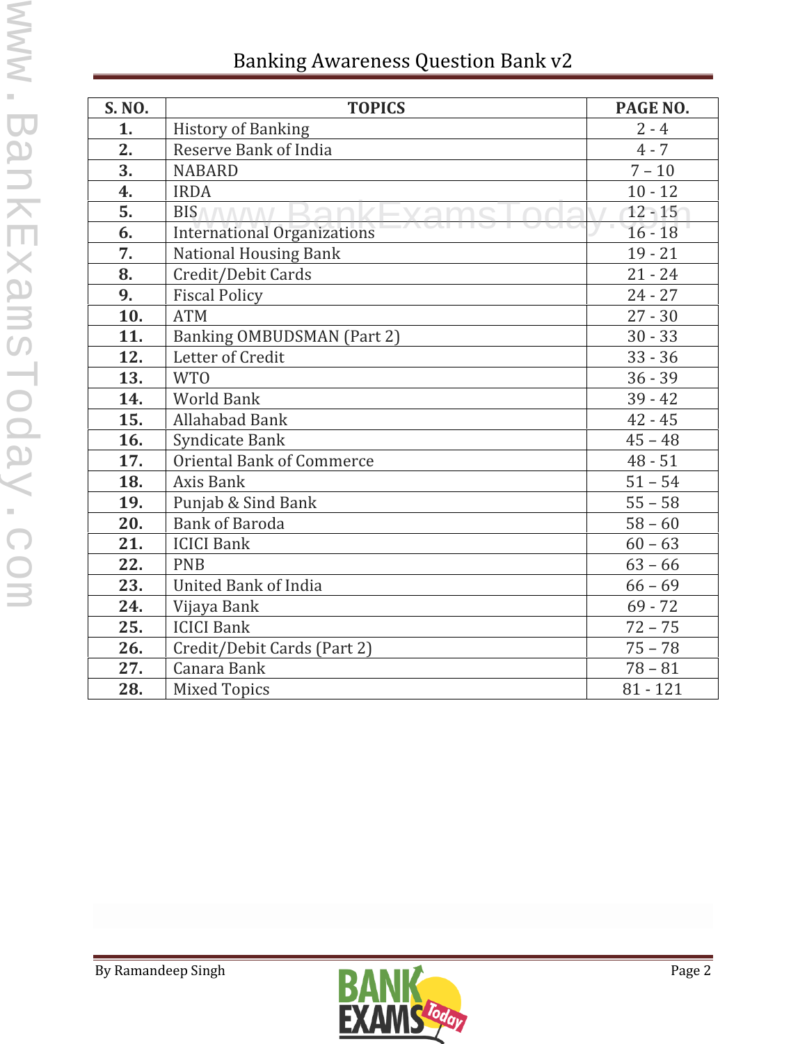| S. NO. | TOPICS | PAGE NO. |
|---|---|---|
| **1.** | History of Banking | 2 - 4 |
| **2.** | Reserve Bank of India | 4 - 7 |
| **3.** | NABARD | 7 – 10 |
| **4.** | IRDA | 10 - 12 |
| **5.** | BIS | 12 - 15 |
| **6.** | International Organizations | 16 - 18 |
| **7.** | National Housing Bank | 19 - 21 |
| **8.** | Credit/Debit Cards | 21 - 24 |
| **9.** | Fiscal Policy | 24 - 27 |
| **10.** | ATM | 27 - 30 |
| **11.** | Banking OMBUDSMAN (Part 2) | 30 - 33 |
| **12.** | Letter of Credit | 33 - 36 |
| **13.** | WTO | 36 - 39 |
| **14.** | World Bank | 39 - 42 |
| **15.** | Allahabad Bank | 42 - 45 |
| **16.** | Syndicate Bank | 45 – 48 |
| **17.** | Oriental Bank of Commerce | 48 - 51 |
| **18.** | Axis Bank | 51 – 54 |
| **19.** | Punjab & Sind Bank | 55 – 58 |
| **20.** | Bank of Baroda | 58 – 60 |
| **21.** | ICICI Bank | 60 – 63 |
| **22.** | PNB | 63 – 66 |
| **23.** | United Bank of India | 66 – 69 |
| **24.** | Vijaya Bank | 69 - 72 |
| **25.** | ICICI Bank | 72 – 75 |
| **26.** | Credit/Debit Cards (Part 2) | 75 – 78 |
| **27.** | Canara Bank | 78 – 81 |
| **28.** | Mixed Topics | 81 - 121 |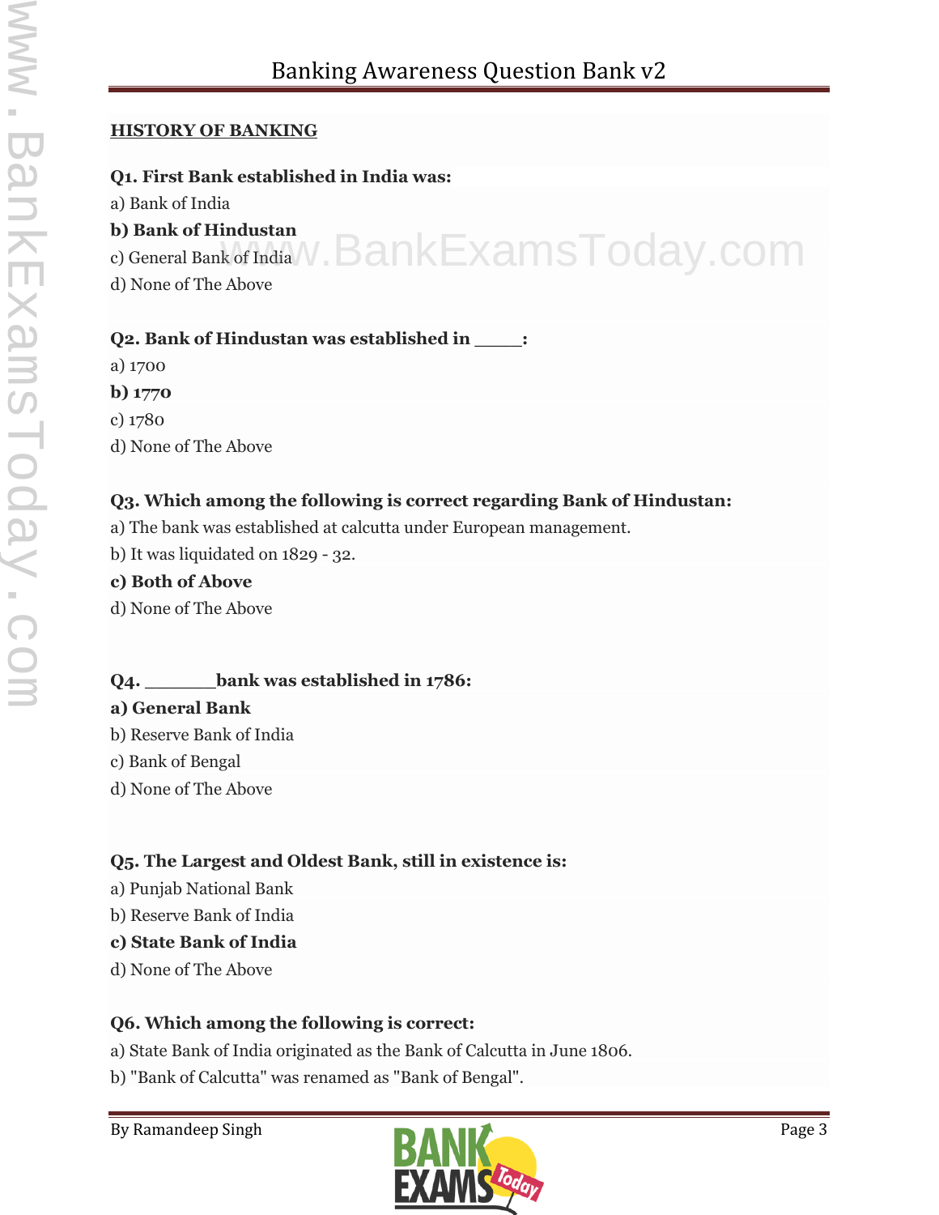**HISTORY OF BANKING**

**Q1. First Bank established in India was:**

a) Bank of India

**b) Bank of Hindustan**

c) General Bank of India

d) None of The Above

**Q2. Bank of Hindustan was established in _____:**

a) 1700

**b) 1770**

c) 1780

d) None of The Above

**Q3. Which among the following is correct regarding Bank of Hindustan:**

a) The bank was established at calcutta under European management.

b) It was liquidated on 1829 - 32.

**c) Both of Above**

d) None of The Above

**Q4. _______bank was established in 1786:**

**a) General Bank**

b) Reserve Bank of India

c) Bank of Bengal

d) None of The Above

**Q5. The Largest and Oldest Bank, still in existence is:**

a) Punjab National Bank

b) Reserve Bank of India

**c) State Bank of India**

d) None of The Above

**Q6. Which among the following is correct:**

a) State Bank of India originated as the Bank of Calcutta in June 1806.

b) "Bank of Calcutta" was renamed as "Bank of Bengal".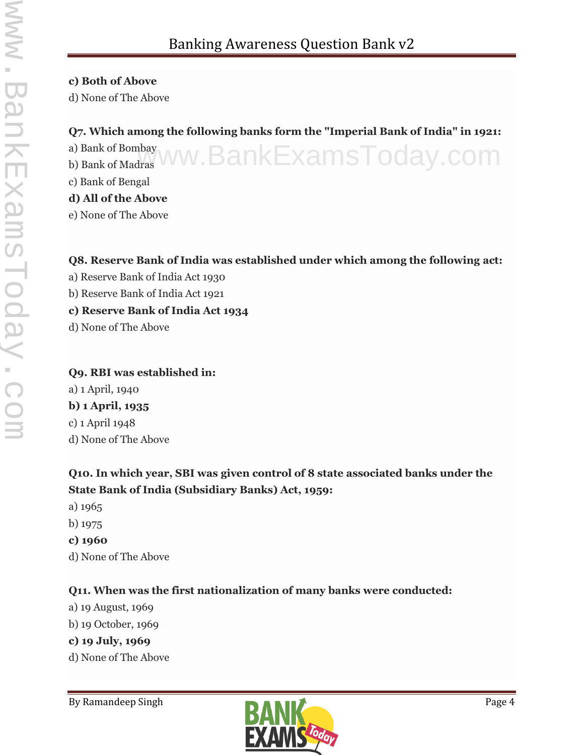**c) Both of Above**

d) None of The Above

**Q7. Which among the following banks form the "Imperial Bank of India" in 1921:**

a) Bank of Bombay

b) Bank of Madras

c) Bank of Bengal

**d) All of the Above**

e) None of The Above

**Q8. Reserve Bank of India was established under which among the following act:**

a) Reserve Bank of India Act 1930

b) Reserve Bank of India Act 1921

**c) Reserve Bank of India Act 1934**

d) None of The Above

**Q9. RBI was established in:**

a) 1 April, 1940

**b) 1 April, 1935**

c) 1 April 1948

d) None of The Above

**Q10. In which year, SBI was given control of 8 state associated banks under the State Bank of India (Subsidiary Banks) Act, 1959:**

a) 1965

b) 1975

**c) 1960**

d) None of The Above

**Q11. When was the first nationalization of many banks were conducted:**

a) 19 August, 1969

b) 19 October, 1969

**c) 19 July, 1969**

d) None of The Above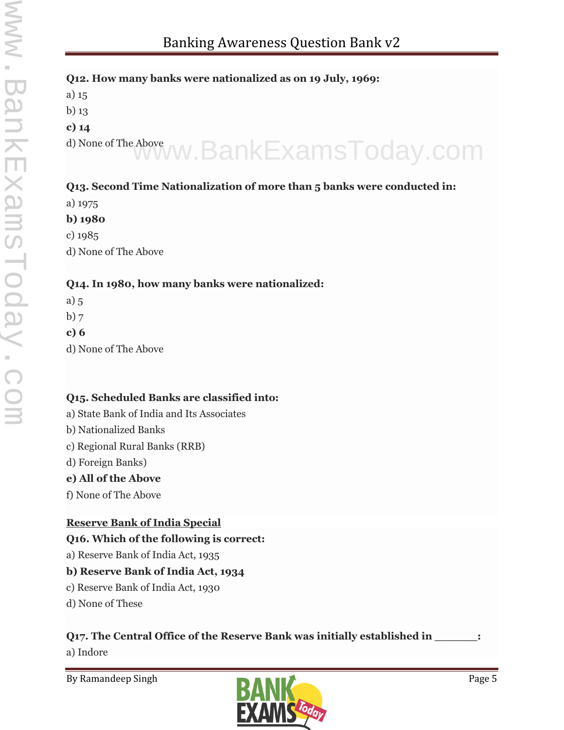**Q12. How many banks were nationalized as on 19 July, 1969:**

a) 15

b) 13

**c) 14**

d) None of The Above

**Q13. Second Time Nationalization of more than 5 banks were conducted in:**

a) 1975

**b) 1980**

c) 1985

d) None of The Above

**Q14. In 1980, how many banks were nationalized:**

a) 5

b) 7

**c) 6**

d) None of The Above

**Q15. Scheduled Banks are classified into:**

a) State Bank of India and Its Associates

b) Nationalized Banks

c) Regional Rural Banks (RRB)

d) Foreign Banks)

**e) All of the Above**

f) None of The Above

**<u>Reserve Bank of India Special</u>**

**Q16. Which of the following is correct:**

a) Reserve Bank of India Act, 1935

**b) Reserve Bank of India Act, 1934**

c) Reserve Bank of India Act, 1930

d) None of These

**Q17. The Central Office of the Reserve Bank was initially established in _______:**

a) Indore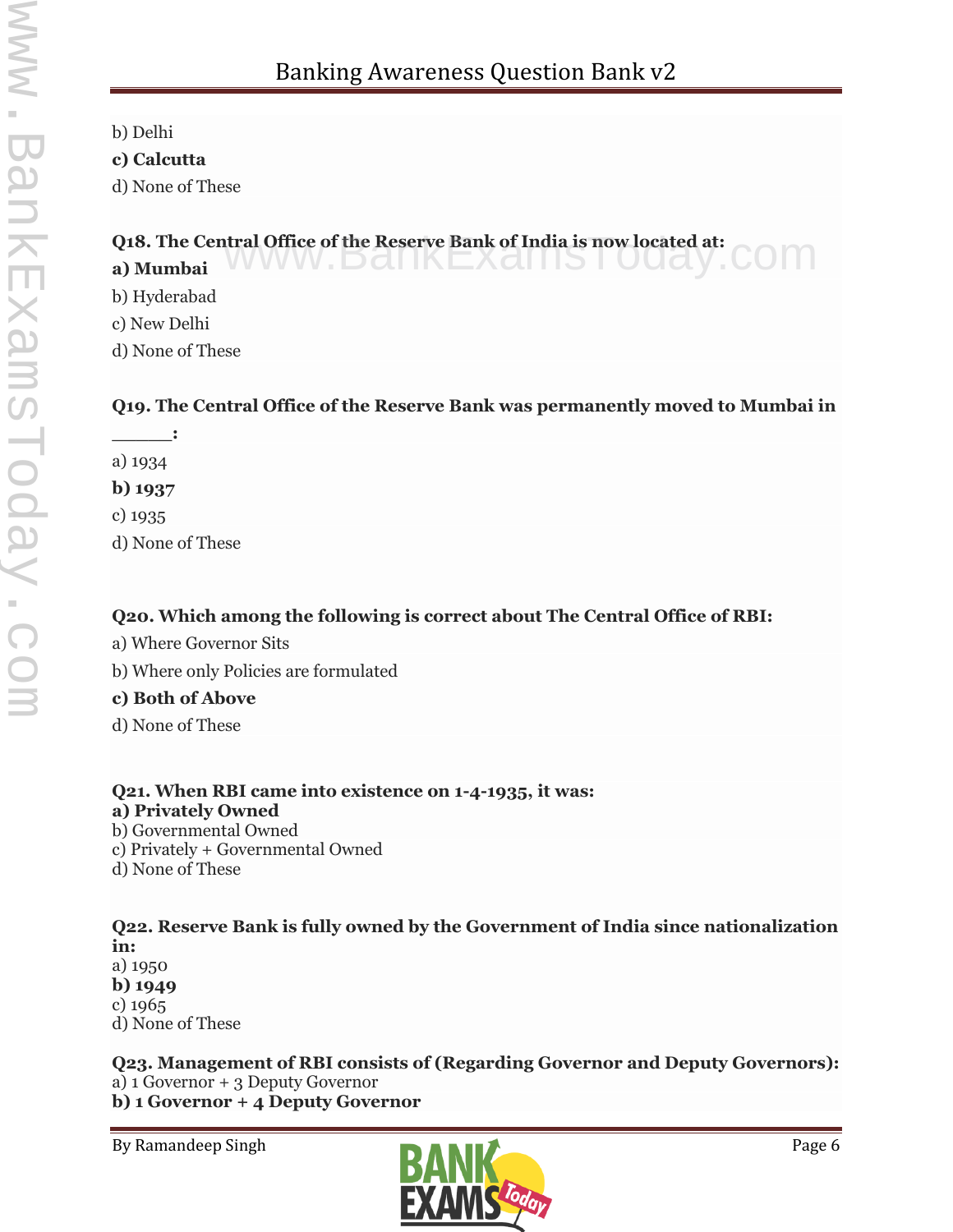b) Delhi

**c) Calcutta**

d) None of These

**Q18. The Central Office of the Reserve Bank of India is now located at:**

**a) Mumbai**

b) Hyderabad

c) New Delhi

d) None of These

**Q19. The Central Office of the Reserve Bank was permanently moved to Mumbai in _____:**

a) 1934

**b) 1937**

c) 1935

d) None of These

**Q20. Which among the following is correct about The Central Office of RBI:**

a) Where Governor Sits

b) Where only Policies are formulated

**c) Both of Above**

d) None of These

**Q21. When RBI came into existence on 1-4-1935, it was:**

**a) Privately Owned**

b) Governmental Owned

c) Privately + Governmental Owned

d) None of These

**Q22. Reserve Bank is fully owned by the Government of India since nationalization in:**

a) 1950

**b) 1949**

c) 1965

d) None of These

**Q23. Management of RBI consists of (Regarding Governor and Deputy Governors):**

a) 1 Governor + 3 Deputy Governor

**b) 1 Governor + 4 Deputy Governor**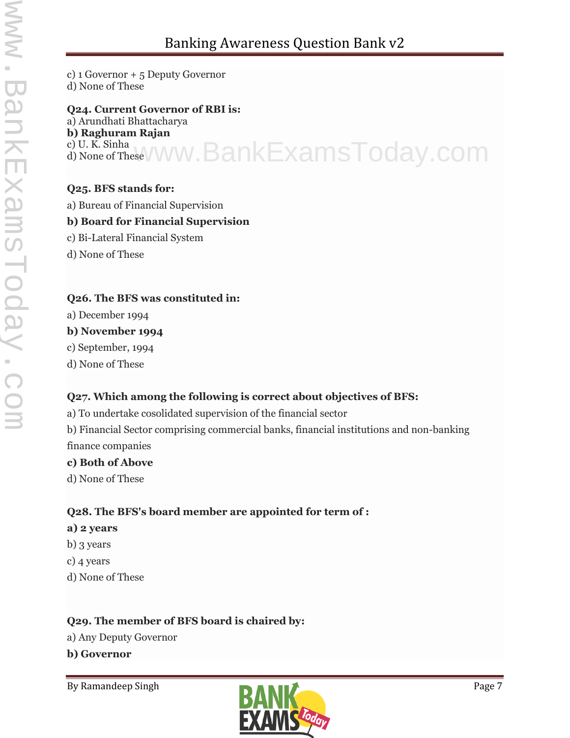c) 1 Governor + 5 Deputy Governor
d) None of These

**Q24. Current Governor of RBI is:**
a) Arundhati Bhattacharya
**b) Raghuram Rajan**
c) U. K. Sinha
d) None of These

**Q25. BFS stands for:**
a) Bureau of Financial Supervision
**b) Board for Financial Supervision**
c) Bi-Lateral Financial System
d) None of These

**Q26. The BFS was constituted in:**
a) December 1994
**b) November 1994**
c) September, 1994
d) None of These

**Q27. Which among the following is correct about objectives of BFS:**
a) To undertake cosolidated supervision of the financial sector
b) Financial Sector comprising commercial banks, financial institutions and non-banking finance companies
**c) Both of Above**
d) None of These

**Q28. The BFS's board member are appointed for term of :**
**a) 2 years**
b) 3 years
c) 4 years
d) None of These

**Q29. The member of BFS board is chaired by:**
a) Any Deputy Governor
**b) Governor**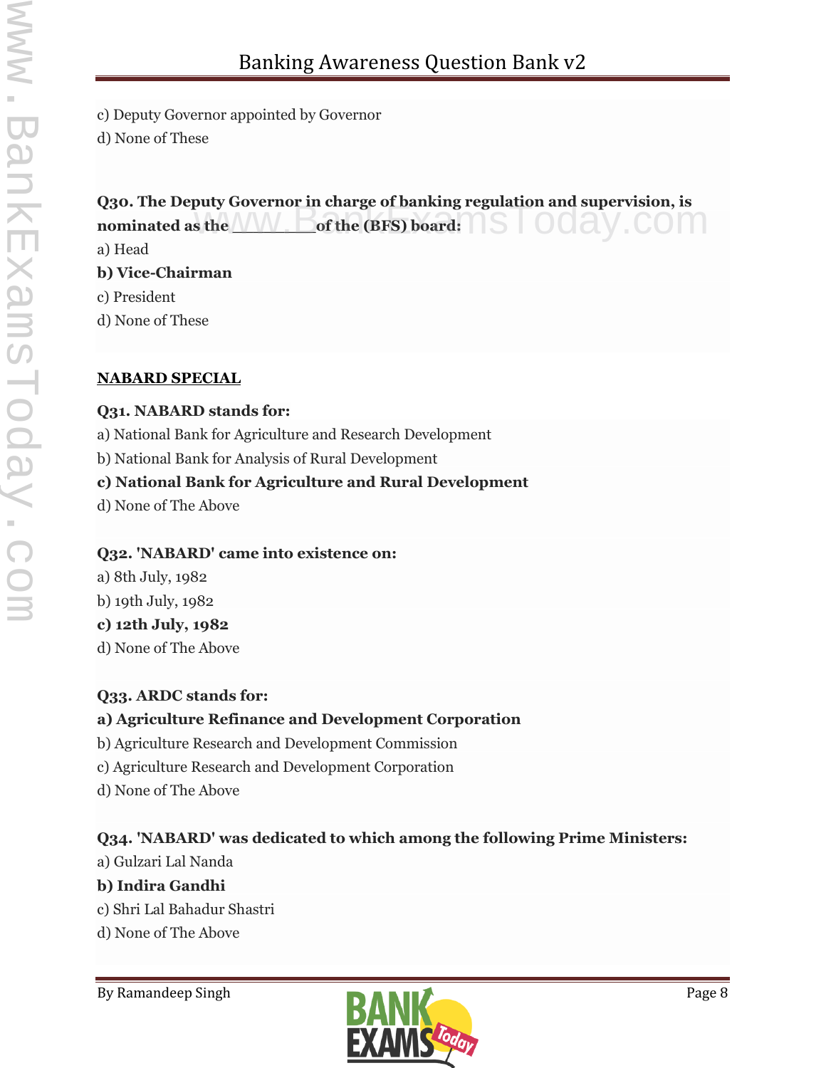c) Deputy Governor appointed by Governor
d) None of These

**Q30. The Deputy Governor in charge of banking regulation and supervision, is nominated as the ________ of the (BFS) board:**
a) Head
**b) Vice-Chairman**
c) President
d) None of These

**NABARD SPECIAL**

**Q31. NABARD stands for:**
a) National Bank for Agriculture and Research Development
b) National Bank for Analysis of Rural Development
**c) National Bank for Agriculture and Rural Development**
d) None of The Above

**Q32. 'NABARD' came into existence on:**
a) 8th July, 1982
b) 19th July, 1982
**c) 12th July, 1982**
d) None of The Above

**Q33. ARDC stands for:**
**a) Agriculture Refinance and Development Corporation**
b) Agriculture Research and Development Commission
c) Agriculture Research and Development Corporation
d) None of The Above

**Q34. 'NABARD' was dedicated to which among the following Prime Ministers:**
a) Gulzari Lal Nanda
**b) Indira Gandhi**
c) Shri Lal Bahadur Shastri
d) None of The Above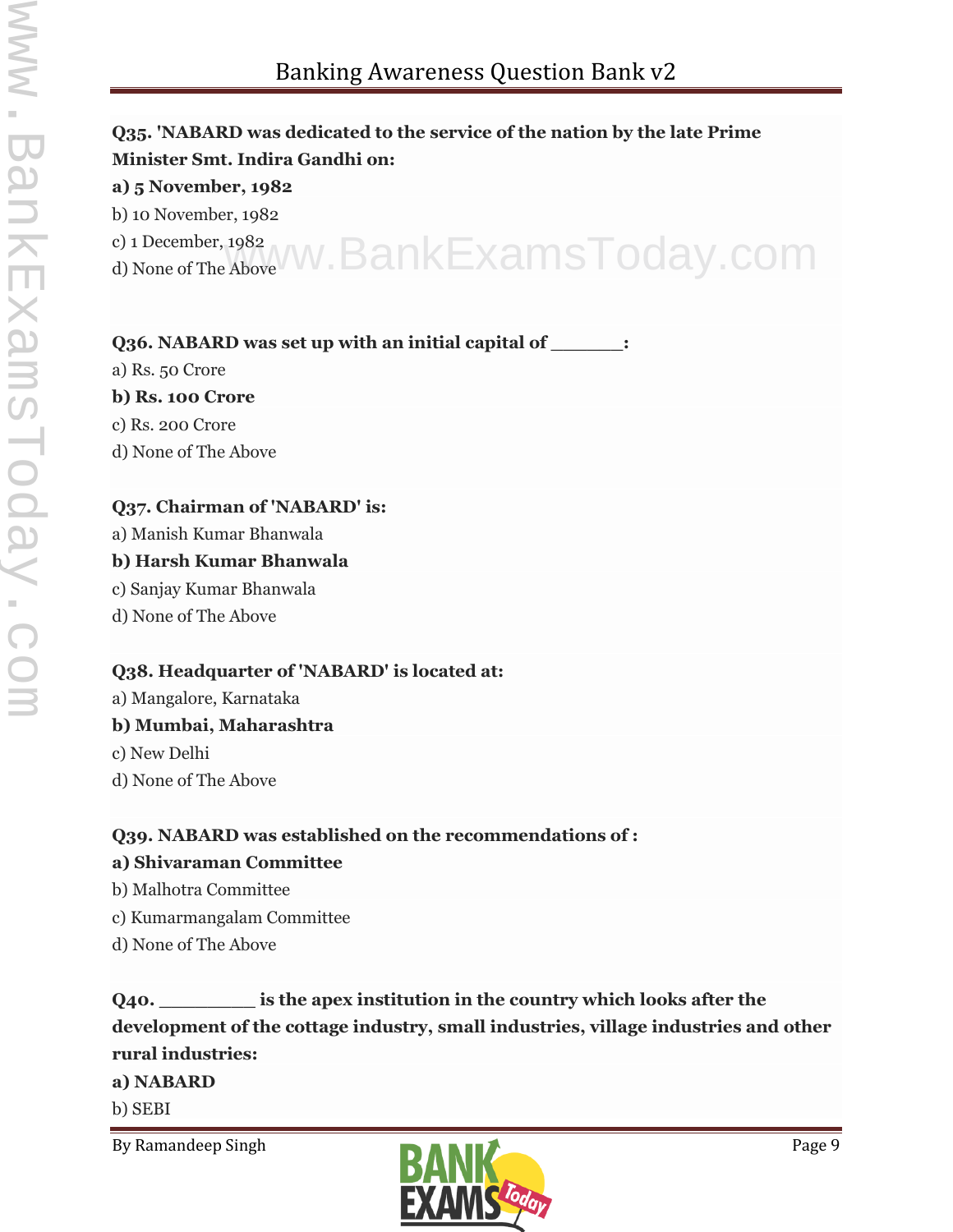**Q35. 'NABARD was dedicated to the service of the nation by the late Prime Minister Smt. Indira Gandhi on:**

**a) 5 November, 1982**

b) 10 November, 1982

c) 1 December, 1982

d) None of The Above

**Q36. NABARD was set up with an initial capital of _______:**

a) Rs. 50 Crore

**b) Rs. 100 Crore**

c) Rs. 200 Crore

d) None of The Above

**Q37. Chairman of 'NABARD' is:**

a) Manish Kumar Bhanwala

**b) Harsh Kumar Bhanwala**

c) Sanjay Kumar Bhanwala

d) None of The Above

**Q38. Headquarter of 'NABARD' is located at:**

a) Mangalore, Karnataka

**b) Mumbai, Maharashtra**

c) New Delhi

d) None of The Above

**Q39. NABARD was established on the recommendations of :**

**a) Shivaraman Committee**

b) Malhotra Committee

c) Kumarmangalam Committee

d) None of The Above

**Q40. _________ is the apex institution in the country which looks after the development of the cottage industry, small industries, village industries and other rural industries:**

**a) NABARD**

b) SEBI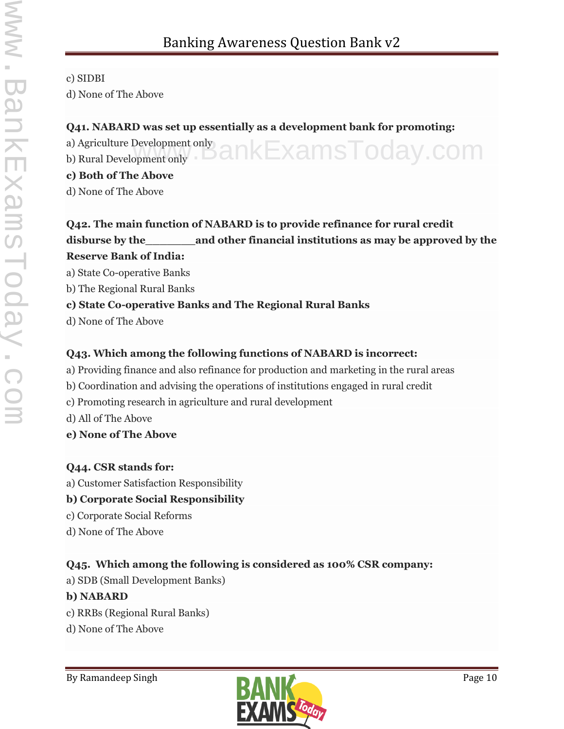c) SIDBI

d) None of The Above

**Q41. NABARD was set up essentially as a development bank for promoting:**

a) Agriculture Development only

b) Rural Development only

**c) Both of The Above**

d) None of The Above

**Q42. The main function of NABARD is to provide refinance for rural credit disburse by the_______and other financial institutions as may be approved by the Reserve Bank of India:**

a) State Co-operative Banks

b) The Regional Rural Banks

**c) State Co-operative Banks and The Regional Rural Banks**

d) None of The Above

**Q43. Which among the following functions of NABARD is incorrect:**

a) Providing finance and also refinance for production and marketing in the rural areas

b) Coordination and advising the operations of institutions engaged in rural credit

c) Promoting research in agriculture and rural development

d) All of The Above

**e) None of The Above**

**Q44. CSR stands for:**

a) Customer Satisfaction Responsibility

**b) Corporate Social Responsibility**

c) Corporate Social Reforms

d) None of The Above

**Q45. Which among the following is considered as 100% CSR company:**

a) SDB (Small Development Banks)

**b) NABARD**

c) RRBs (Regional Rural Banks)

d) None of The Above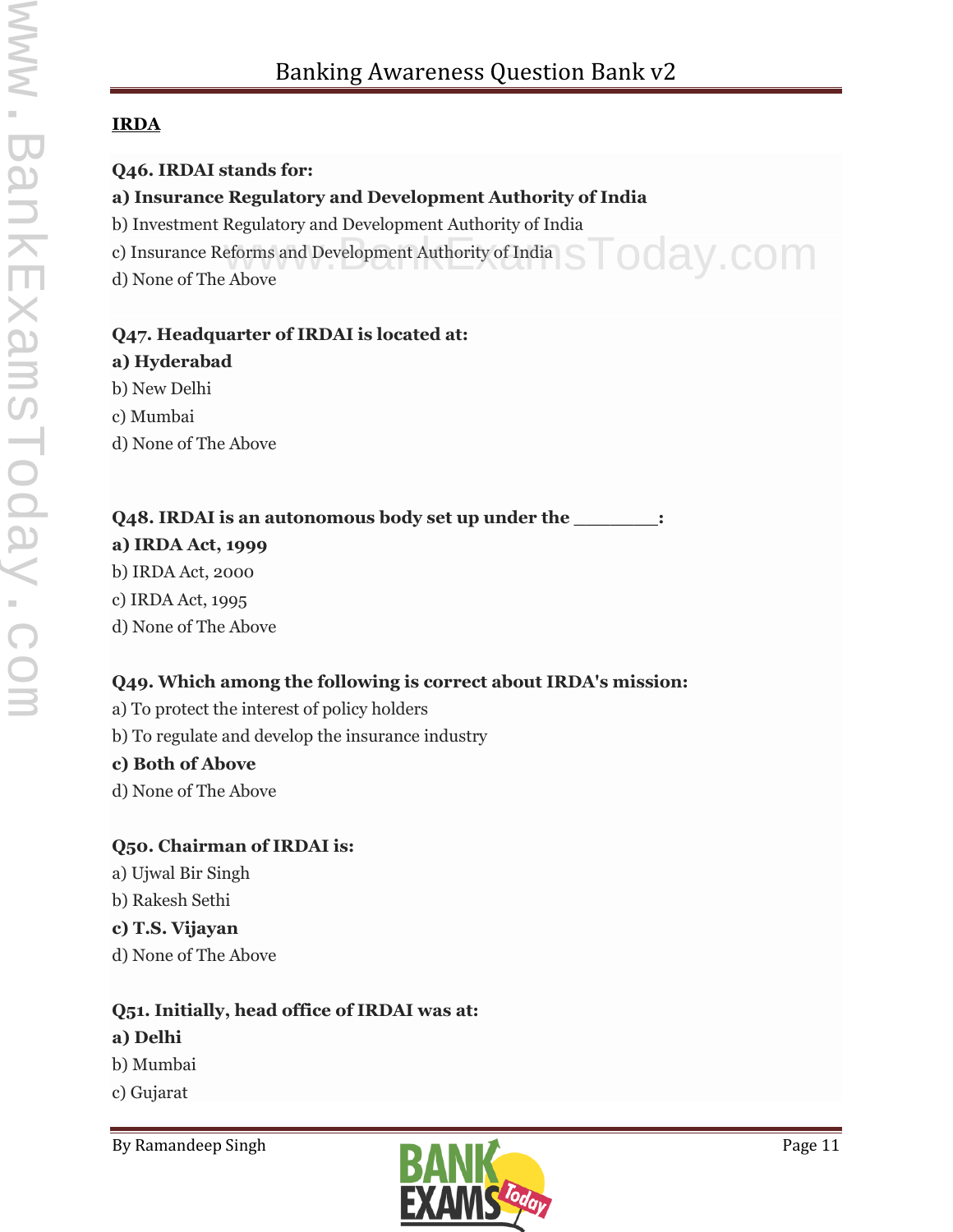**IRDA**

**Q46. IRDAI stands for:**

**a) Insurance Regulatory and Development Authority of India**

b) Investment Regulatory and Development Authority of India

c) Insurance Reforms and Development Authority of India

d) None of The Above

**Q47. Headquarter of IRDAI is located at:**

**a) Hyderabad**

b) New Delhi

c) Mumbai

d) None of The Above

**Q48. IRDAI is an autonomous body set up under the ________:**

**a) IRDA Act, 1999**

b) IRDA Act, 2000

c) IRDA Act, 1995

d) None of The Above

**Q49. Which among the following is correct about IRDA's mission:**

a) To protect the interest of policy holders

b) To regulate and develop the insurance industry

**c) Both of Above**

d) None of The Above

**Q50. Chairman of IRDAI is:**

a) Ujwal Bir Singh

b) Rakesh Sethi

**c) T.S. Vijayan**

d) None of The Above

**Q51. Initially, head office of IRDAI was at:**

**a) Delhi**

b) Mumbai

c) Gujarat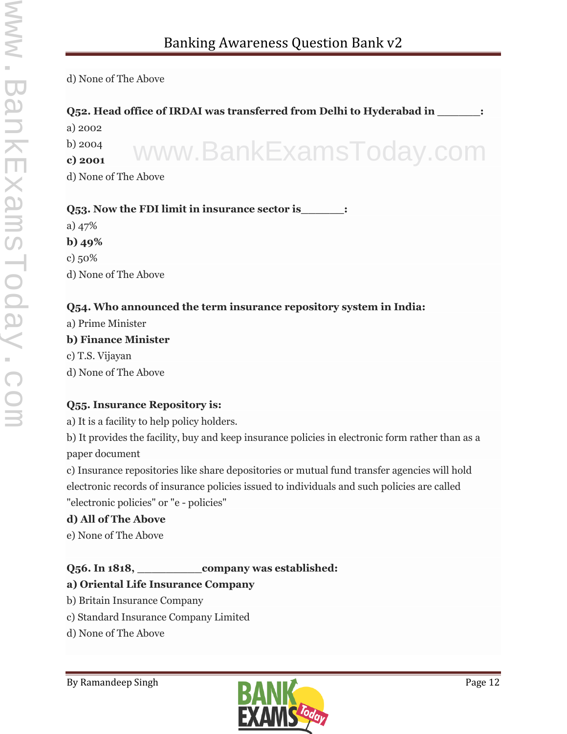d) None of The Above

**Q52. Head office of IRDAI was transferred from Delhi to Hyderabad in _______:**

a) 2002

b) 2004

**c) 2001**

d) None of The Above

**Q53. Now the FDI limit in insurance sector is_______:**

a) 47%

**b) 49%**

c) 50%

d) None of The Above

**Q54. Who announced the term insurance repository system in India:**

a) Prime Minister

**b) Finance Minister**

c) T.S. Vijayan

d) None of The Above

**Q55. Insurance Repository is:**

a) It is a facility to help policy holders.

b) It provides the facility, buy and keep insurance policies in electronic form rather than as a paper document

c) Insurance repositories like share depositories or mutual fund transfer agencies will hold electronic records of insurance policies issued to individuals and such policies are called "electronic policies" or "e - policies"

**d) All of The Above**

e) None of The Above

**Q56. In 1818, __________company was established:**

**a) Oriental Life Insurance Company**

b) Britain Insurance Company

c) Standard Insurance Company Limited

d) None of The Above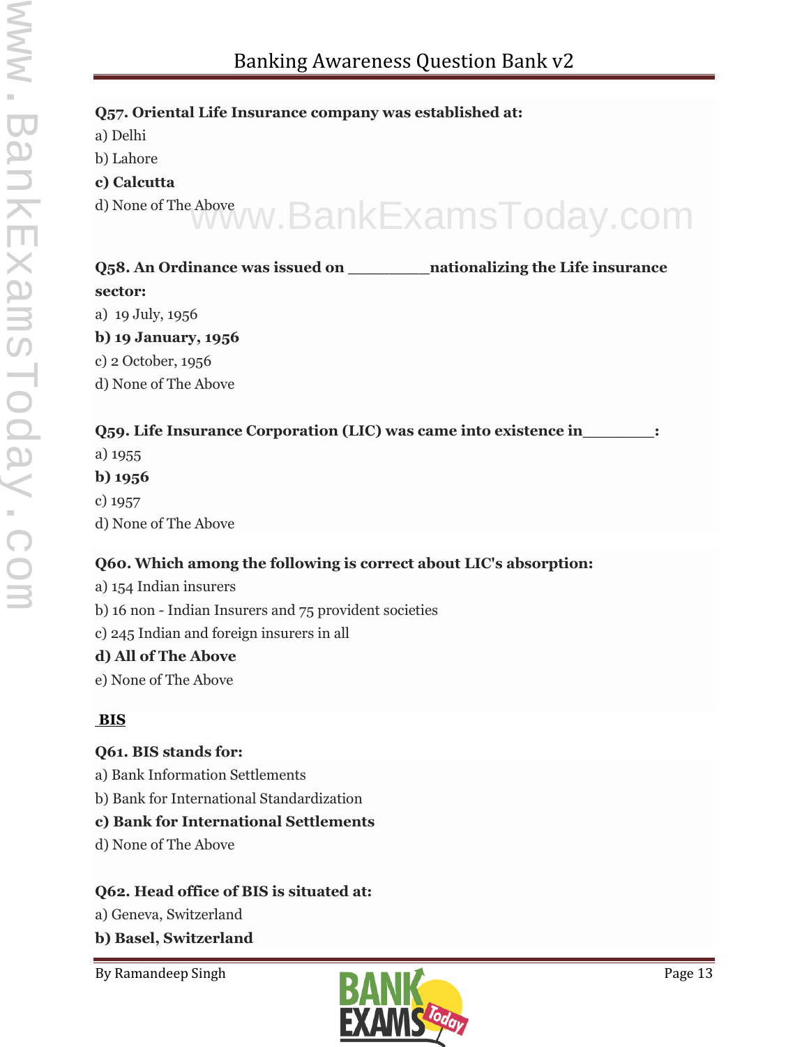**Q57. Oriental Life Insurance company was established at:**

a) Delhi

b) Lahore

**c) Calcutta**

d) None of The Above

**Q58. An Ordinance was issued on _________nationalizing the Life insurance sector:**

a) 19 July, 1956

**b) 19 January, 1956**

c) 2 October, 1956

d) None of The Above

**Q59. Life Insurance Corporation (LIC) was came into existence in________:**

a) 1955

**b) 1956**

c) 1957

d) None of The Above

**Q60. Which among the following is correct about LIC's absorption:**

a) 154 Indian insurers

b) 16 non - Indian Insurers and 75 provident societies

c) 245 Indian and foreign insurers in all

**d) All of The Above**

e) None of The Above

## BIS

**Q61. BIS stands for:**

a) Bank Information Settlements

b) Bank for International Standardization

**c) Bank for International Settlements**

d) None of The Above

**Q62. Head office of BIS is situated at:**

a) Geneva, Switzerland

**b) Basel, Switzerland**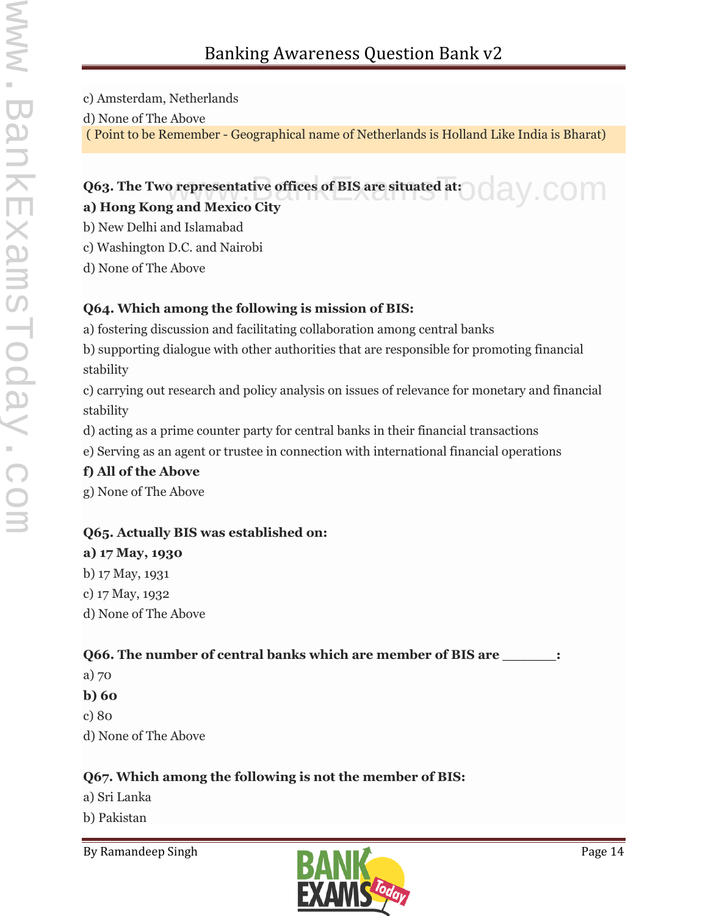c) Amsterdam, Netherlands

d) None of The Above

( Point to be Remember - Geographical name of Netherlands is Holland Like India is Bharat)

**Q63. The Two representative offices of BIS are situated at:**

**a) Hong Kong and Mexico City**

b) New Delhi and Islamabad

c) Washington D.C. and Nairobi

d) None of The Above

**Q64. Which among the following is mission of BIS:**

a) fostering discussion and facilitating collaboration among central banks

b) supporting dialogue with other authorities that are responsible for promoting financial stability

c) carrying out research and policy analysis on issues of relevance for monetary and financial stability

d) acting as a prime counter party for central banks in their financial transactions

e) Serving as an agent or trustee in connection with international financial operations

**f) All of the Above**

g) None of The Above

**Q65. Actually BIS was established on:**

**a) 17 May, 1930**

b) 17 May, 1931

c) 17 May, 1932

d) None of The Above

**Q66. The number of central banks which are member of BIS are _______:**

a) 70

**b) 60**

c) 80

d) None of The Above

**Q67. Which among the following is not the member of BIS:**

a) Sri Lanka

b) Pakistan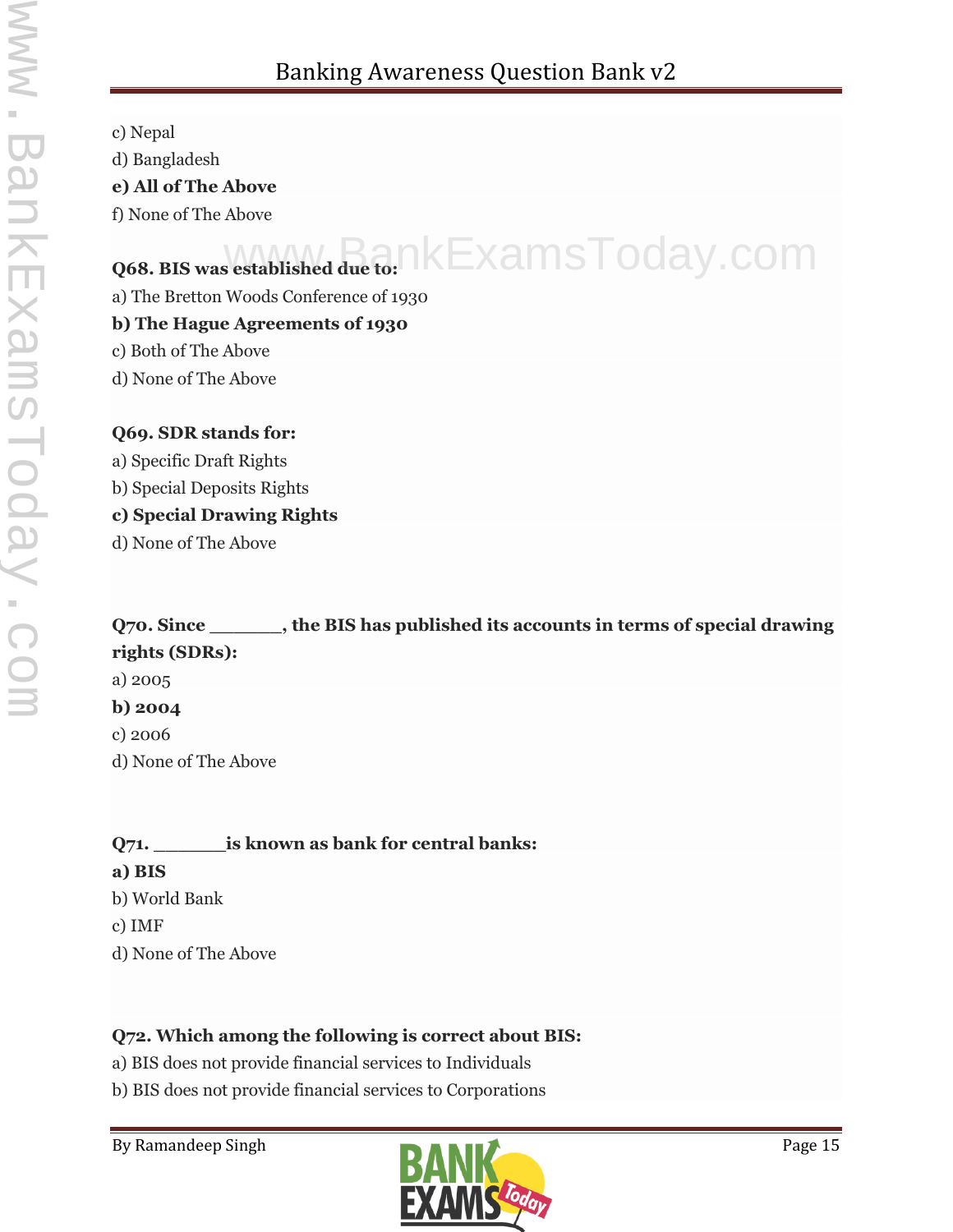c) Nepal

d) Bangladesh

**e) All of The Above**

f) None of The Above

**Q68. BIS was established due to:**

a) The Bretton Woods Conference of 1930

**b) The Hague Agreements of 1930**

c) Both of The Above

d) None of The Above

**Q69. SDR stands for:**

a) Specific Draft Rights

b) Special Deposits Rights

**c) Special Drawing Rights**

d) None of The Above

**Q70. Since _______, the BIS has published its accounts in terms of special drawing rights (SDRs):**

a) 2005

**b) 2004**

c) 2006

d) None of The Above

**Q71. _______is known as bank for central banks:**

**a) BIS**

b) World Bank

c) IMF

d) None of The Above

**Q72. Which among the following is correct about BIS:**

a) BIS does not provide financial services to Individuals

b) BIS does not provide financial services to Corporations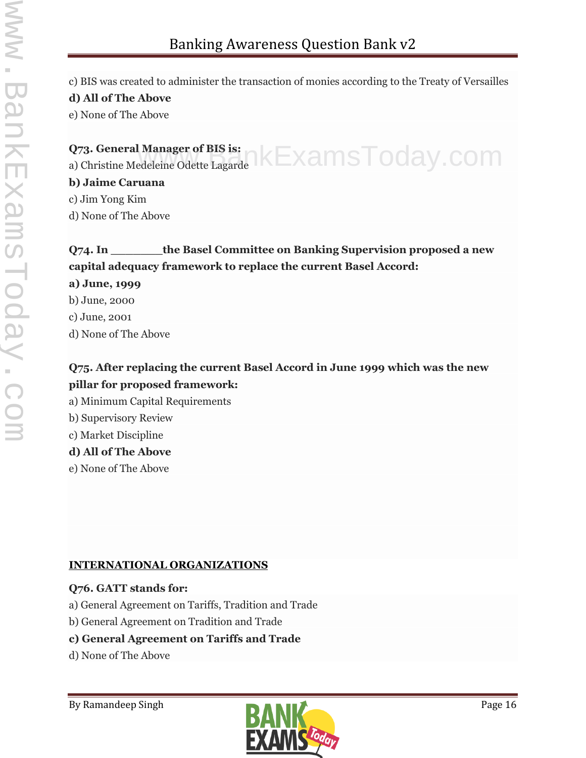c) BIS was created to administer the transaction of monies according to the Treaty of Versailles

**d) All of The Above**

e) None of The Above

**Q73. General Manager of BIS is:**

a) Christine Medeleine Odette Lagarde

**b) Jaime Caruana**

c) Jim Yong Kim

d) None of The Above

**Q74. In _______the Basel Committee on Banking Supervision proposed a new capital adequacy framework to replace the current Basel Accord:**

**a) June, 1999**

b) June, 2000

c) June, 2001

d) None of The Above

**Q75. After replacing the current Basel Accord in June 1999 which was the new pillar for proposed framework:**

a) Minimum Capital Requirements

b) Supervisory Review

c) Market Discipline

**d) All of The Above**

e) None of The Above

**INTERNATIONAL ORGANIZATIONS**

**Q76. GATT stands for:**

a) General Agreement on Tariffs, Tradition and Trade

b) General Agreement on Tradition and Trade

**c) General Agreement on Tariffs and Trade**

d) None of The Above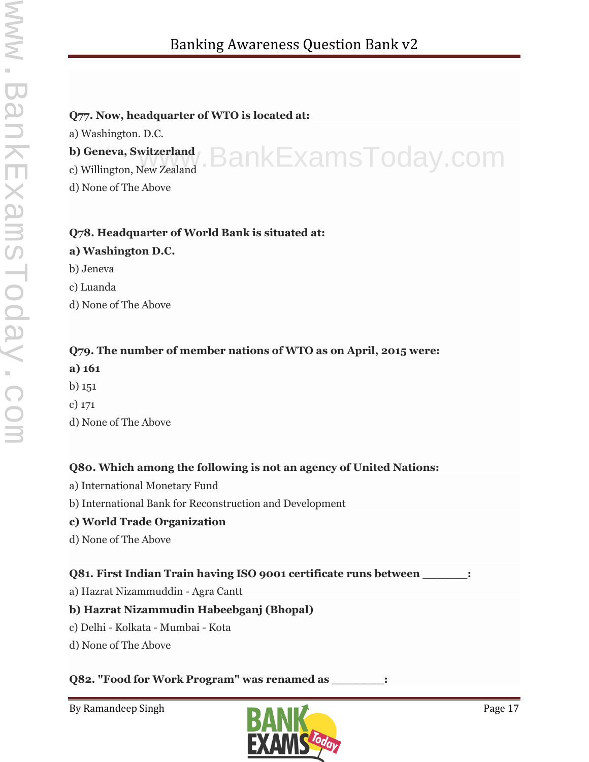**Q77. Now, headquarter of WTO is located at:**

a) Washington. D.C.

**b) Geneva, Switzerland**

c) Willington, New Zealand

d) None of The Above

**Q78. Headquarter of World Bank is situated at:**

**a) Washington D.C.**

b) Jeneva

c) Luanda

d) None of The Above

**Q79. The number of member nations of WTO as on April, 2015 were:**

**a) 161**

b) 151

c) 171

d) None of The Above

**Q80. Which among the following is not an agency of United Nations:**

a) International Monetary Fund

b) International Bank for Reconstruction and Development

**c) World Trade Organization**

d) None of The Above

**Q81. First Indian Train having ISO 9001 certificate runs between _______:**

a) Hazrat Nizammuddin - Agra Cantt

**b) Hazrat Nizammudin Habeebganj (Bhopal)**

c) Delhi - Kolkata - Mumbai - Kota

d) None of The Above

**Q82. "Food for Work Program" was renamed as ________:**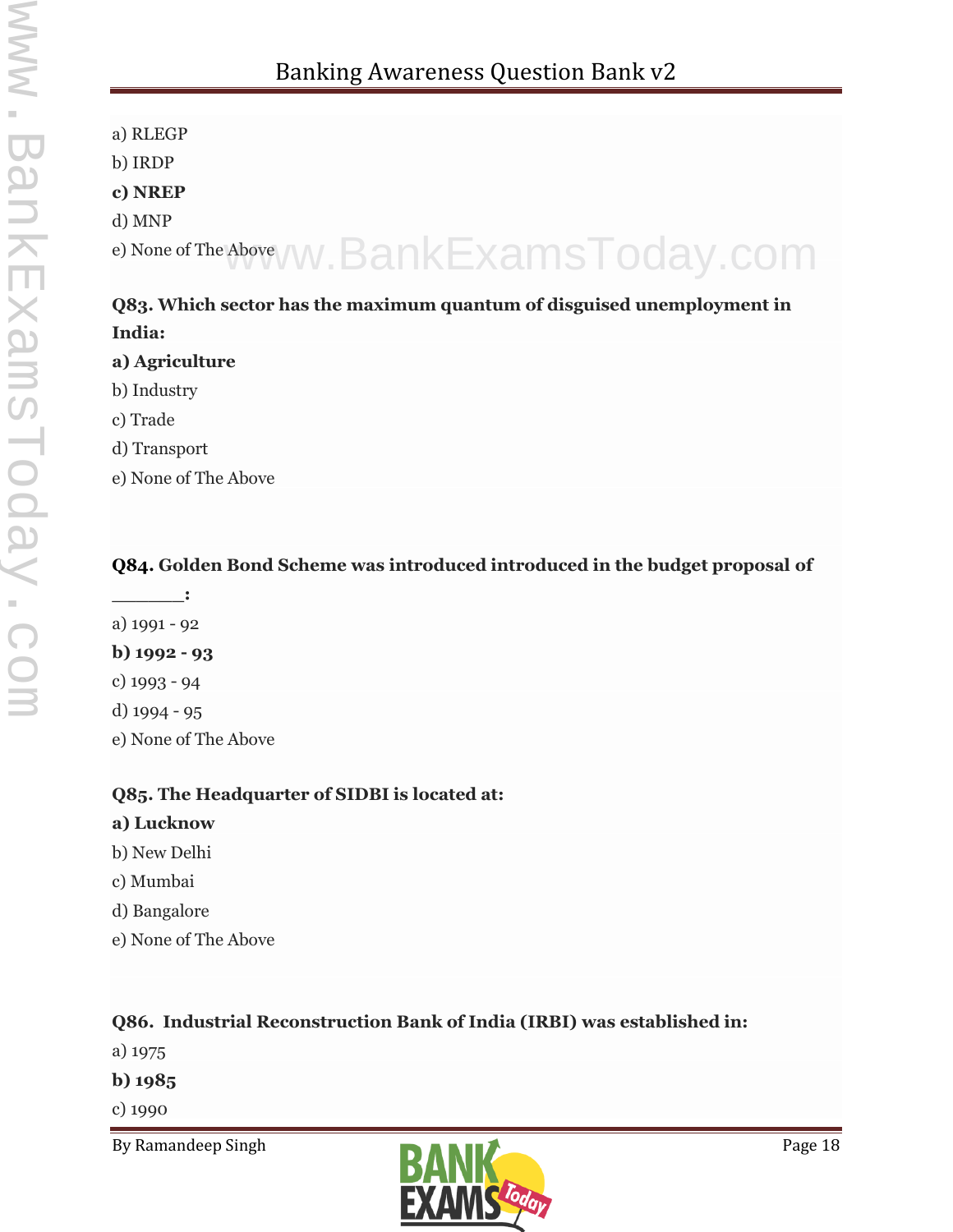a) RLEGP

b) IRDP

**c) NREP**

d) MNP

e) None of The Above

**Q83. Which sector has the maximum quantum of disguised unemployment in India:**

**a) Agriculture**

b) Industry

c) Trade

d) Transport

e) None of The Above

**Q84. Golden Bond Scheme was introduced introduced in the budget proposal of _______:**

a) 1991 - 92

**b) 1992 - 93**

c) 1993 - 94

d) 1994 - 95

e) None of The Above

**Q85. The Headquarter of SIDBI is located at:**

**a) Lucknow**

b) New Delhi

c) Mumbai

d) Bangalore

e) None of The Above

**Q86. Industrial Reconstruction Bank of India (IRBI) was established in:**

a) 1975

**b) 1985**

c) 1990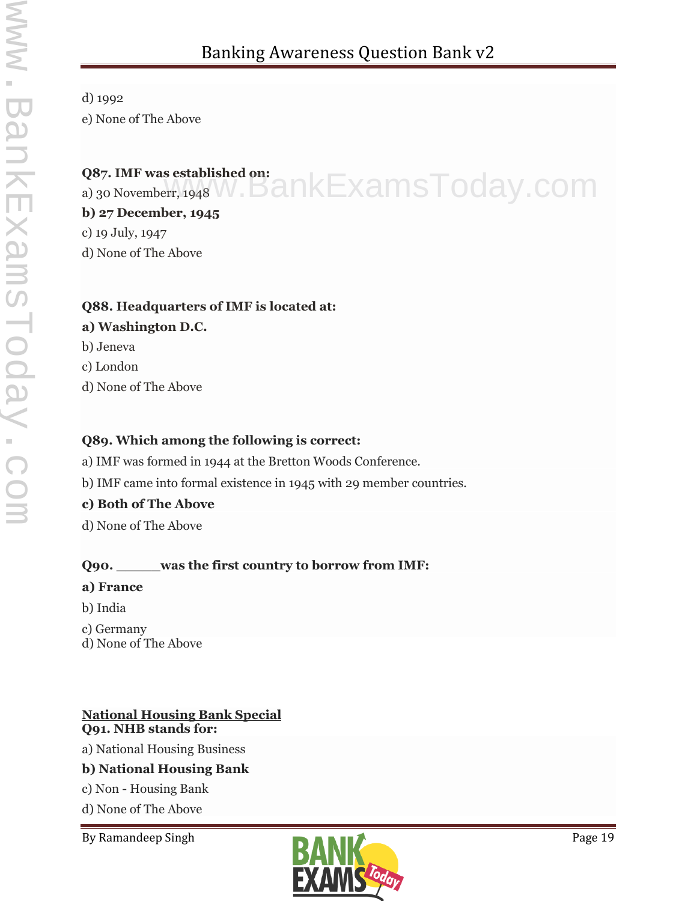d) 1992

e) None of The Above

**Q87. IMF was established on:**

a) 30 Novemberr, 1948

**b) 27 December, 1945**

c) 19 July, 1947

d) None of The Above

**Q88. Headquarters of IMF is located at:**

**a) Washington D.C.**

b) Jeneva

c) London

d) None of The Above

**Q89. Which among the following is correct:**

a) IMF was formed in 1944 at the Bretton Woods Conference.

b) IMF came into formal existence in 1945 with 29 member countries.

**c) Both of The Above**

d) None of The Above

**Q90. _____was the first country to borrow from IMF:**

**a) France**

b) India

c) Germany

d) None of The Above

**National Housing Bank Special**

**Q91. NHB stands for:**

a) National Housing Business

**b) National Housing Bank**

c) Non - Housing Bank

d) None of The Above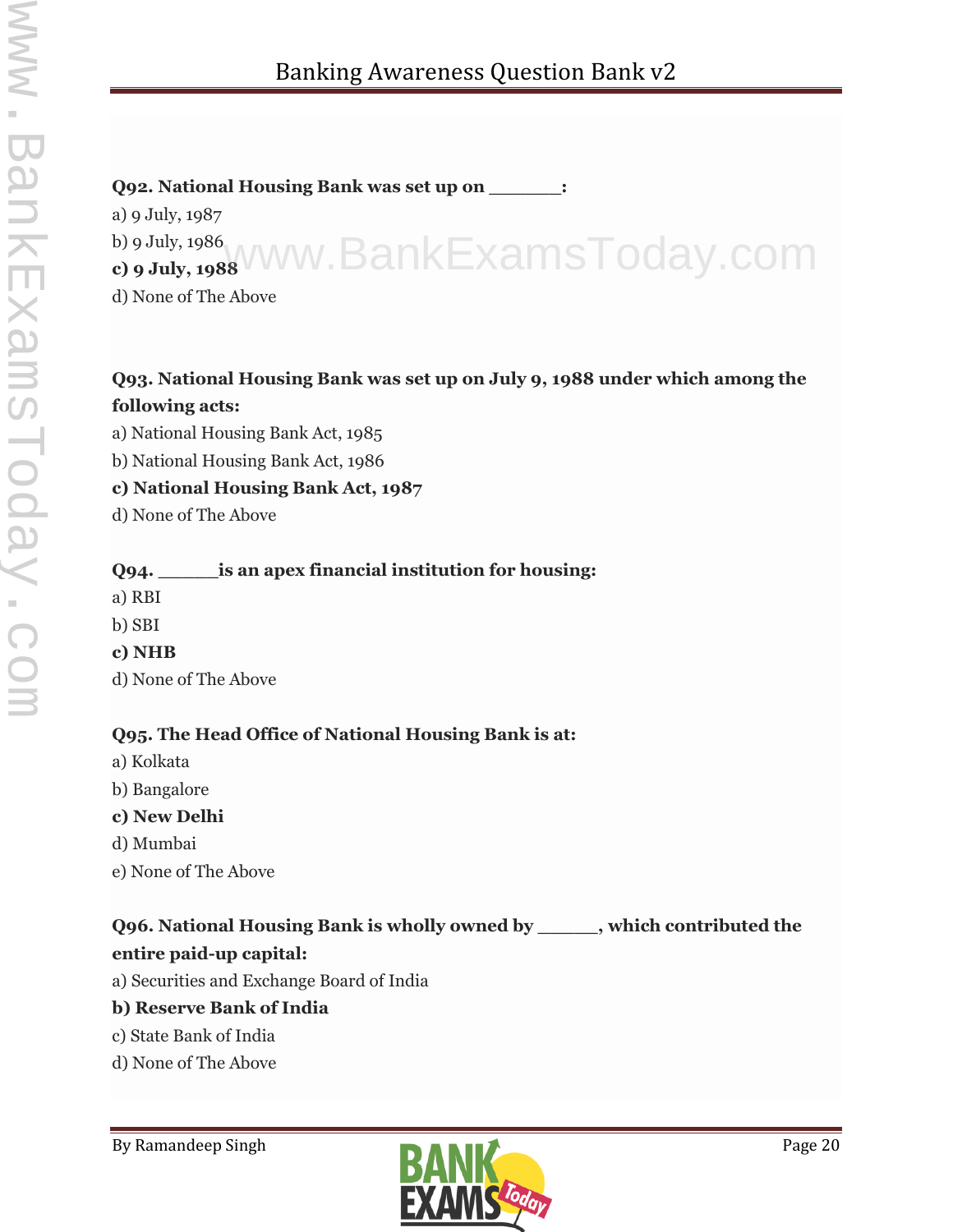**Q92. National Housing Bank was set up on _______:**

a) 9 July, 1987

b) 9 July, 1986

**c) 9 July, 1988**

d) None of The Above

**Q93. National Housing Bank was set up on July 9, 1988 under which among the following acts:**

a) National Housing Bank Act, 1985

b) National Housing Bank Act, 1986

**c) National Housing Bank Act, 1987**

d) None of The Above

**Q94. ______is an apex financial institution for housing:**

a) RBI

b) SBI

**c) NHB**

d) None of The Above

**Q95. The Head Office of National Housing Bank is at:**

a) Kolkata

b) Bangalore

**c) New Delhi**

d) Mumbai

e) None of The Above

**Q96. National Housing Bank is wholly owned by ______, which contributed the entire paid-up capital:**

a) Securities and Exchange Board of India

**b) Reserve Bank of India**

c) State Bank of India

d) None of The Above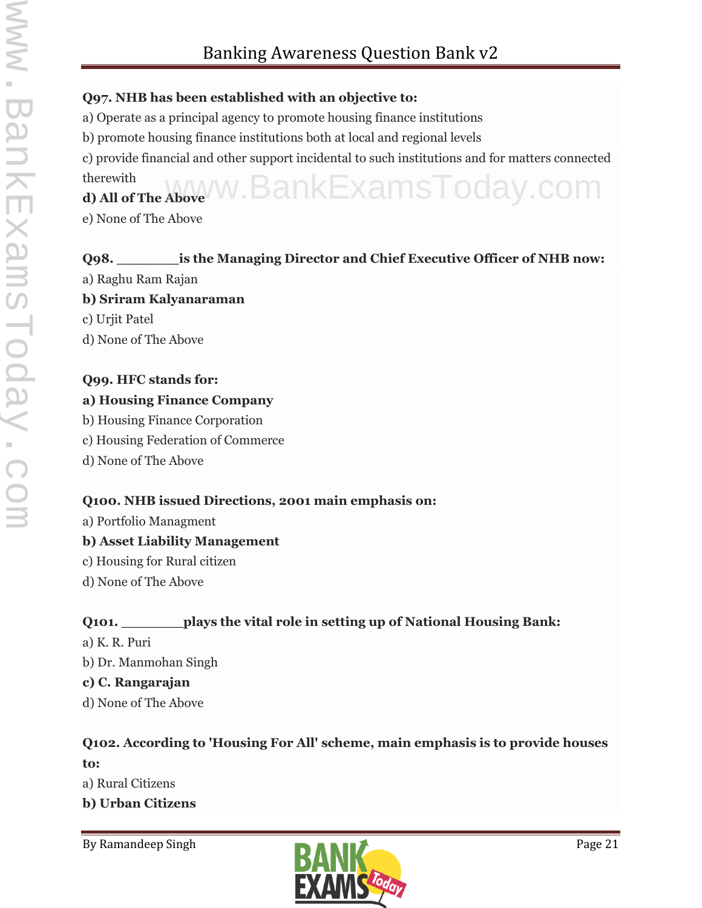**Q97. NHB has been established with an objective to:**

a) Operate as a principal agency to promote housing finance institutions

b) promote housing finance institutions both at local and regional levels

c) provide financial and other support incidental to such institutions and for matters connected therewith

**d) All of The Above**

e) None of The Above

**Q98. ________is the Managing Director and Chief Executive Officer of NHB now:**

a) Raghu Ram Rajan

**b) Sriram Kalyanaraman**

c) Urjit Patel

d) None of The Above

**Q99. HFC stands for:**

**a) Housing Finance Company**

b) Housing Finance Corporation

c) Housing Federation of Commerce

d) None of The Above

**Q100. NHB issued Directions, 2001 main emphasis on:**

a) Portfolio Managment

**b) Asset Liability Management**

c) Housing for Rural citizen

d) None of The Above

**Q101. ________plays the vital role in setting up of National Housing Bank:**

a) K. R. Puri

b) Dr. Manmohan Singh

**c) C. Rangarajan**

d) None of The Above

**Q102. According to 'Housing For All' scheme, main emphasis is to provide houses to:**

a) Rural Citizens

**b) Urban Citizens**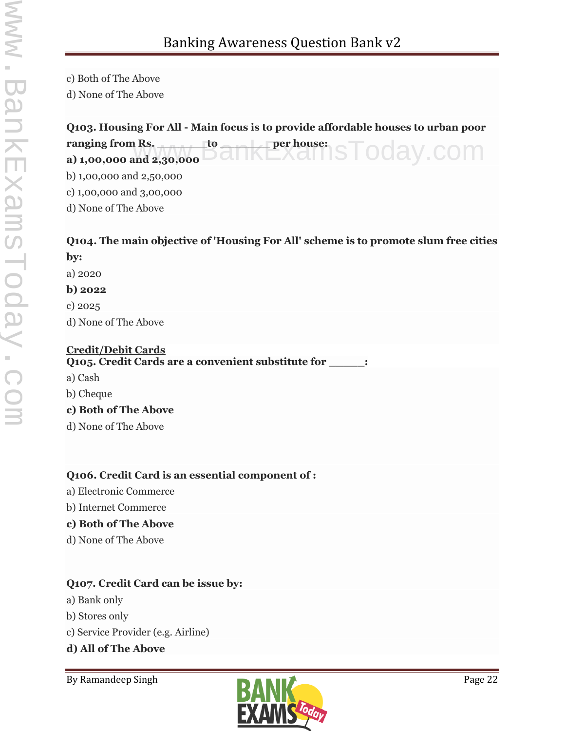c) Both of The Above

d) None of The Above

**Q103. Housing For All - Main focus is to provide affordable houses to urban poor ranging from Rs. _______to _______ per house:**

**a) 1,00,000 and 2,30,000**

b) 1,00,000 and 2,50,000

c) 1,00,000 and 3,00,000

d) None of The Above

**Q104. The main objective of 'Housing For All' scheme is to promote slum free cities by:**

a) 2020

**b) 2022**

c) 2025

d) None of The Above

**Credit/Debit Cards**

**Q105. Credit Cards are a convenient substitute for _____:**

a) Cash

b) Cheque

**c) Both of The Above**

d) None of The Above

**Q106. Credit Card is an essential component of :**

a) Electronic Commerce

b) Internet Commerce

**c) Both of The Above**

d) None of The Above

**Q107. Credit Card can be issue by:**

a) Bank only

b) Stores only

c) Service Provider (e.g. Airline)

**d) All of The Above**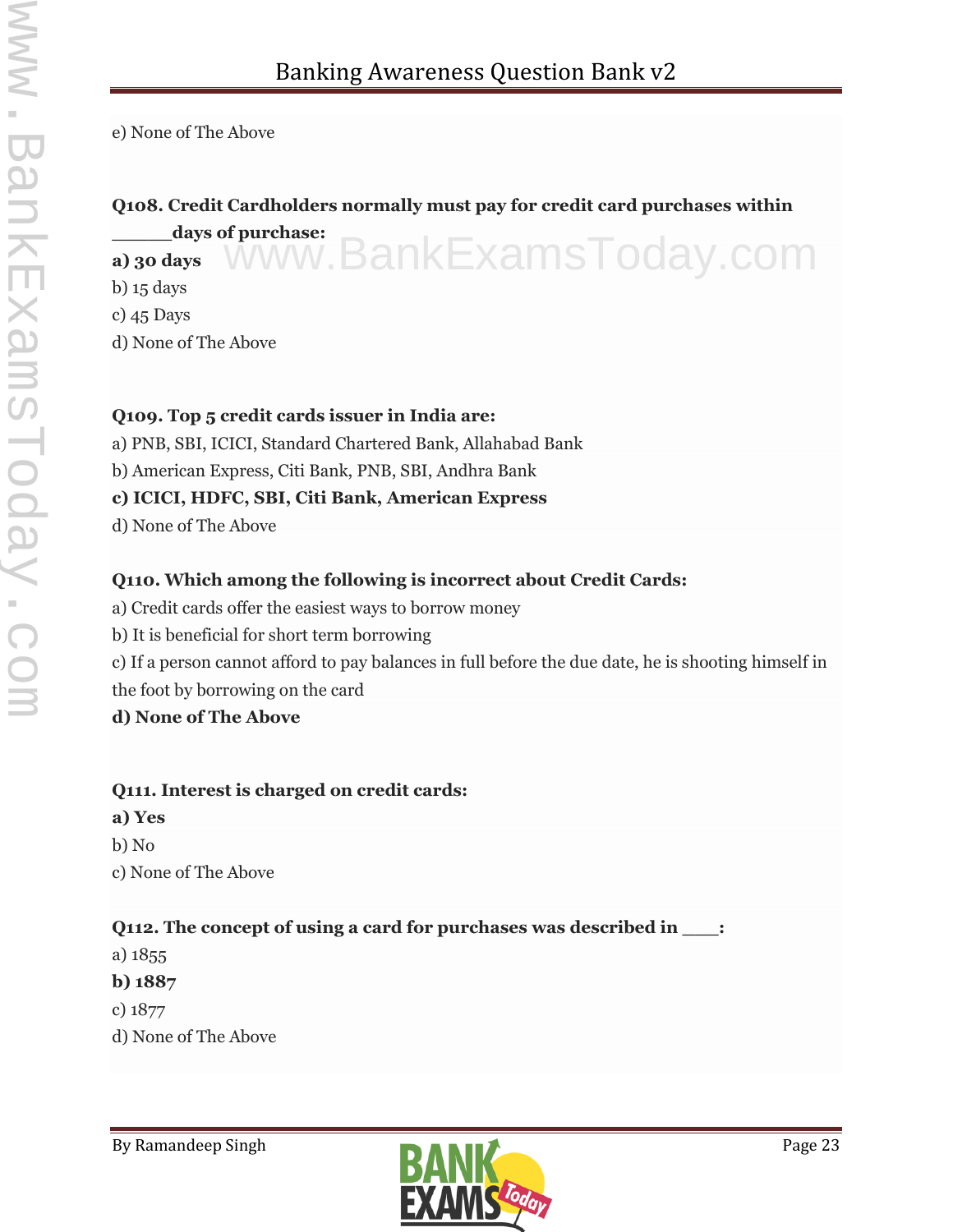e) None of The Above

**Q108. Credit Cardholders normally must pay for credit card purchases within _____days of purchase:**

**a) 30 days**

b) 15 days

c) 45 Days

d) None of The Above

**Q109. Top 5 credit cards issuer in India are:**

a) PNB, SBI, ICICI, Standard Chartered Bank, Allahabad Bank

b) American Express, Citi Bank, PNB, SBI, Andhra Bank

**c) ICICI, HDFC, SBI, Citi Bank, American Express**

d) None of The Above

**Q110. Which among the following is incorrect about Credit Cards:**

a) Credit cards offer the easiest ways to borrow money

b) It is beneficial for short term borrowing

c) If a person cannot afford to pay balances in full before the due date, he is shooting himself in the foot by borrowing on the card

**d) None of The Above**

**Q111. Interest is charged on credit cards:**

**a) Yes**

b) No

c) None of The Above

**Q112. The concept of using a card for purchases was described in ___:**

a) 1855

**b) 1887**

c) 1877

d) None of The Above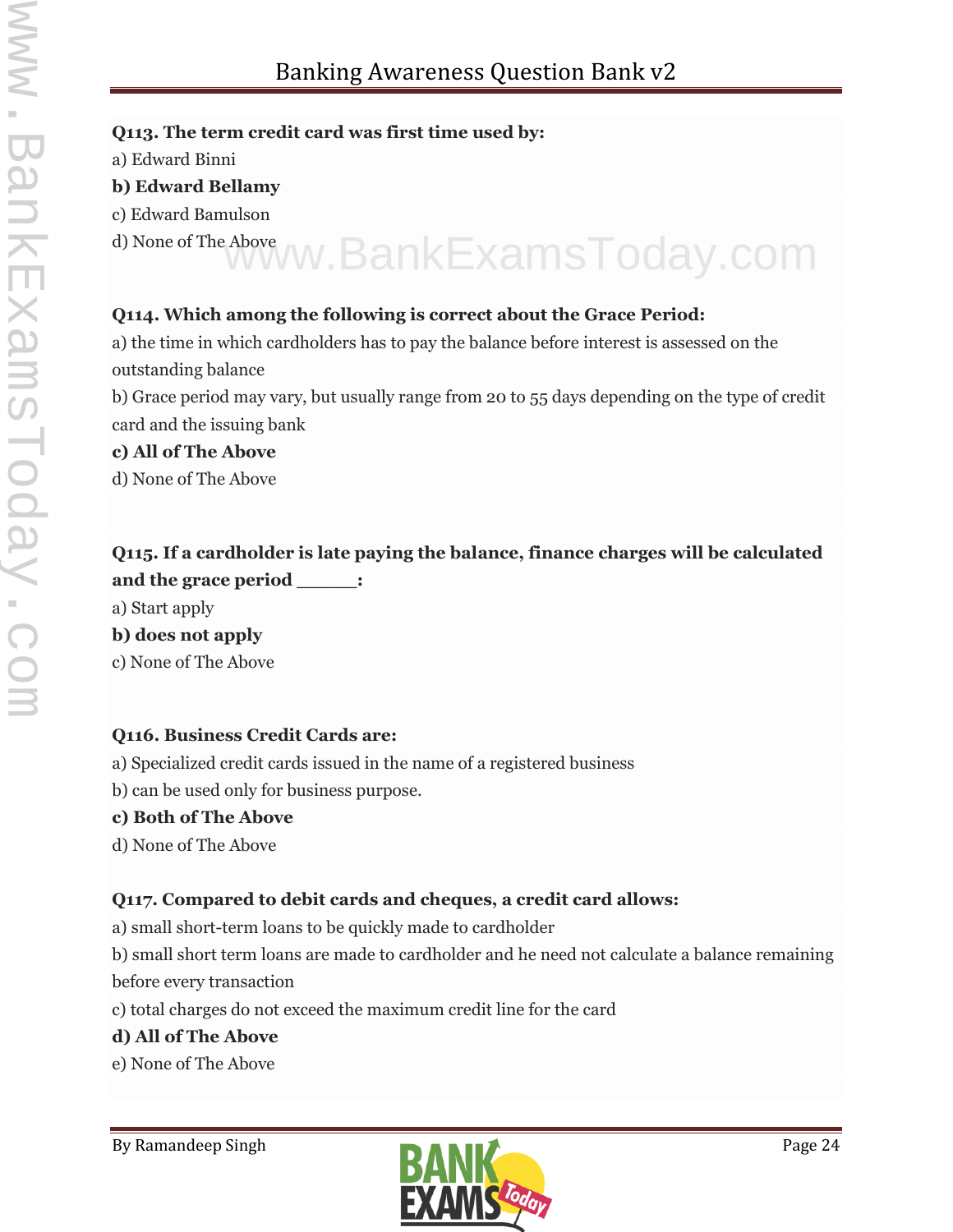**Q113. The term credit card was first time used by:**

a) Edward Binni

**b) Edward Bellamy**

c) Edward Bamulson

d) None of The Above

**Q114. Which among the following is correct about the Grace Period:**

a) the time in which cardholders has to pay the balance before interest is assessed on the outstanding balance

b) Grace period may vary, but usually range from 20 to 55 days depending on the type of credit card and the issuing bank

**c) All of The Above**

d) None of The Above

**Q115. If a cardholder is late paying the balance, finance charges will be calculated and the grace period _____:**

a) Start apply

**b) does not apply**

c) None of The Above

**Q116. Business Credit Cards are:**

a) Specialized credit cards issued in the name of a registered business

b) can be used only for business purpose.

**c) Both of The Above**

d) None of The Above

**Q117. Compared to debit cards and cheques, a credit card allows:**

a) small short-term loans to be quickly made to cardholder

b) small short term loans are made to cardholder and he need not calculate a balance remaining before every transaction

c) total charges do not exceed the maximum credit line for the card

**d) All of The Above**

e) None of The Above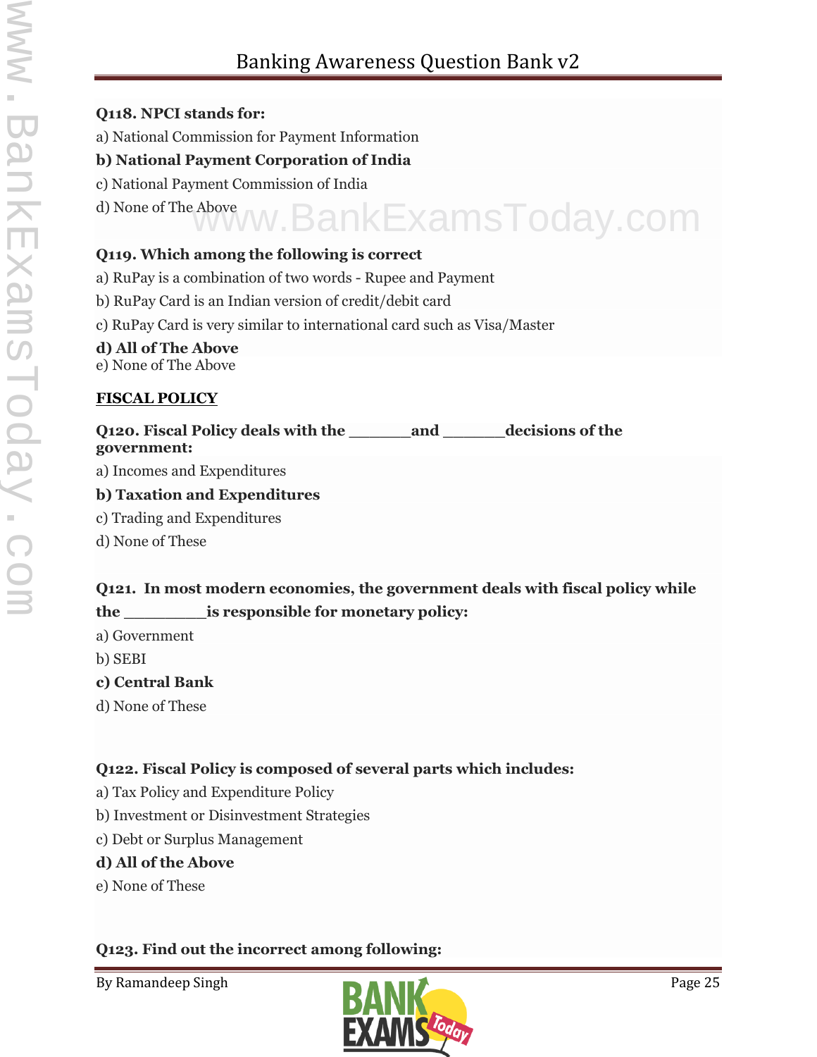**Q118. NPCI stands for:**

a) National Commission for Payment Information

**b) National Payment Corporation of India**

c) National Payment Commission of India

d) None of The Above

**Q119. Which among the following is correct**

a) RuPay is a combination of two words - Rupee and Payment

b) RuPay Card is an Indian version of credit/debit card

c) RuPay Card is very similar to international card such as Visa/Master

**d) All of The Above**

e) None of The Above

**FISCAL POLICY**

**Q120. Fiscal Policy deals with the _______and _______decisions of the government:**

a) Incomes and Expenditures

**b) Taxation and Expenditures**

c) Trading and Expenditures

d) None of These

**Q121. In most modern economies, the government deals with fiscal policy while the _________is responsible for monetary policy:**

a) Government

b) SEBI

**c) Central Bank**

d) None of These

**Q122. Fiscal Policy is composed of several parts which includes:**

a) Tax Policy and Expenditure Policy

b) Investment or Disinvestment Strategies

c) Debt or Surplus Management

**d) All of the Above**

e) None of These

**Q123. Find out the incorrect among following:**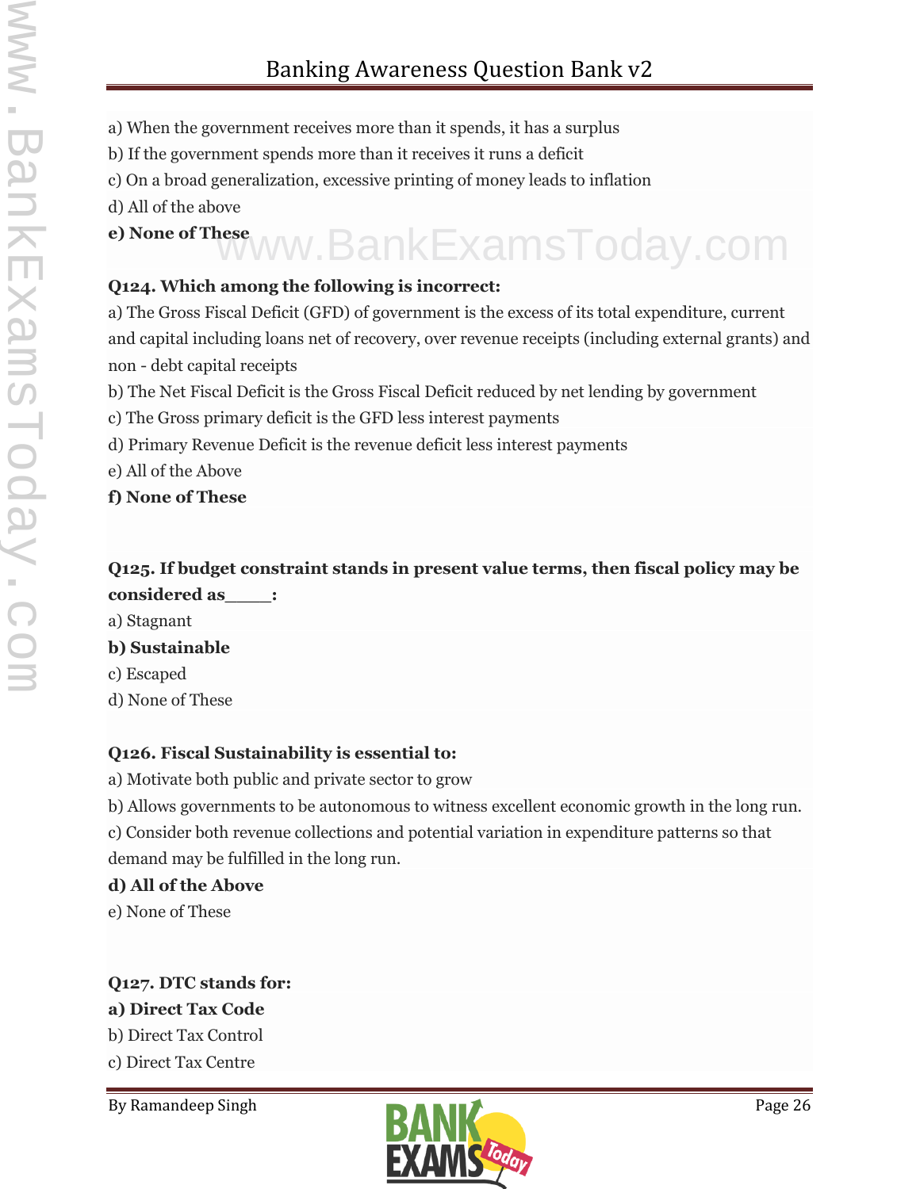a) When the government receives more than it spends, it has a surplus

b) If the government spends more than it receives it runs a deficit

c) On a broad generalization, excessive printing of money leads to inflation

d) All of the above

**e) None of These**

**Q124. Which among the following is incorrect:**

a) The Gross Fiscal Deficit (GFD) of government is the excess of its total expenditure, current and capital including loans net of recovery, over revenue receipts (including external grants) and non - debt capital receipts

b) The Net Fiscal Deficit is the Gross Fiscal Deficit reduced by net lending by government

c) The Gross primary deficit is the GFD less interest payments

d) Primary Revenue Deficit is the revenue deficit less interest payments

e) All of the Above

**f) None of These**

**Q125. If budget constraint stands in present value terms, then fiscal policy may be considered as____:**

a) Stagnant

**b) Sustainable**

c) Escaped

d) None of These

**Q126. Fiscal Sustainability is essential to:**

a) Motivate both public and private sector to grow

b) Allows governments to be autonomous to witness excellent economic growth in the long run.

c) Consider both revenue collections and potential variation in expenditure patterns so that demand may be fulfilled in the long run.

**d) All of the Above**

e) None of These

**Q127. DTC stands for:**

**a) Direct Tax Code**

b) Direct Tax Control

c) Direct Tax Centre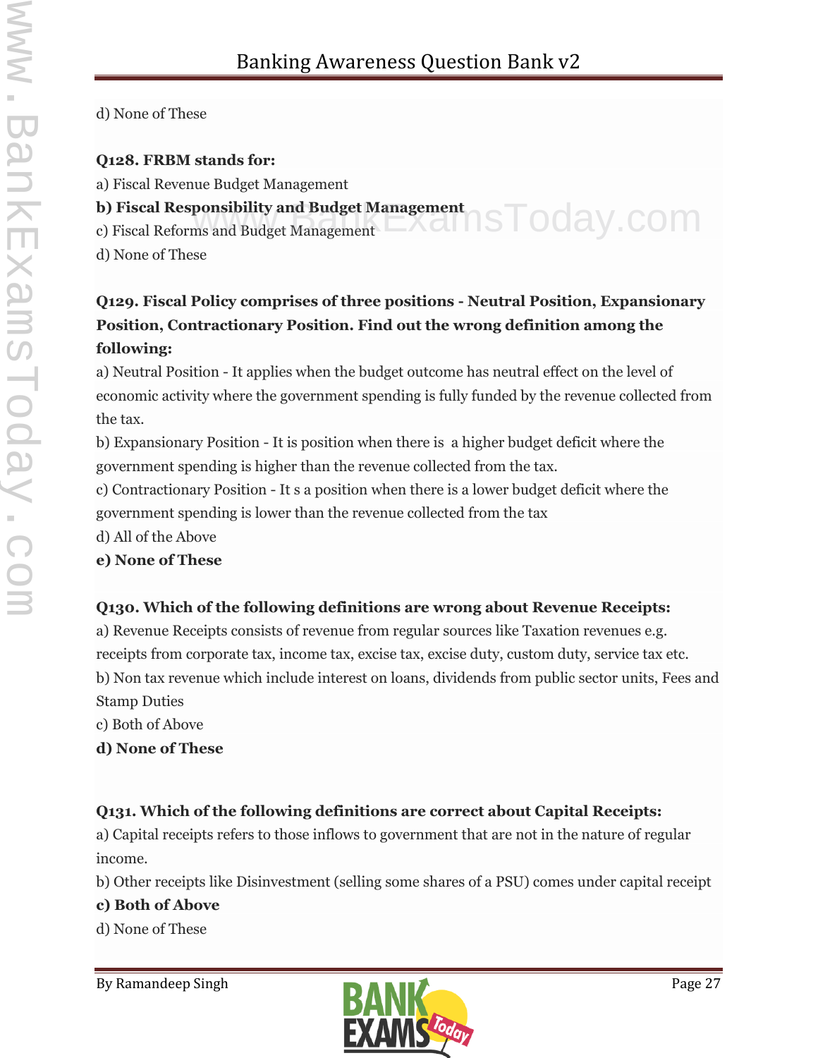d) None of These

**Q128. FRBM stands for:**

a) Fiscal Revenue Budget Management

**b) Fiscal Responsibility and Budget Management**

c) Fiscal Reforms and Budget Management

d) None of These

**Q129. Fiscal Policy comprises of three positions - Neutral Position, Expansionary Position, Contractionary Position. Find out the wrong definition among the following:**

a) Neutral Position - It applies when the budget outcome has neutral effect on the level of economic activity where the government spending is fully funded by the revenue collected from the tax.

b) Expansionary Position - It is position when there is a higher budget deficit where the government spending is higher than the revenue collected from the tax.

c) Contractionary Position - It s a position when there is a lower budget deficit where the government spending is lower than the revenue collected from the tax

d) All of the Above

**e) None of These**

**Q130. Which of the following definitions are wrong about Revenue Receipts:**

a) Revenue Receipts consists of revenue from regular sources like Taxation revenues e.g. receipts from corporate tax, income tax, excise tax, excise duty, custom duty, service tax etc.

b) Non tax revenue which include interest on loans, dividends from public sector units, Fees and Stamp Duties

c) Both of Above

**d) None of These**

**Q131. Which of the following definitions are correct about Capital Receipts:**

a) Capital receipts refers to those inflows to government that are not in the nature of regular income.

b) Other receipts like Disinvestment (selling some shares of a PSU) comes under capital receipt

**c) Both of Above**

d) None of These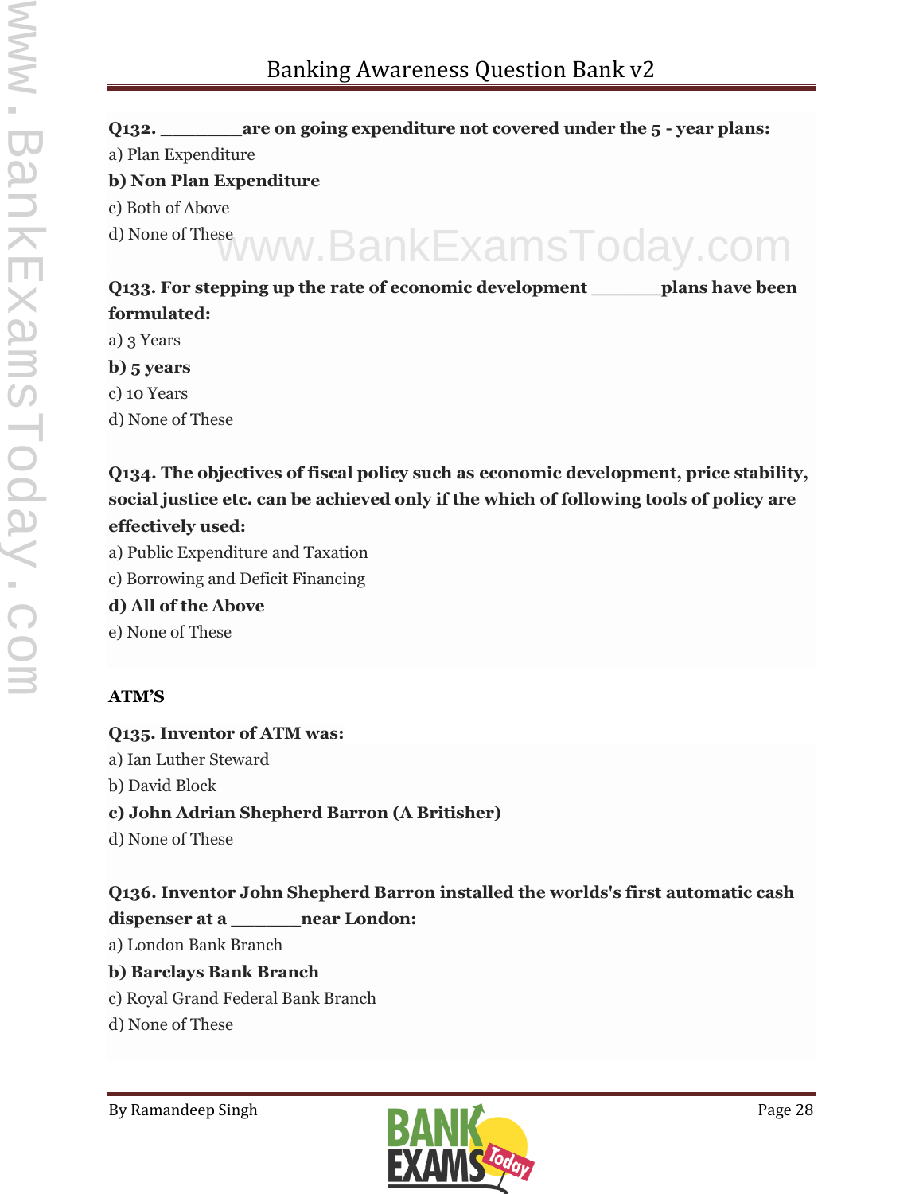**Q132. ________are on going expenditure not covered under the 5 - year plans:**

a) Plan Expenditure

**b) Non Plan Expenditure**

c) Both of Above

d) None of These

**Q133. For stepping up the rate of economic development _______plans have been formulated:**

a) 3 Years

**b) 5 years**

c) 10 Years

d) None of These

**Q134. The objectives of fiscal policy such as economic development, price stability, social justice etc. can be achieved only if the which of following tools of policy are effectively used:**

a) Public Expenditure and Taxation

c) Borrowing and Deficit Financing

**d) All of the Above**

e) None of These

## ATM'S

**Q135. Inventor of ATM was:**

a) Ian Luther Steward

b) David Block

**c) John Adrian Shepherd Barron (A Britisher)**

d) None of These

**Q136. Inventor John Shepherd Barron installed the worlds's first automatic cash dispenser at a _______near London:**

a) London Bank Branch

**b) Barclays Bank Branch**

c) Royal Grand Federal Bank Branch

d) None of These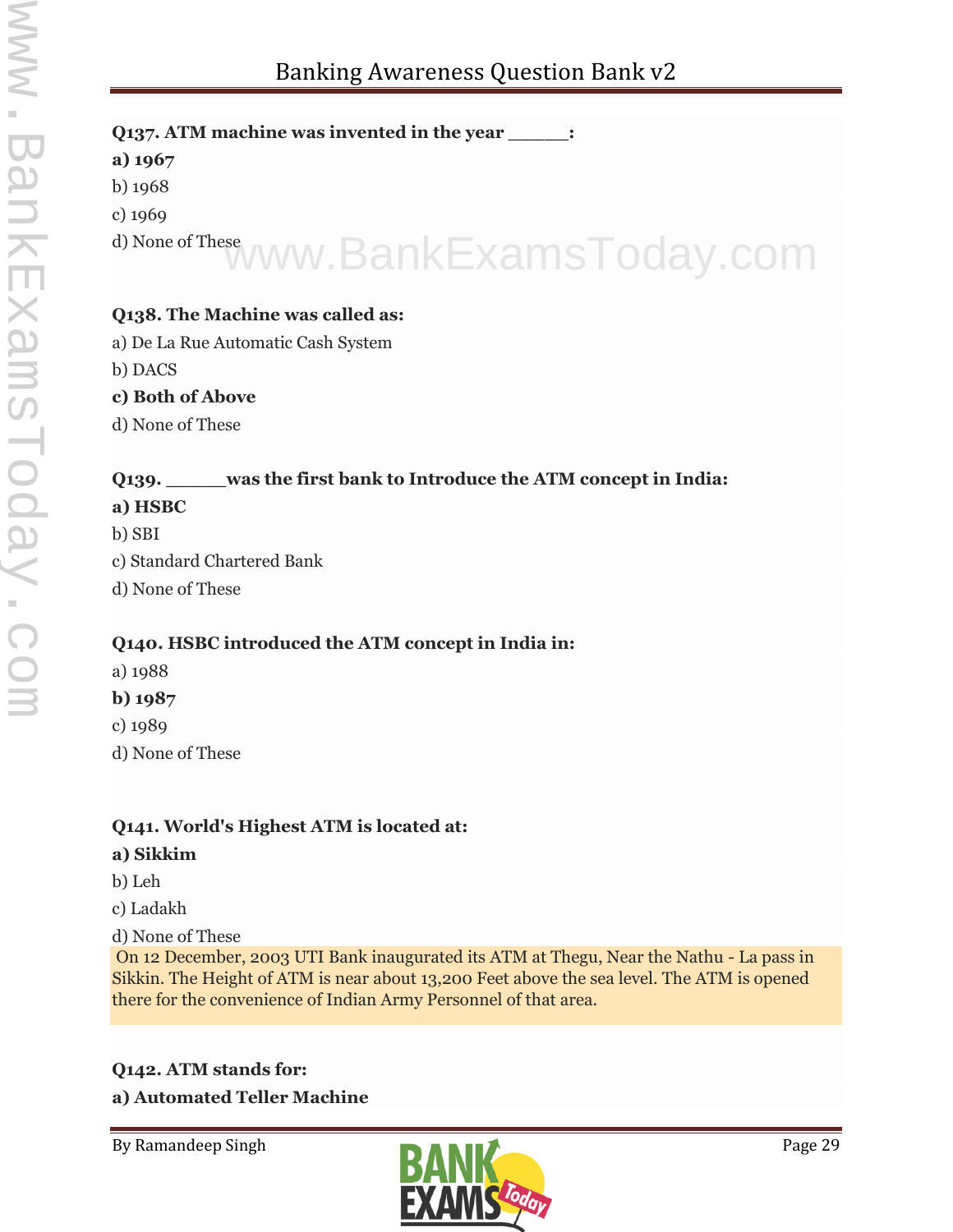**Q137. ATM machine was invented in the year _____:**

**a) 1967**

b) 1968

c) 1969

d) None of These

**Q138. The Machine was called as:**

a) De La Rue Automatic Cash System

b) DACS

**c) Both of Above**

d) None of These

**Q139. _____was the first bank to Introduce the ATM concept in India:**

**a) HSBC**

b) SBI

c) Standard Chartered Bank

d) None of These

**Q140. HSBC introduced the ATM concept in India in:**

a) 1988

**b) 1987**

c) 1989

d) None of These

**Q141. World's Highest ATM is located at:**

**a) Sikkim**

b) Leh

c) Ladakh

d) None of These

On 12 December, 2003 UTI Bank inaugurated its ATM at Thegu, Near the Nathu - La pass in Sikkin. The Height of ATM is near about 13,200 Feet above the sea level. The ATM is opened there for the convenience of Indian Army Personnel of that area.

**Q142. ATM stands for:**

**a) Automated Teller Machine**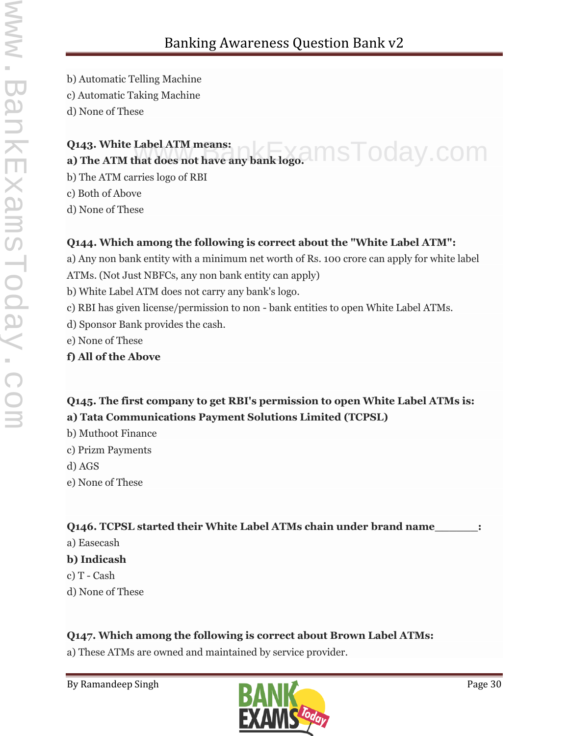b) Automatic Telling Machine

c) Automatic Taking Machine

d) None of These

**Q143. White Label ATM means:**

**a) The ATM that does not have any bank logo.**

b) The ATM carries logo of RBI

c) Both of Above

d) None of These

**Q144. Which among the following is correct about the "White Label ATM":**

a) Any non bank entity with a minimum net worth of Rs. 100 crore can apply for white label ATMs. (Not Just NBFCs, any non bank entity can apply)

b) White Label ATM does not carry any bank's logo.

c) RBI has given license/permission to non - bank entities to open White Label ATMs.

d) Sponsor Bank provides the cash.

e) None of These

**f) All of the Above**

**Q145. The first company to get RBI's permission to open White Label ATMs is:**

**a) Tata Communications Payment Solutions Limited (TCPSL)**

b) Muthoot Finance

c) Prizm Payments

d) AGS

e) None of These

**Q146. TCPSL started their White Label ATMs chain under brand name_______:**

a) Easecash

**b) Indicash**

c) T - Cash

d) None of These

**Q147. Which among the following is correct about Brown Label ATMs:**

a) These ATMs are owned and maintained by service provider.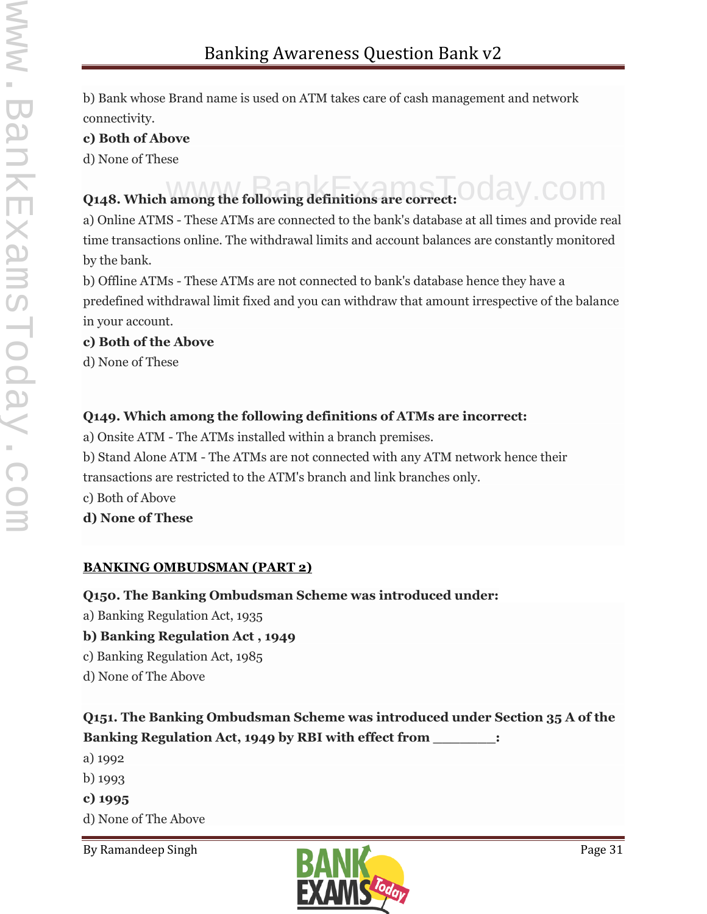b) Bank whose Brand name is used on ATM takes care of cash management and network connectivity.

**c) Both of Above**

d) None of These

**Q148. Which among the following definitions are correct:**

a) Online ATMS - These ATMs are connected to the bank's database at all times and provide real time transactions online. The withdrawal limits and account balances are constantly monitored by the bank.

b) Offline ATMs - These ATMs are not connected to bank's database hence they have a predefined withdrawal limit fixed and you can withdraw that amount irrespective of the balance in your account.

**c) Both of the Above**

d) None of These

**Q149. Which among the following definitions of ATMs are incorrect:**

a) Onsite ATM - The ATMs installed within a branch premises.

b) Stand Alone ATM - The ATMs are not connected with any ATM network hence their transactions are restricted to the ATM's branch and link branches only.

c) Both of Above

**d) None of These**

## BANKING OMBUDSMAN (PART 2)

**Q150. The Banking Ombudsman Scheme was introduced under:**

a) Banking Regulation Act, 1935

**b) Banking Regulation Act , 1949**

c) Banking Regulation Act, 1985

d) None of The Above

**Q151. The Banking Ombudsman Scheme was introduced under Section 35 A of the Banking Regulation Act, 1949 by RBI with effect from ________:**

a) 1992

b) 1993

**c) 1995**

d) None of The Above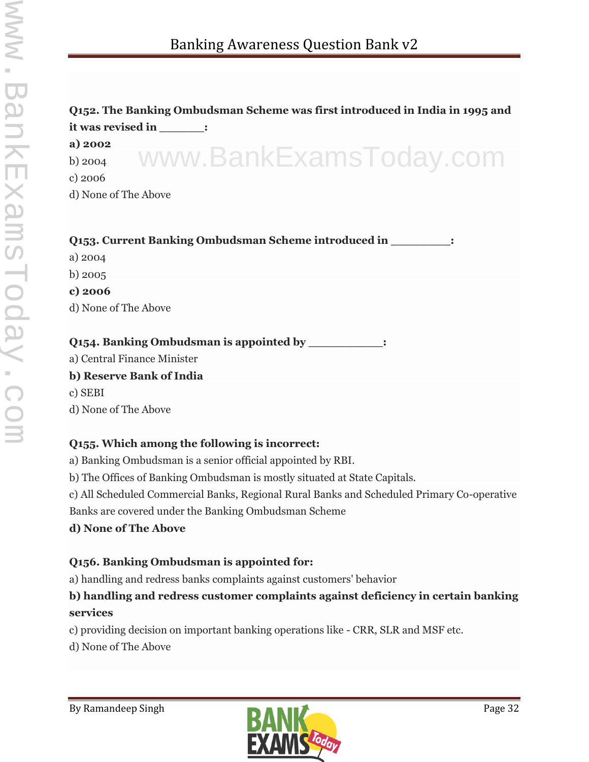**Q152. The Banking Ombudsman Scheme was first introduced in India in 1995 and it was revised in _______:**

**a) 2002**

b) 2004

c) 2006

d) None of The Above

**Q153. Current Banking Ombudsman Scheme introduced in _________:**

a) 2004

b) 2005

**c) 2006**

d) None of The Above

**Q154. Banking Ombudsman is appointed by ___________:**

a) Central Finance Minister

**b) Reserve Bank of India**

c) SEBI

d) None of The Above

**Q155. Which among the following is incorrect:**

a) Banking Ombudsman is a senior official appointed by RBI.

b) The Offices of Banking Ombudsman is mostly situated at State Capitals.

c) All Scheduled Commercial Banks, Regional Rural Banks and Scheduled Primary Co-operative Banks are covered under the Banking Ombudsman Scheme

**d) None of The Above**

**Q156. Banking Ombudsman is appointed for:**

a) handling and redress banks complaints against customers' behavior

**b) handling and redress customer complaints against deficiency in certain banking services**

c) providing decision on important banking operations like - CRR, SLR and MSF etc.

d) None of The Above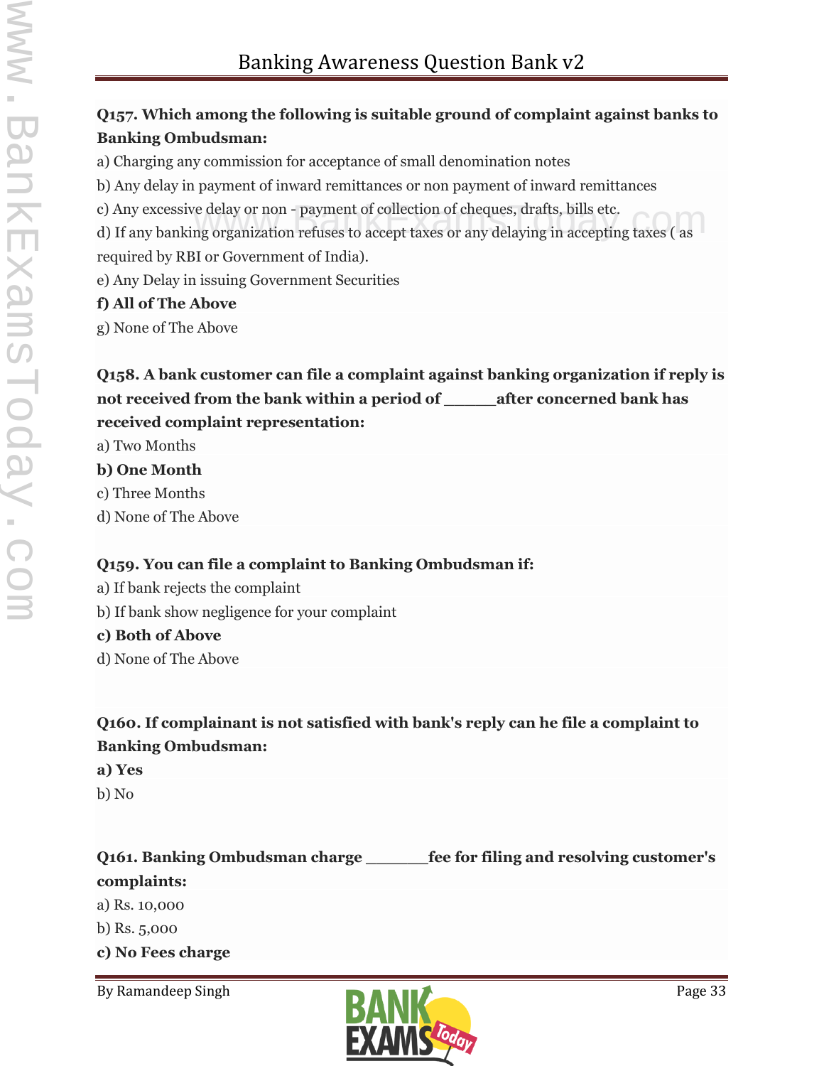**Q157. Which among the following is suitable ground of complaint against banks to Banking Ombudsman:**

a) Charging any commission for acceptance of small denomination notes

b) Any delay in payment of inward remittances or non payment of inward remittances

c) Any excessive delay or non - payment of collection of cheques, drafts, bills etc.

d) If any banking organization refuses to accept taxes or any delaying in accepting taxes ( as required by RBI or Government of India).

e) Any Delay in issuing Government Securities

**f) All of The Above**

g) None of The Above

**Q158. A bank customer can file a complaint against banking organization if reply is not received from the bank within a period of _____after concerned bank has received complaint representation:**

a) Two Months

**b) One Month**

c) Three Months

d) None of The Above

**Q159. You can file a complaint to Banking Ombudsman if:**

a) If bank rejects the complaint

b) If bank show negligence for your complaint

**c) Both of Above**

d) None of The Above

**Q160. If complainant is not satisfied with bank's reply can he file a complaint to Banking Ombudsman:**

**a) Yes**

b) No

**Q161. Banking Ombudsman charge _______fee for filing and resolving customer's complaints:**

a) Rs. 10,000

b) Rs. 5,000

**c) No Fees charge**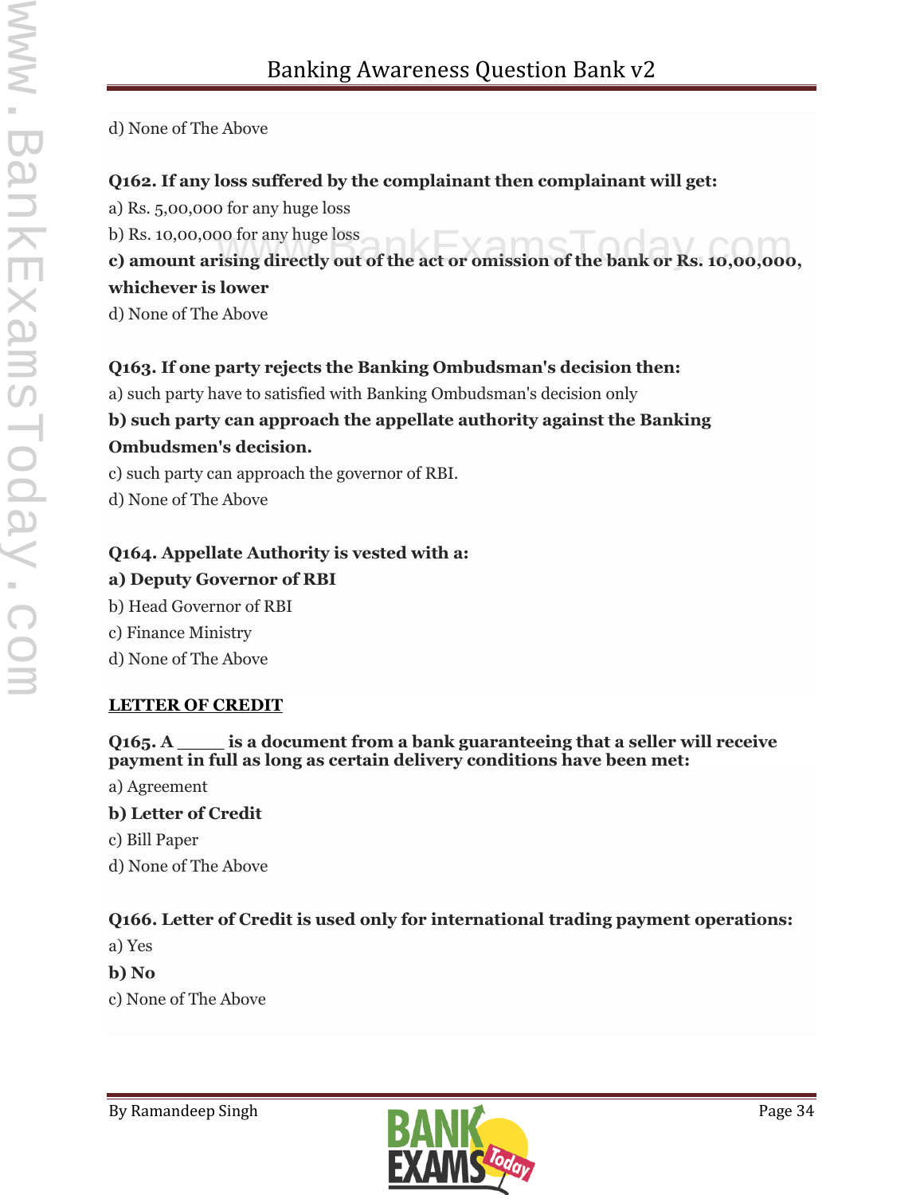d) None of The Above

**Q162. If any loss suffered by the complainant then complainant will get:**

a) Rs. 5,00,000 for any huge loss

b) Rs. 10,00,000 for any huge loss

**c) amount arising directly out of the act or omission of the bank or Rs. 10,00,000, whichever is lower**

d) None of The Above

**Q163. If one party rejects the Banking Ombudsman's decision then:**

a) such party have to satisfied with Banking Ombudsman's decision only

**b) such party can approach the appellate authority against the Banking Ombudsmen's decision.**

c) such party can approach the governor of RBI.

d) None of The Above

**Q164. Appellate Authority is vested with a:**

**a) Deputy Governor of RBI**

b) Head Governor of RBI

c) Finance Ministry

d) None of The Above

## LETTER OF CREDIT

**Q165. A _____ is a document from a bank guaranteeing that a seller will receive payment in full as long as certain delivery conditions have been met:**

a) Agreement

**b) Letter of Credit**

c) Bill Paper

d) None of The Above

**Q166. Letter of Credit is used only for international trading payment operations:**

a) Yes

**b) No**

c) None of The Above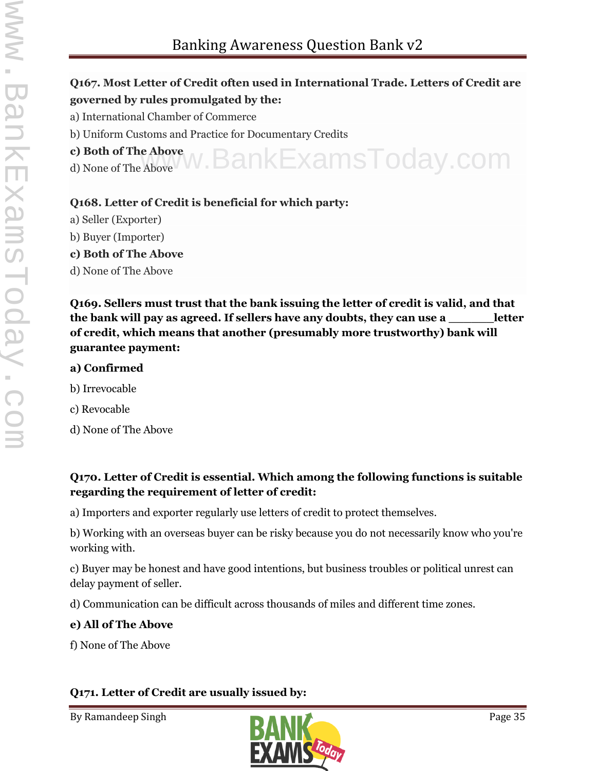**Q167. Most Letter of Credit often used in International Trade. Letters of Credit are governed by rules promulgated by the:**

a) International Chamber of Commerce

b) Uniform Customs and Practice for Documentary Credits

**c) Both of The Above**

d) None of The Above

**Q168. Letter of Credit is beneficial for which party:**

a) Seller (Exporter)

b) Buyer (Importer)

**c) Both of The Above**

d) None of The Above

**Q169. Sellers must trust that the bank issuing the letter of credit is valid, and that the bank will pay as agreed. If sellers have any doubts, they can use a ______letter of credit, which means that another (presumably more trustworthy) bank will guarantee payment:**

**a) Confirmed**

b) Irrevocable

c) Revocable

d) None of The Above

**Q170. Letter of Credit is essential. Which among the following functions is suitable regarding the requirement of letter of credit:**

a) Importers and exporter regularly use letters of credit to protect themselves.

b) Working with an overseas buyer can be risky because you do not necessarily know who you're working with.

c) Buyer may be honest and have good intentions, but business troubles or political unrest can delay payment of seller.

d) Communication can be difficult across thousands of miles and different time zones.

**e) All of The Above**

f) None of The Above

**Q171. Letter of Credit are usually issued by:**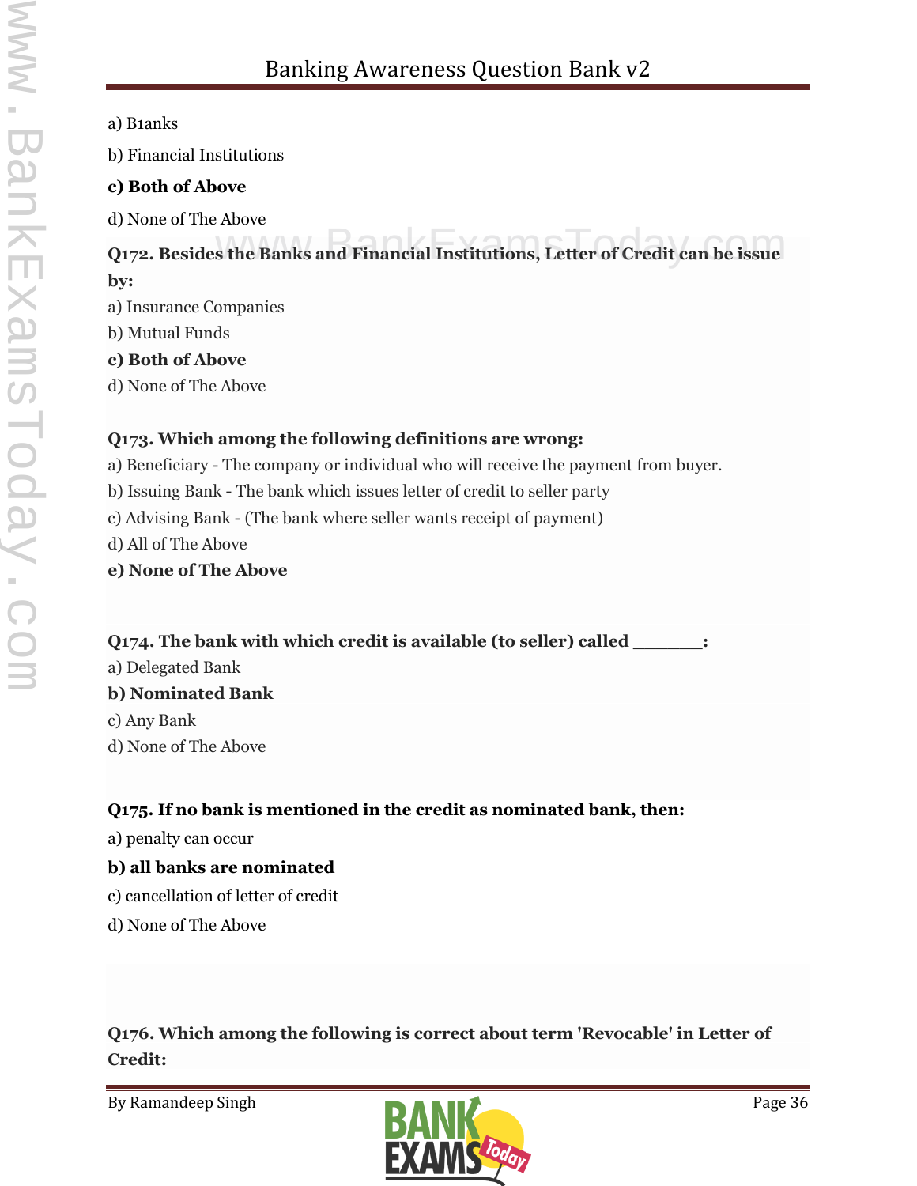a) B1anks

b) Financial Institutions

**c) Both of Above**

d) None of The Above

**Q172. Besides the Banks and Financial Institutions, Letter of Credit can be issue by:**

a) Insurance Companies

b) Mutual Funds

**c) Both of Above**

d) None of The Above

**Q173. Which among the following definitions are wrong:**

a) Beneficiary - The company or individual who will receive the payment from buyer.

b) Issuing Bank - The bank which issues letter of credit to seller party

c) Advising Bank - (The bank where seller wants receipt of payment)

d) All of The Above

**e) None of The Above**

**Q174. The bank with which credit is available (to seller) called _______:**

a) Delegated Bank

**b) Nominated Bank**

c) Any Bank

d) None of The Above

**Q175. If no bank is mentioned in the credit as nominated bank, then:**

a) penalty can occur

**b) all banks are nominated**

c) cancellation of letter of credit

d) None of The Above

**Q176. Which among the following is correct about term 'Revocable' in Letter of Credit:**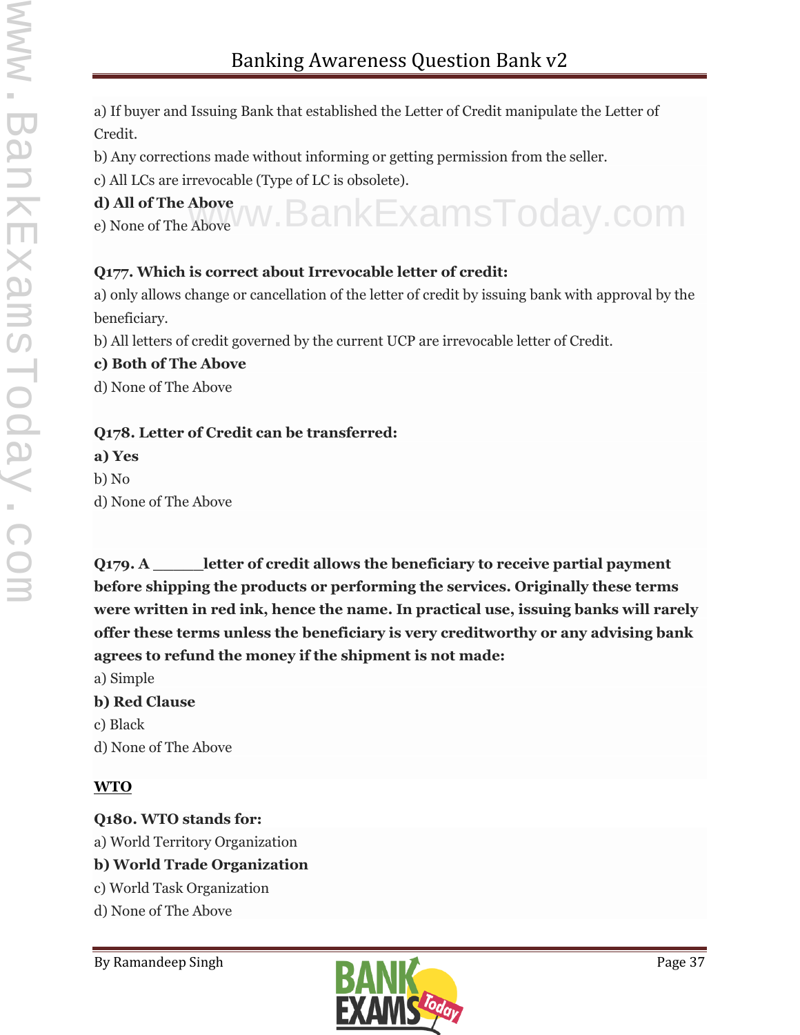a) If buyer and Issuing Bank that established the Letter of Credit manipulate the Letter of Credit.

b) Any corrections made without informing or getting permission from the seller.

c) All LCs are irrevocable (Type of LC is obsolete).

**d) All of The Above**

e) None of The Above

**Q177. Which is correct about Irrevocable letter of credit:**

a) only allows change or cancellation of the letter of credit by issuing bank with approval by the beneficiary.

b) All letters of credit governed by the current UCP are irrevocable letter of Credit.

**c) Both of The Above**

d) None of The Above

**Q178. Letter of Credit can be transferred:**

**a) Yes**

b) No

d) None of The Above

**Q179. A \_\_\_\_\_letter of credit allows the beneficiary to receive partial payment before shipping the products or performing the services. Originally these terms were written in red ink, hence the name. In practical use, issuing banks will rarely offer these terms unless the beneficiary is very creditworthy or any advising bank agrees to refund the money if the shipment is not made:**

a) Simple

**b) Red Clause**

c) Black

d) None of The Above

**WTO**

**Q180. WTO stands for:**

a) World Territory Organization

**b) World Trade Organization**

c) World Task Organization

d) None of The Above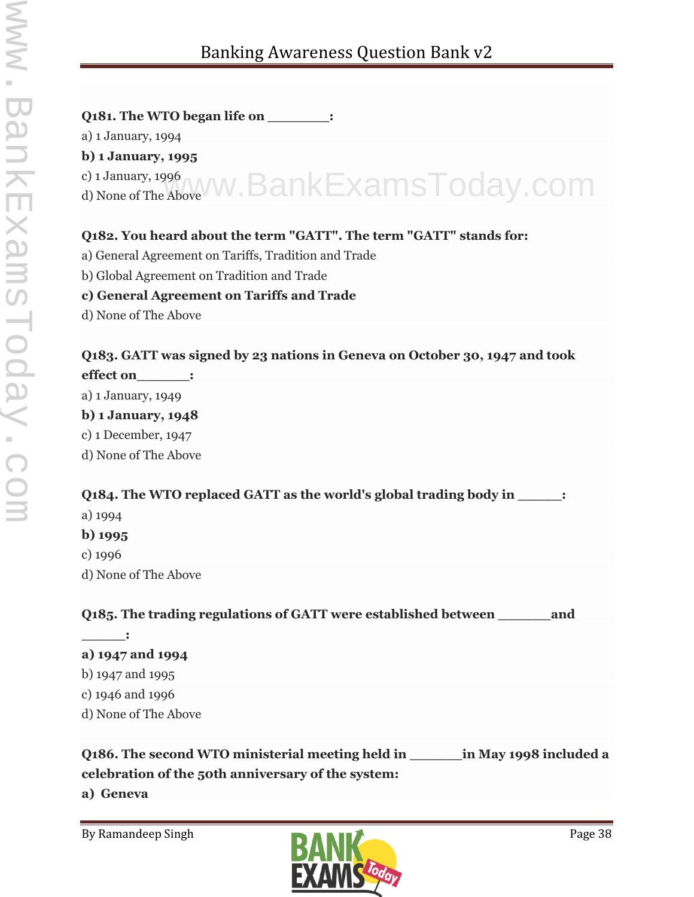**Q181. The WTO began life on ________:**

a) 1 January, 1994

**b) 1 January, 1995**

c) 1 January, 1996

d) None of The Above

**Q182. You heard about the term "GATT". The term "GATT" stands for:**

a) General Agreement on Tariffs, Tradition and Trade

b) Global Agreement on Tradition and Trade

**c) General Agreement on Tariffs and Trade**

d) None of The Above

**Q183. GATT was signed by 23 nations in Geneva on October 30, 1947 and took effect on_______:**

a) 1 January, 1949

**b) 1 January, 1948**

c) 1 December, 1947

d) None of The Above

**Q184. The WTO replaced GATT as the world's global trading body in ______:**

a) 1994

**b) 1995**

c) 1996

d) None of The Above

**Q185. The trading regulations of GATT were established between _______and ______:**

**a) 1947 and 1994**

b) 1947 and 1995

c) 1946 and 1996

d) None of The Above

**Q186. The second WTO ministerial meeting held in _______in May 1998 included a celebration of the 50th anniversary of the system:**

**a) Geneva**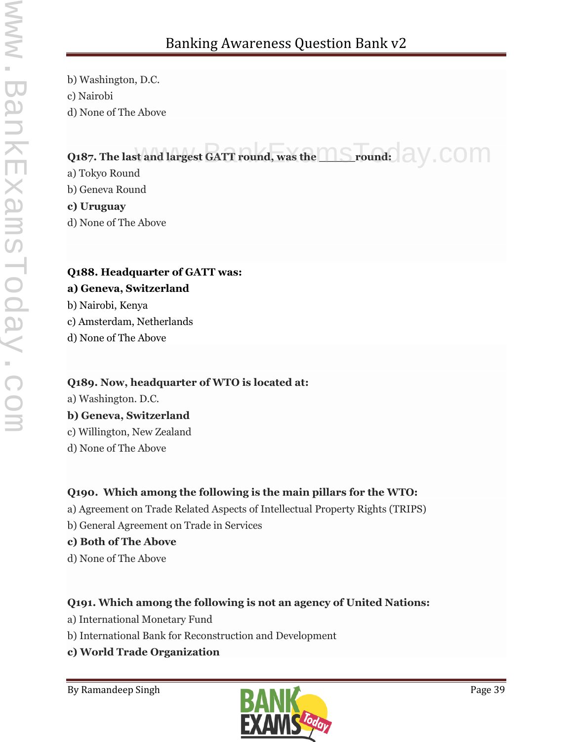b) Washington, D.C.
c) Nairobi
d) None of The Above

**Q187. The last and largest GATT round, was the _____round:**
a) Tokyo Round
b) Geneva Round
**c) Uruguay**
d) None of The Above

**Q188. Headquarter of GATT was:**
**a) Geneva, Switzerland**
b) Nairobi, Kenya
c) Amsterdam, Netherlands
d) None of The Above

**Q189. Now, headquarter of WTO is located at:**
a) Washington. D.C.
**b) Geneva, Switzerland**
c) Willington, New Zealand
d) None of The Above

**Q190. Which among the following is the main pillars for the WTO:**
a) Agreement on Trade Related Aspects of Intellectual Property Rights (TRIPS)
b) General Agreement on Trade in Services
**c) Both of The Above**
d) None of The Above

**Q191. Which among the following is not an agency of United Nations:**
a) International Monetary Fund
b) International Bank for Reconstruction and Development
**c) World Trade Organization**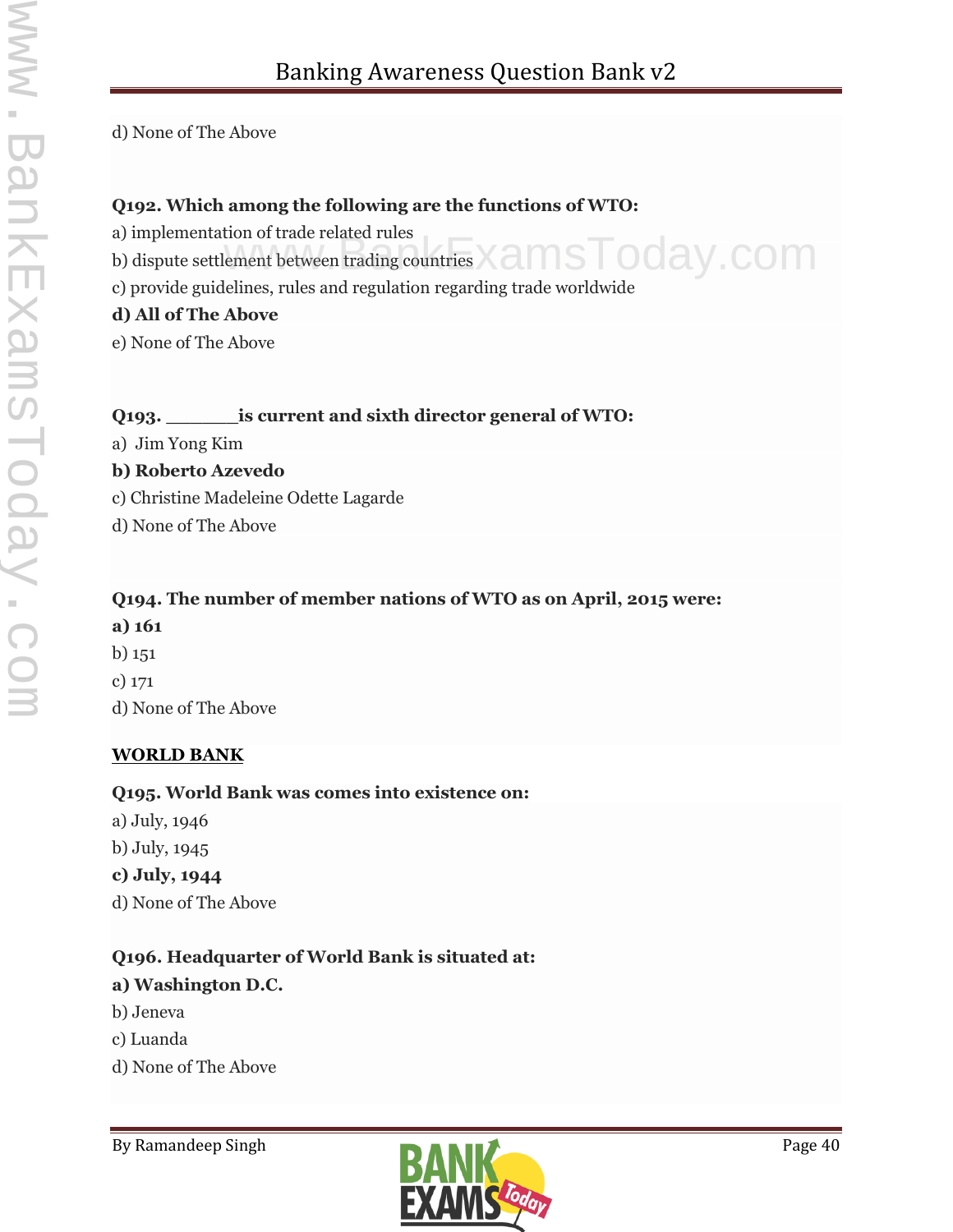d) None of The Above

**Q192. Which among the following are the functions of WTO:**

a) implementation of trade related rules

b) dispute settlement between trading countries

c) provide guidelines, rules and regulation regarding trade worldwide

**d) All of The Above**

e) None of The Above

**Q193. _______is current and sixth director general of WTO:**

a) Jim Yong Kim

**b) Roberto Azevedo**

c) Christine Madeleine Odette Lagarde

d) None of The Above

**Q194. The number of member nations of WTO as on April, 2015 were:**

**a) 161**

b) 151

c) 171

d) None of The Above

**WORLD BANK**

**Q195. World Bank was comes into existence on:**

a) July, 1946

b) July, 1945

**c) July, 1944**

d) None of The Above

**Q196. Headquarter of World Bank is situated at:**

**a) Washington D.C.**

b) Jeneva

c) Luanda

d) None of The Above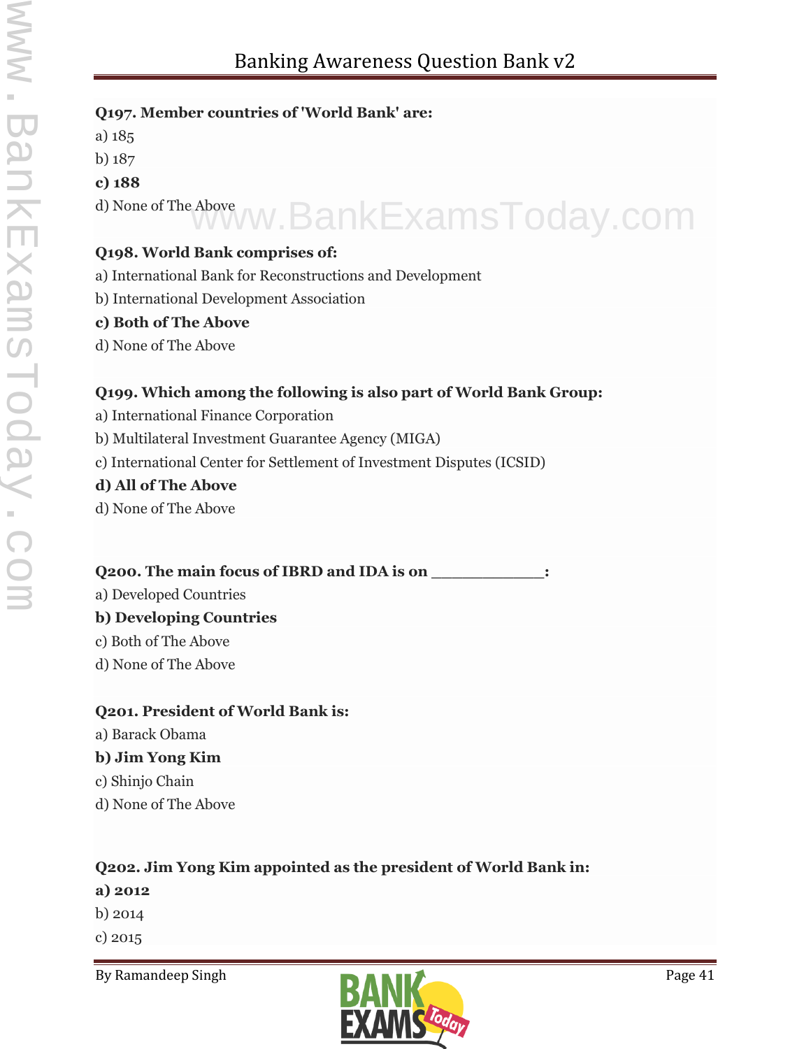**Q197. Member countries of 'World Bank' are:**

a) 185

b) 187

**c) 188**

d) None of The Above

**Q198. World Bank comprises of:**

a) International Bank for Reconstructions and Development

b) International Development Association

**c) Both of The Above**

d) None of The Above

**Q199. Which among the following is also part of World Bank Group:**

a) International Finance Corporation

b) Multilateral Investment Guarantee Agency (MIGA)

c) International Center for Settlement of Investment Disputes (ICSID)

**d) All of The Above**

d) None of The Above

**Q200. The main focus of IBRD and IDA is on ____________:**

a) Developed Countries

**b) Developing Countries**

c) Both of The Above

d) None of The Above

**Q201. President of World Bank is:**

a) Barack Obama

**b) Jim Yong Kim**

c) Shinjo Chain

d) None of The Above

**Q202. Jim Yong Kim appointed as the president of World Bank in:**

**a) 2012**

b) 2014

c) 2015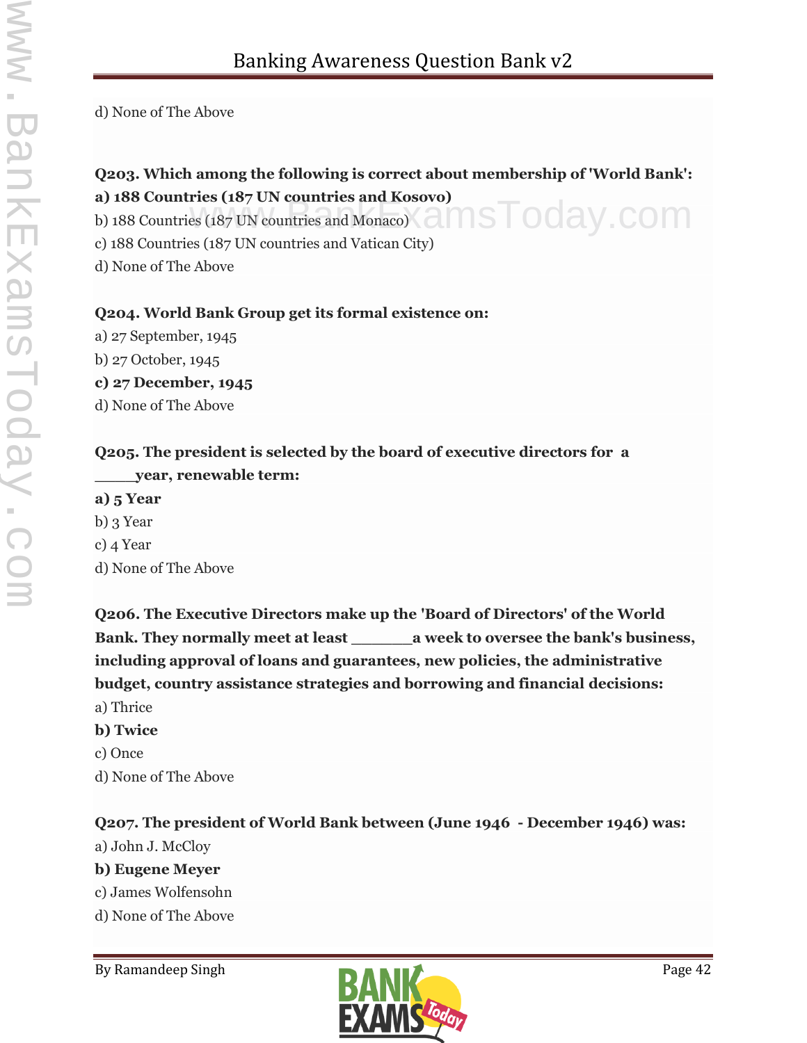d) None of The Above

**Q203. Which among the following is correct about membership of 'World Bank':**

**a) 188 Countries (187 UN countries and Kosovo)**

b) 188 Countries (187 UN countries and Monaco)

c) 188 Countries (187 UN countries and Vatican City)

d) None of The Above

**Q204. World Bank Group get its formal existence on:**

a) 27 September, 1945

b) 27 October, 1945

**c) 27 December, 1945**

d) None of The Above

**Q205. The president is selected by the board of executive directors for a \_\_\_\_\_year, renewable term:**

**a) 5 Year**

b) 3 Year

c) 4 Year

d) None of The Above

**Q206. The Executive Directors make up the 'Board of Directors' of the World Bank. They normally meet at least \_\_\_\_\_\_\_a week to oversee the bank's business, including approval of loans and guarantees, new policies, the administrative budget, country assistance strategies and borrowing and financial decisions:**

a) Thrice

**b) Twice**

c) Once

d) None of The Above

**Q207. The president of World Bank between (June 1946 - December 1946) was:**

a) John J. McCloy

**b) Eugene Meyer**

c) James Wolfensohn

d) None of The Above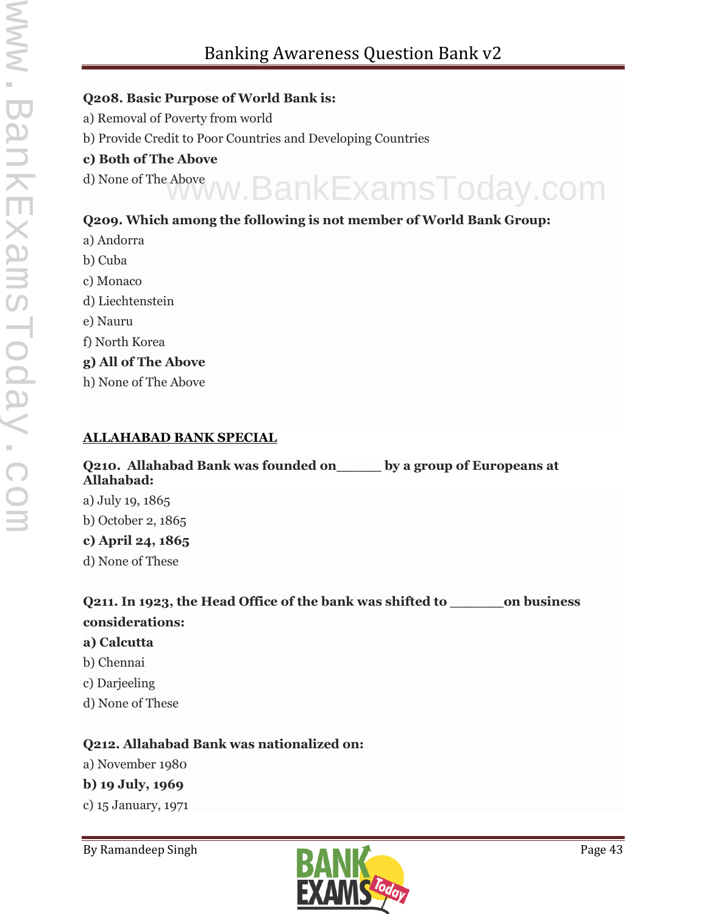**Q208. Basic Purpose of World Bank is:**

a) Removal of Poverty from world

b) Provide Credit to Poor Countries and Developing Countries

**c) Both of The Above**

d) None of The Above

**Q209. Which among the following is not member of World Bank Group:**

a) Andorra

b) Cuba

c) Monaco

d) Liechtenstein

e) Nauru

f) North Korea

**g) All of The Above**

h) None of The Above

**ALLAHABAD BANK SPECIAL**

**Q210. Allahabad Bank was founded on_____ by a group of Europeans at Allahabad:**

a) July 19, 1865

b) October 2, 1865

**c) April 24, 1865**

d) None of These

**Q211. In 1923, the Head Office of the bank was shifted to ______on business considerations:**

**a) Calcutta**

b) Chennai

c) Darjeeling

d) None of These

**Q212. Allahabad Bank was nationalized on:**

a) November 1980

**b) 19 July, 1969**

c) 15 January, 1971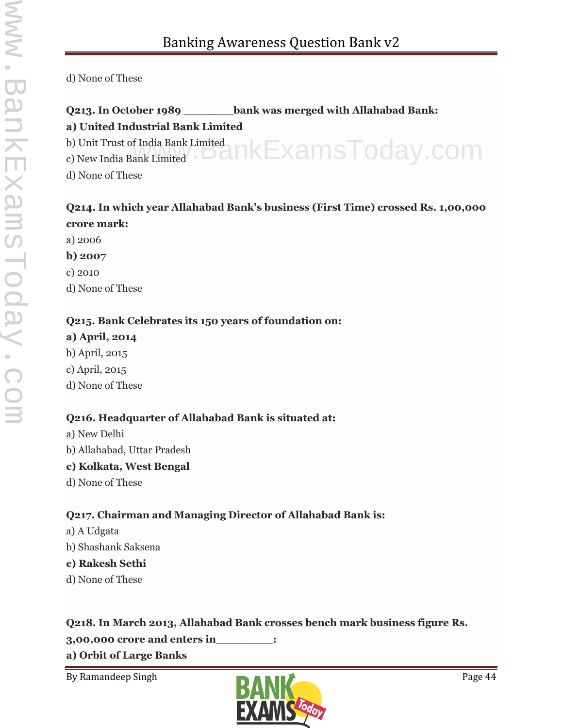d) None of These

**Q213. In October 1989 _______bank was merged with Allahabad Bank:**
**a) United Industrial Bank Limited**
b) Unit Trust of India Bank Limited
c) New India Bank Limited
d) None of These

**Q214. In which year Allahabad Bank's business (First Time) crossed Rs. 1,00,000 crore mark:**
a) 2006
**b) 2007**
c) 2010
d) None of These

**Q215. Bank Celebrates its 150 years of foundation on:**
**a) April, 2014**
b) April, 2015
c) April, 2015
d) None of These

**Q216. Headquarter of Allahabad Bank is situated at:**
a) New Delhi
b) Allahabad, Uttar Pradesh
**c) Kolkata, West Bengal**
d) None of These

**Q217. Chairman and Managing Director of Allahabad Bank is:**
a) A Udgata
b) Shashank Saksena
**c) Rakesh Sethi**
d) None of These

**Q218. In March 2013, Allahabad Bank crosses bench mark business figure Rs. 3,00,000 crore and enters in________:**
**a) Orbit of Large Banks**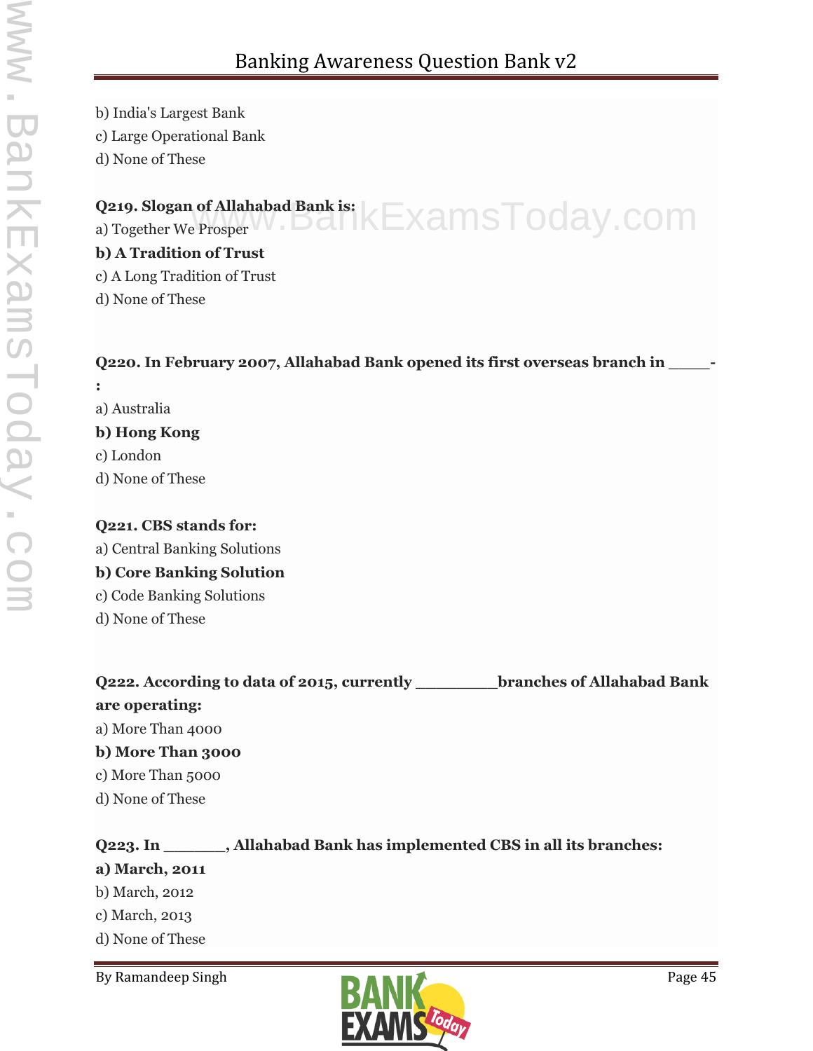b) India's Largest Bank
c) Large Operational Bank
d) None of These

**Q219. Slogan of Allahabad Bank is:**
a) Together We Prosper
**b) A Tradition of Trust**
c) A Long Tradition of Trust
d) None of These

**Q220. In February 2007, Allahabad Bank opened its first overseas branch in _____-:**
a) Australia
**b) Hong Kong**
c) London
d) None of These

**Q221. CBS stands for:**
a) Central Banking Solutions
**b) Core Banking Solution**
c) Code Banking Solutions
d) None of These

**Q222. According to data of 2015, currently _________branches of Allahabad Bank are operating:**
a) More Than 4000
**b) More Than 3000**
c) More Than 5000
d) None of These

**Q223. In _______, Allahabad Bank has implemented CBS in all its branches:**
**a) March, 2011**
b) March, 2012
c) March, 2013
d) None of These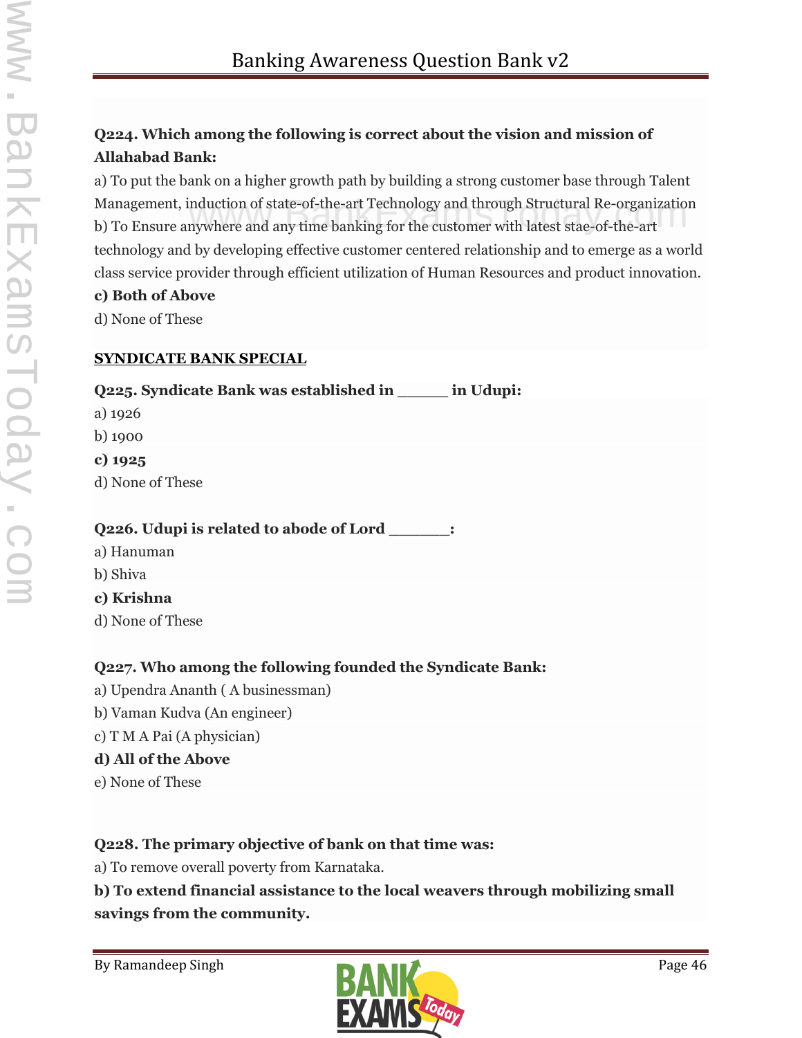**Q224. Which among the following is correct about the vision and mission of Allahabad Bank:**

a) To put the bank on a higher growth path by building a strong customer base through Talent Management, induction of state-of-the-art Technology and through Structural Re-organization

b) To Ensure anywhere and any time banking for the customer with latest stae-of-the-art technology and by developing effective customer centered relationship and to emerge as a world class service provider through efficient utilization of Human Resources and product innovation.

**c) Both of Above**

d) None of These

**SYNDICATE BANK SPECIAL**

**Q225. Syndicate Bank was established in _____ in Udupi:**

a) 1926

b) 1900

**c) 1925**

d) None of These

**Q226. Udupi is related to abode of Lord ______:**

a) Hanuman

b) Shiva

**c) Krishna**

d) None of These

**Q227. Who among the following founded the Syndicate Bank:**

a) Upendra Ananth ( A businessman)

b) Vaman Kudva (An engineer)

c) T M A Pai (A physician)

**d) All of the Above**

e) None of These

**Q228. The primary objective of bank on that time was:**

a) To remove overall poverty from Karnataka.

**b) To extend financial assistance to the local weavers through mobilizing small savings from the community.**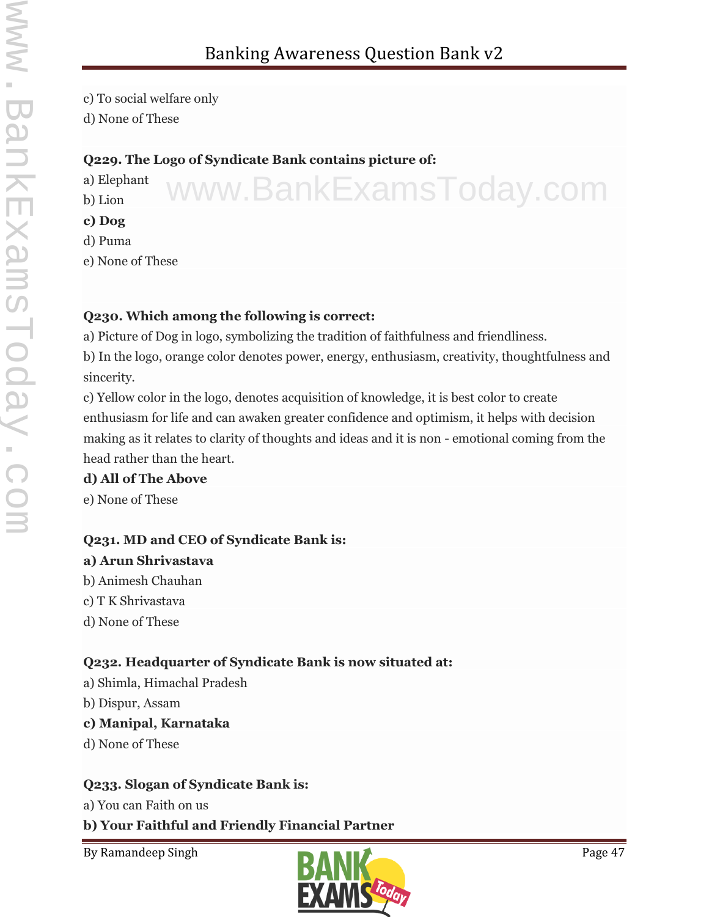c) To social welfare only
d) None of These

**Q229. The Logo of Syndicate Bank contains picture of:**
a) Elephant
b) Lion
**c) Dog**
d) Puma
e) None of These

**Q230. Which among the following is correct:**
a) Picture of Dog in logo, symbolizing the tradition of faithfulness and friendliness.
b) In the logo, orange color denotes power, energy, enthusiasm, creativity, thoughtfulness and sincerity.
c) Yellow color in the logo, denotes acquisition of knowledge, it is best color to create enthusiasm for life and can awaken greater confidence and optimism, it helps with decision making as it relates to clarity of thoughts and ideas and it is non - emotional coming from the head rather than the heart.
**d) All of The Above**
e) None of These

**Q231. MD and CEO of Syndicate Bank is:**
**a) Arun Shrivastava**
b) Animesh Chauhan
c) T K Shrivastava
d) None of These

**Q232. Headquarter of Syndicate Bank is now situated at:**
a) Shimla, Himachal Pradesh
b) Dispur, Assam
**c) Manipal, Karnataka**
d) None of These

**Q233. Slogan of Syndicate Bank is:**
a) You can Faith on us
**b) Your Faithful and Friendly Financial Partner**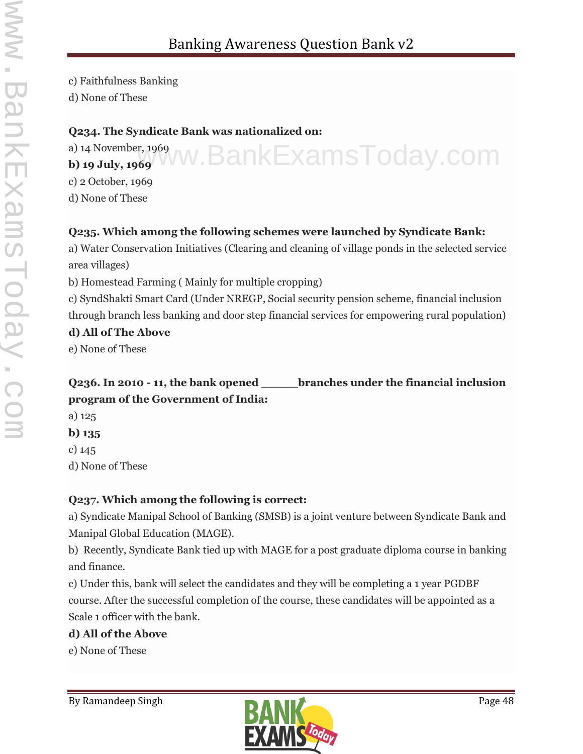c) Faithfulness Banking
d) None of These

**Q234. The Syndicate Bank was nationalized on:**
a) 14 November, 1969
**b) 19 July, 1969**
c) 2 October, 1969
d) None of These

**Q235. Which among the following schemes were launched by Syndicate Bank:**
a) Water Conservation Initiatives (Clearing and cleaning of village ponds in the selected service area villages)
b) Homestead Farming ( Mainly for multiple cropping)
c) SyndShakti Smart Card (Under NREGP, Social security pension scheme, financial inclusion through branch less banking and door step financial services for empowering rural population)
**d) All of The Above**
e) None of These

**Q236. In 2010 - 11, the bank opened _____branches under the financial inclusion program of the Government of India:**
a) 125
**b) 135**
c) 145
d) None of These

**Q237. Which among the following is correct:**
a) Syndicate Manipal School of Banking (SMSB) is a joint venture between Syndicate Bank and Manipal Global Education (MAGE).
b) Recently, Syndicate Bank tied up with MAGE for a post graduate diploma course in banking and finance.
c) Under this, bank will select the candidates and they will be completing a 1 year PGDBF course. After the successful completion of the course, these candidates will be appointed as a Scale 1 officer with the bank.
**d) All of the Above**
e) None of These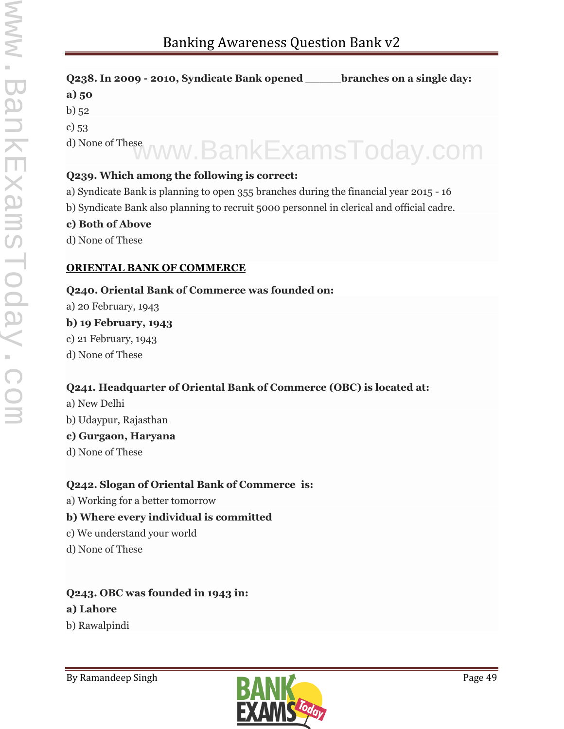**Q238. In 2009 - 2010, Syndicate Bank opened _____ branches on a single day:**

**a) 50**

b) 52

c) 53

d) None of These

**Q239. Which among the following is correct:**

a) Syndicate Bank is planning to open 355 branches during the financial year 2015 - 16

b) Syndicate Bank also planning to recruit 5000 personnel in clerical and official cadre.

**c) Both of Above**

d) None of These

**ORIENTAL BANK OF COMMERCE**

**Q240. Oriental Bank of Commerce was founded on:**

a) 20 February, 1943

**b) 19 February, 1943**

c) 21 February, 1943

d) None of These

**Q241. Headquarter of Oriental Bank of Commerce (OBC) is located at:**

a) New Delhi

b) Udaypur, Rajasthan

**c) Gurgaon, Haryana**

d) None of These

**Q242. Slogan of Oriental Bank of Commerce is:**

a) Working for a better tomorrow

**b) Where every individual is committed**

c) We understand your world

d) None of These

**Q243. OBC was founded in 1943 in:**

**a) Lahore**

b) Rawalpindi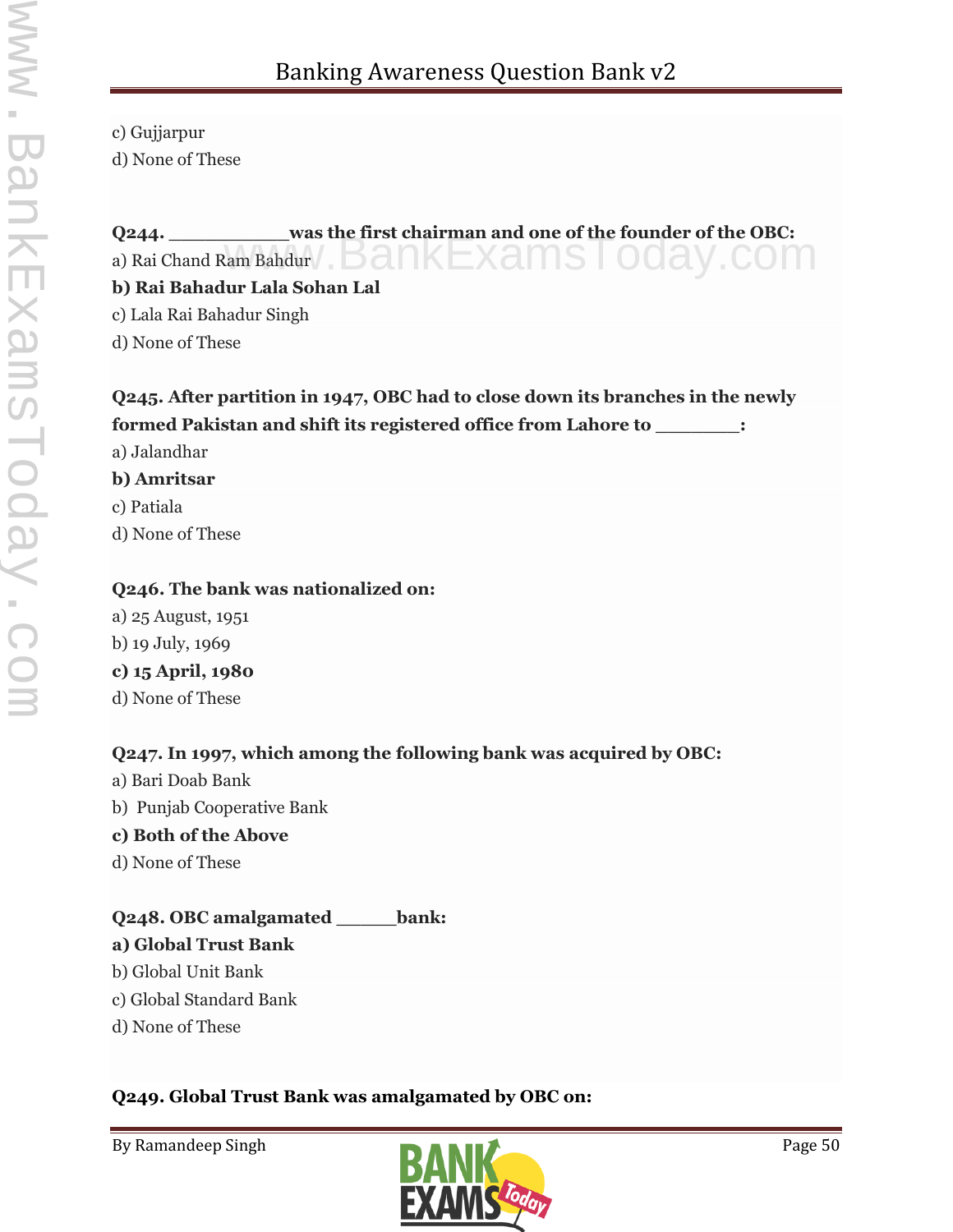c) Gujjarpur

d) None of These

**Q244. ___________was the first chairman and one of the founder of the OBC:**

a) Rai Chand Ram Bahdur

**b) Rai Bahadur Lala Sohan Lal**

c) Lala Rai Bahadur Singh

d) None of These

**Q245. After partition in 1947, OBC had to close down its branches in the newly formed Pakistan and shift its registered office from Lahore to ________:**

a) Jalandhar

**b) Amritsar**

c) Patiala

d) None of These

**Q246. The bank was nationalized on:**

a) 25 August, 1951

b) 19 July, 1969

**c) 15 April, 1980**

d) None of These

**Q247. In 1997, which among the following bank was acquired by OBC:**

a) Bari Doab Bank

b) Punjab Cooperative Bank

**c) Both of the Above**

d) None of These

**Q248. OBC amalgamated ______bank:**

**a) Global Trust Bank**

b) Global Unit Bank

c) Global Standard Bank

d) None of These

**Q249. Global Trust Bank was amalgamated by OBC on:**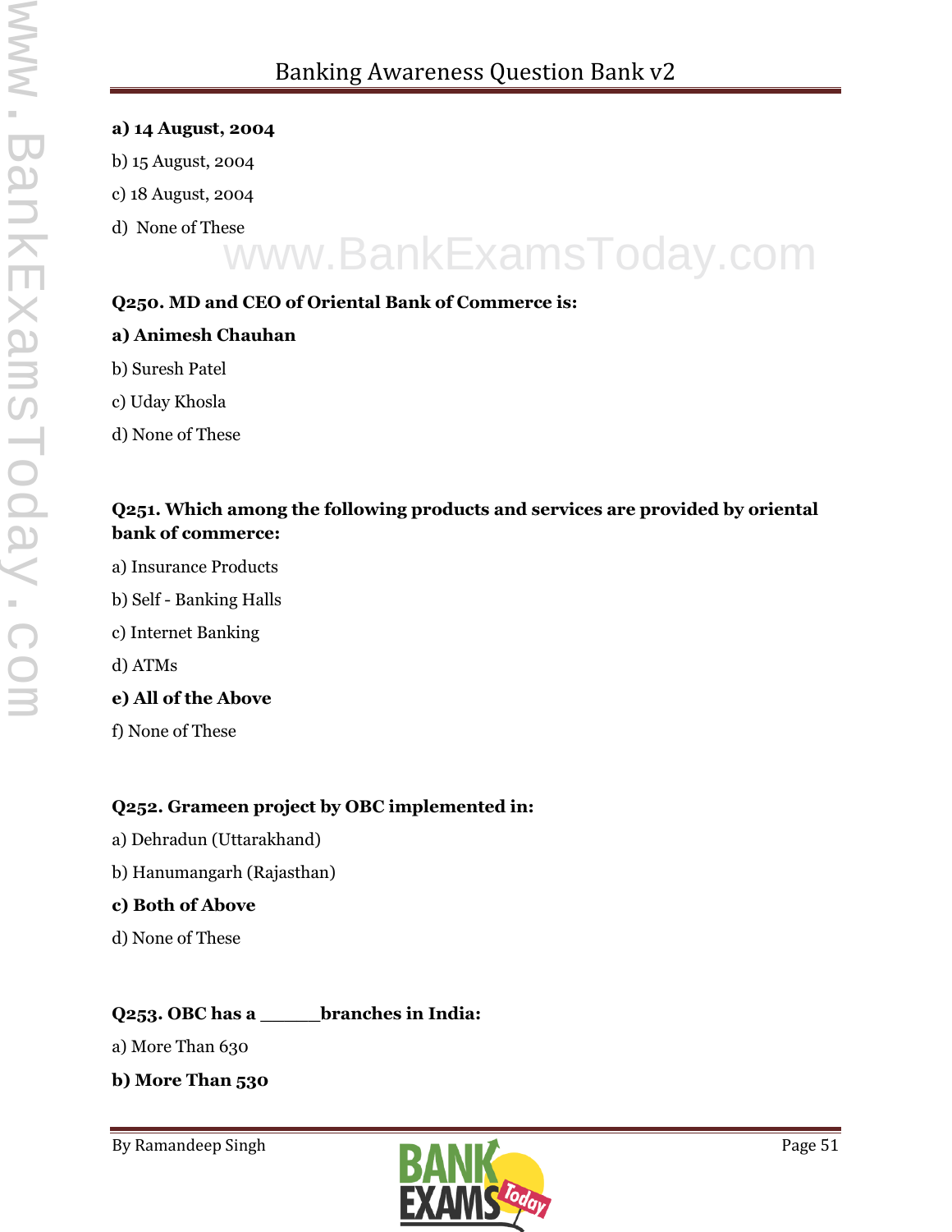**a) 14 August, 2004**

b) 15 August, 2004

c) 18 August, 2004

d) None of These

**Q250. MD and CEO of Oriental Bank of Commerce is:**

**a) Animesh Chauhan**

b) Suresh Patel

c) Uday Khosla

d) None of These

**Q251. Which among the following products and services are provided by oriental bank of commerce:**

a) Insurance Products

b) Self - Banking Halls

c) Internet Banking

d) ATMs

**e) All of the Above**

f) None of These

**Q252. Grameen project by OBC implemented in:**

a) Dehradun (Uttarakhand)

b) Hanumangarh (Rajasthan)

**c) Both of Above**

d) None of These

**Q253. OBC has a ______branches in India:**

a) More Than 630

**b) More Than 530**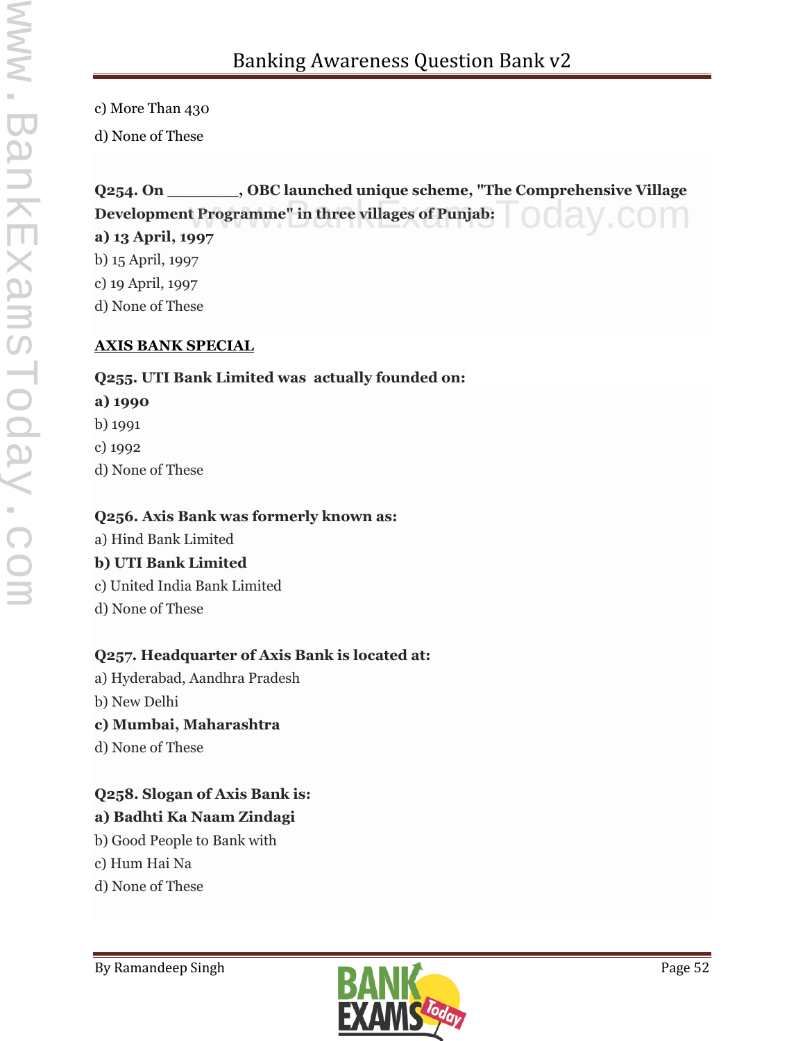c) More Than 430

d) None of These

**Q254. On ________, OBC launched unique scheme, "The Comprehensive Village Development Programme" in three villages of Punjab:**

**a) 13 April, 1997**

b) 15 April, 1997

c) 19 April, 1997

d) None of These

**AXIS BANK SPECIAL**

**Q255. UTI Bank Limited was actually founded on:**

**a) 1990**

b) 1991

c) 1992

d) None of These

**Q256. Axis Bank was formerly known as:**

a) Hind Bank Limited

**b) UTI Bank Limited**

c) United India Bank Limited

d) None of These

**Q257. Headquarter of Axis Bank is located at:**

a) Hyderabad, Aandhra Pradesh

b) New Delhi

**c) Mumbai, Maharashtra**

d) None of These

**Q258. Slogan of Axis Bank is:**

**a) Badhti Ka Naam Zindagi**

b) Good People to Bank with

c) Hum Hai Na

d) None of These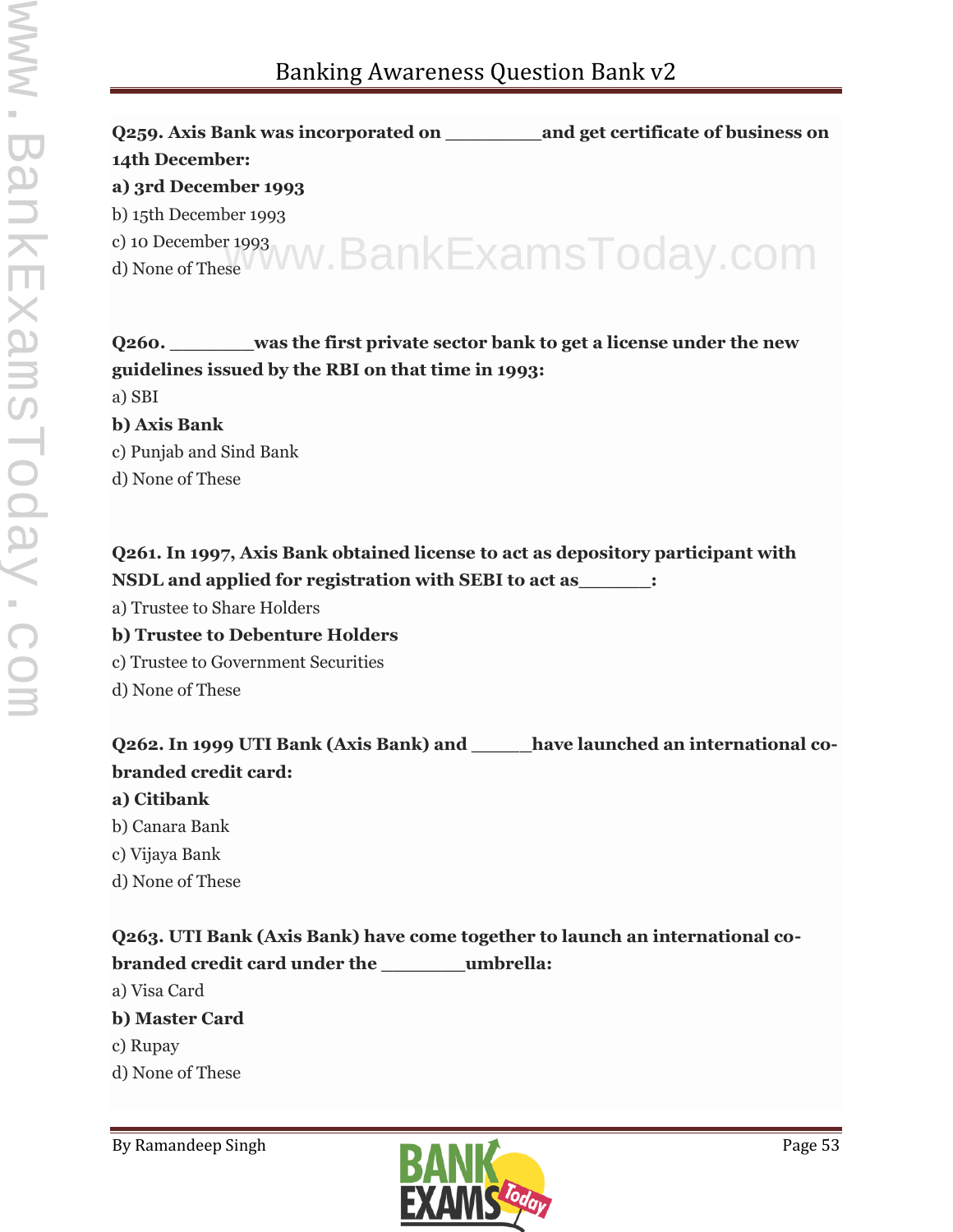**Q259. Axis Bank was incorporated on _________and get certificate of business on 14th December:**

**a) 3rd December 1993**

b) 15th December 1993

c) 10 December 1993

d) None of These

**Q260. ________was the first private sector bank to get a license under the new guidelines issued by the RBI on that time in 1993:**

a) SBI

**b) Axis Bank**

c) Punjab and Sind Bank

d) None of These

**Q261. In 1997, Axis Bank obtained license to act as depository participant with NSDL and applied for registration with SEBI to act as_______:**

a) Trustee to Share Holders

**b) Trustee to Debenture Holders**

c) Trustee to Government Securities

d) None of These

**Q262. In 1999 UTI Bank (Axis Bank) and ______have launched an international co-branded credit card:**

**a) Citibank**

b) Canara Bank

c) Vijaya Bank

d) None of These

**Q263. UTI Bank (Axis Bank) have come together to launch an international co-branded credit card under the ________umbrella:**

a) Visa Card

**b) Master Card**

c) Rupay

d) None of These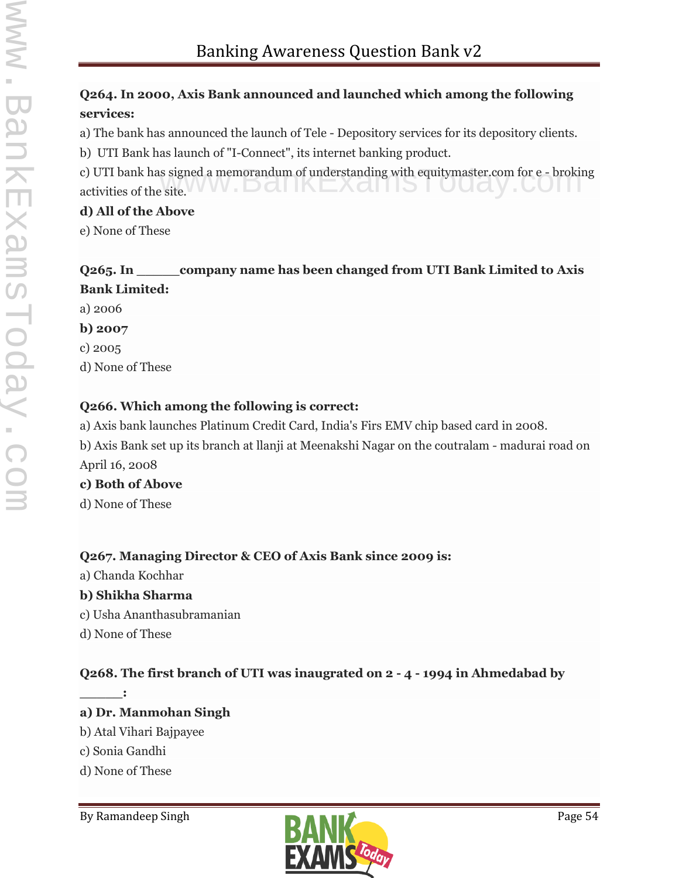**Q264. In 2000, Axis Bank announced and launched which among the following services:**

a) The bank has announced the launch of Tele - Depository services for its depository clients.

b) UTI Bank has launch of "I-Connect", its internet banking product.

c) UTI bank has signed a memorandum of understanding with equitymaster.com for e - broking activities of the site.

**d) All of the Above**

e) None of These

**Q265. In ______company name has been changed from UTI Bank Limited to Axis Bank Limited:**

a) 2006

**b) 2007**

c) 2005

d) None of These

**Q266. Which among the following is correct:**

a) Axis bank launches Platinum Credit Card, India's Firs EMV chip based card in 2008.

b) Axis Bank set up its branch at llanji at Meenakshi Nagar on the coutralam - madurai road on April 16, 2008

**c) Both of Above**

d) None of These

**Q267. Managing Director & CEO of Axis Bank since 2009 is:**

a) Chanda Kochhar

**b) Shikha Sharma**

c) Usha Ananthasubramanian

d) None of These

**Q268. The first branch of UTI was inaugrated on 2 - 4 - 1994 in Ahmedabad by ______:**

**a) Dr. Manmohan Singh**

b) Atal Vihari Bajpayee

c) Sonia Gandhi

d) None of These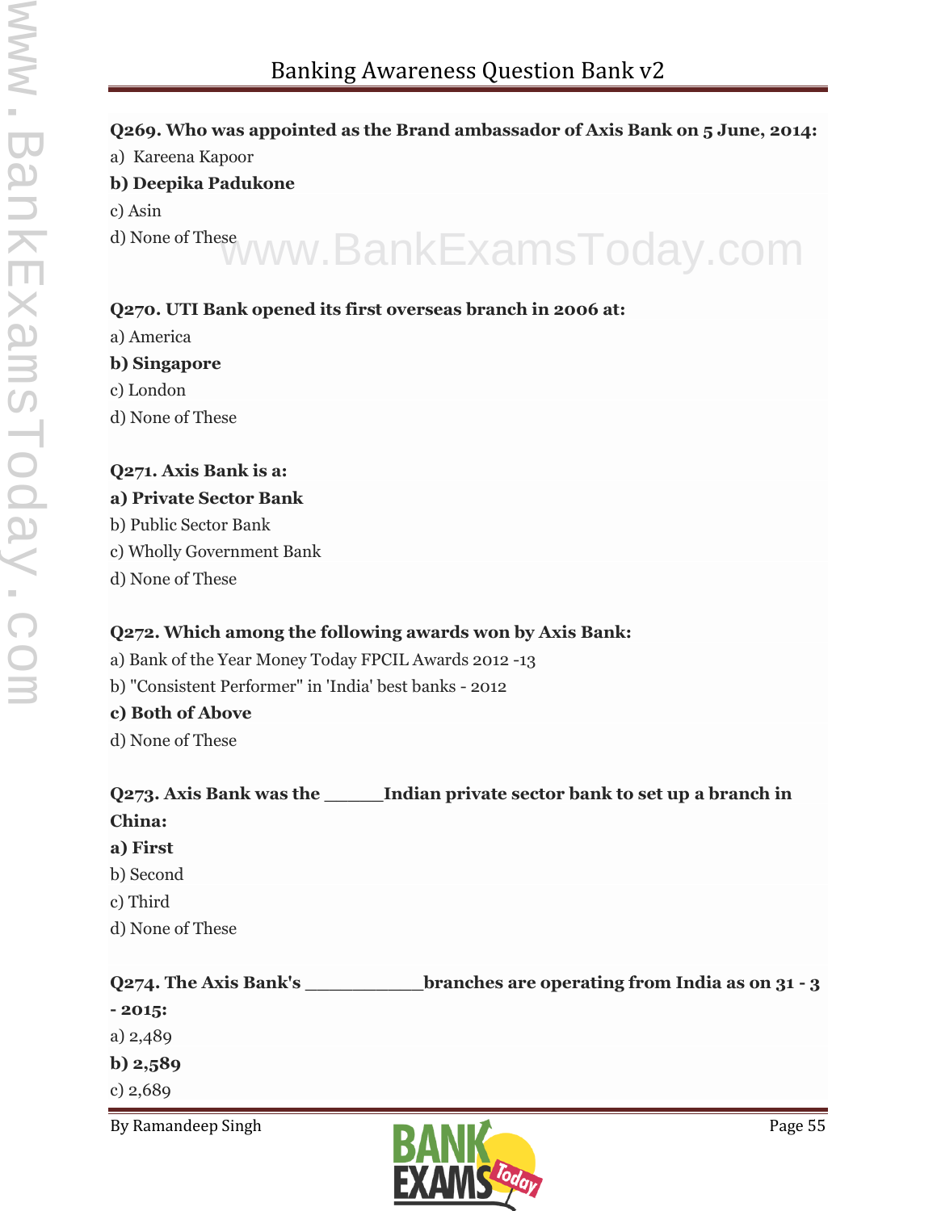**Q269. Who was appointed as the Brand ambassador of Axis Bank on 5 June, 2014:**

a) Kareena Kapoor

**b) Deepika Padukone**

c) Asin

d) None of These

**Q270. UTI Bank opened its first overseas branch in 2006 at:**

a) America

**b) Singapore**

c) London

d) None of These

**Q271. Axis Bank is a:**

**a) Private Sector Bank**

b) Public Sector Bank

c) Wholly Government Bank

d) None of These

**Q272. Which among the following awards won by Axis Bank:**

a) Bank of the Year Money Today FPCIL Awards 2012 -13

b) "Consistent Performer" in 'India' best banks - 2012

**c) Both of Above**

d) None of These

**Q273. Axis Bank was the ______Indian private sector bank to set up a branch in China:**

**a) First**

b) Second

c) Third

d) None of These

**Q274. The Axis Bank's ___________branches are operating from India as on 31 - 3 - 2015:**

a) 2,489

**b) 2,589**

c) 2,689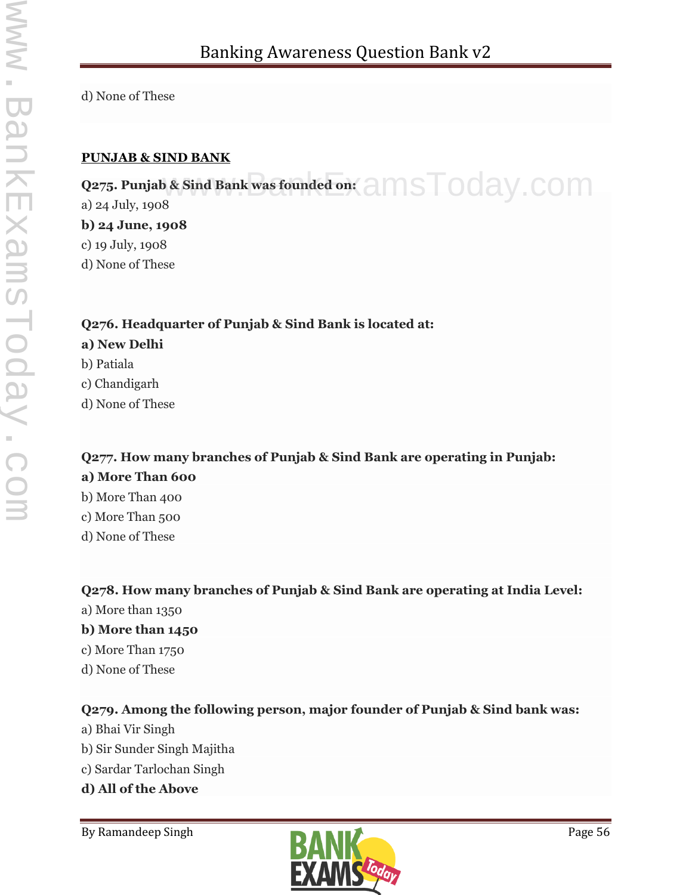d) None of These

**PUNJAB & SIND BANK**

**Q275. Punjab & Sind Bank was founded on:**

a) 24 July, 1908

**b) 24 June, 1908**

c) 19 July, 1908

d) None of These

**Q276. Headquarter of Punjab & Sind Bank is located at:**

**a) New Delhi**

b) Patiala

c) Chandigarh

d) None of These

**Q277. How many branches of Punjab & Sind Bank are operating in Punjab:**

**a) More Than 600**

b) More Than 400

c) More Than 500

d) None of These

**Q278. How many branches of Punjab & Sind Bank are operating at India Level:**

a) More than 1350

**b) More than 1450**

c) More Than 1750

d) None of These

**Q279. Among the following person, major founder of Punjab & Sind bank was:**

a) Bhai Vir Singh

b) Sir Sunder Singh Majitha

c) Sardar Tarlochan Singh

**d) All of the Above**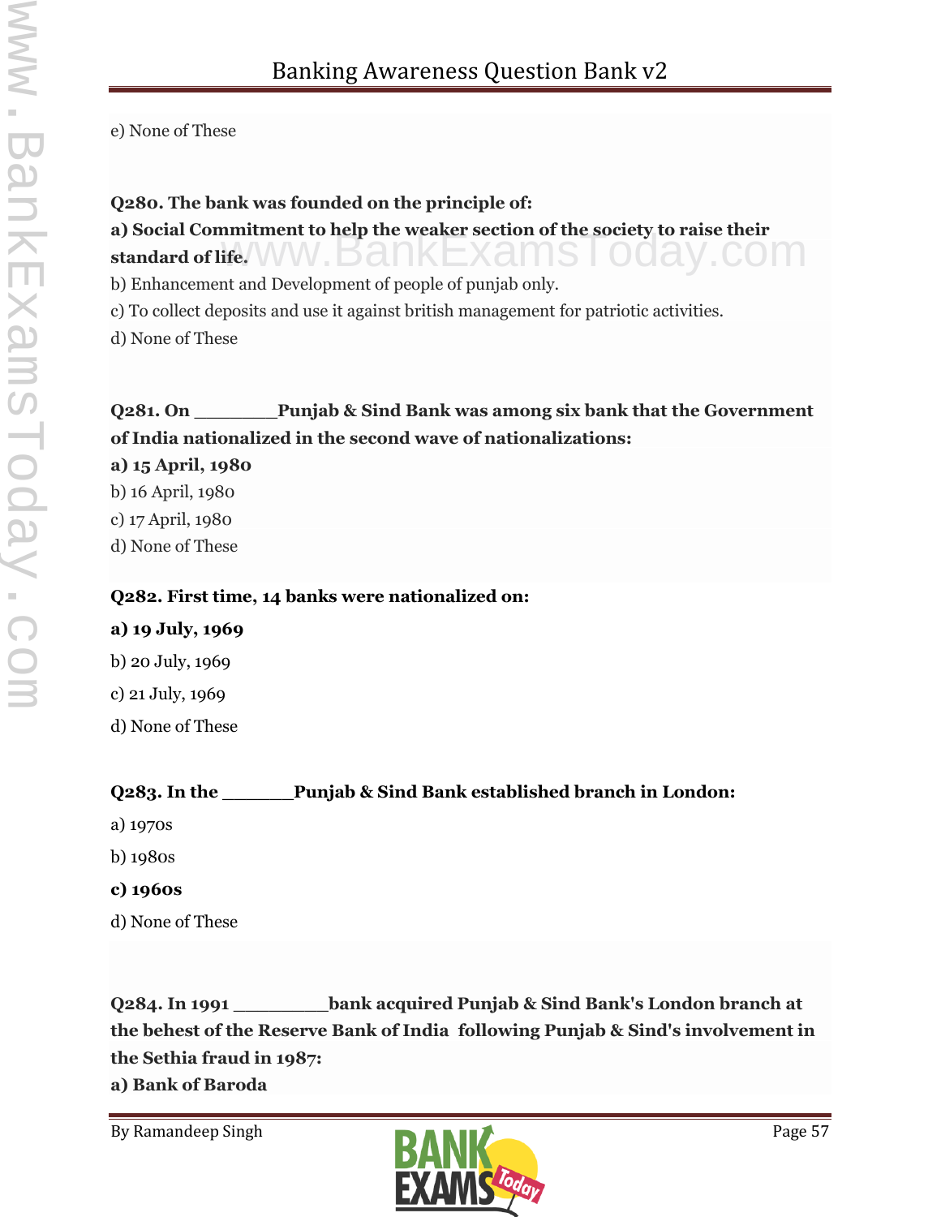e) None of These

**Q280. The bank was founded on the principle of:**

**a) Social Commitment to help the weaker section of the society to raise their standard of life.**

b) Enhancement and Development of people of punjab only.

c) To collect deposits and use it against british management for patriotic activities.

d) None of These

**Q281. On ________Punjab & Sind Bank was among six bank that the Government of India nationalized in the second wave of nationalizations:**

**a) 15 April, 1980**

b) 16 April, 1980

c) 17 April, 1980

d) None of These

**Q282. First time, 14 banks were nationalized on:**

**a) 19 July, 1969**

b) 20 July, 1969

c) 21 July, 1969

d) None of These

**Q283. In the _______Punjab & Sind Bank established branch in London:**

a) 1970s

b) 1980s

**c) 1960s**

d) None of These

**Q284. In 1991 _________bank acquired Punjab & Sind Bank's London branch at the behest of the Reserve Bank of India following Punjab & Sind's involvement in the Sethia fraud in 1987:**

**a) Bank of Baroda**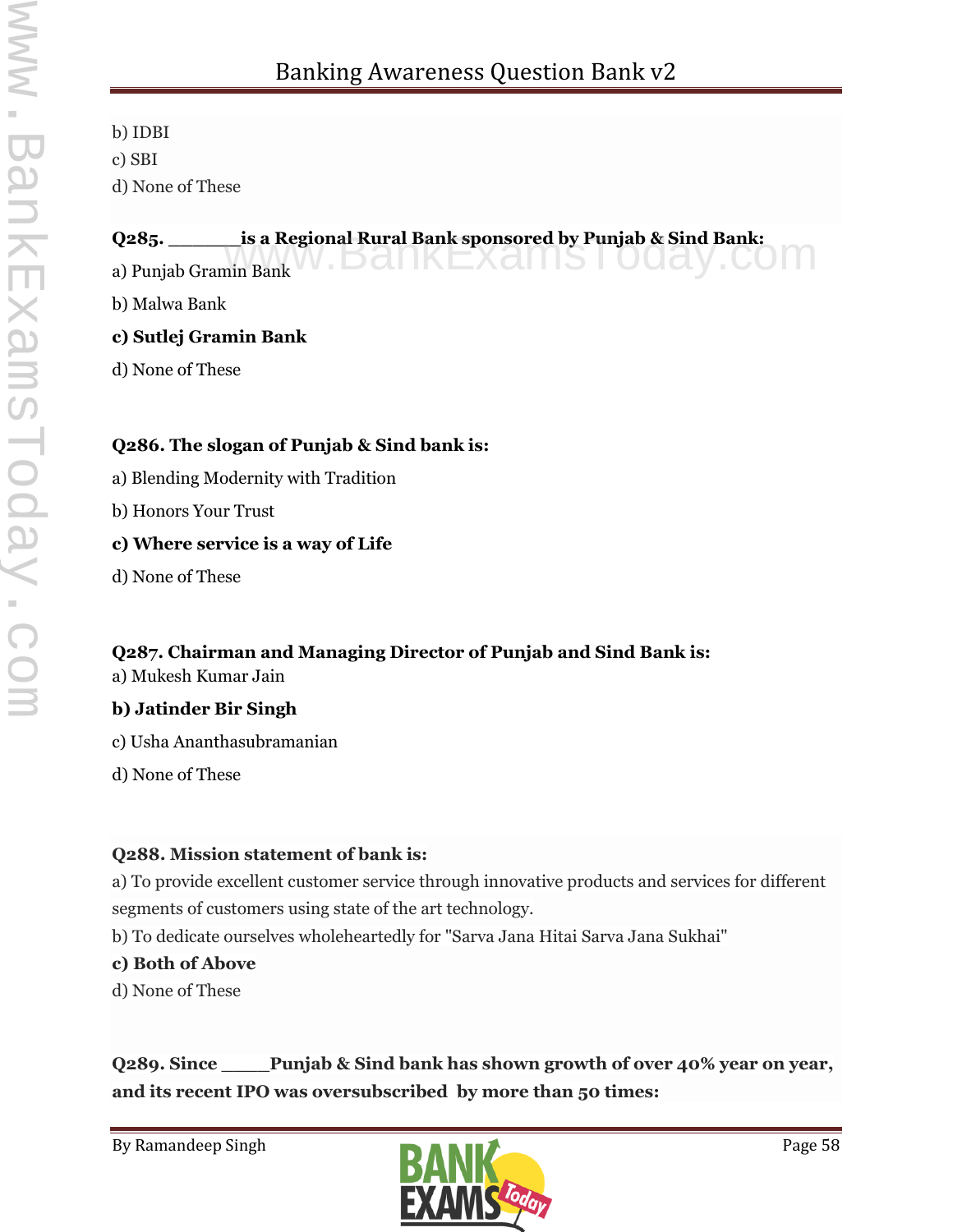b) IDBI
c) SBI
d) None of These

**Q285. _______is a Regional Rural Bank sponsored by Punjab & Sind Bank:**

a) Punjab Gramin Bank

b) Malwa Bank

**c) Sutlej Gramin Bank**

d) None of These

**Q286. The slogan of Punjab & Sind bank is:**

a) Blending Modernity with Tradition

b) Honors Your Trust

**c) Where service is a way of Life**

d) None of These

**Q287. Chairman and Managing Director of Punjab and Sind Bank is:**

a) Mukesh Kumar Jain

**b) Jatinder Bir Singh**

c) Usha Ananthasubramanian

d) None of These

**Q288. Mission statement of bank is:**

a) To provide excellent customer service through innovative products and services for different segments of customers using state of the art technology.

b) To dedicate ourselves wholeheartedly for "Sarva Jana Hitai Sarva Jana Sukhai"

**c) Both of Above**

d) None of These

**Q289. Since _____Punjab & Sind bank has shown growth of over 40% year on year, and its recent IPO was oversubscribed by more than 50 times:**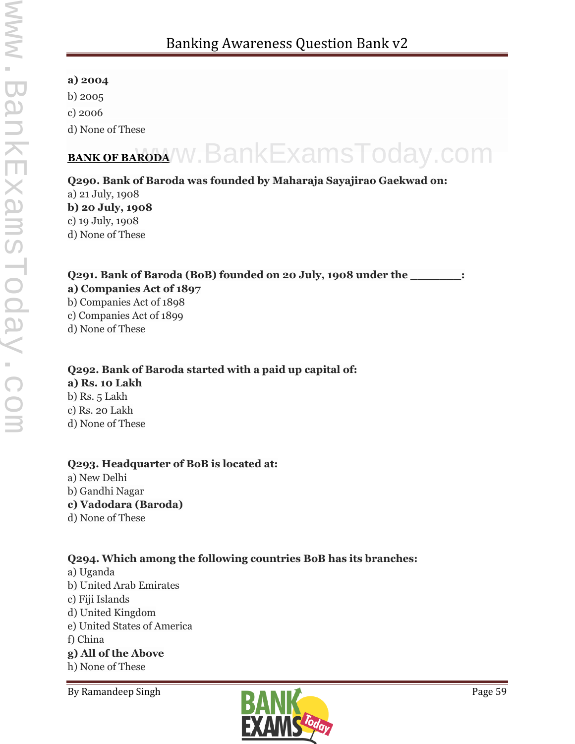**a) 2004**
b) 2005
c) 2006
d) None of These

**BANK OF BARODA**

**Q290. Bank of Baroda was founded by Maharaja Sayajirao Gaekwad on:**
a) 21 July, 1908
**b) 20 July, 1908**
c) 19 July, 1908
d) None of These

**Q291. Bank of Baroda (BoB) founded on 20 July, 1908 under the _______:**
**a) Companies Act of 1897**
b) Companies Act of 1898
c) Companies Act of 1899
d) None of These

**Q292. Bank of Baroda started with a paid up capital of:**
**a) Rs. 10 Lakh**
b) Rs. 5 Lakh
c) Rs. 20 Lakh
d) None of These

**Q293. Headquarter of BoB is located at:**
a) New Delhi
b) Gandhi Nagar
**c) Vadodara (Baroda)**
d) None of These

**Q294. Which among the following countries BoB has its branches:**
a) Uganda
b) United Arab Emirates
c) Fiji Islands
d) United Kingdom
e) United States of America
f) China
**g) All of the Above**
h) None of These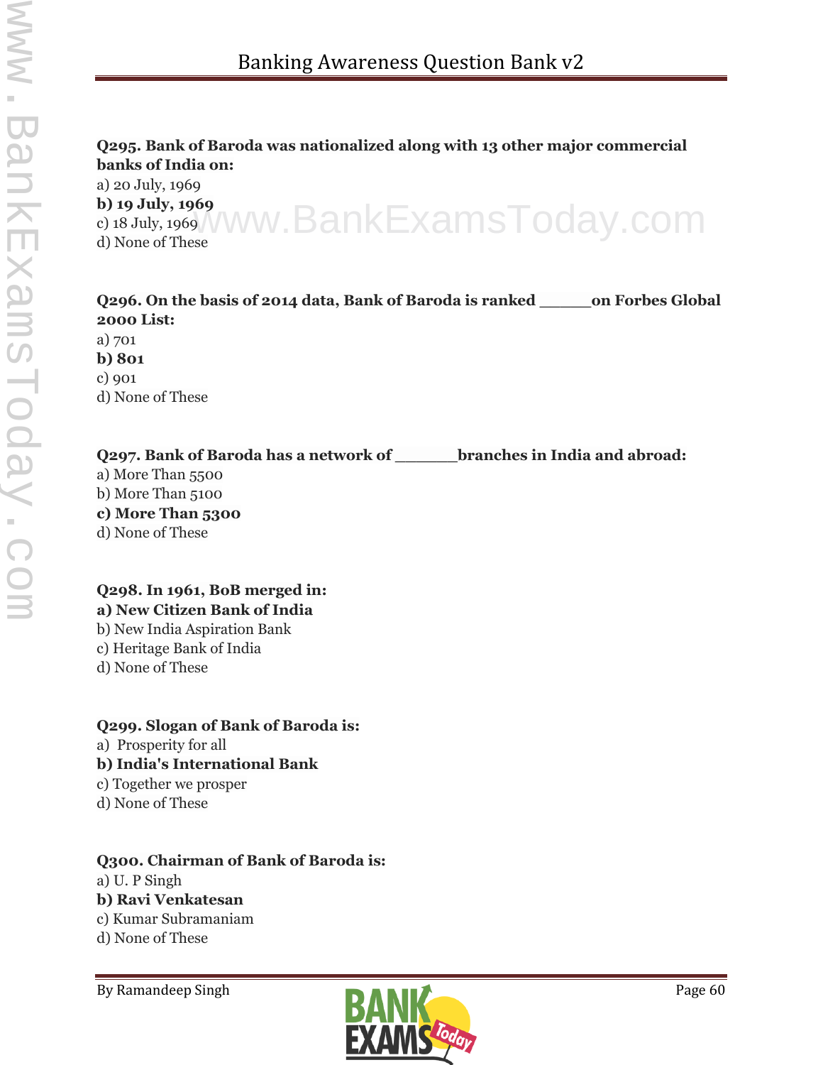**Q295. Bank of Baroda was nationalized along with 13 other major commercial banks of India on:**

a) 20 July, 1969

**b) 19 July, 1969**

c) 18 July, 1969

d) None of These

**Q296. On the basis of 2014 data, Bank of Baroda is ranked _____on Forbes Global 2000 List:**

a) 701

**b) 801**

c) 901

d) None of These

**Q297. Bank of Baroda has a network of ______branches in India and abroad:**

a) More Than 5500

b) More Than 5100

**c) More Than 5300**

d) None of These

**Q298. In 1961, BoB merged in:**

**a) New Citizen Bank of India**

b) New India Aspiration Bank

c) Heritage Bank of India

d) None of These

**Q299. Slogan of Bank of Baroda is:**

a) Prosperity for all

**b) India's International Bank**

c) Together we prosper

d) None of These

**Q300. Chairman of Bank of Baroda is:**

a) U. P Singh

**b) Ravi Venkatesan**

c) Kumar Subramaniam

d) None of These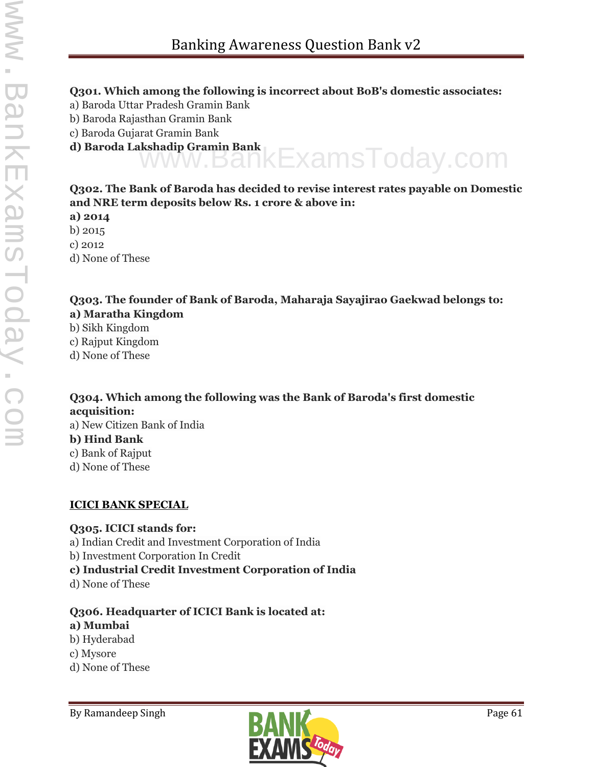**Q301. Which among the following is incorrect about BoB's domestic associates:**

a) Baroda Uttar Pradesh Gramin Bank
b) Baroda Rajasthan Gramin Bank
c) Baroda Gujarat Gramin Bank
**d) Baroda Lakshadip Gramin Bank**

**Q302. The Bank of Baroda has decided to revise interest rates payable on Domestic and NRE term deposits below Rs. 1 crore & above in:**

**a) 2014**
b) 2015
c) 2012
d) None of These

**Q303. The founder of Bank of Baroda, Maharaja Sayajirao Gaekwad belongs to:**

**a) Maratha Kingdom**
b) Sikh Kingdom
c) Rajput Kingdom
d) None of These

**Q304. Which among the following was the Bank of Baroda's first domestic acquisition:**

a) New Citizen Bank of India
**b) Hind Bank**
c) Bank of Rajput
d) None of These

**ICICI BANK SPECIAL**

**Q305. ICICI stands for:**

a) Indian Credit and Investment Corporation of India
b) Investment Corporation In Credit
**c) Industrial Credit Investment Corporation of India**
d) None of These

**Q306. Headquarter of ICICI Bank is located at:**

**a) Mumbai**
b) Hyderabad
c) Mysore
d) None of These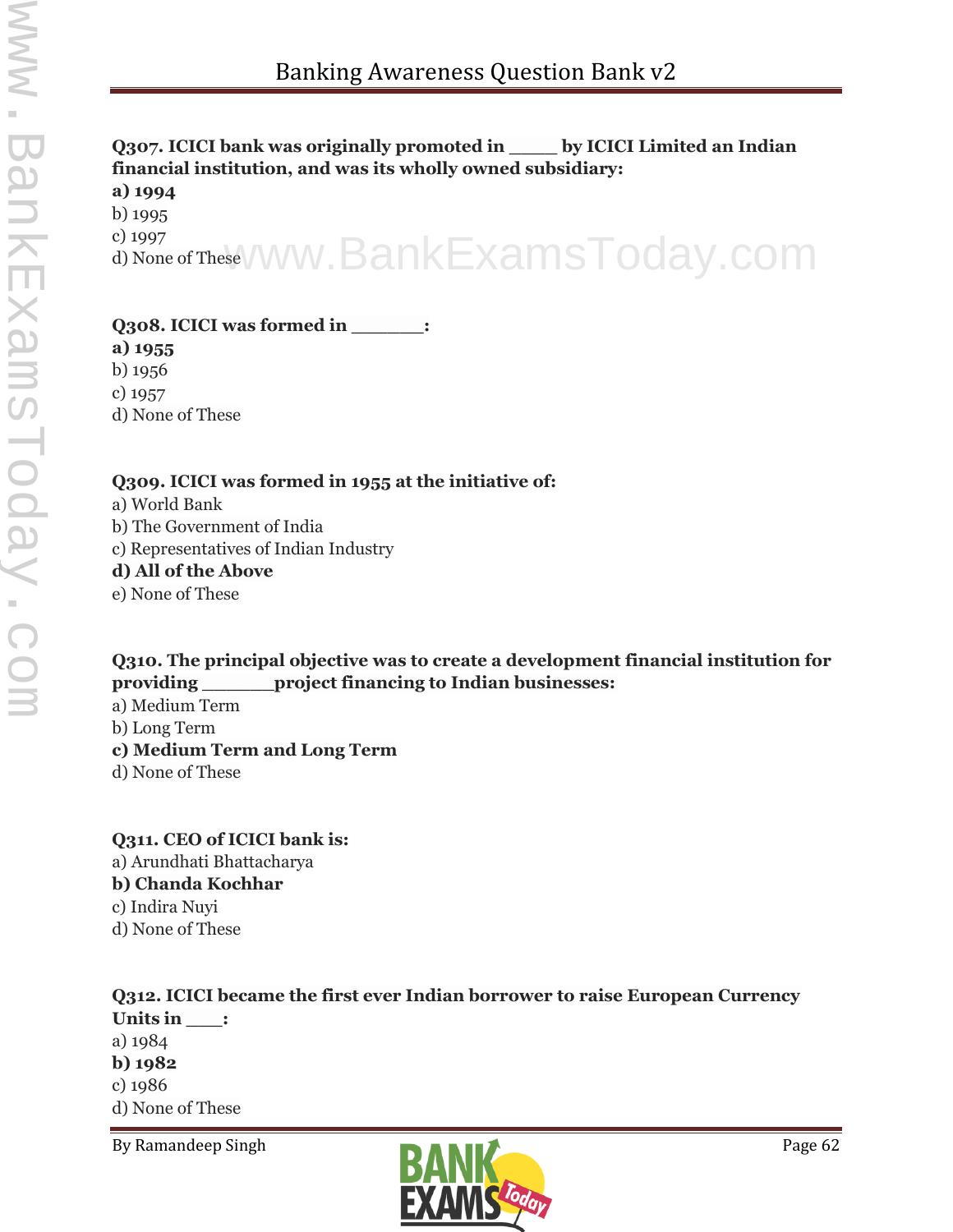**Q307. ICICI bank was originally promoted in _____ by ICICI Limited an Indian financial institution, and was its wholly owned subsidiary:**
**a) 1994**
b) 1995
c) 1997
d) None of These

**Q308. ICICI was formed in _______:**
**a) 1955**
b) 1956
c) 1957
d) None of These

**Q309. ICICI was formed in 1955 at the initiative of:**
a) World Bank
b) The Government of India
c) Representatives of Indian Industry
**d) All of the Above**
e) None of These

**Q310. The principal objective was to create a development financial institution for providing _______project financing to Indian businesses:**
a) Medium Term
b) Long Term
**c) Medium Term and Long Term**
d) None of These

**Q311. CEO of ICICI bank is:**
a) Arundhati Bhattacharya
**b) Chanda Kochhar**
c) Indira Nuyi
d) None of These

**Q312. ICICI became the first ever Indian borrower to raise European Currency Units in ____:**
a) 1984
**b) 1982**
c) 1986
d) None of These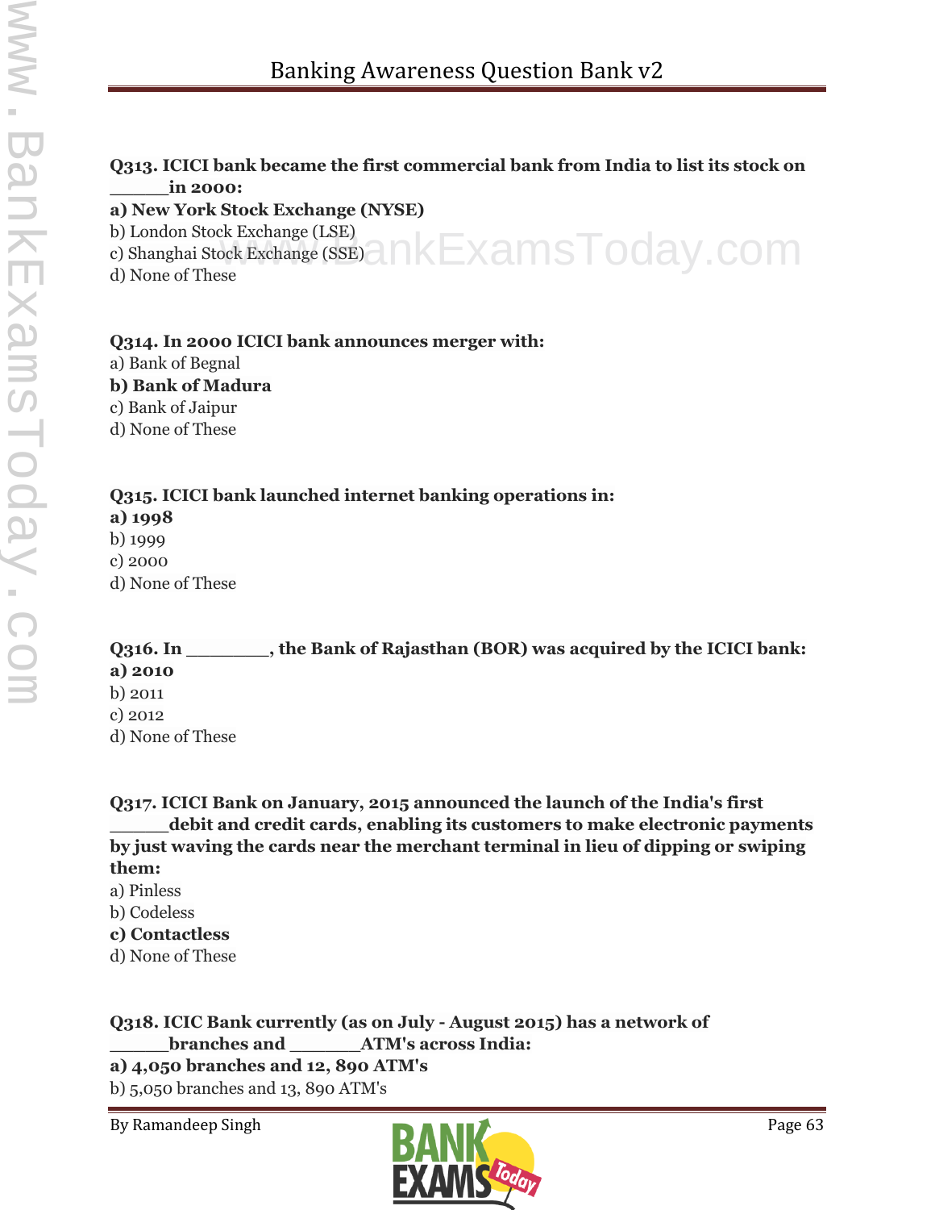**Q313. ICICI bank became the first commercial bank from India to list its stock on _____in 2000:**

**a) New York Stock Exchange (NYSE)**

b) London Stock Exchange (LSE)

c) Shanghai Stock Exchange (SSE)

d) None of These

**Q314. In 2000 ICICI bank announces merger with:**

a) Bank of Begnal

**b) Bank of Madura**

c) Bank of Jaipur

d) None of These

**Q315. ICICI bank launched internet banking operations in:**

**a) 1998**

b) 1999

c) 2000

d) None of These

**Q316. In _______, the Bank of Rajasthan (BOR) was acquired by the ICICI bank:**

**a) 2010**

b) 2011

c) 2012

d) None of These

**Q317. ICICI Bank on January, 2015 announced the launch of the India's first _____debit and credit cards, enabling its customers to make electronic payments by just waving the cards near the merchant terminal in lieu of dipping or swiping them:**

a) Pinless

b) Codeless

**c) Contactless**

d) None of These

**Q318. ICIC Bank currently (as on July - August 2015) has a network of _____branches and ______ATM's across India:**

**a) 4,050 branches and 12, 890 ATM's**

b) 5,050 branches and 13, 890 ATM's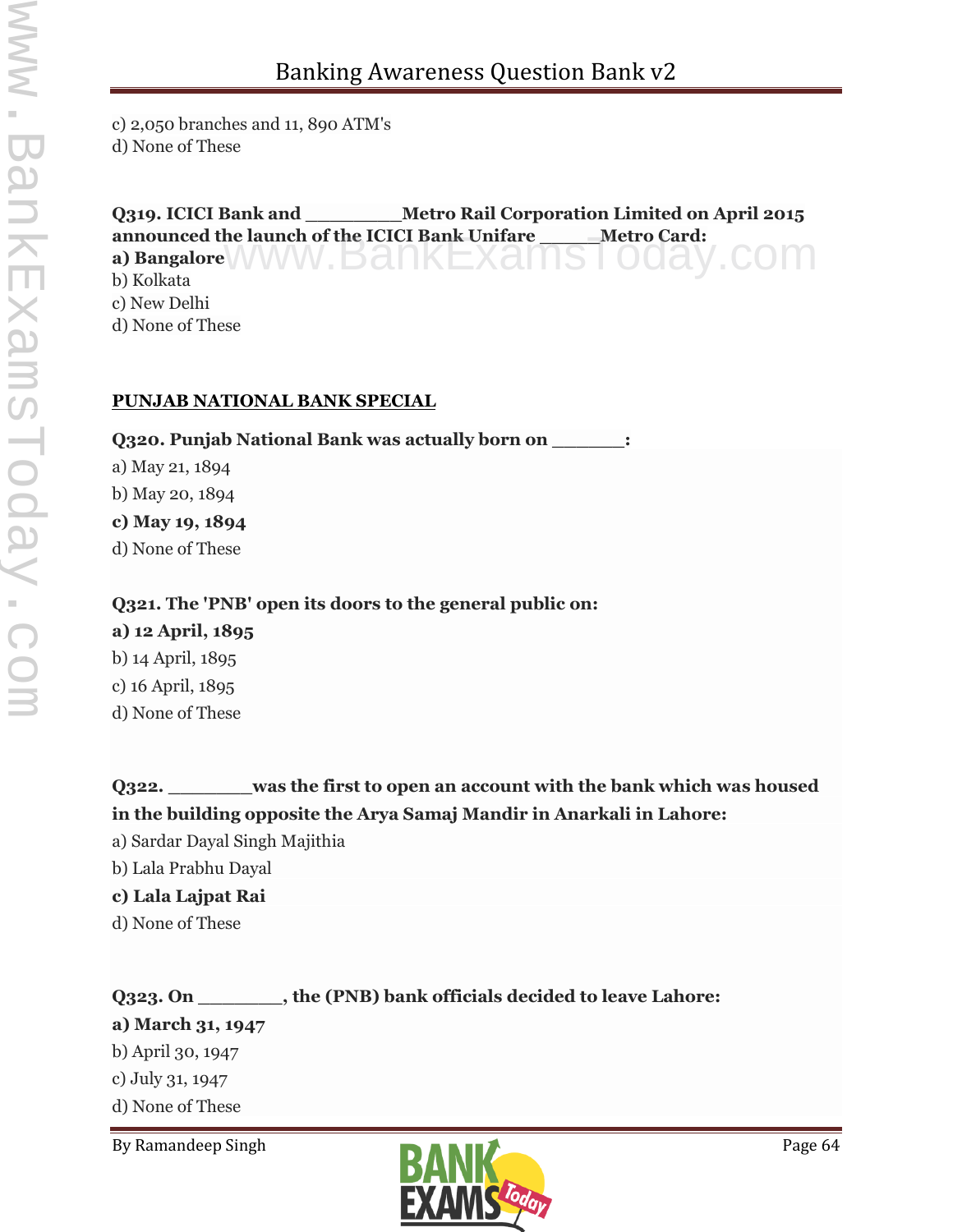c) 2,050 branches and 11, 890 ATM's

d) None of These

**Q319. ICICI Bank and _________Metro Rail Corporation Limited on April 2015 announced the launch of the ICICI Bank Unifare _____Metro Card:**

**a) Bangalore**

b) Kolkata

c) New Delhi

d) None of These

**PUNJAB NATIONAL BANK SPECIAL**

**Q320. Punjab National Bank was actually born on _______:**

a) May 21, 1894

b) May 20, 1894

**c) May 19, 1894**

d) None of These

**Q321. The 'PNB' open its doors to the general public on:**

**a) 12 April, 1895**

b) 14 April, 1895

c) 16 April, 1895

d) None of These

**Q322. ________was the first to open an account with the bank which was housed in the building opposite the Arya Samaj Mandir in Anarkali in Lahore:**

a) Sardar Dayal Singh Majithia

b) Lala Prabhu Dayal

**c) Lala Lajpat Rai**

d) None of These

**Q323. On ________, the (PNB) bank officials decided to leave Lahore:**

**a) March 31, 1947**

b) April 30, 1947

c) July 31, 1947

d) None of These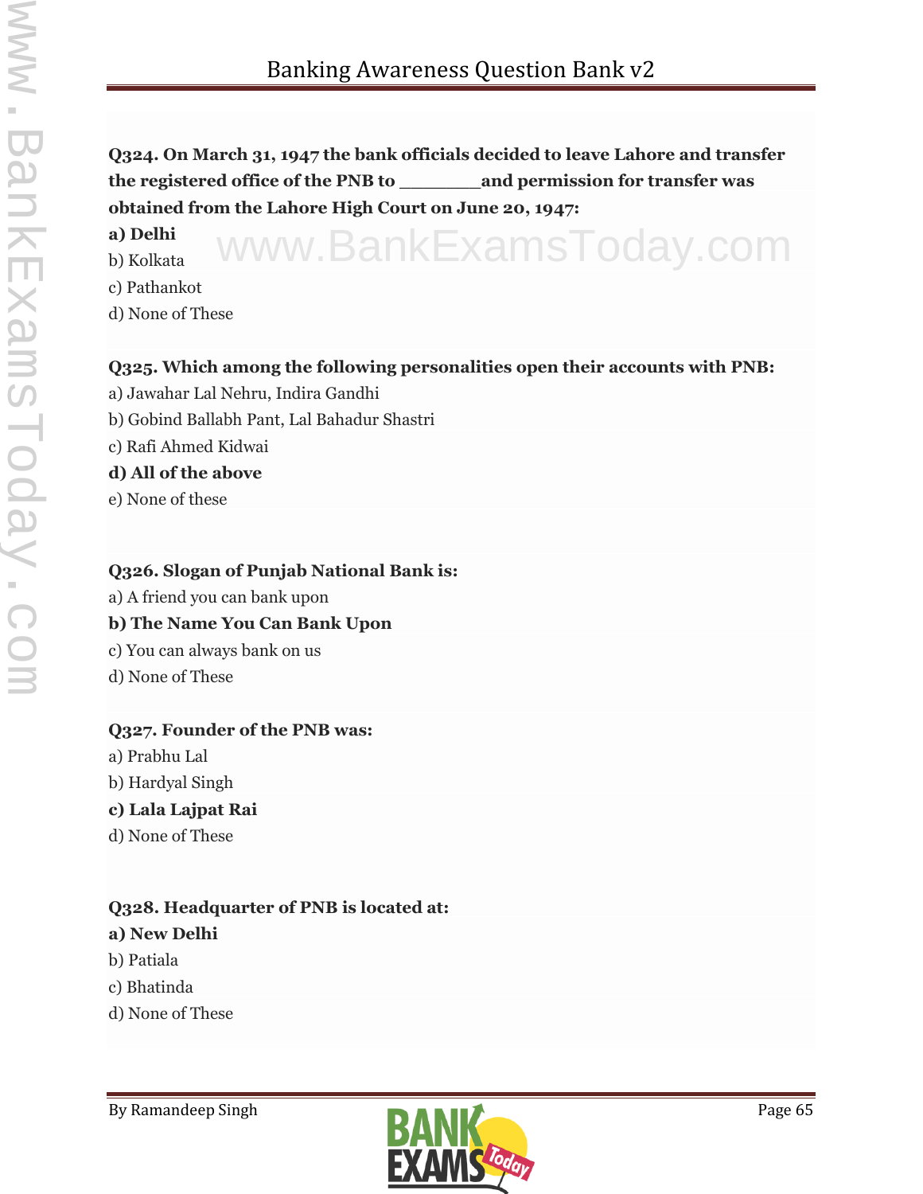**Q324. On March 31, 1947 the bank officials decided to leave Lahore and transfer the registered office of the PNB to ________and permission for transfer was obtained from the Lahore High Court on June 20, 1947:**

**a) Delhi**

b) Kolkata

c) Pathankot

d) None of These

**Q325. Which among the following personalities open their accounts with PNB:**

a) Jawahar Lal Nehru, Indira Gandhi

b) Gobind Ballabh Pant, Lal Bahadur Shastri

c) Rafi Ahmed Kidwai

**d) All of the above**

e) None of these

**Q326. Slogan of Punjab National Bank is:**

a) A friend you can bank upon

**b) The Name You Can Bank Upon**

c) You can always bank on us

d) None of These

**Q327. Founder of the PNB was:**

a) Prabhu Lal

b) Hardyal Singh

**c) Lala Lajpat Rai**

d) None of These

**Q328. Headquarter of PNB is located at:**

**a) New Delhi**

b) Patiala

c) Bhatinda

d) None of These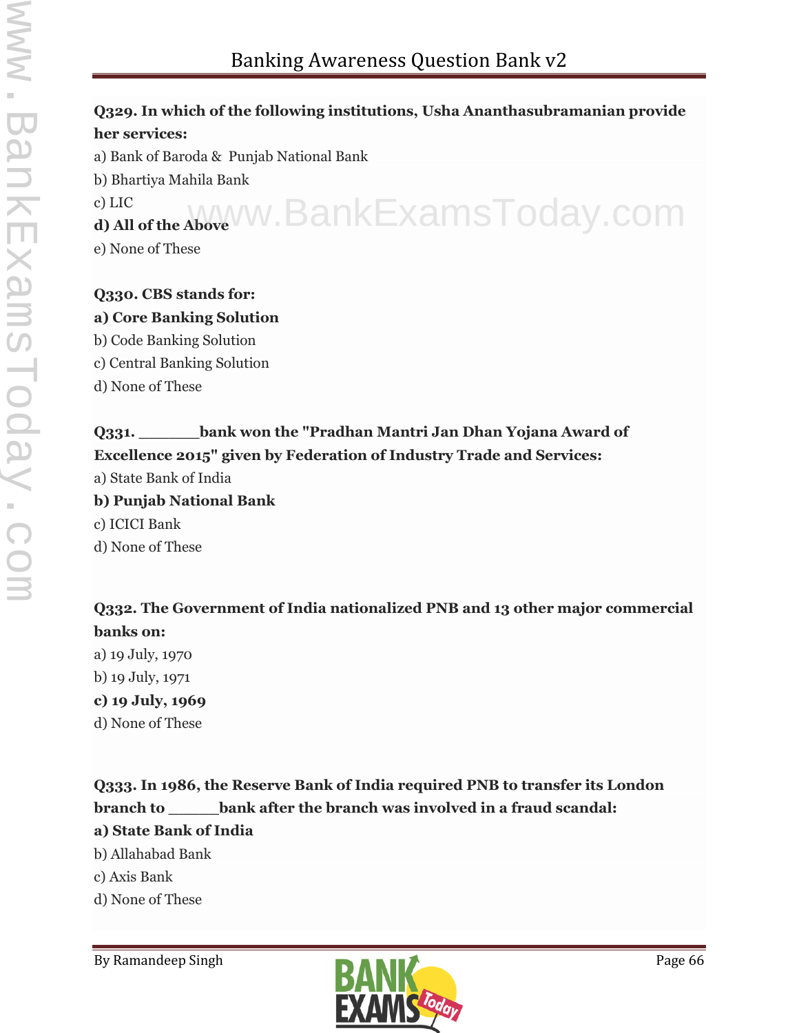**Q329. In which of the following institutions, Usha Ananthasubramanian provide her services:**

a) Bank of Baroda & Punjab National Bank

b) Bhartiya Mahila Bank

c) LIC

**d) All of the Above**

e) None of These

**Q330. CBS stands for:**

**a) Core Banking Solution**

b) Code Banking Solution

c) Central Banking Solution

d) None of These

**Q331. ______bank won the "Pradhan Mantri Jan Dhan Yojana Award of Excellence 2015" given by Federation of Industry Trade and Services:**

a) State Bank of India

**b) Punjab National Bank**

c) ICICI Bank

d) None of These

**Q332. The Government of India nationalized PNB and 13 other major commercial banks on:**

a) 19 July, 1970

b) 19 July, 1971

**c) 19 July, 1969**

d) None of These

**Q333. In 1986, the Reserve Bank of India required PNB to transfer its London branch to _____bank after the branch was involved in a fraud scandal:**

**a) State Bank of India**

b) Allahabad Bank

c) Axis Bank

d) None of These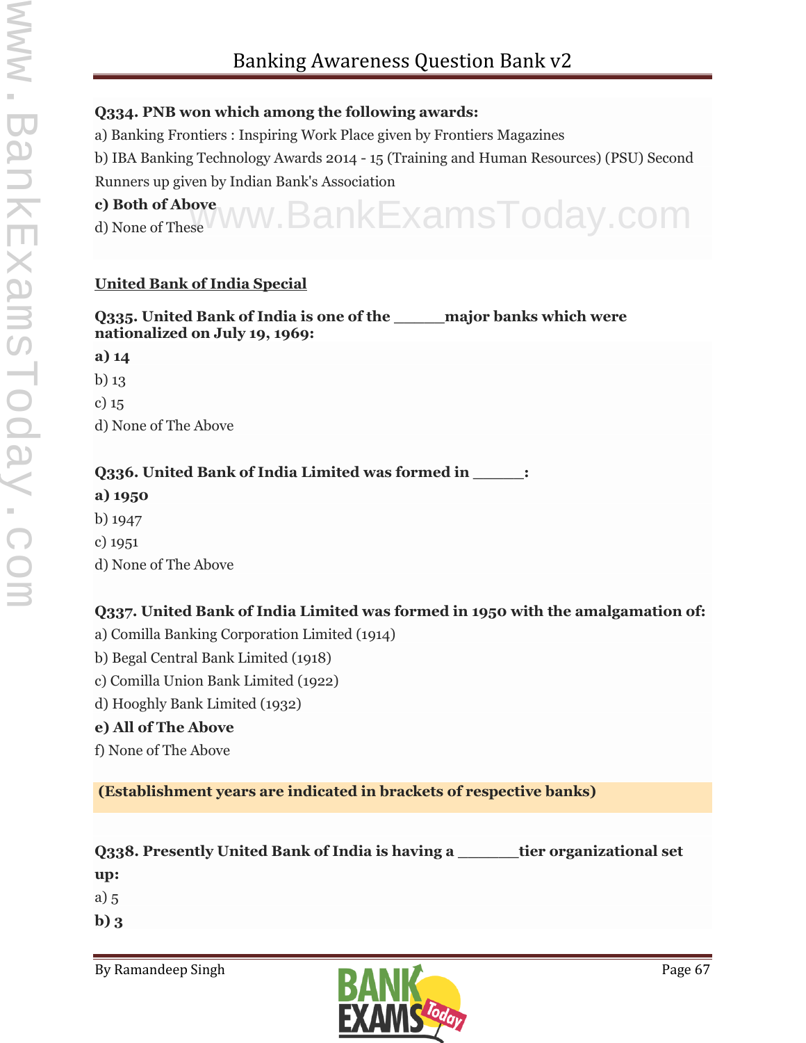**Q334. PNB won which among the following awards:**

a) Banking Frontiers : Inspiring Work Place given by Frontiers Magazines

b) IBA Banking Technology Awards 2014 - 15 (Training and Human Resources) (PSU) Second Runners up given by Indian Bank's Association

**c) Both of Above**

d) None of These

<u>**United Bank of India Special**</u>

**Q335. United Bank of India is one of the _____major banks which were nationalized on July 19, 1969:**

**a) 14**

b) 13

c) 15

d) None of The Above

**Q336. United Bank of India Limited was formed in _____:**

**a) 1950**

b) 1947

c) 1951

d) None of The Above

**Q337. United Bank of India Limited was formed in 1950 with the amalgamation of:**

a) Comilla Banking Corporation Limited (1914)

b) Begal Central Bank Limited (1918)

c) Comilla Union Bank Limited (1922)

d) Hooghly Bank Limited (1932)

**e) All of The Above**

f) None of The Above

**(Establishment years are indicated in brackets of respective banks)**

**Q338. Presently United Bank of India is having a ______tier organizational set up:**

a) 5

**b) 3**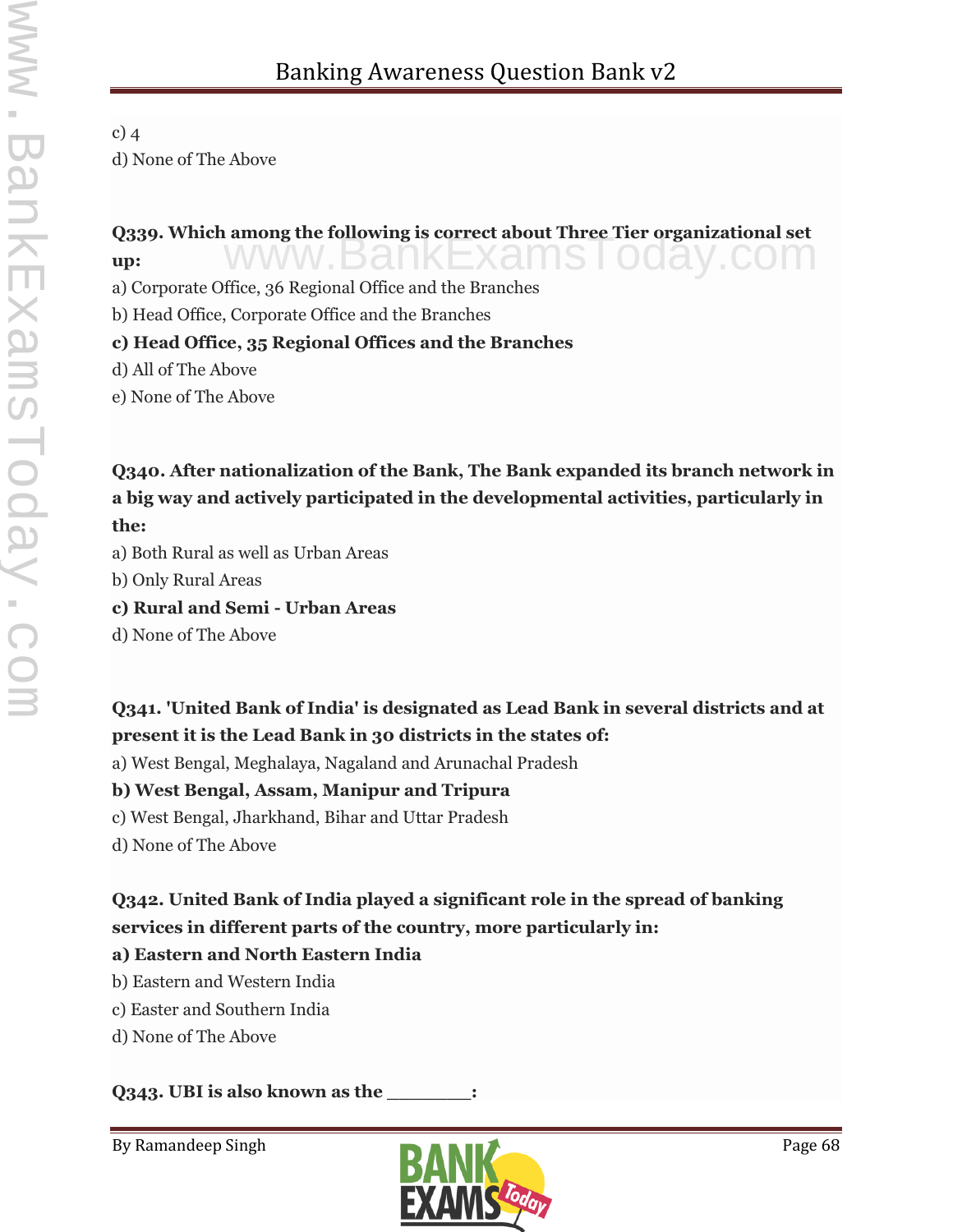c) 4

d) None of The Above

**Q339. Which among the following is correct about Three Tier organizational set up:**

a) Corporate Office, 36 Regional Office and the Branches

b) Head Office, Corporate Office and the Branches

**c) Head Office, 35 Regional Offices and the Branches**

d) All of The Above

e) None of The Above

**Q340. After nationalization of the Bank, The Bank expanded its branch network in a big way and actively participated in the developmental activities, particularly in the:**

a) Both Rural as well as Urban Areas

b) Only Rural Areas

**c) Rural and Semi - Urban Areas**

d) None of The Above

**Q341. 'United Bank of India' is designated as Lead Bank in several districts and at present it is the Lead Bank in 30 districts in the states of:**

a) West Bengal, Meghalaya, Nagaland and Arunachal Pradesh

**b) West Bengal, Assam, Manipur and Tripura**

c) West Bengal, Jharkhand, Bihar and Uttar Pradesh

d) None of The Above

**Q342. United Bank of India played a significant role in the spread of banking services in different parts of the country, more particularly in:**

**a) Eastern and North Eastern India**

b) Eastern and Western India

c) Easter and Southern India

d) None of The Above

**Q343. UBI is also known as the ________:**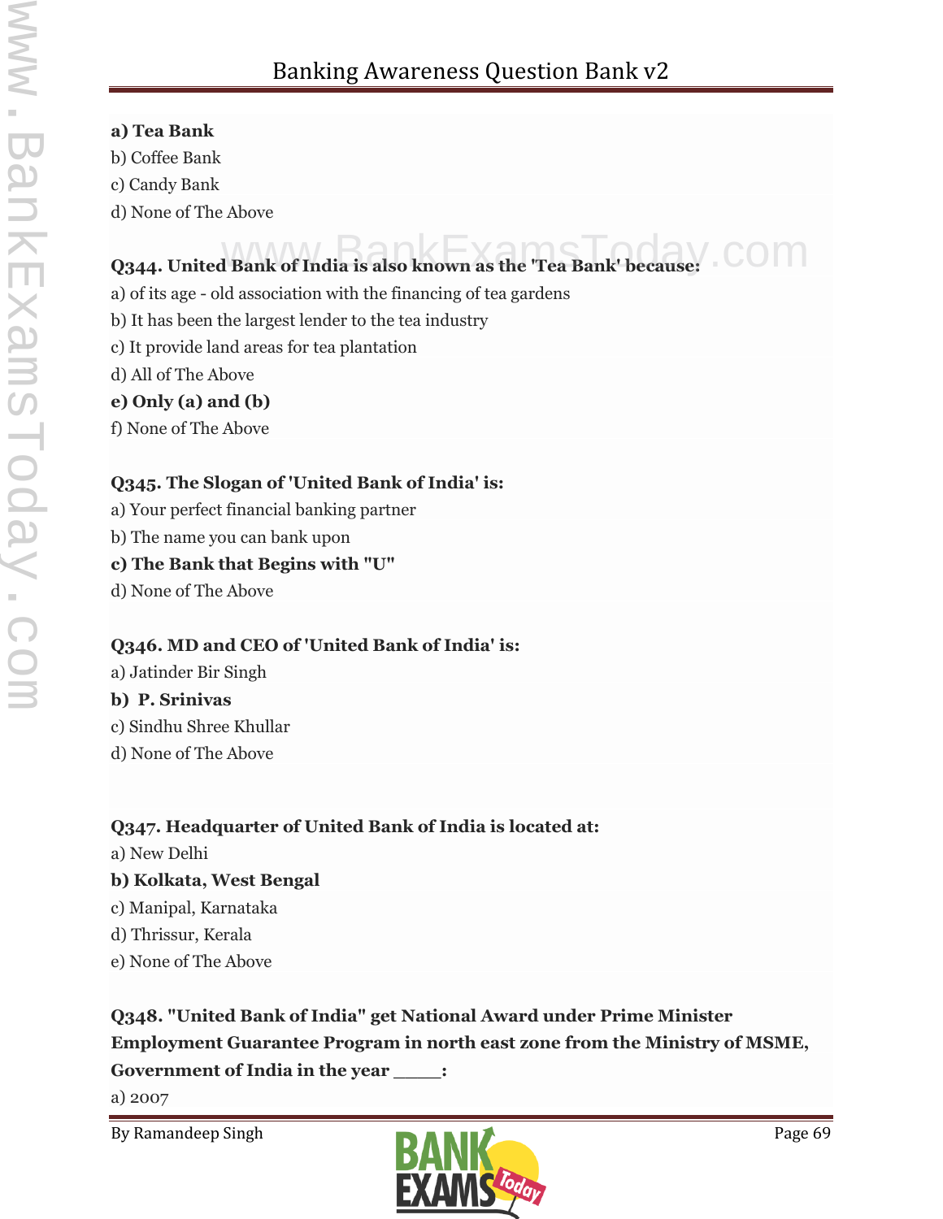**a) Tea Bank**
b) Coffee Bank
c) Candy Bank
d) None of The Above

**Q344. United Bank of India is also known as the 'Tea Bank' because:**
a) of its age - old association with the financing of tea gardens
b) It has been the largest lender to the tea industry
c) It provide land areas for tea plantation
d) All of The Above
**e) Only (a) and (b)**
f) None of The Above

**Q345. The Slogan of 'United Bank of India' is:**
a) Your perfect financial banking partner
b) The name you can bank upon
**c) The Bank that Begins with "U"**
d) None of The Above

**Q346. MD and CEO of 'United Bank of India' is:**
a) Jatinder Bir Singh
**b) P. Srinivas**
c) Sindhu Shree Khullar
d) None of The Above

**Q347. Headquarter of United Bank of India is located at:**
a) New Delhi
**b) Kolkata, West Bengal**
c) Manipal, Karnataka
d) Thrissur, Kerala
e) None of The Above

**Q348. "United Bank of India" get National Award under Prime Minister Employment Guarantee Program in north east zone from the Ministry of MSME, Government of India in the year _____:**
a) 2007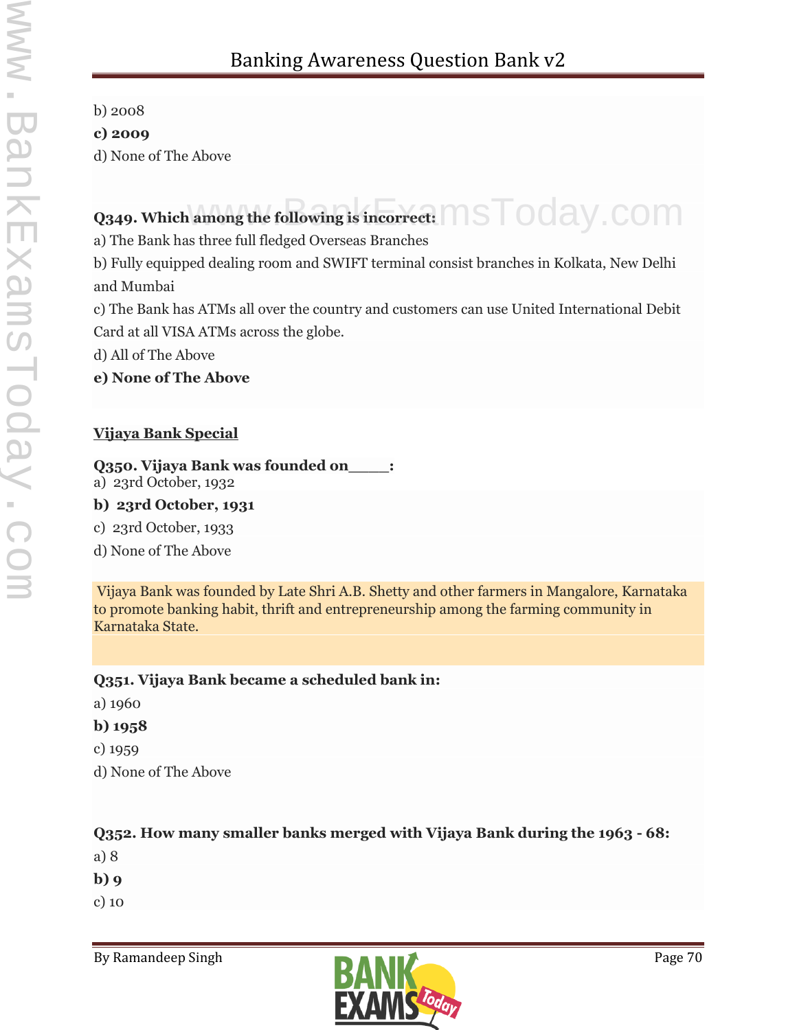b) 2008

**c) 2009**

d) None of The Above

**Q349. Which among the following is incorrect:**

a) The Bank has three full fledged Overseas Branches

b) Fully equipped dealing room and SWIFT terminal consist branches in Kolkata, New Delhi and Mumbai

c) The Bank has ATMs all over the country and customers can use United International Debit Card at all VISA ATMs across the globe.

d) All of The Above

**e) None of The Above**

## Vijaya Bank Special

**Q350. Vijaya Bank was founded on____:**

a) 23rd October, 1932

**b) 23rd October, 1931**

c) 23rd October, 1933

d) None of The Above

Vijaya Bank was founded by Late Shri A.B. Shetty and other farmers in Mangalore, Karnataka to promote banking habit, thrift and entrepreneurship among the farming community in Karnataka State.

**Q351. Vijaya Bank became a scheduled bank in:**

a) 1960

**b) 1958**

c) 1959

d) None of The Above

**Q352. How many smaller banks merged with Vijaya Bank during the 1963 - 68:**

a) 8

**b) 9**

c) 10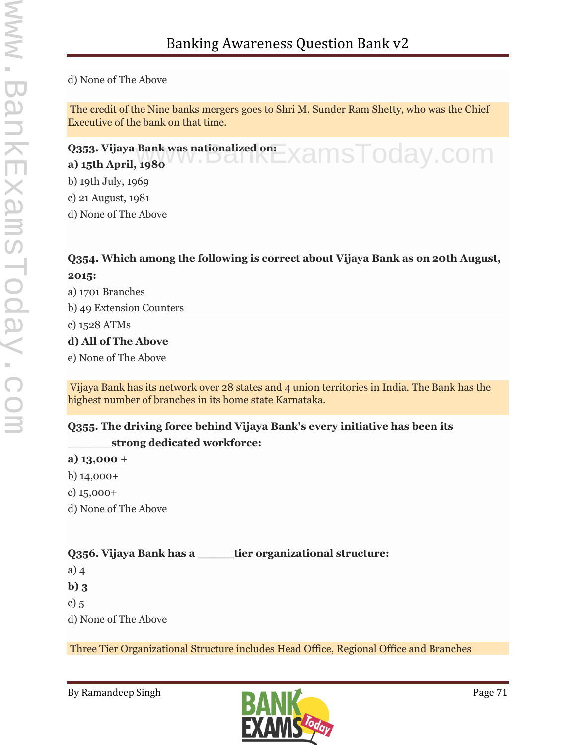d) None of The Above

The credit of the Nine banks mergers goes to Shri M. Sunder Ram Shetty, who was the Chief Executive of the bank on that time.

**Q353. Vijaya Bank was nationalized on:**

**a) 15th April, 1980**

b) 19th July, 1969

c) 21 August, 1981

d) None of The Above

**Q354. Which among the following is correct about Vijaya Bank as on 20th August, 2015:**

a) 1701 Branches

b) 49 Extension Counters

c) 1528 ATMs

**d) All of The Above**

e) None of The Above

Vijaya Bank has its network over 28 states and 4 union territories in India. The Bank has the highest number of branches in its home state Karnataka.

**Q355. The driving force behind Vijaya Bank's every initiative has been its ______strong dedicated workforce:**

**a) 13,000 +**

b) 14,000+

c) 15,000+

d) None of The Above

**Q356. Vijaya Bank has a _____tier organizational structure:**

a) 4

**b) 3**

c) 5

d) None of The Above

Three Tier Organizational Structure includes Head Office, Regional Office and Branches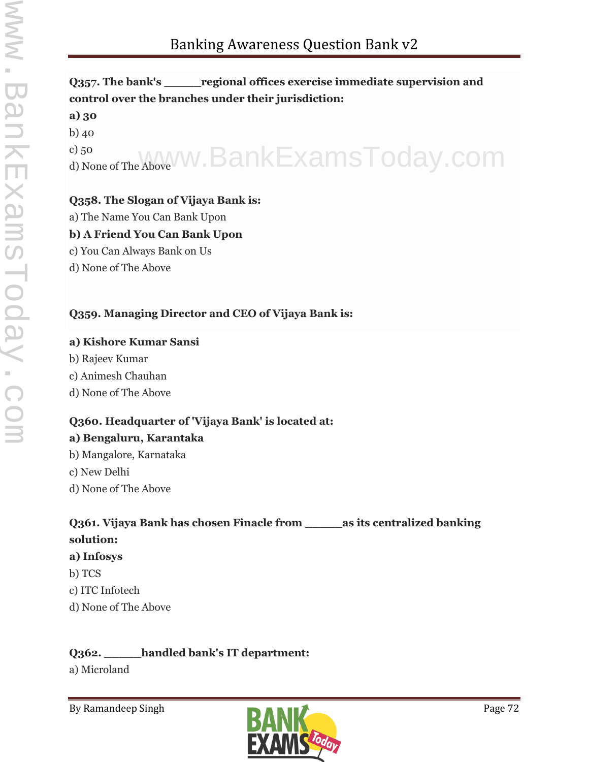**Q357. The bank's ______regional offices exercise immediate supervision and control over the branches under their jurisdiction:**

**a) 30**

b) 40

c) 50

d) None of The Above

**Q358. The Slogan of Vijaya Bank is:**

a) The Name You Can Bank Upon

**b) A Friend You Can Bank Upon**

c) You Can Always Bank on Us

d) None of The Above

**Q359. Managing Director and CEO of Vijaya Bank is:**

**a) Kishore Kumar Sansi**

b) Rajeev Kumar

c) Animesh Chauhan

d) None of The Above

**Q360. Headquarter of 'Vijaya Bank' is located at:**

**a) Bengaluru, Karantaka**

b) Mangalore, Karnataka

c) New Delhi

d) None of The Above

**Q361. Vijaya Bank has chosen Finacle from ______as its centralized banking solution:**

**a) Infosys**

b) TCS

c) ITC Infotech

d) None of The Above

**Q362. ______handled bank's IT department:**

a) Microland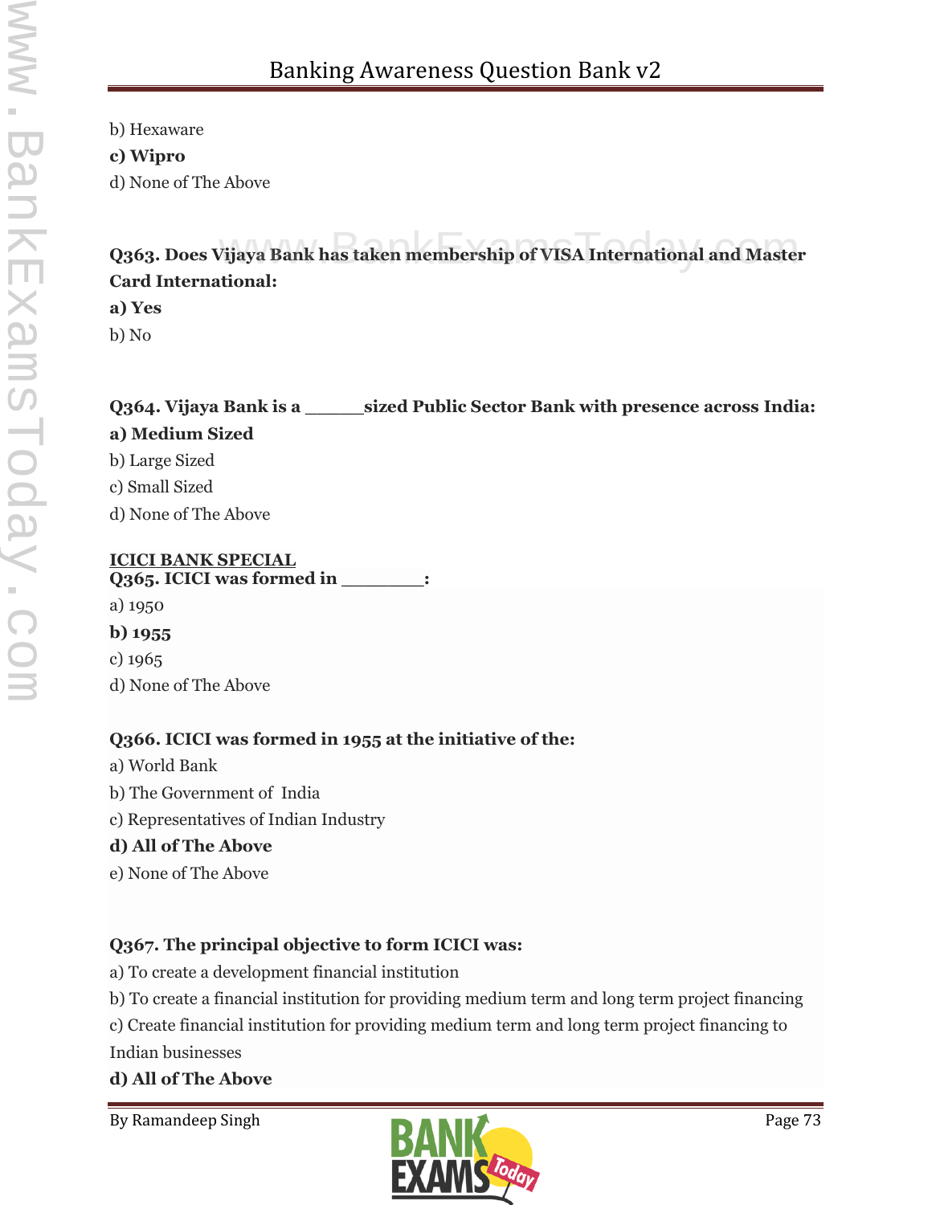b) Hexaware

**c) Wipro**

d) None of The Above

**Q363. Does Vijaya Bank has taken membership of VISA International and Master Card International:**

**a) Yes**

b) No

**Q364. Vijaya Bank is a ______sized Public Sector Bank with presence across India:**

**a) Medium Sized**

b) Large Sized

c) Small Sized

d) None of The Above

**ICICI BANK SPECIAL**

**Q365. ICICI was formed in ________:**

a) 1950

**b) 1955**

c) 1965

d) None of The Above

**Q366. ICICI was formed in 1955 at the initiative of the:**

a) World Bank

b) The Government of India

c) Representatives of Indian Industry

**d) All of The Above**

e) None of The Above

**Q367. The principal objective to form ICICI was:**

a) To create a development financial institution

b) To create a financial institution for providing medium term and long term project financing

c) Create financial institution for providing medium term and long term project financing to Indian businesses

**d) All of The Above**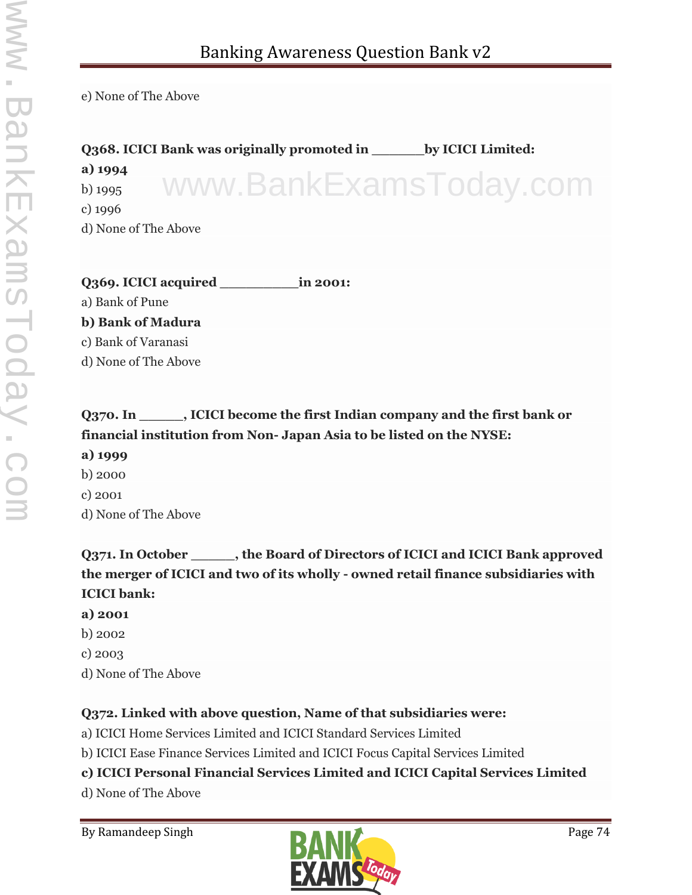e) None of The Above

**Q368. ICICI Bank was originally promoted in _______by ICICI Limited:**

**a) 1994**

b) 1995

c) 1996

d) None of The Above

**Q369. ICICI acquired __________in 2001:**

a) Bank of Pune

**b) Bank of Madura**

c) Bank of Varanasi

d) None of The Above

**Q370. In ______, ICICI become the first Indian company and the first bank or financial institution from Non- Japan Asia to be listed on the NYSE:**

**a) 1999**

b) 2000

c) 2001

d) None of The Above

**Q371. In October ______, the Board of Directors of ICICI and ICICI Bank approved the merger of ICICI and two of its wholly - owned retail finance subsidiaries with ICICI bank:**

**a) 2001**

b) 2002

c) 2003

d) None of The Above

**Q372. Linked with above question, Name of that subsidiaries were:**

a) ICICI Home Services Limited and ICICI Standard Services Limited

b) ICICI Ease Finance Services Limited and ICICI Focus Capital Services Limited

**c) ICICI Personal Financial Services Limited and ICICI Capital Services Limited**

d) None of The Above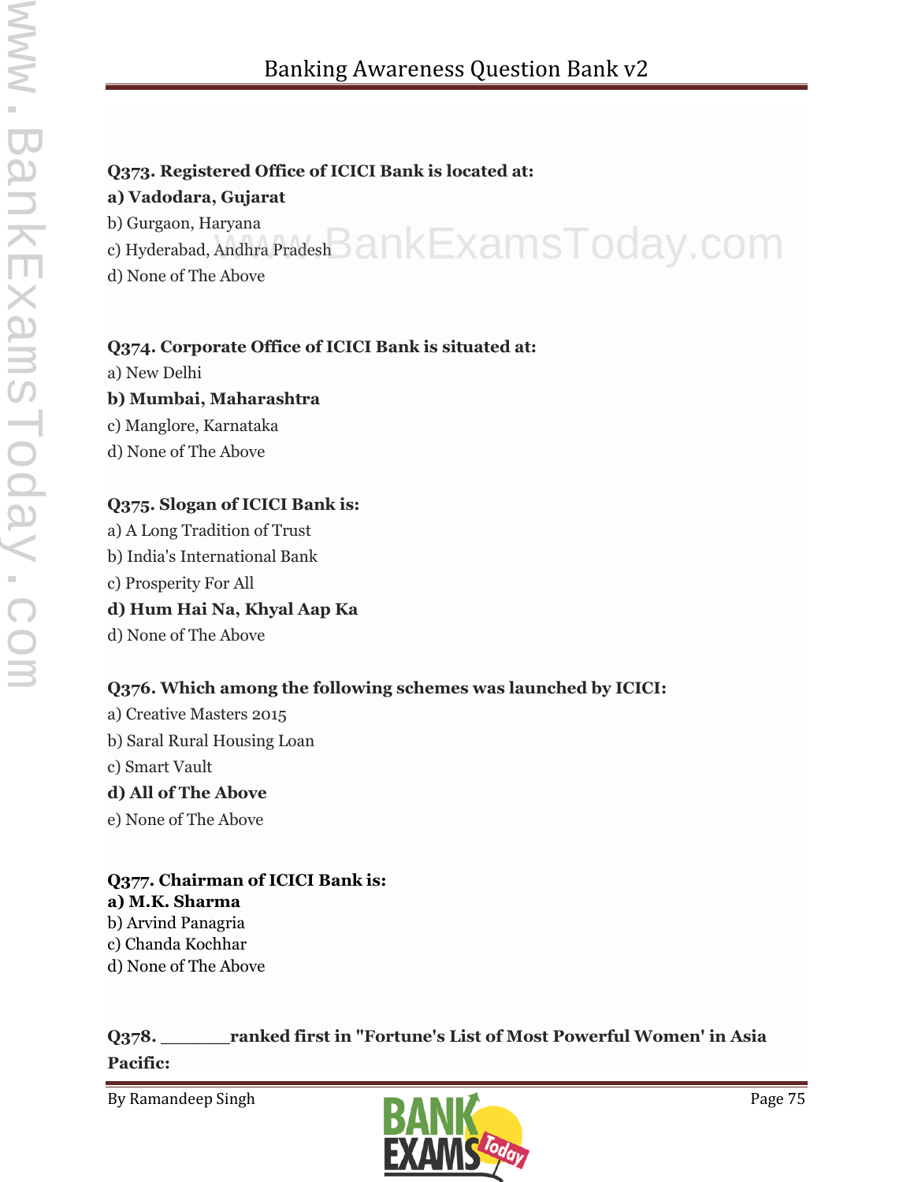**Q373. Registered Office of ICICI Bank is located at:**

**a) Vadodara, Gujarat**

b) Gurgaon, Haryana

c) Hyderabad, Andhra Pradesh

d) None of The Above

**Q374. Corporate Office of ICICI Bank is situated at:**

a) New Delhi

**b) Mumbai, Maharashtra**

c) Manglore, Karnataka

d) None of The Above

**Q375. Slogan of ICICI Bank is:**

a) A Long Tradition of Trust

b) India's International Bank

c) Prosperity For All

**d) Hum Hai Na, Khyal Aap Ka**

d) None of The Above

**Q376. Which among the following schemes was launched by ICICI:**

a) Creative Masters 2015

b) Saral Rural Housing Loan

c) Smart Vault

**d) All of The Above**

e) None of The Above

**Q377. Chairman of ICICI Bank is:**

**a) M.K. Sharma**

b) Arvind Panagria

c) Chanda Kochhar

d) None of The Above

**Q378. ______ranked first in "Fortune's List of Most Powerful Women' in Asia Pacific:**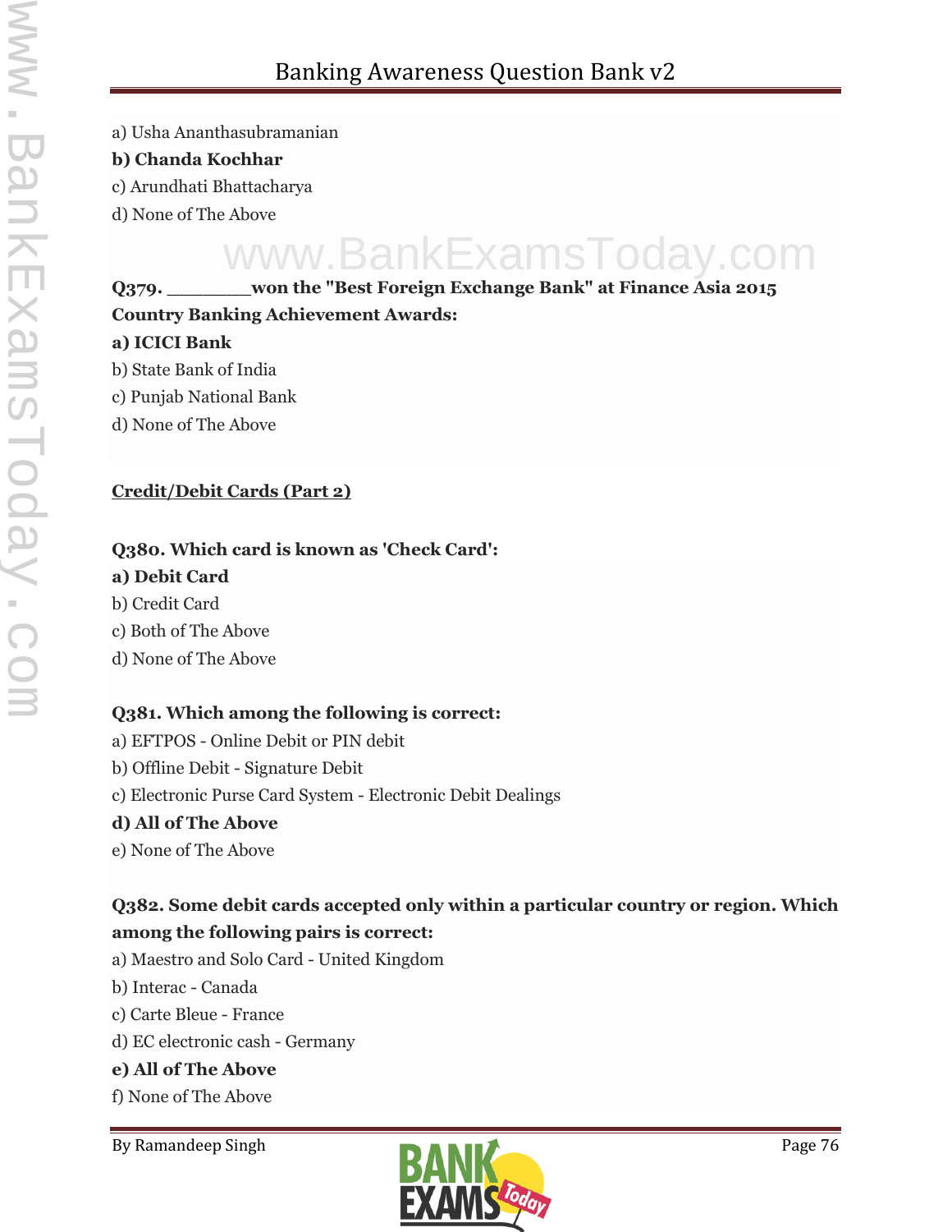a) Usha Ananthasubramanian

**b) Chanda Kochhar**

c) Arundhati Bhattacharya

d) None of The Above

**Q379. ________won the "Best Foreign Exchange Bank" at Finance Asia 2015 Country Banking Achievement Awards:**

**a) ICICI Bank**

b) State Bank of India

c) Punjab National Bank

d) None of The Above

**<u>Credit/Debit Cards (Part 2)</u>**

**Q380. Which card is known as 'Check Card':**

**a) Debit Card**

b) Credit Card

c) Both of The Above

d) None of The Above

**Q381. Which among the following is correct:**

a) EFTPOS - Online Debit or PIN debit

b) Offline Debit - Signature Debit

c) Electronic Purse Card System - Electronic Debit Dealings

**d) All of The Above**

e) None of The Above

**Q382. Some debit cards accepted only within a particular country or region. Which among the following pairs is correct:**

a) Maestro and Solo Card - United Kingdom

b) Interac - Canada

c) Carte Bleue - France

d) EC electronic cash - Germany

**e) All of The Above**

f) None of The Above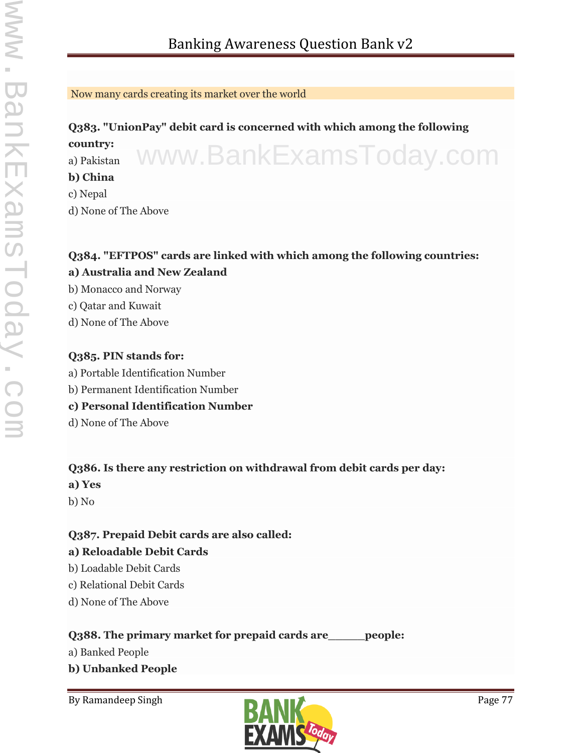Now many cards creating its market over the world

**Q383. "UnionPay" debit card is concerned with which among the following country:**

a) Pakistan

**b) China**

c) Nepal

d) None of The Above

**Q384. "EFTPOS" cards are linked with which among the following countries:**

**a) Australia and New Zealand**

b) Monacco and Norway

c) Qatar and Kuwait

d) None of The Above

**Q385. PIN stands for:**

a) Portable Identification Number

b) Permanent Identification Number

**c) Personal Identification Number**

d) None of The Above

**Q386. Is there any restriction on withdrawal from debit cards per day:**

**a) Yes**

b) No

**Q387. Prepaid Debit cards are also called:**

**a) Reloadable Debit Cards**

b) Loadable Debit Cards

c) Relational Debit Cards

d) None of The Above

**Q388. The primary market for prepaid cards are_____people:**

a) Banked People

**b) Unbanked People**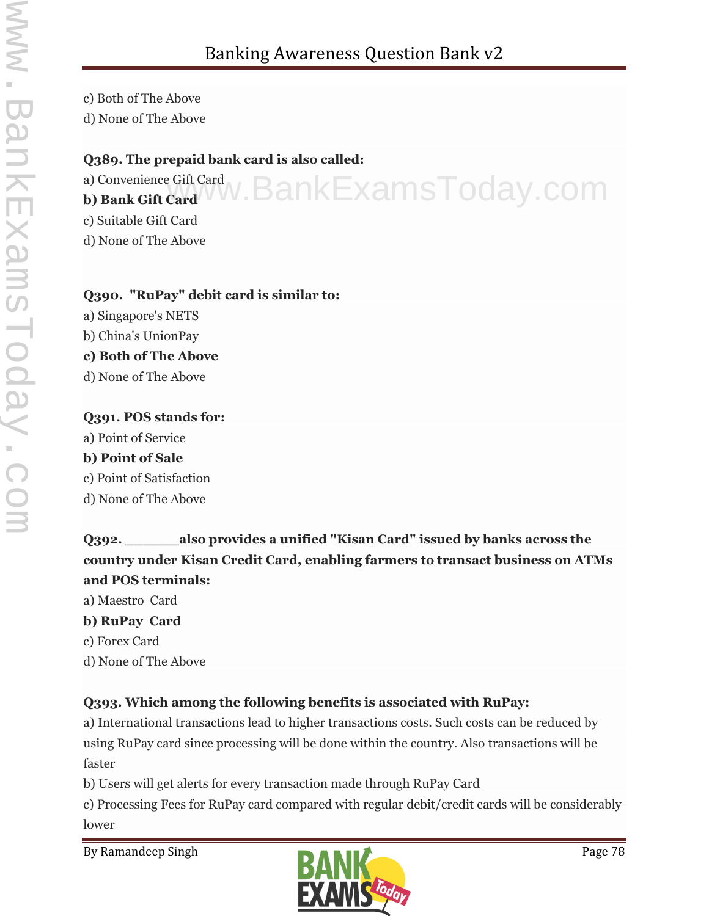c) Both of The Above

d) None of The Above

**Q389. The prepaid bank card is also called:**

a) Convenience Gift Card

**b) Bank Gift Card**

c) Suitable Gift Card

d) None of The Above

**Q390. "RuPay" debit card is similar to:**

a) Singapore's NETS

b) China's UnionPay

**c) Both of The Above**

d) None of The Above

**Q391. POS stands for:**

a) Point of Service

**b) Point of Sale**

c) Point of Satisfaction

d) None of The Above

**Q392. _______also provides a unified "Kisan Card" issued by banks across the country under Kisan Credit Card, enabling farmers to transact business on ATMs and POS terminals:**

a) Maestro Card

**b) RuPay Card**

c) Forex Card

d) None of The Above

**Q393. Which among the following benefits is associated with RuPay:**

a) International transactions lead to higher transactions costs. Such costs can be reduced by using RuPay card since processing will be done within the country. Also transactions will be faster

b) Users will get alerts for every transaction made through RuPay Card

c) Processing Fees for RuPay card compared with regular debit/credit cards will be considerably lower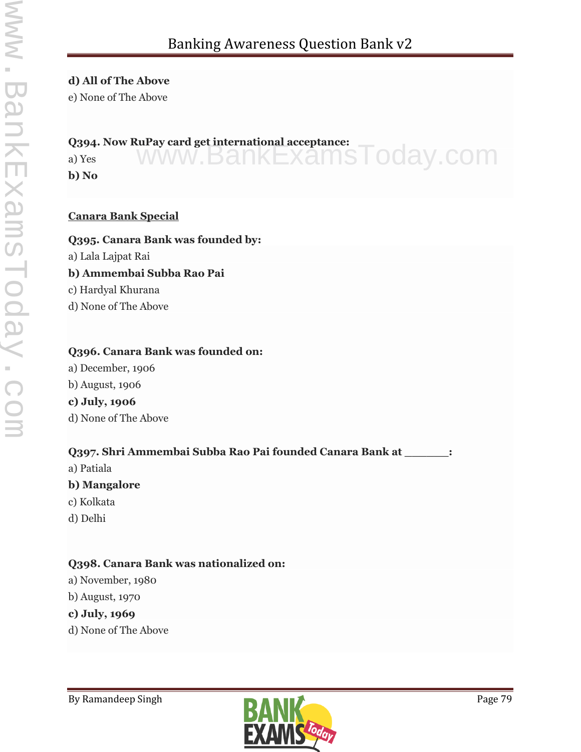**d) All of The Above**

e) None of The Above

**Q394. Now RuPay card get international acceptance:**

a) Yes

**b) No**

## Canara Bank Special

**Q395. Canara Bank was founded by:**

a) Lala Lajpat Rai

**b) Ammembai Subba Rao Pai**

c) Hardyal Khurana

d) None of The Above

**Q396. Canara Bank was founded on:**

a) December, 1906

b) August, 1906

**c) July, 1906**

d) None of The Above

**Q397. Shri Ammembai Subba Rao Pai founded Canara Bank at _______:**

a) Patiala

**b) Mangalore**

c) Kolkata

d) Delhi

**Q398. Canara Bank was nationalized on:**

a) November, 1980

b) August, 1970

**c) July, 1969**

d) None of The Above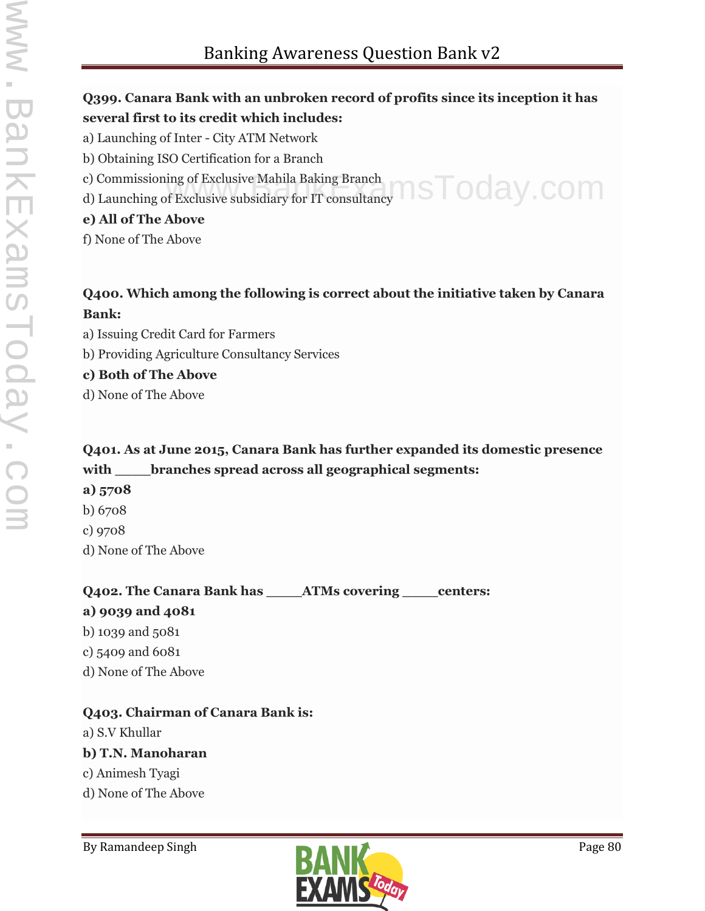**Q399. Canara Bank with an unbroken record of profits since its inception it has several first to its credit which includes:**

a) Launching of Inter - City ATM Network

b) Obtaining ISO Certification for a Branch

c) Commissioning of Exclusive Mahila Baking Branch

d) Launching of Exclusive subsidiary for IT consultancy

**e) All of The Above**

f) None of The Above

**Q400. Which among the following is correct about the initiative taken by Canara Bank:**

a) Issuing Credit Card for Farmers

b) Providing Agriculture Consultancy Services

**c) Both of The Above**

d) None of The Above

**Q401. As at June 2015, Canara Bank has further expanded its domestic presence with \_\_\_\_branches spread across all geographical segments:**

**a) 5708**

b) 6708

c) 9708

d) None of The Above

**Q402. The Canara Bank has \_\_\_\_ATMs covering \_\_\_\_centers:**

**a) 9039 and 4081**

b) 1039 and 5081

c) 5409 and 6081

d) None of The Above

**Q403. Chairman of Canara Bank is:**

a) S.V Khullar

**b) T.N. Manoharan**

c) Animesh Tyagi

d) None of The Above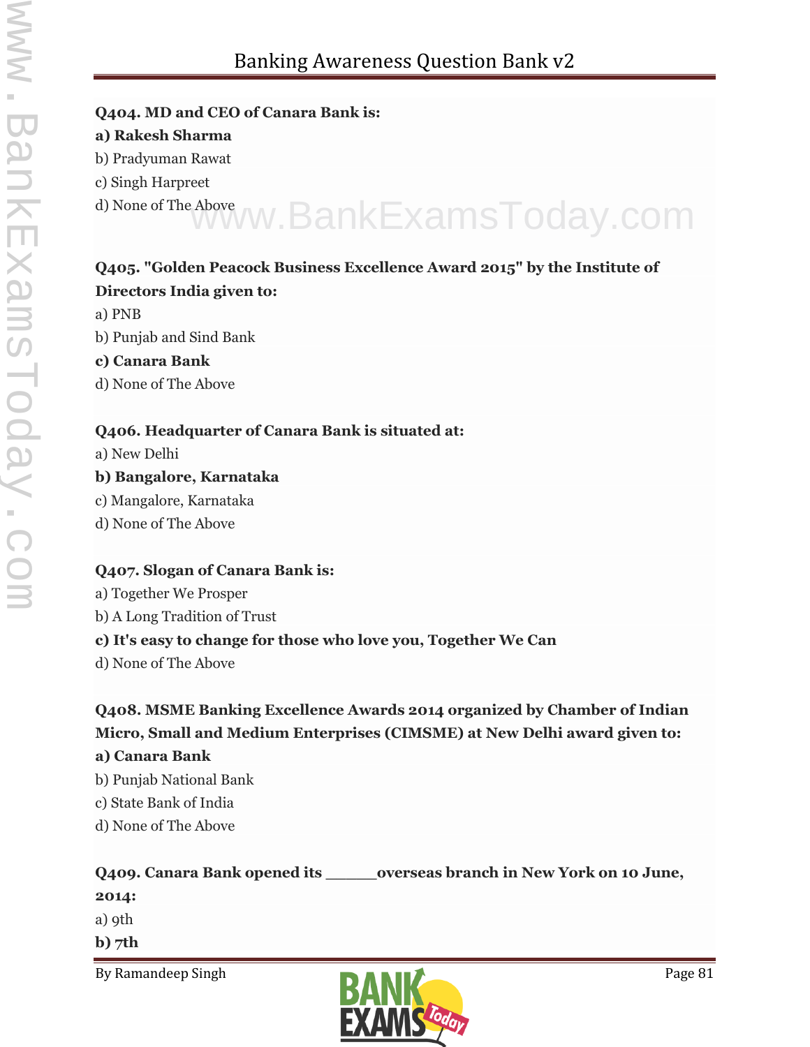**Q404. MD and CEO of Canara Bank is:**

**a) Rakesh Sharma**

b) Pradyuman Rawat

c) Singh Harpreet

d) None of The Above

**Q405. "Golden Peacock Business Excellence Award 2015" by the Institute of Directors India given to:**

a) PNB

b) Punjab and Sind Bank

**c) Canara Bank**

d) None of The Above

**Q406. Headquarter of Canara Bank is situated at:**

a) New Delhi

**b) Bangalore, Karnataka**

c) Mangalore, Karnataka

d) None of The Above

**Q407. Slogan of Canara Bank is:**

a) Together We Prosper

b) A Long Tradition of Trust

**c) It's easy to change for those who love you, Together We Can**

d) None of The Above

**Q408. MSME Banking Excellence Awards 2014 organized by Chamber of Indian Micro, Small and Medium Enterprises (CIMSME) at New Delhi award given to:**

**a) Canara Bank**

b) Punjab National Bank

c) State Bank of India

d) None of The Above

**Q409. Canara Bank opened its _____overseas branch in New York on 10 June, 2014:**

a) 9th

**b) 7th**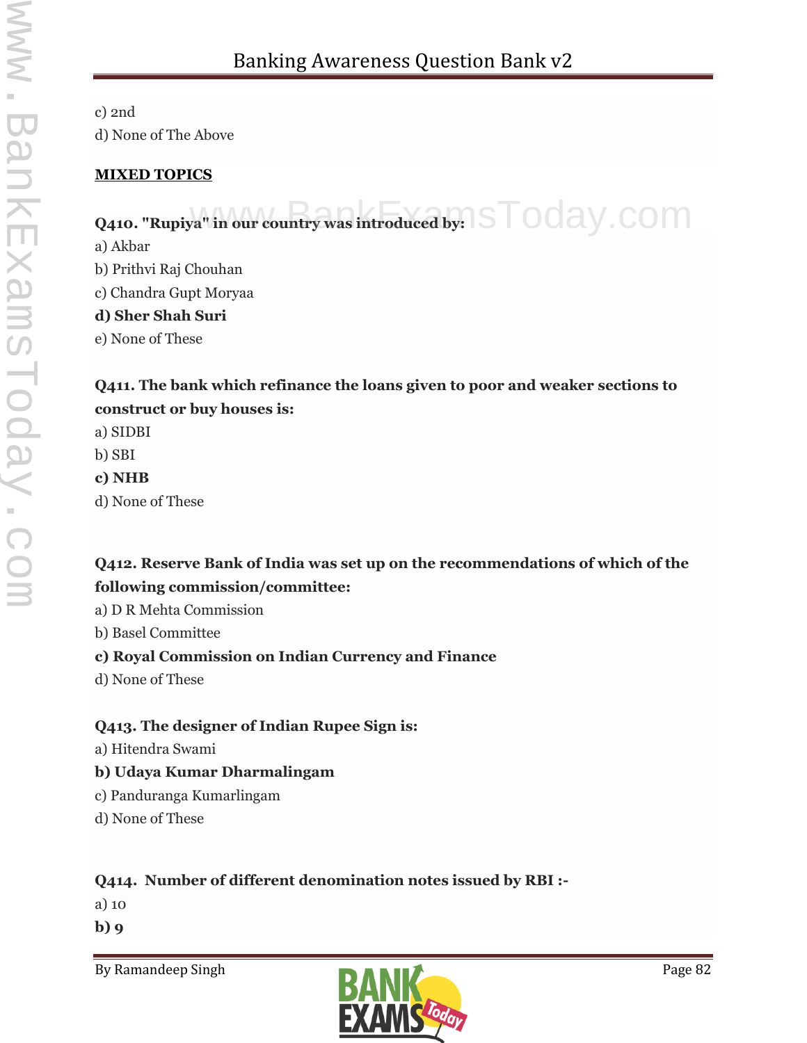c) 2nd
d) None of The Above

**MIXED TOPICS**

**Q410. "Rupiya" in our country was introduced by:**
a) Akbar
b) Prithvi Raj Chouhan
c) Chandra Gupt Moryaa
**d) Sher Shah Suri**
e) None of These

**Q411. The bank which refinance the loans given to poor and weaker sections to construct or buy houses is:**
a) SIDBI
b) SBI
**c) NHB**
d) None of These

**Q412. Reserve Bank of India was set up on the recommendations of which of the following commission/committee:**
a) D R Mehta Commission
b) Basel Committee
**c) Royal Commission on Indian Currency and Finance**
d) None of These

**Q413. The designer of Indian Rupee Sign is:**
a) Hitendra Swami
**b) Udaya Kumar Dharmalingam**
c) Panduranga Kumarlingam
d) None of These

**Q414. Number of different denomination notes issued by RBI :-**
a) 10
**b) 9**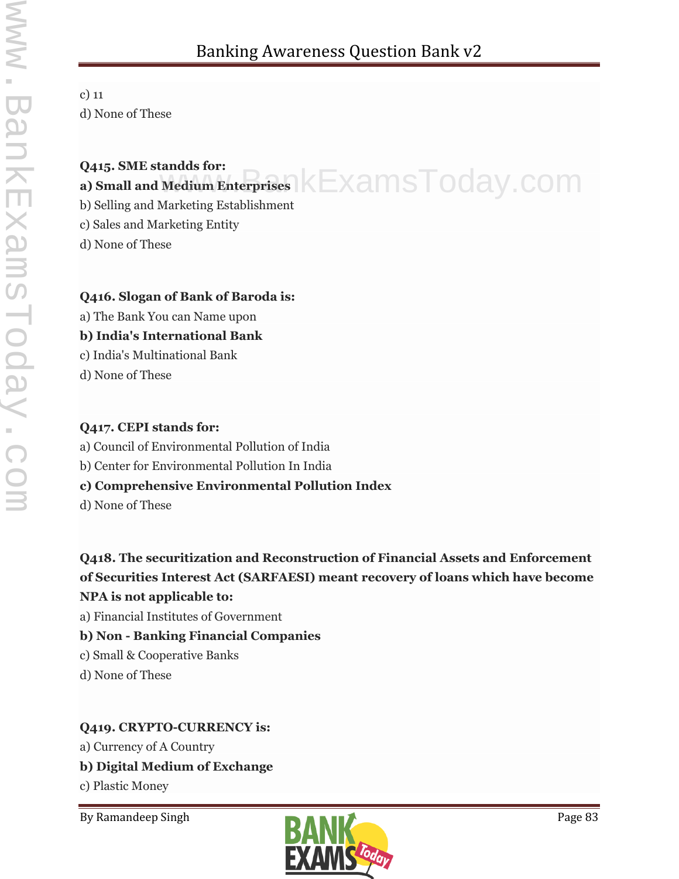c) 11
d) None of These

**Q415. SME standds for:**
**a) Small and Medium Enterprises**
b) Selling and Marketing Establishment
c) Sales and Marketing Entity
d) None of These

**Q416. Slogan of Bank of Baroda is:**
a) The Bank You can Name upon
**b) India's International Bank**
c) India's Multinational Bank
d) None of These

**Q417. CEPI stands for:**
a) Council of Environmental Pollution of India
b) Center for Environmental Pollution In India
**c) Comprehensive Environmental Pollution Index**
d) None of These

**Q418. The securitization and Reconstruction of Financial Assets and Enforcement of Securities Interest Act (SARFAESI) meant recovery of loans which have become NPA is not applicable to:**
a) Financial Institutes of Government
**b) Non - Banking Financial Companies**
c) Small & Cooperative Banks
d) None of These

**Q419. CRYPTO-CURRENCY is:**
a) Currency of A Country
**b) Digital Medium of Exchange**
c) Plastic Money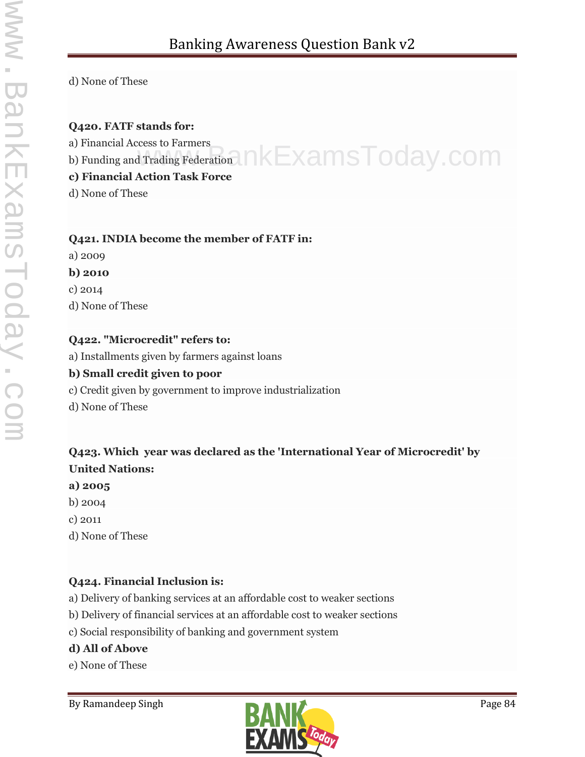d) None of These

**Q420. FATF stands for:**

a) Financial Access to Farmers

b) Funding and Trading Federation

**c) Financial Action Task Force**

d) None of These

**Q421. INDIA become the member of FATF in:**

a) 2009

**b) 2010**

c) 2014

d) None of These

**Q422. "Microcredit" refers to:**

a) Installments given by farmers against loans

**b) Small credit given to poor**

c) Credit given by government to improve industrialization

d) None of These

**Q423. Which year was declared as the 'International Year of Microcredit' by United Nations:**

**a) 2005**

b) 2004

c) 2011

d) None of These

**Q424. Financial Inclusion is:**

a) Delivery of banking services at an affordable cost to weaker sections

b) Delivery of financial services at an affordable cost to weaker sections

c) Social responsibility of banking and government system

**d) All of Above**

e) None of These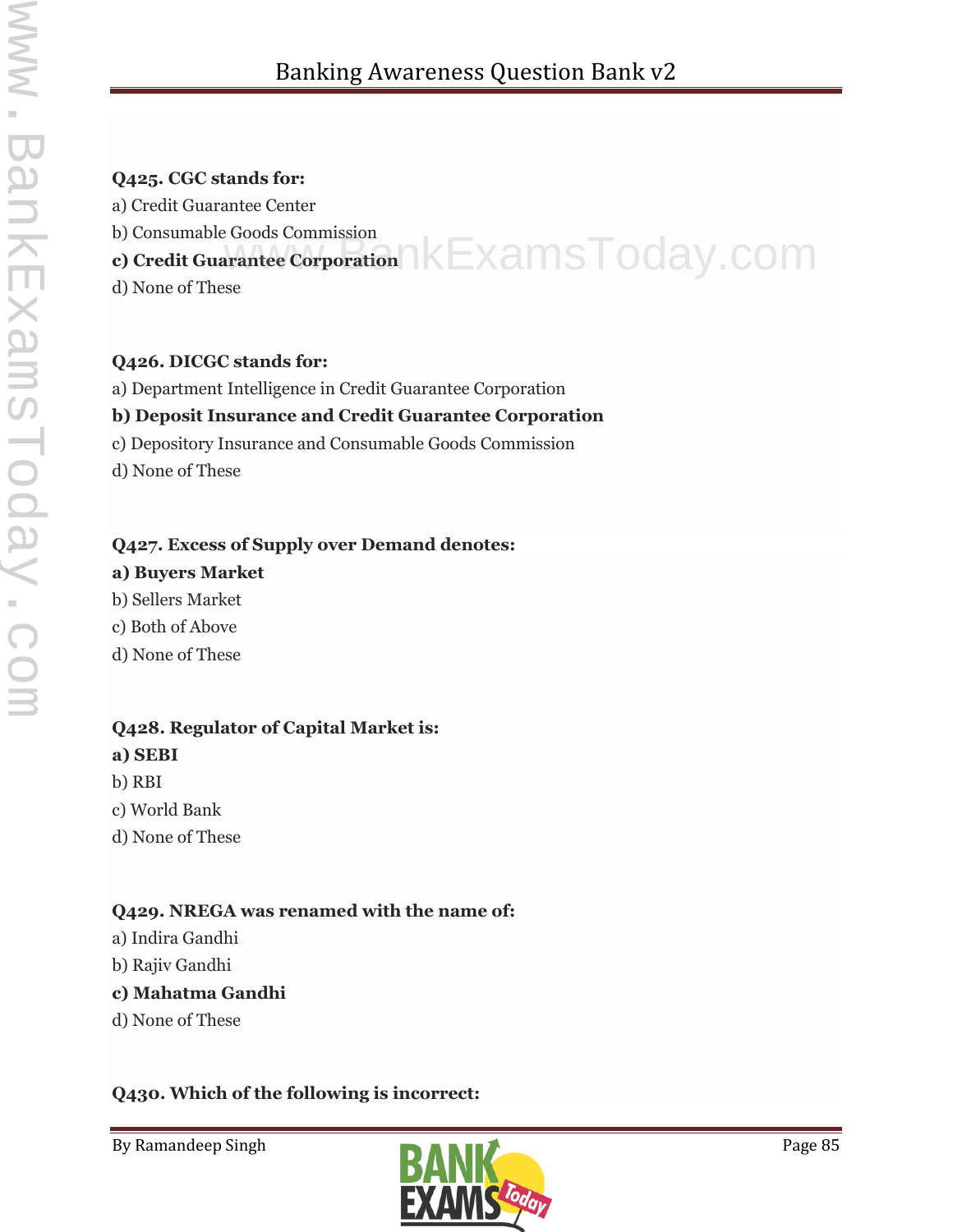**Q425. CGC stands for:**

a) Credit Guarantee Center

b) Consumable Goods Commission

**c) Credit Guarantee Corporation**

d) None of These

**Q426. DICGC stands for:**

a) Department Intelligence in Credit Guarantee Corporation

**b) Deposit Insurance and Credit Guarantee Corporation**

c) Depository Insurance and Consumable Goods Commission

d) None of These

**Q427. Excess of Supply over Demand denotes:**

**a) Buyers Market**

b) Sellers Market

c) Both of Above

d) None of These

**Q428. Regulator of Capital Market is:**

**a) SEBI**

b) RBI

c) World Bank

d) None of These

**Q429. NREGA was renamed with the name of:**

a) Indira Gandhi

b) Rajiv Gandhi

**c) Mahatma Gandhi**

d) None of These

**Q430. Which of the following is incorrect:**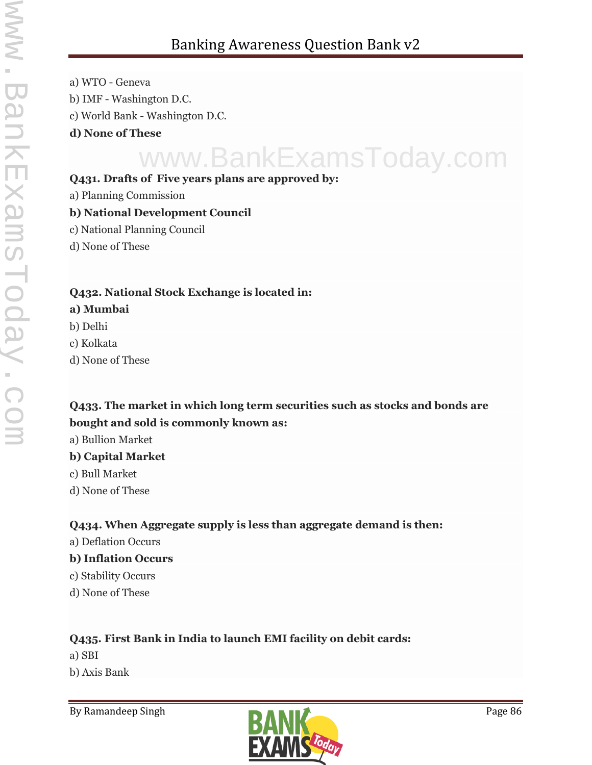a) WTO - Geneva

b) IMF - Washington D.C.

c) World Bank - Washington D.C.

**d) None of These**

**Q431. Drafts of Five years plans are approved by:**

a) Planning Commission

**b) National Development Council**

c) National Planning Council

d) None of These

**Q432. National Stock Exchange is located in:**

**a) Mumbai**

b) Delhi

c) Kolkata

d) None of These

**Q433. The market in which long term securities such as stocks and bonds are bought and sold is commonly known as:**

a) Bullion Market

**b) Capital Market**

c) Bull Market

d) None of These

**Q434. When Aggregate supply is less than aggregate demand is then:**

a) Deflation Occurs

**b) Inflation Occurs**

c) Stability Occurs

d) None of These

**Q435. First Bank in India to launch EMI facility on debit cards:**

a) SBI

b) Axis Bank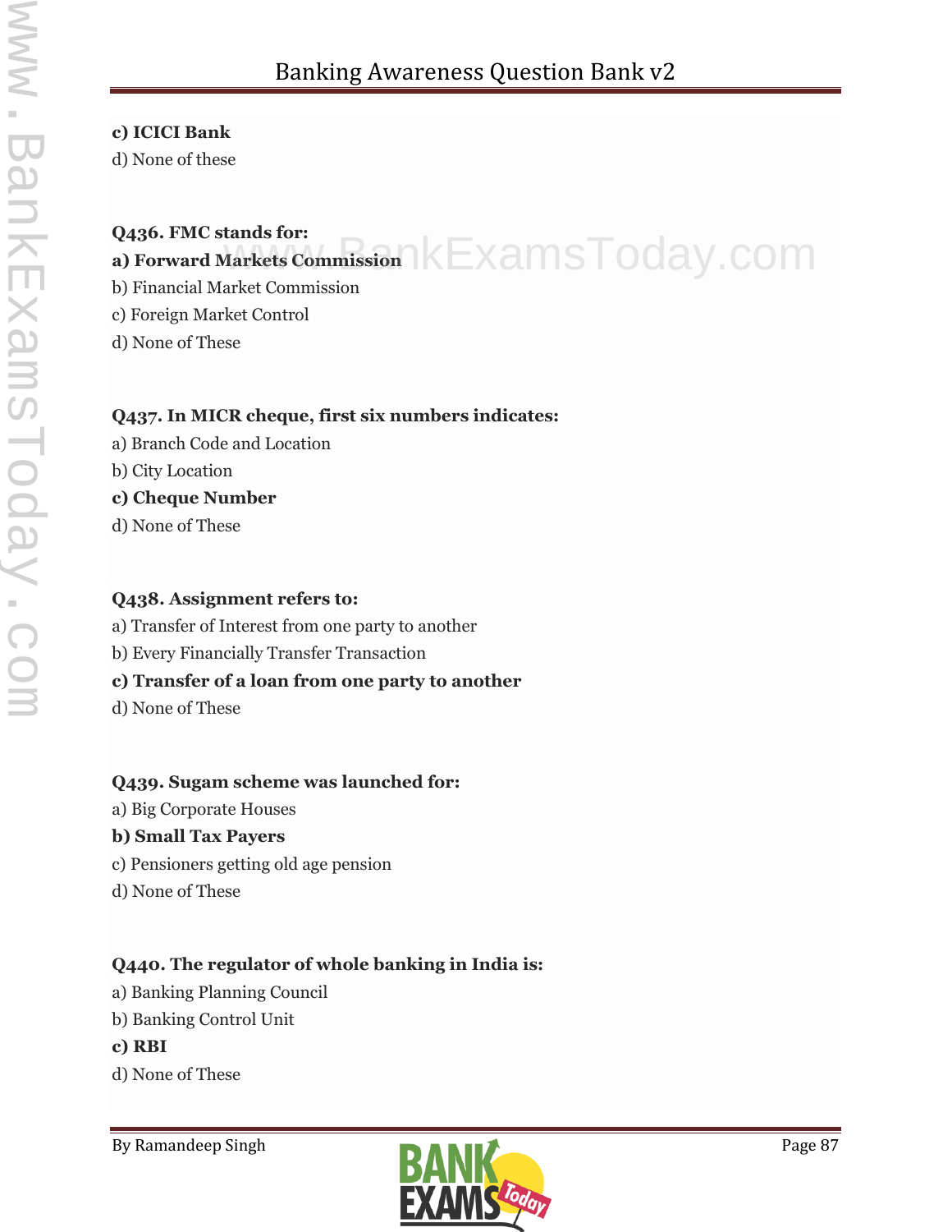**c) ICICI Bank**
d) None of these

**Q436. FMC stands for:**
**a) Forward Markets Commission**
b) Financial Market Commission
c) Foreign Market Control
d) None of These

**Q437. In MICR cheque, first six numbers indicates:**
a) Branch Code and Location
b) City Location
**c) Cheque Number**
d) None of These

**Q438. Assignment refers to:**
a) Transfer of Interest from one party to another
b) Every Financially Transfer Transaction
**c) Transfer of a loan from one party to another**
d) None of These

**Q439. Sugam scheme was launched for:**
a) Big Corporate Houses
**b) Small Tax Payers**
c) Pensioners getting old age pension
d) None of These

**Q440. The regulator of whole banking in India is:**
a) Banking Planning Council
b) Banking Control Unit
**c) RBI**
d) None of These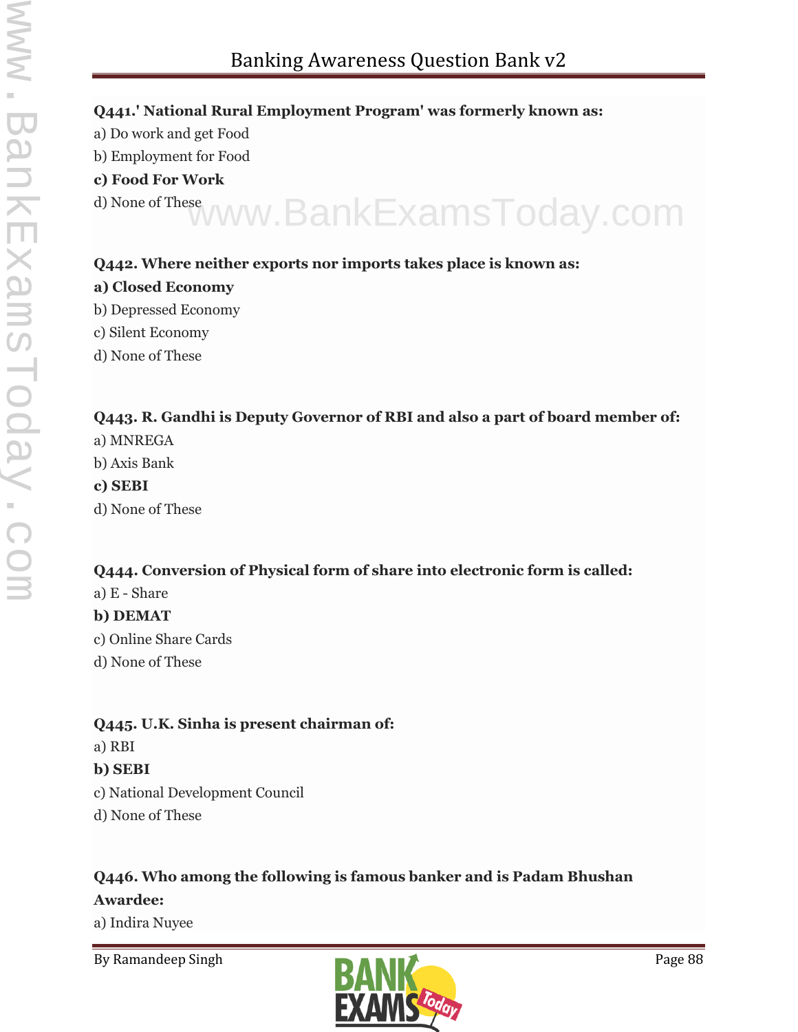**Q441.' National Rural Employment Program' was formerly known as:**

a) Do work and get Food

b) Employment for Food

**c) Food For Work**

d) None of These

**Q442. Where neither exports nor imports takes place is known as:**

**a) Closed Economy**

b) Depressed Economy

c) Silent Economy

d) None of These

**Q443. R. Gandhi is Deputy Governor of RBI and also a part of board member of:**

a) MNREGA

b) Axis Bank

**c) SEBI**

d) None of These

**Q444. Conversion of Physical form of share into electronic form is called:**

a) E - Share

**b) DEMAT**

c) Online Share Cards

d) None of These

**Q445. U.K. Sinha is present chairman of:**

a) RBI

**b) SEBI**

c) National Development Council

d) None of These

**Q446. Who among the following is famous banker and is Padam Bhushan Awardee:**

a) Indira Nuyee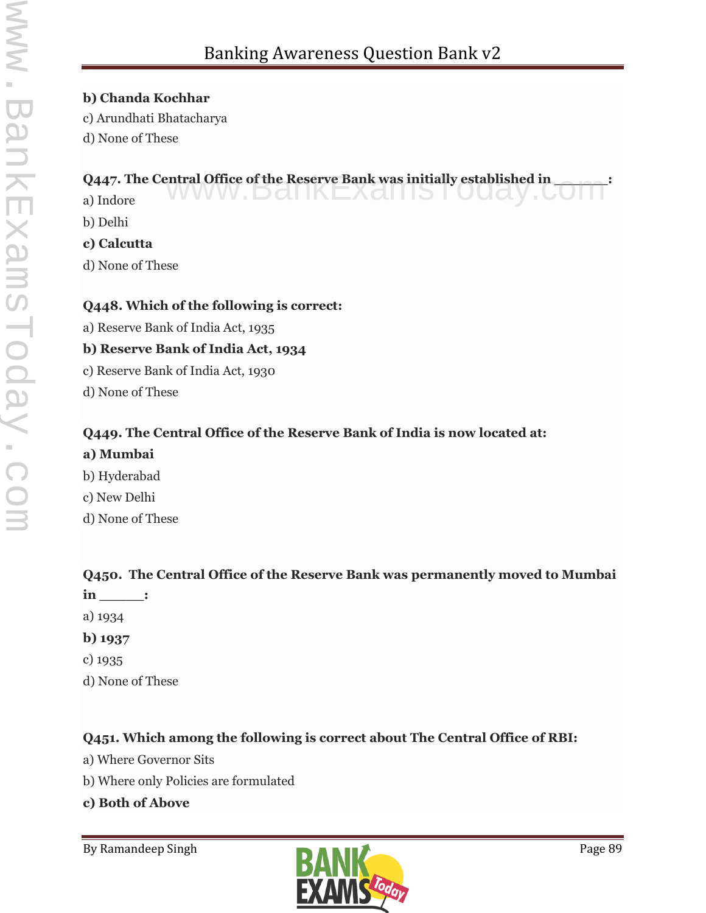**b) Chanda Kochhar**

c) Arundhati Bhatacharya

d) None of These

**Q447. The Central Office of the Reserve Bank was initially established in ______:**

a) Indore

b) Delhi

**c) Calcutta**

d) None of These

**Q448. Which of the following is correct:**

a) Reserve Bank of India Act, 1935

**b) Reserve Bank of India Act, 1934**

c) Reserve Bank of India Act, 1930

d) None of These

**Q449. The Central Office of the Reserve Bank of India is now located at:**

**a) Mumbai**

b) Hyderabad

c) New Delhi

d) None of These

**Q450. The Central Office of the Reserve Bank was permanently moved to Mumbai in _____:**

a) 1934

**b) 1937**

c) 1935

d) None of These

**Q451. Which among the following is correct about The Central Office of RBI:**

a) Where Governor Sits

b) Where only Policies are formulated

**c) Both of Above**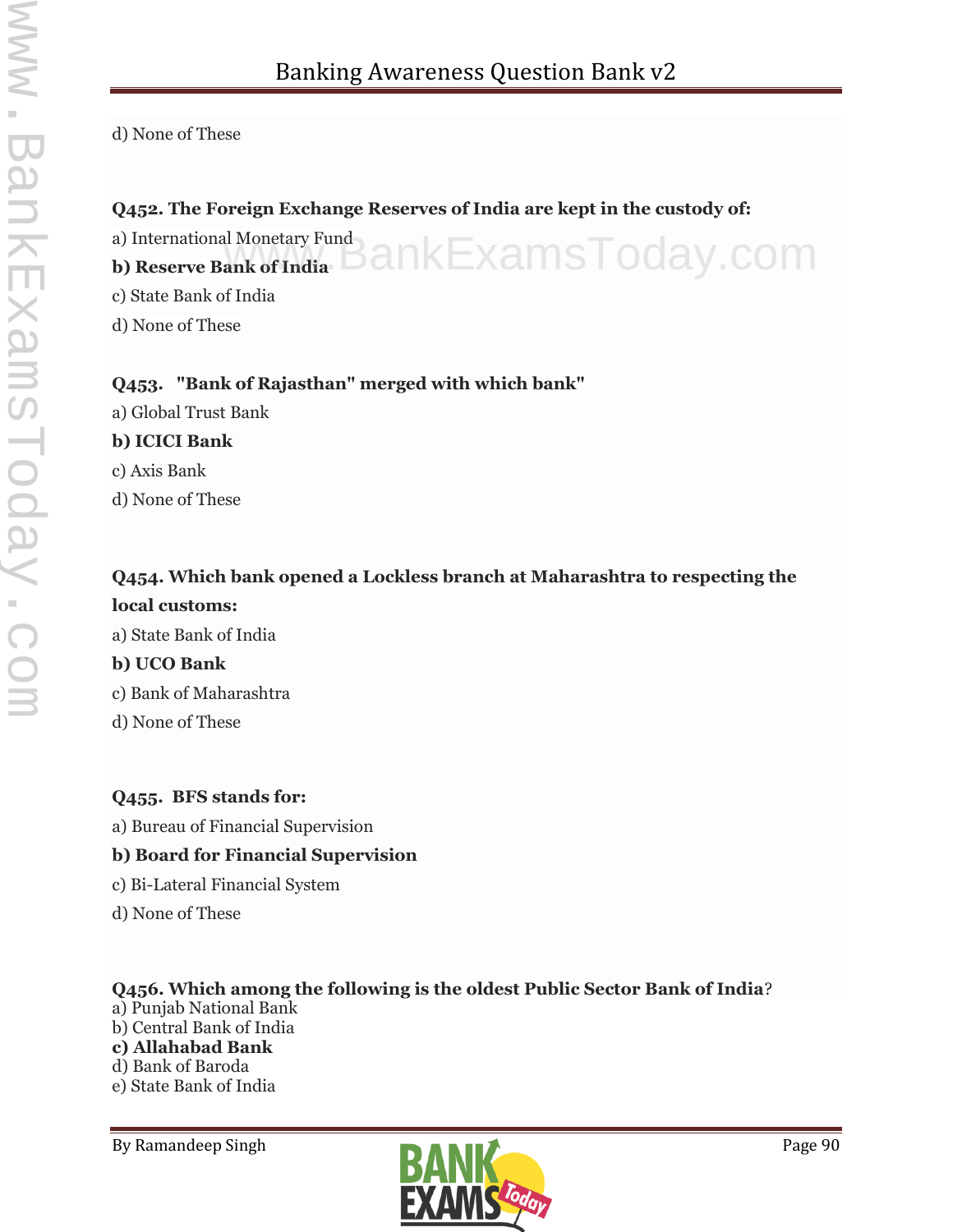d) None of These

**Q452. The Foreign Exchange Reserves of India are kept in the custody of:**

a) International Monetary Fund

**b) Reserve Bank of India**

c) State Bank of India

d) None of These

**Q453. "Bank of Rajasthan" merged with which bank"**

a) Global Trust Bank

**b) ICICI Bank**

c) Axis Bank

d) None of These

**Q454. Which bank opened a Lockless branch at Maharashtra to respecting the local customs:**

a) State Bank of India

**b) UCO Bank**

c) Bank of Maharashtra

d) None of These

**Q455. BFS stands for:**

a) Bureau of Financial Supervision

**b) Board for Financial Supervision**

c) Bi-Lateral Financial System

d) None of These

**Q456. Which among the following is the oldest Public Sector Bank of India?**

a) Punjab National Bank

b) Central Bank of India

**c) Allahabad Bank**

d) Bank of Baroda

e) State Bank of India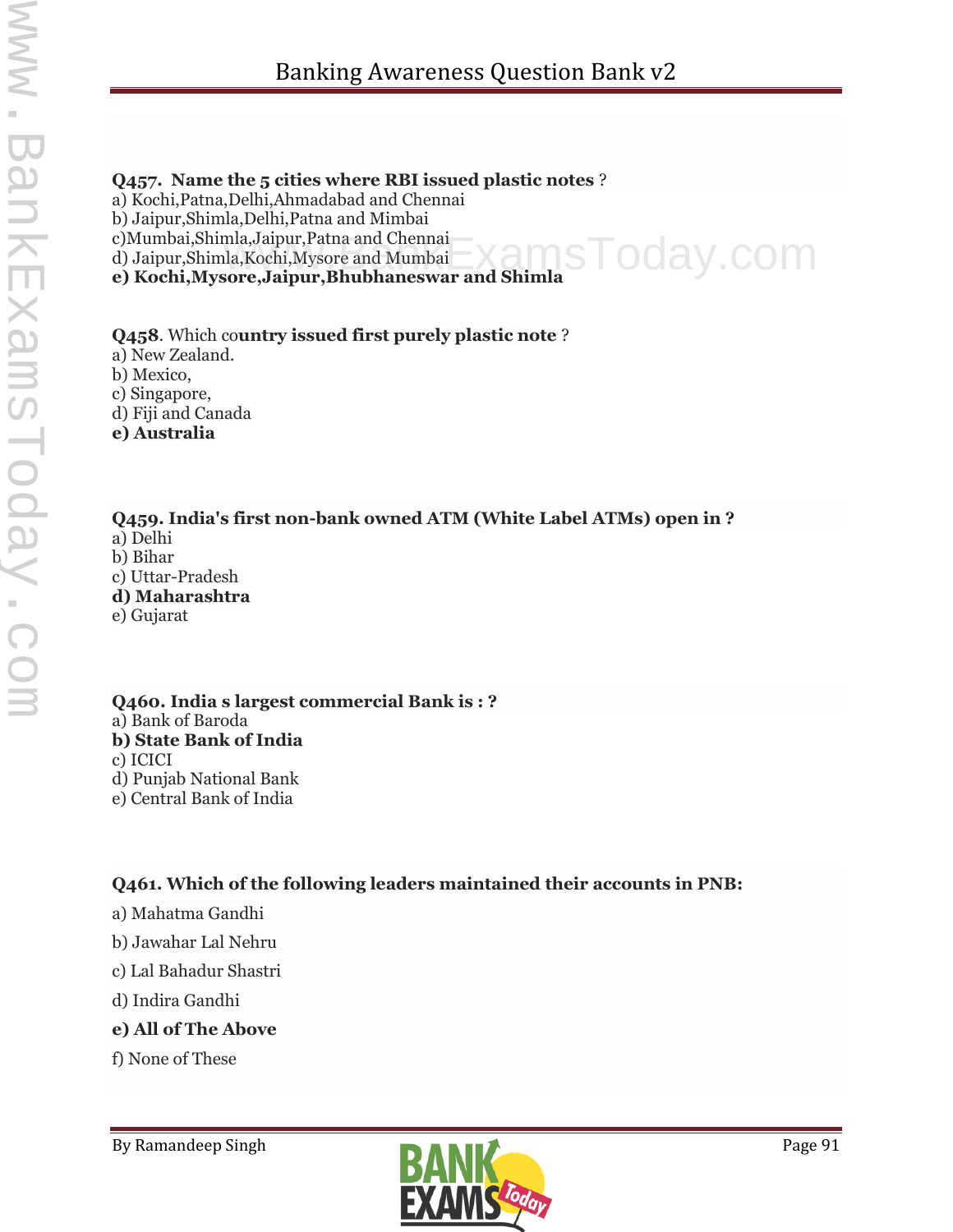**Q457. Name the 5 cities where RBI issued plastic notes** ?
a) Kochi,Patna,Delhi,Ahmadabad and Chennai
b) Jaipur,Shimla,Delhi,Patna and Mimbai
c)Mumbai,Shimla,Jaipur,Patna and Chennai
d) Jaipur,Shimla,Kochi,Mysore and Mumbai
**e) Kochi,Mysore,Jaipur,Bhubhaneswar and Shimla**

**Q458**. Which co**untry issued first purely plastic note** ?
a) New Zealand.
b) Mexico,
c) Singapore,
d) Fiji and Canada
**e) Australia**

**Q459. India's first non-bank owned ATM (White Label ATMs) open in ?**
a) Delhi
b) Bihar
c) Uttar-Pradesh
**d) Maharashtra**
e) Gujarat

**Q460. India s largest commercial Bank is : ?**
a) Bank of Baroda
**b) State Bank of India**
c) ICICI
d) Punjab National Bank
e) Central Bank of India

**Q461. Which of the following leaders maintained their accounts in PNB:**

a) Mahatma Gandhi

b) Jawahar Lal Nehru

c) Lal Bahadur Shastri

d) Indira Gandhi

**e) All of The Above**

f) None of These

By Ramandeep Singh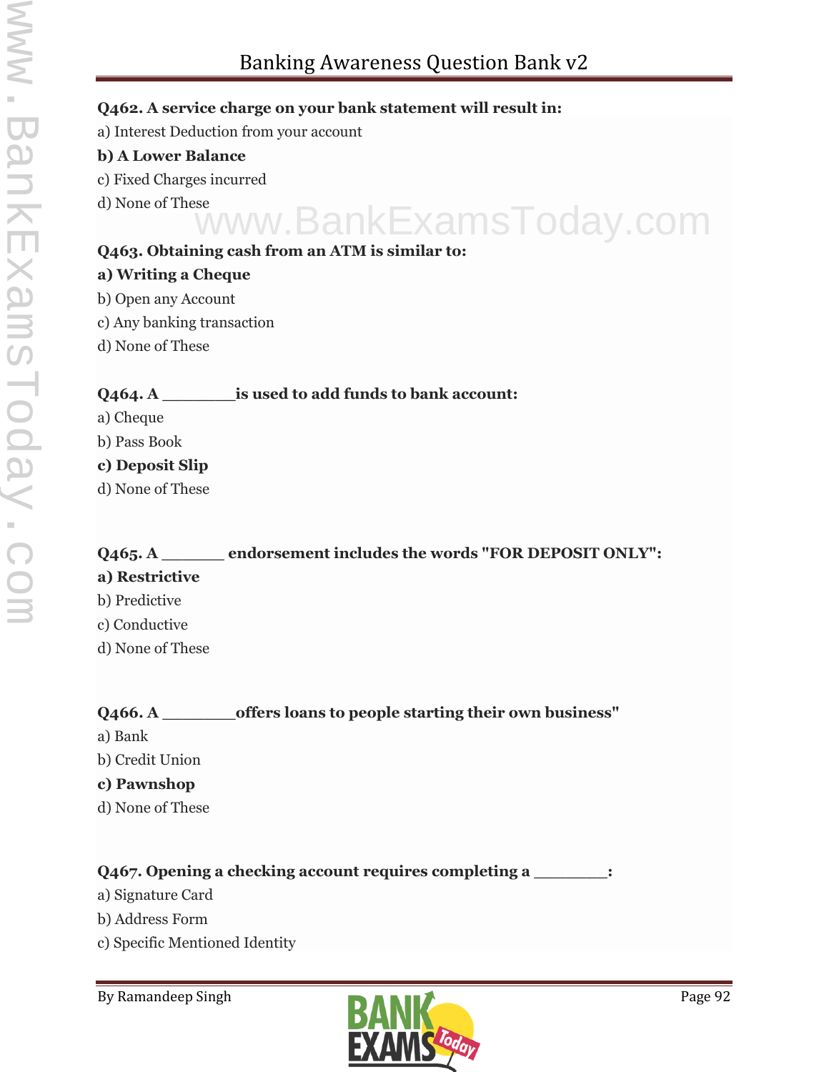**Q462. A service charge on your bank statement will result in:**

a) Interest Deduction from your account

**b) A Lower Balance**

c) Fixed Charges incurred

d) None of These

**Q463. Obtaining cash from an ATM is similar to:**

**a) Writing a Cheque**

b) Open any Account

c) Any banking transaction

d) None of These

**Q464. A \_\_\_\_\_\_\_\_is used to add funds to bank account:**

a) Cheque

b) Pass Book

**c) Deposit Slip**

d) None of These

**Q465. A \_\_\_\_\_\_\_ endorsement includes the words "FOR DEPOSIT ONLY":**

**a) Restrictive**

b) Predictive

c) Conductive

d) None of These

**Q466. A \_\_\_\_\_\_\_\_offers loans to people starting their own business"**

a) Bank

b) Credit Union

**c) Pawnshop**

d) None of These

**Q467. Opening a checking account requires completing a \_\_\_\_\_\_\_\_:**

a) Signature Card

b) Address Form

c) Specific Mentioned Identity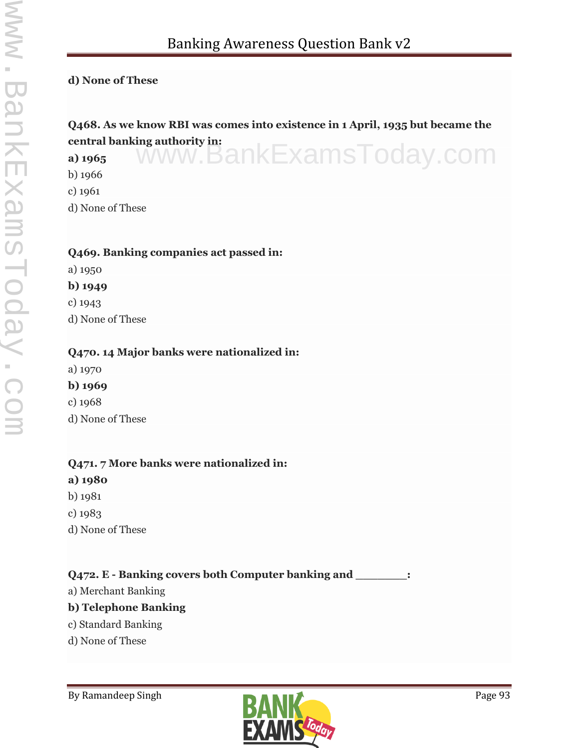**d) None of These**

**Q468. As we know RBI was comes into existence in 1 April, 1935 but became the central banking authority in:**

**a) 1965**

b) 1966

c) 1961

d) None of These

**Q469. Banking companies act passed in:**

a) 1950

**b) 1949**

c) 1943

d) None of These

**Q470. 14 Major banks were nationalized in:**

a) 1970

**b) 1969**

c) 1968

d) None of These

**Q471. 7 More banks were nationalized in:**

**a) 1980**

b) 1981

c) 1983

d) None of These

**Q472. E - Banking covers both Computer banking and ________:**

a) Merchant Banking

**b) Telephone Banking**

c) Standard Banking

d) None of These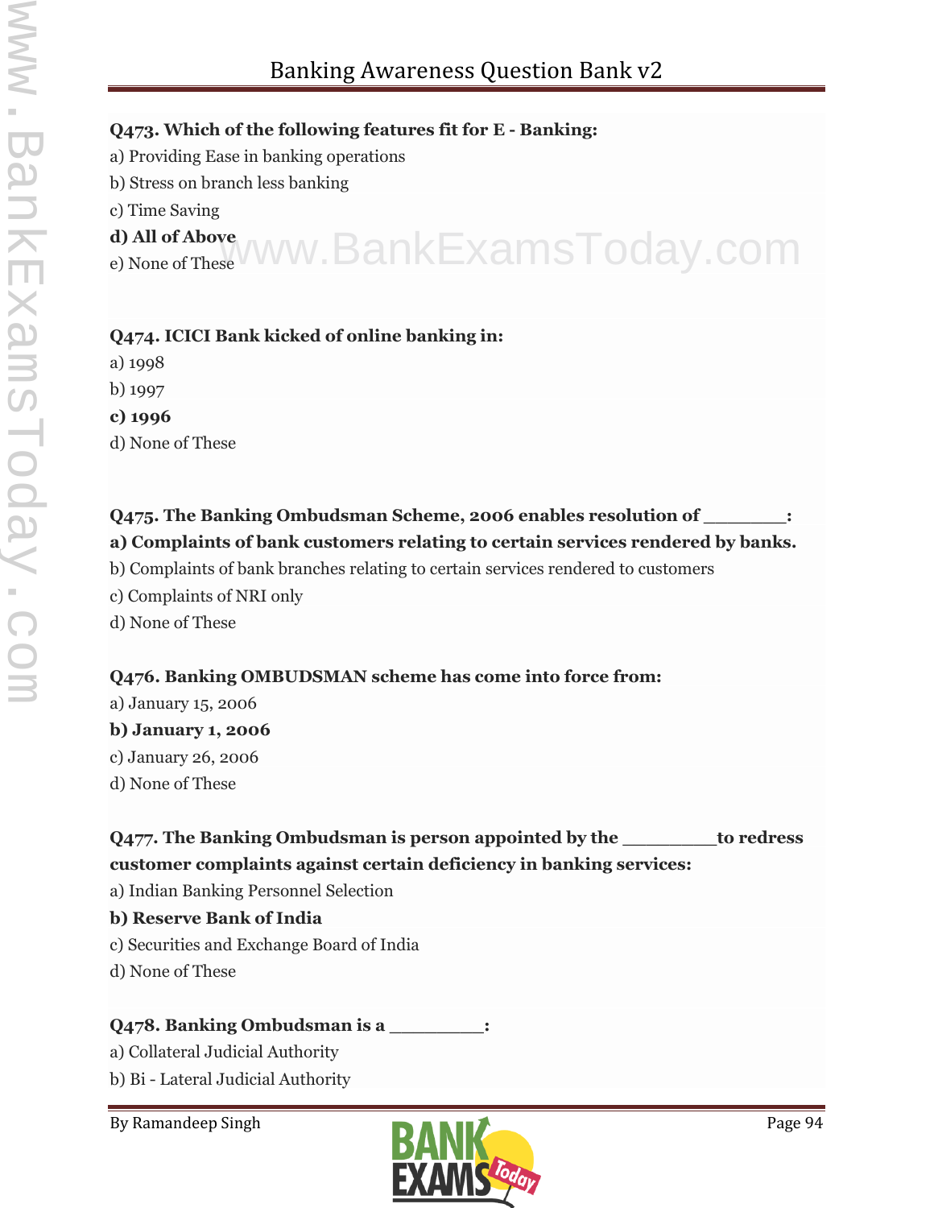**Q473. Which of the following features fit for E - Banking:**

a) Providing Ease in banking operations

b) Stress on branch less banking

c) Time Saving

**d) All of Above**

e) None of These

**Q474. ICICI Bank kicked of online banking in:**

a) 1998

b) 1997

**c) 1996**

d) None of These

**Q475. The Banking Ombudsman Scheme, 2006 enables resolution of ________:**

**a) Complaints of bank customers relating to certain services rendered by banks.**

b) Complaints of bank branches relating to certain services rendered to customers

c) Complaints of NRI only

d) None of These

**Q476. Banking OMBUDSMAN scheme has come into force from:**

a) January 15, 2006

**b) January 1, 2006**

c) January 26, 2006

d) None of These

**Q477. The Banking Ombudsman is person appointed by the _________to redress customer complaints against certain deficiency in banking services:**

a) Indian Banking Personnel Selection

**b) Reserve Bank of India**

c) Securities and Exchange Board of India

d) None of These

**Q478. Banking Ombudsman is a _________:**

a) Collateral Judicial Authority

b) Bi - Lateral Judicial Authority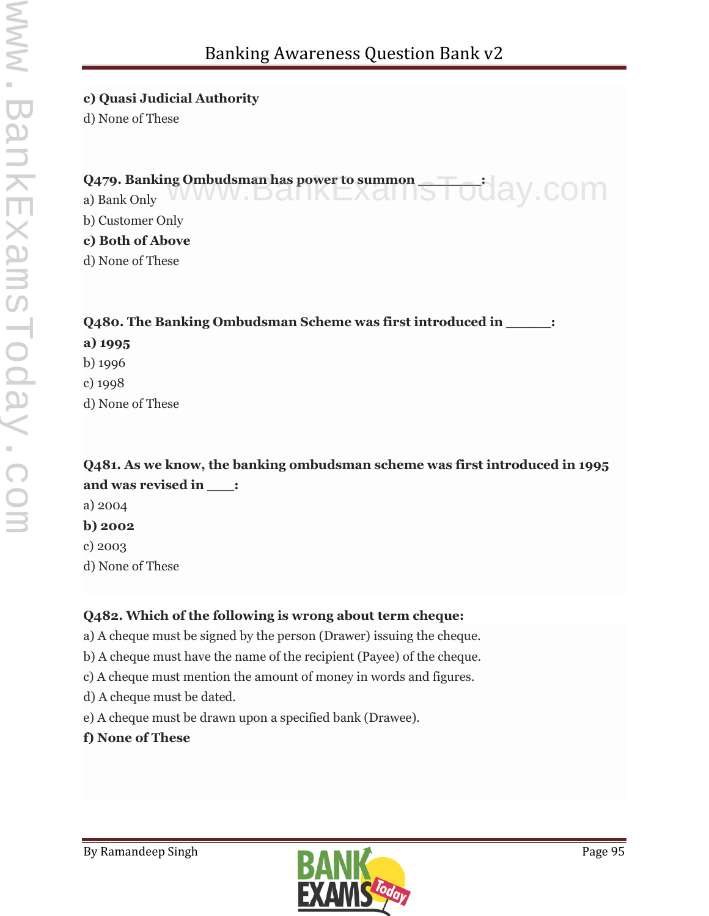**c) Quasi Judicial Authority**

d) None of These

**Q479. Banking Ombudsman has power to summon _______:**

a) Bank Only

b) Customer Only

**c) Both of Above**

d) None of These

**Q480. The Banking Ombudsman Scheme was first introduced in _____:**

**a) 1995**

b) 1996

c) 1998

d) None of These

**Q481. As we know, the banking ombudsman scheme was first introduced in 1995 and was revised in ___:**

a) 2004

**b) 2002**

c) 2003

d) None of These

**Q482. Which of the following is wrong about term cheque:**

a) A cheque must be signed by the person (Drawer) issuing the cheque.

b) A cheque must have the name of the recipient (Payee) of the cheque.

c) A cheque must mention the amount of money in words and figures.

d) A cheque must be dated.

e) A cheque must be drawn upon a specified bank (Drawee).

**f) None of These**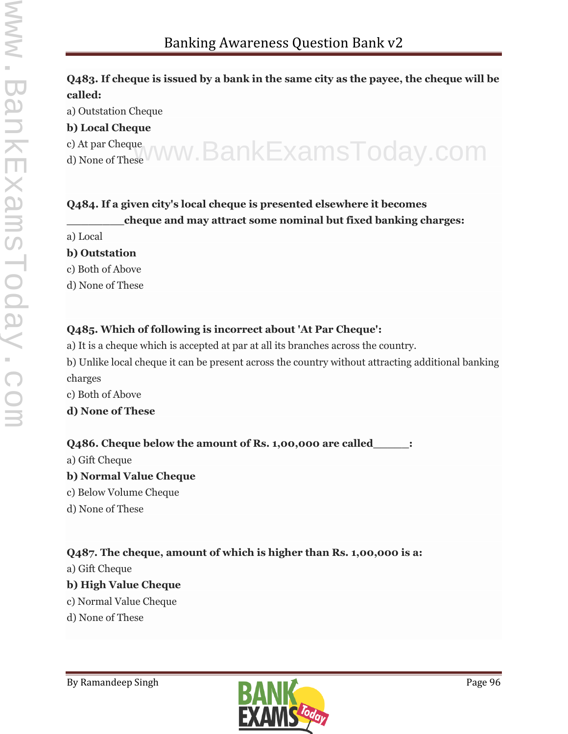**Q483. If cheque is issued by a bank in the same city as the payee, the cheque will be called:**

a) Outstation Cheque

**b) Local Cheque**

c) At par Cheque

d) None of These

**Q484. If a given city's local cheque is presented elsewhere it becomes _________cheque and may attract some nominal but fixed banking charges:**

a) Local

**b) Outstation**

c) Both of Above

d) None of These

**Q485. Which of following is incorrect about 'At Par Cheque':**

a) It is a cheque which is accepted at par at all its branches across the country.

b) Unlike local cheque it can be present across the country without attracting additional banking charges

c) Both of Above

**d) None of These**

**Q486. Cheque below the amount of Rs. 1,00,000 are called______:**

a) Gift Cheque

**b) Normal Value Cheque**

c) Below Volume Cheque

d) None of These

**Q487. The cheque, amount of which is higher than Rs. 1,00,000 is a:**

a) Gift Cheque

**b) High Value Cheque**

c) Normal Value Cheque

d) None of These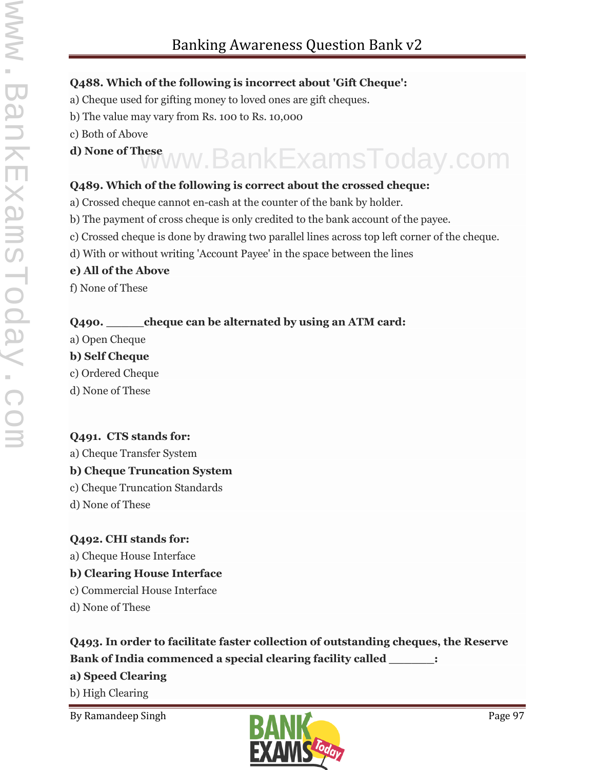**Q488. Which of the following is incorrect about 'Gift Cheque':**

a) Cheque used for gifting money to loved ones are gift cheques.

b) The value may vary from Rs. 100 to Rs. 10,000

c) Both of Above

**d) None of These**

**Q489. Which of the following is correct about the crossed cheque:**

a) Crossed cheque cannot en-cash at the counter of the bank by holder.

b) The payment of cross cheque is only credited to the bank account of the payee.

c) Crossed cheque is done by drawing two parallel lines across top left corner of the cheque.

d) With or without writing 'Account Payee' in the space between the lines

**e) All of the Above**

f) None of These

**Q490. _____cheque can be alternated by using an ATM card:**

a) Open Cheque

**b) Self Cheque**

c) Ordered Cheque

d) None of These

**Q491. CTS stands for:**

a) Cheque Transfer System

**b) Cheque Truncation System**

c) Cheque Truncation Standards

d) None of These

**Q492. CHI stands for:**

a) Cheque House Interface

**b) Clearing House Interface**

c) Commercial House Interface

d) None of These

**Q493. In order to facilitate faster collection of outstanding cheques, the Reserve Bank of India commenced a special clearing facility called _______:**

**a) Speed Clearing**

b) High Clearing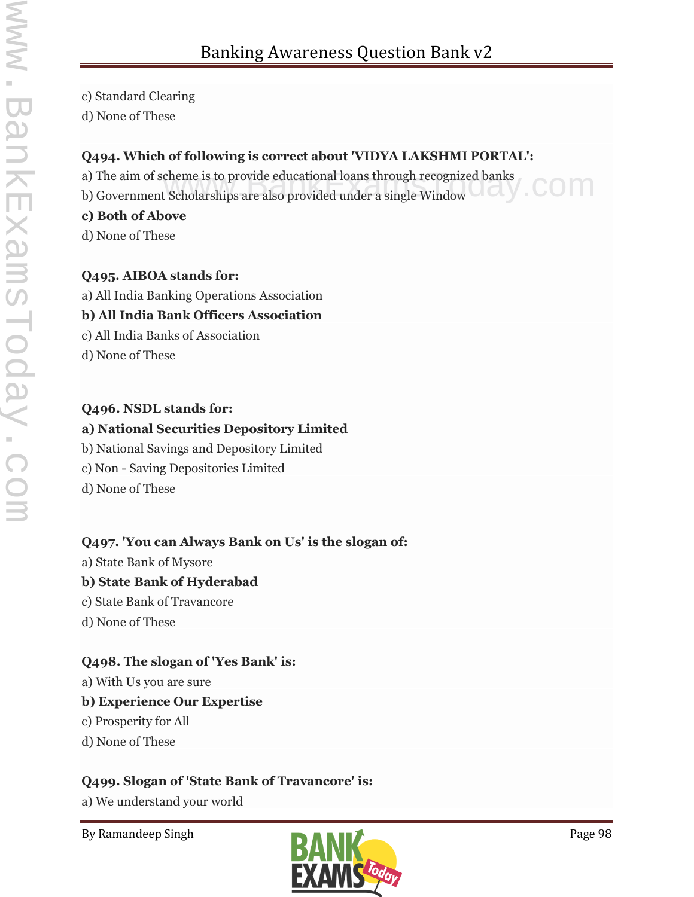c) Standard Clearing

d) None of These

**Q494. Which of following is correct about 'VIDYA LAKSHMI PORTAL':**

a) The aim of scheme is to provide educational loans through recognized banks

b) Government Scholarships are also provided under a single Window

**c) Both of Above**

d) None of These

**Q495. AIBOA stands for:**

a) All India Banking Operations Association

**b) All India Bank Officers Association**

c) All India Banks of Association

d) None of These

**Q496. NSDL stands for:**

**a) National Securities Depository Limited**

b) National Savings and Depository Limited

c) Non - Saving Depositories Limited

d) None of These

**Q497. 'You can Always Bank on Us' is the slogan of:**

a) State Bank of Mysore

**b) State Bank of Hyderabad**

c) State Bank of Travancore

d) None of These

**Q498. The slogan of 'Yes Bank' is:**

a) With Us you are sure

**b) Experience Our Expertise**

c) Prosperity for All

d) None of These

**Q499. Slogan of 'State Bank of Travancore' is:**

a) We understand your world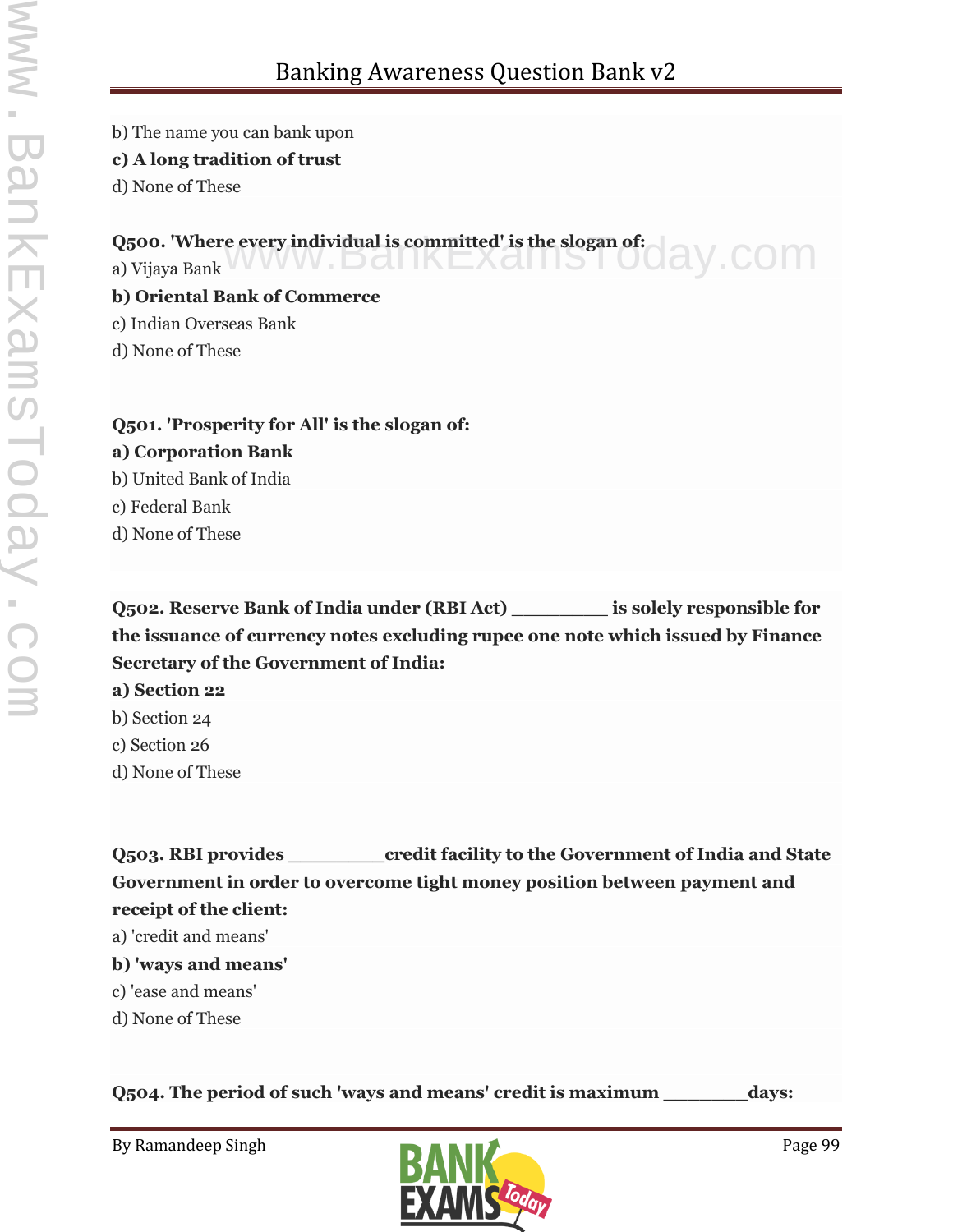b) The name you can bank upon

**c) A long tradition of trust**

d) None of These

**Q500. 'Where every individual is committed' is the slogan of:**

a) Vijaya Bank

**b) Oriental Bank of Commerce**

c) Indian Overseas Bank

d) None of These

**Q501. 'Prosperity for All' is the slogan of:**

**a) Corporation Bank**

b) United Bank of India

c) Federal Bank

d) None of These

**Q502. Reserve Bank of India under (RBI Act) _________ is solely responsible for the issuance of currency notes excluding rupee one note which issued by Finance Secretary of the Government of India:**

**a) Section 22**

b) Section 24

c) Section 26

d) None of These

**Q503. RBI provides _________credit facility to the Government of India and State Government in order to overcome tight money position between payment and receipt of the client:**

a) 'credit and means'

**b) 'ways and means'**

c) 'ease and means'

d) None of These

**Q504. The period of such 'ways and means' credit is maximum ________days:**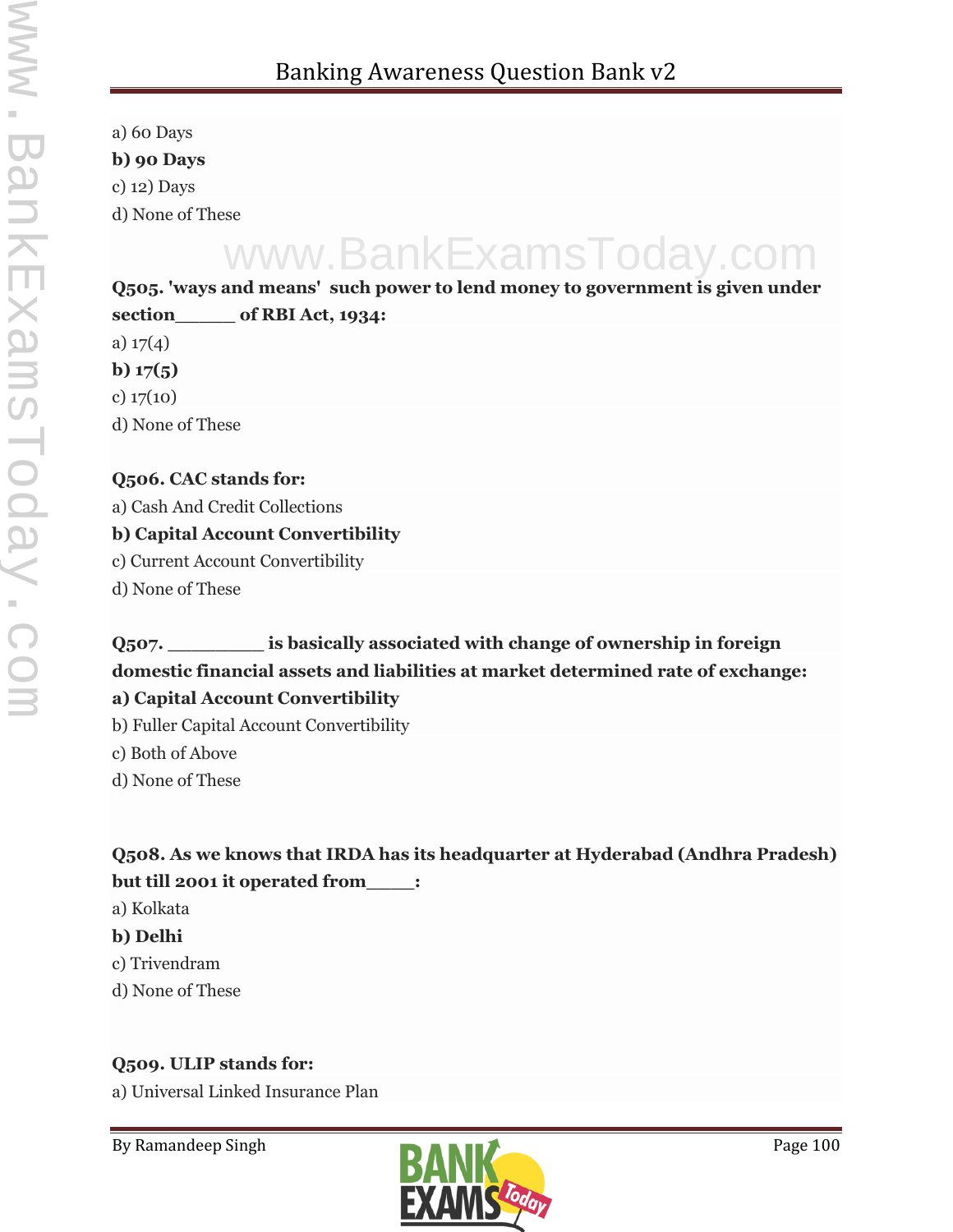a) 60 Days

**b) 90 Days**

c) 12) Days

d) None of These

**Q505. 'ways and means' such power to lend money to government is given under section_____ of RBI Act, 1934:**

a) 17(4)

**b) 17(5)**

c) 17(10)

d) None of These

**Q506. CAC stands for:**

a) Cash And Credit Collections

**b) Capital Account Convertibility**

c) Current Account Convertibility

d) None of These

**Q507. ________ is basically associated with change of ownership in foreign domestic financial assets and liabilities at market determined rate of exchange:**

**a) Capital Account Convertibility**

b) Fuller Capital Account Convertibility

c) Both of Above

d) None of These

**Q508. As we knows that IRDA has its headquarter at Hyderabad (Andhra Pradesh) but till 2001 it operated from____:**

a) Kolkata

**b) Delhi**

c) Trivendram

d) None of These

**Q509. ULIP stands for:**

a) Universal Linked Insurance Plan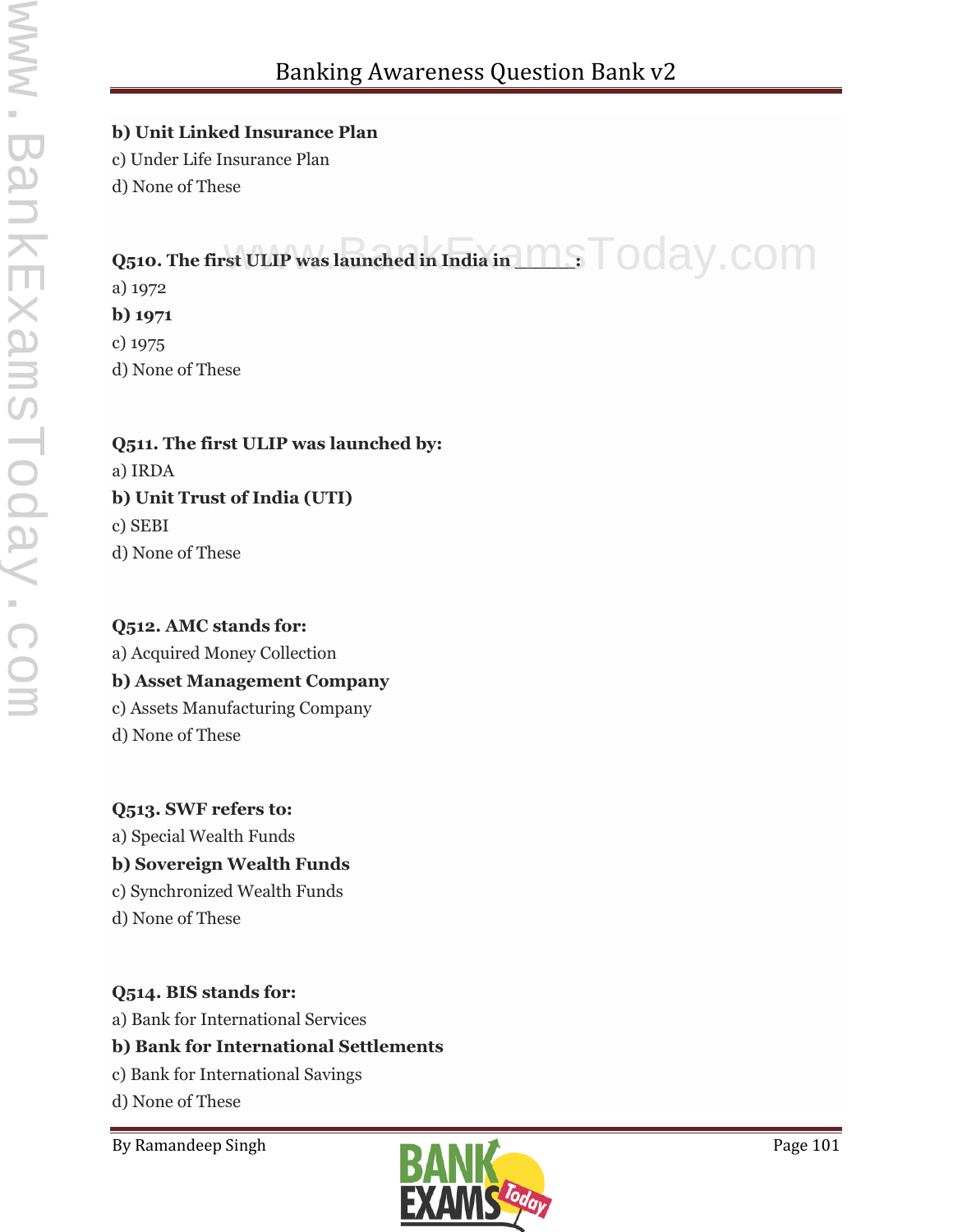**b) Unit Linked Insurance Plan**

c) Under Life Insurance Plan

d) None of These

**Q510. The first ULIP was launched in India in ______:**

a) 1972

**b) 1971**

c) 1975

d) None of These

**Q511. The first ULIP was launched by:**

a) IRDA

**b) Unit Trust of India (UTI)**

c) SEBI

d) None of These

**Q512. AMC stands for:**

a) Acquired Money Collection

**b) Asset Management Company**

c) Assets Manufacturing Company

d) None of These

**Q513. SWF refers to:**

a) Special Wealth Funds

**b) Sovereign Wealth Funds**

c) Synchronized Wealth Funds

d) None of These

**Q514. BIS stands for:**

a) Bank for International Services

**b) Bank for International Settlements**

c) Bank for International Savings

d) None of These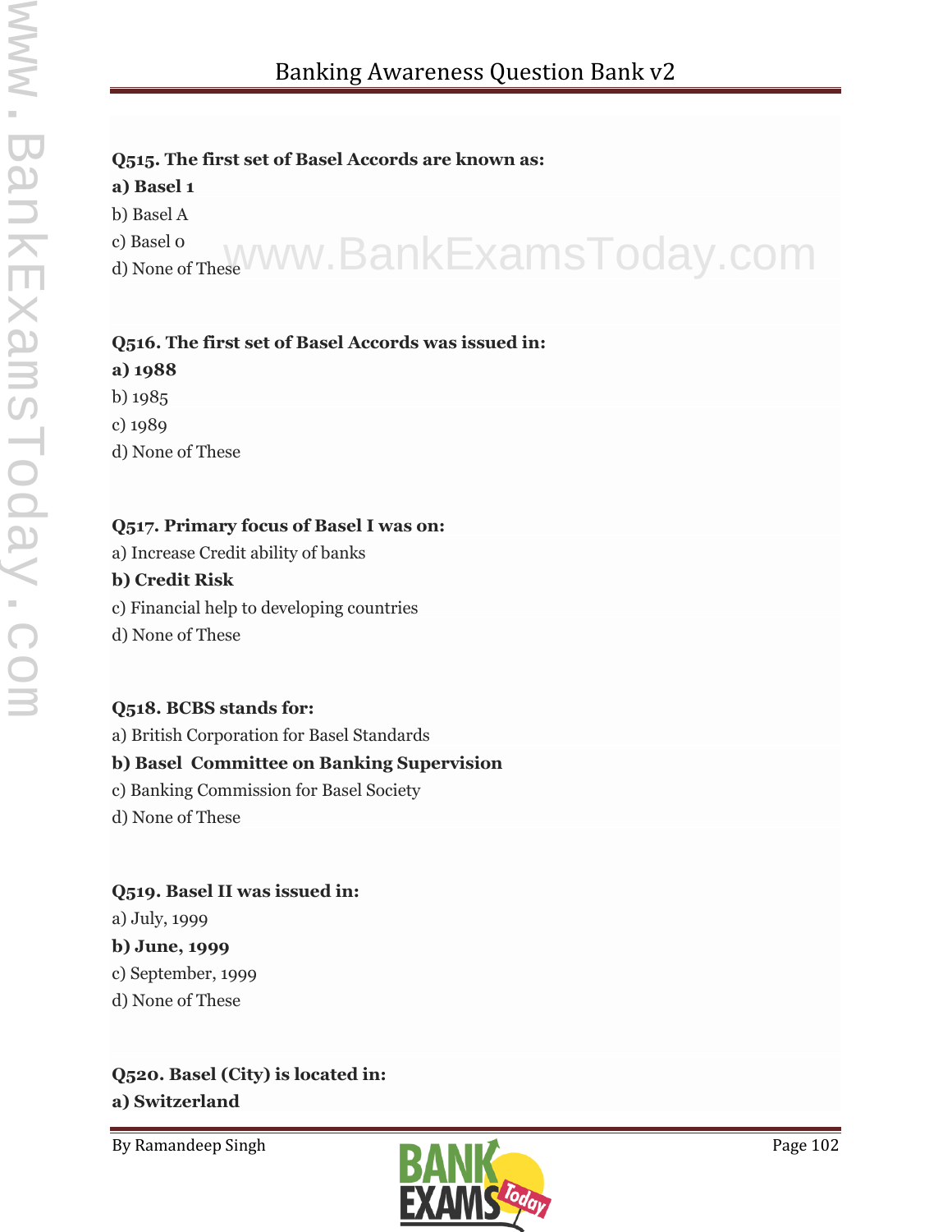**Q515. The first set of Basel Accords are known as:**

**a) Basel 1**

b) Basel A

c) Basel 0

d) None of These

**Q516. The first set of Basel Accords was issued in:**

**a) 1988**

b) 1985

c) 1989

d) None of These

**Q517. Primary focus of Basel I was on:**

a) Increase Credit ability of banks

**b) Credit Risk**

c) Financial help to developing countries

d) None of These

**Q518. BCBS stands for:**

a) British Corporation for Basel Standards

**b) Basel Committee on Banking Supervision**

c) Banking Commission for Basel Society

d) None of These

**Q519. Basel II was issued in:**

a) July, 1999

**b) June, 1999**

c) September, 1999

d) None of These

**Q520. Basel (City) is located in:**

**a) Switzerland**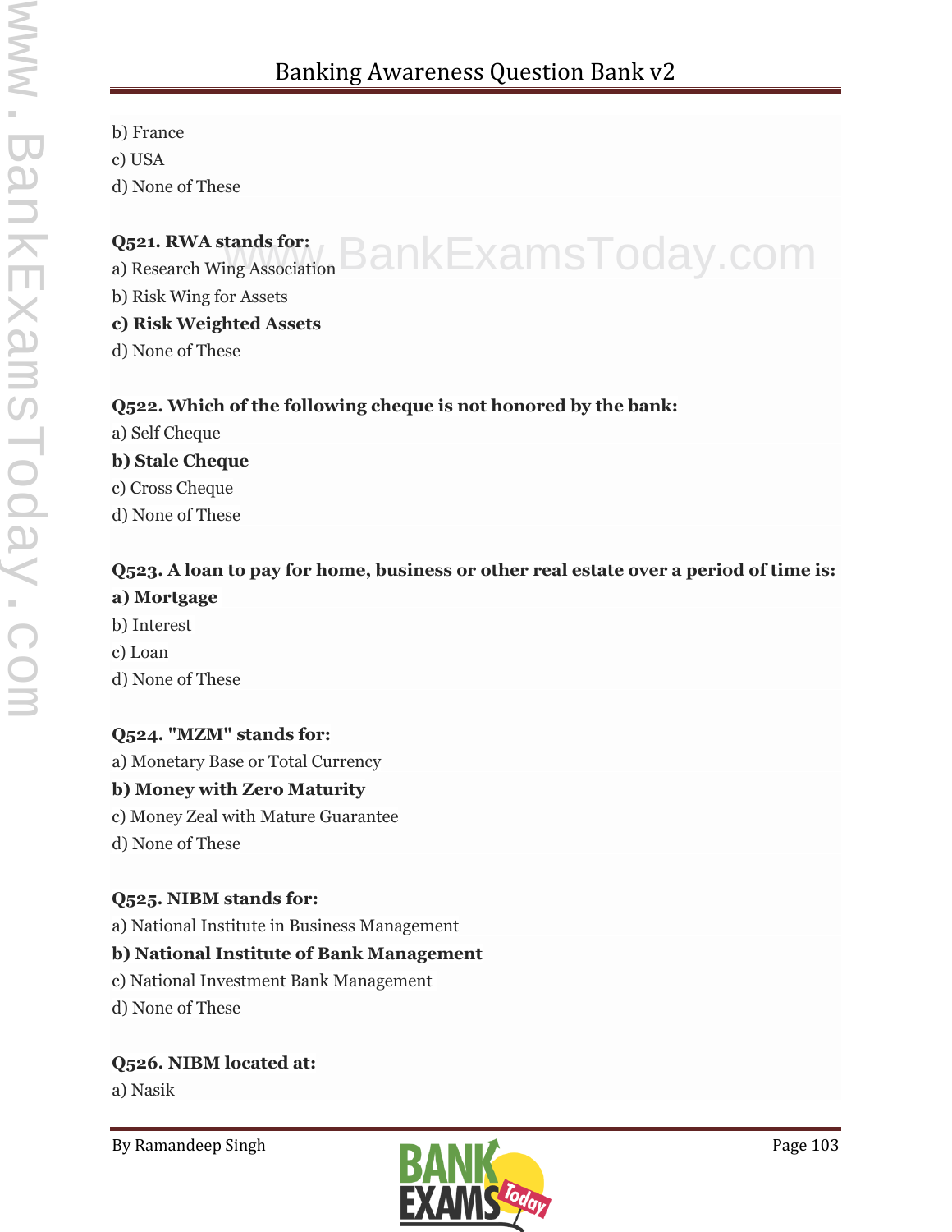b) France

c) USA

d) None of These

**Q521. RWA stands for:**

a) Research Wing Association

b) Risk Wing for Assets

**c) Risk Weighted Assets**

d) None of These

**Q522. Which of the following cheque is not honored by the bank:**

a) Self Cheque

**b) Stale Cheque**

c) Cross Cheque

d) None of These

**Q523. A loan to pay for home, business or other real estate over a period of time is:**

**a) Mortgage**

b) Interest

c) Loan

d) None of These

**Q524. "MZM" stands for:**

a) Monetary Base or Total Currency

**b) Money with Zero Maturity**

c) Money Zeal with Mature Guarantee

d) None of These

**Q525. NIBM stands for:**

a) National Institute in Business Management

**b) National Institute of Bank Management**

c) National Investment Bank Management

d) None of These

**Q526. NIBM located at:**

a) Nasik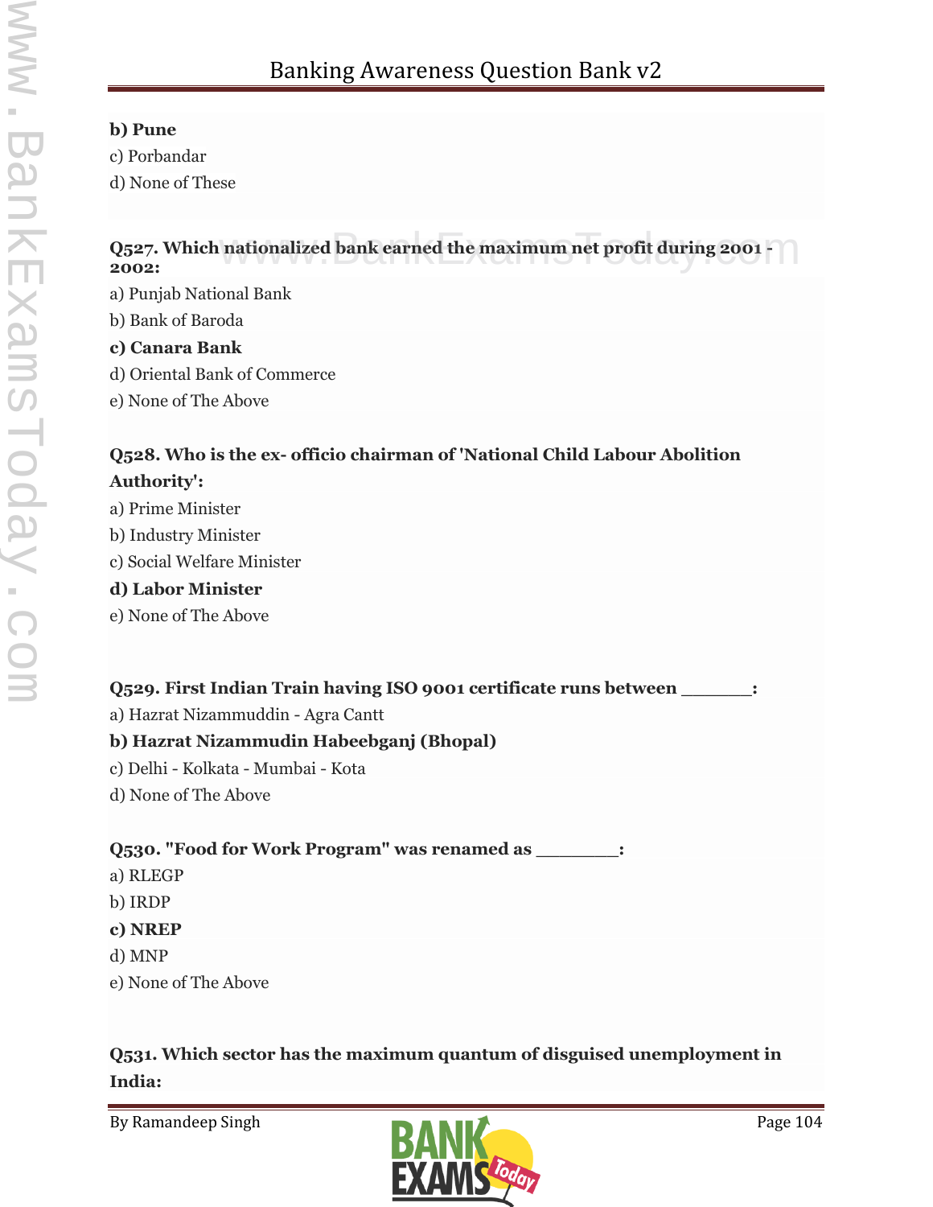**b) Pune**

c) Porbandar

d) None of These

**Q527. Which nationalized bank earned the maximum net profit during 2001 - 2002:**

a) Punjab National Bank

b) Bank of Baroda

**c) Canara Bank**

d) Oriental Bank of Commerce

e) None of The Above

**Q528. Who is the ex- officio chairman of 'National Child Labour Abolition Authority':**

a) Prime Minister

b) Industry Minister

c) Social Welfare Minister

**d) Labor Minister**

e) None of The Above

**Q529. First Indian Train having ISO 9001 certificate runs between _______:**

a) Hazrat Nizammuddin - Agra Cantt

**b) Hazrat Nizammudin Habeebganj (Bhopal)**

c) Delhi - Kolkata - Mumbai - Kota

d) None of The Above

**Q530. "Food for Work Program" was renamed as ________:**

a) RLEGP

b) IRDP

**c) NREP**

d) MNP

e) None of The Above

**Q531. Which sector has the maximum quantum of disguised unemployment in India:**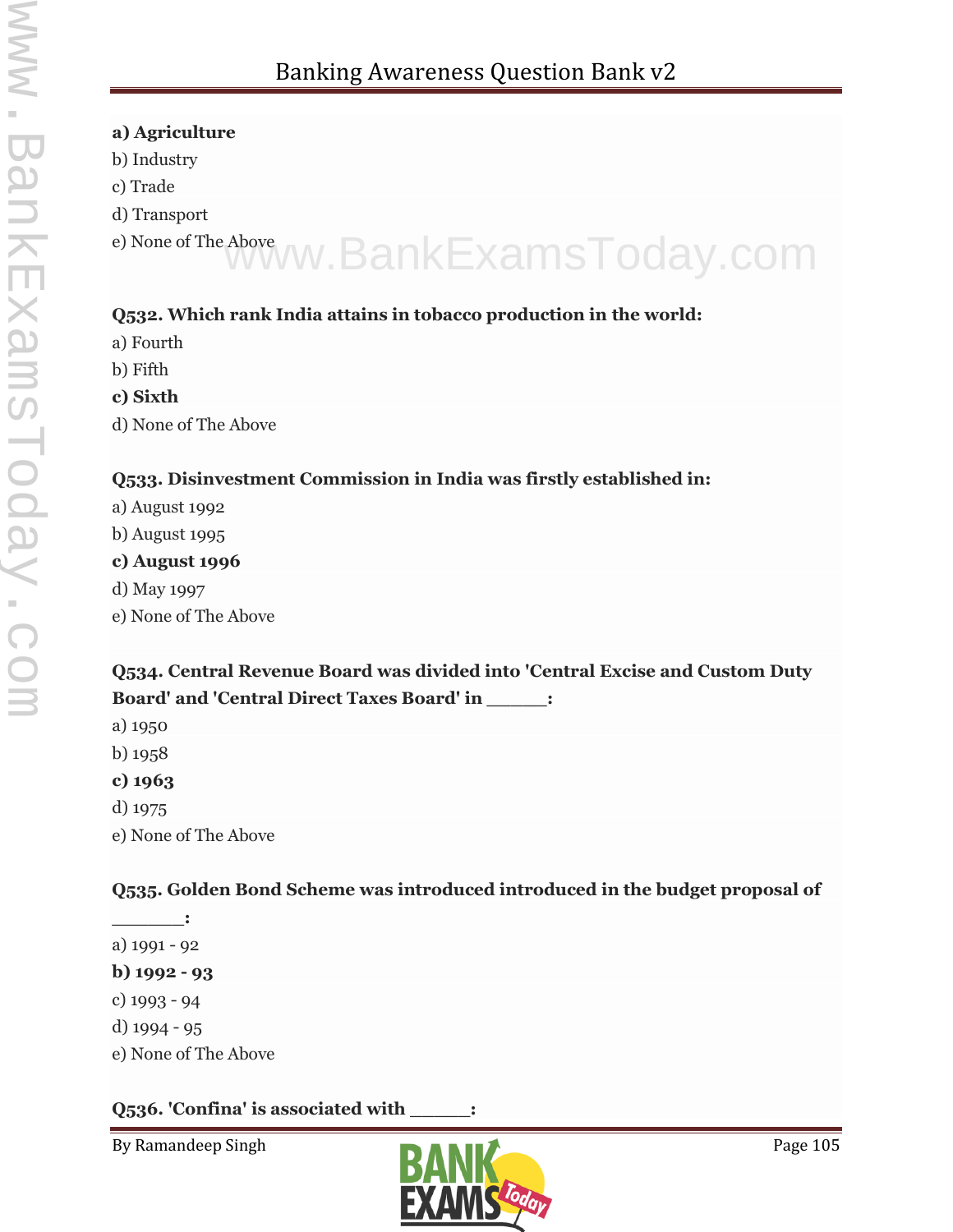**a) Agriculture**
b) Industry
c) Trade
d) Transport
e) None of The Above

**Q532. Which rank India attains in tobacco production in the world:**
a) Fourth
b) Fifth
**c) Sixth**
d) None of The Above

**Q533. Disinvestment Commission in India was firstly established in:**
a) August 1992
b) August 1995
**c) August 1996**
d) May 1997
e) None of The Above

**Q534. Central Revenue Board was divided into 'Central Excise and Custom Duty Board' and 'Central Direct Taxes Board' in ______:**
a) 1950
b) 1958
**c) 1963**
d) 1975
e) None of The Above

**Q535. Golden Bond Scheme was introduced introduced in the budget proposal of _______:**
a) 1991 - 92
**b) 1992 - 93**
c) 1993 - 94
d) 1994 - 95
e) None of The Above

**Q536. 'Confina' is associated with ______:**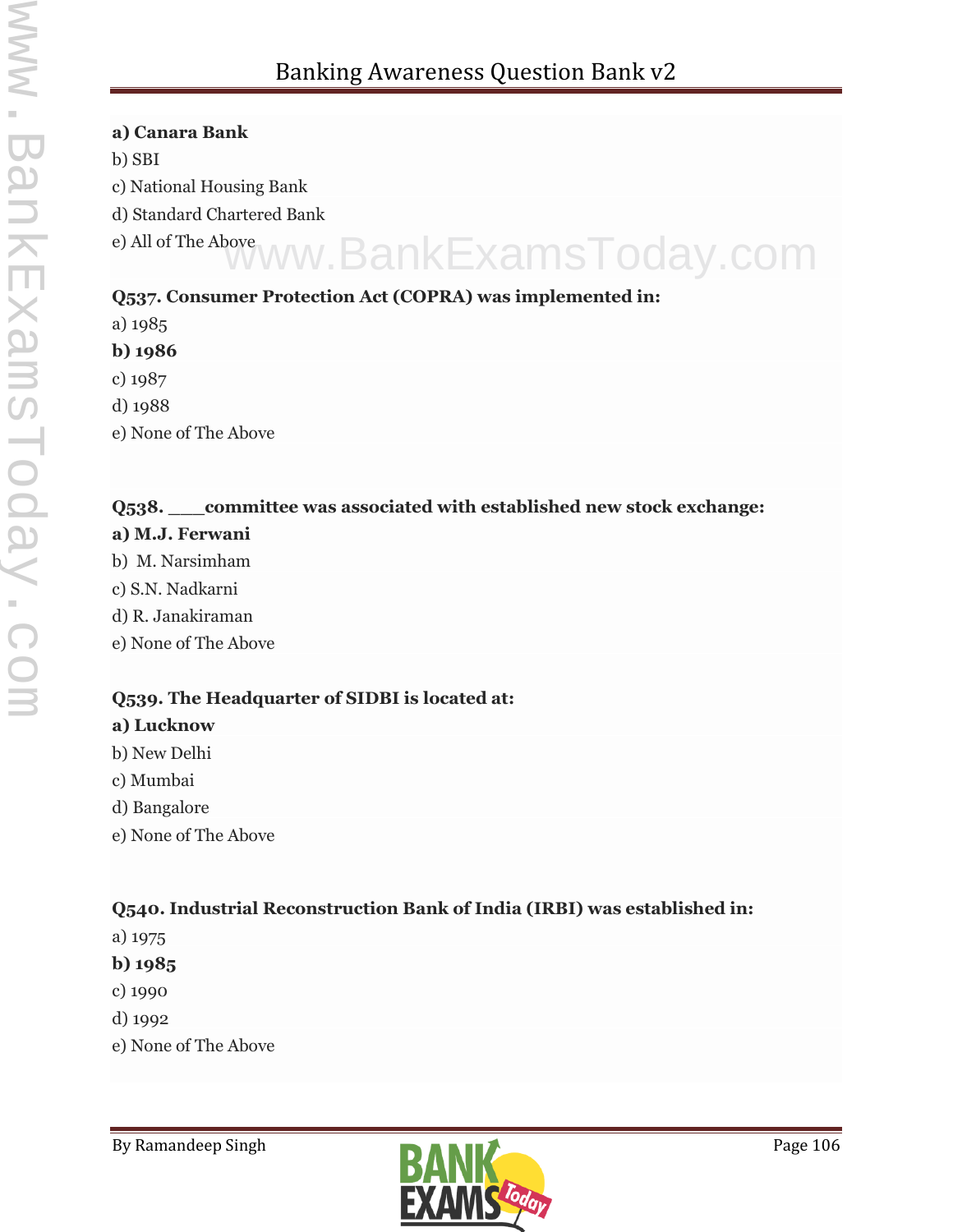**a) Canara Bank**
b) SBI
c) National Housing Bank
d) Standard Chartered Bank
e) All of The Above

**Q537. Consumer Protection Act (COPRA) was implemented in:**
a) 1985
**b) 1986**
c) 1987
d) 1988
e) None of The Above

**Q538. ___committee was associated with established new stock exchange:**
**a) M.J. Ferwani**
b) M. Narsimham
c) S.N. Nadkarni
d) R. Janakiraman
e) None of The Above

**Q539. The Headquarter of SIDBI is located at:**
**a) Lucknow**
b) New Delhi
c) Mumbai
d) Bangalore
e) None of The Above

**Q540. Industrial Reconstruction Bank of India (IRBI) was established in:**
a) 1975
**b) 1985**
c) 1990
d) 1992
e) None of The Above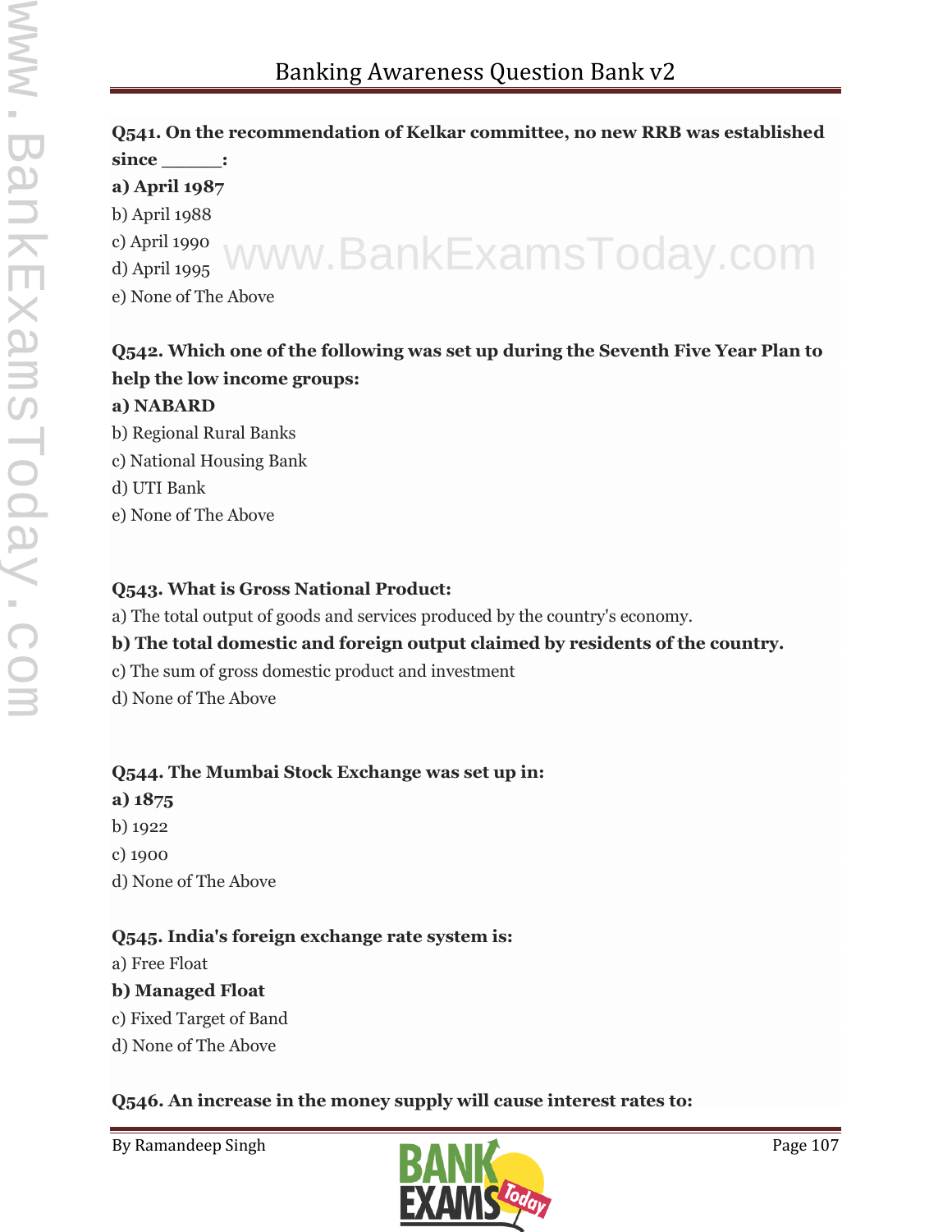**Q541. On the recommendation of Kelkar committee, no new RRB was established since ______:**

**a) April 1987**

b) April 1988

c) April 1990

d) April 1995

e) None of The Above

**Q542. Which one of the following was set up during the Seventh Five Year Plan to help the low income groups:**

**a) NABARD**

b) Regional Rural Banks

c) National Housing Bank

d) UTI Bank

e) None of The Above

**Q543. What is Gross National Product:**

a) The total output of goods and services produced by the country's economy.

**b) The total domestic and foreign output claimed by residents of the country.**

c) The sum of gross domestic product and investment

d) None of The Above

**Q544. The Mumbai Stock Exchange was set up in:**

**a) 1875**

b) 1922

c) 1900

d) None of The Above

**Q545. India's foreign exchange rate system is:**

a) Free Float

**b) Managed Float**

c) Fixed Target of Band

d) None of The Above

**Q546. An increase in the money supply will cause interest rates to:**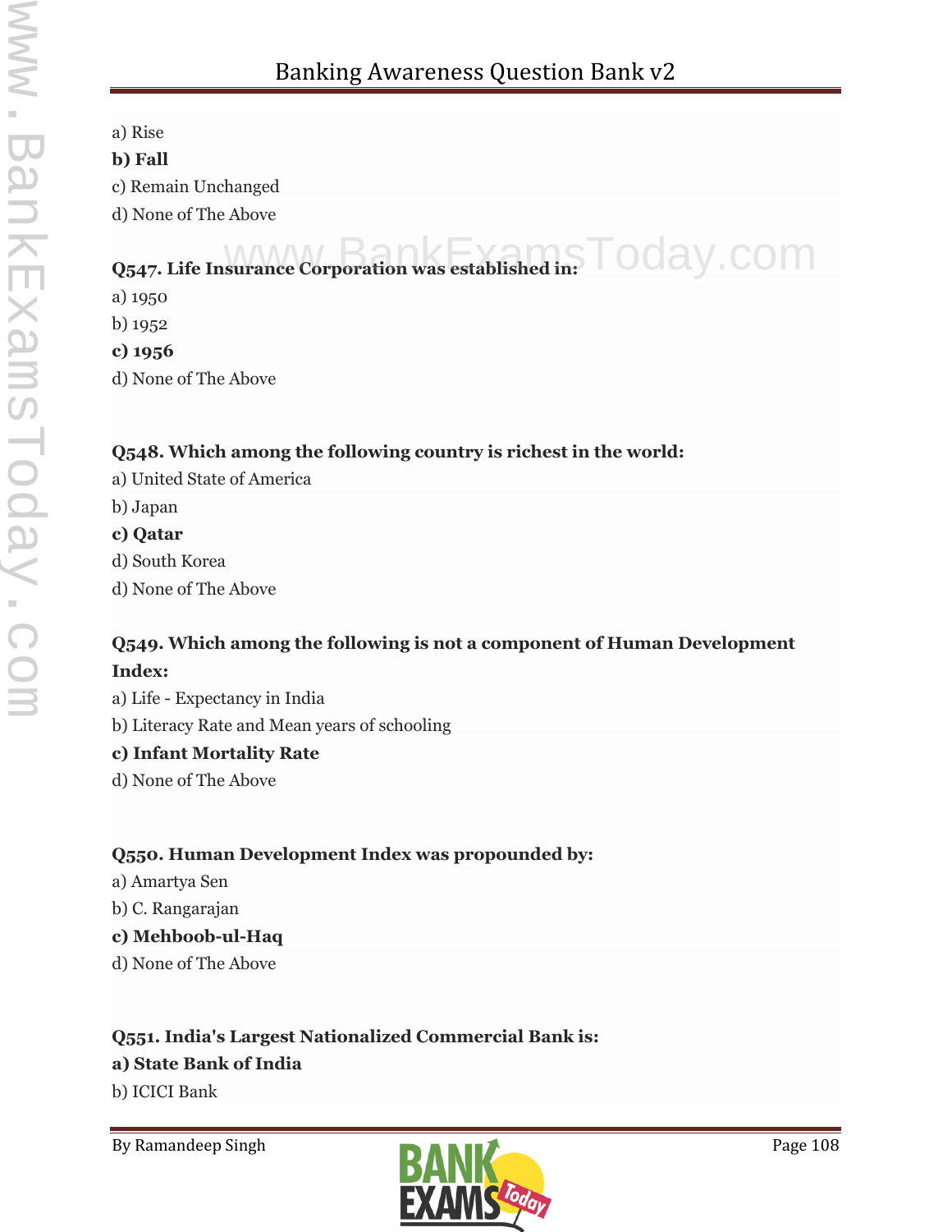a) Rise
**b) Fall**
c) Remain Unchanged
d) None of The Above

**Q547. Life Insurance Corporation was established in:**
a) 1950
b) 1952
**c) 1956**
d) None of The Above

**Q548. Which among the following country is richest in the world:**
a) United State of America
b) Japan
**c) Qatar**
d) South Korea
d) None of The Above

**Q549. Which among the following is not a component of Human Development Index:**
a) Life - Expectancy in India
b) Literacy Rate and Mean years of schooling
**c) Infant Mortality Rate**
d) None of The Above

**Q550. Human Development Index was propounded by:**
a) Amartya Sen
b) C. Rangarajan
**c) Mehboob-ul-Haq**
d) None of The Above

**Q551. India's Largest Nationalized Commercial Bank is:**
**a) State Bank of India**
b) ICICI Bank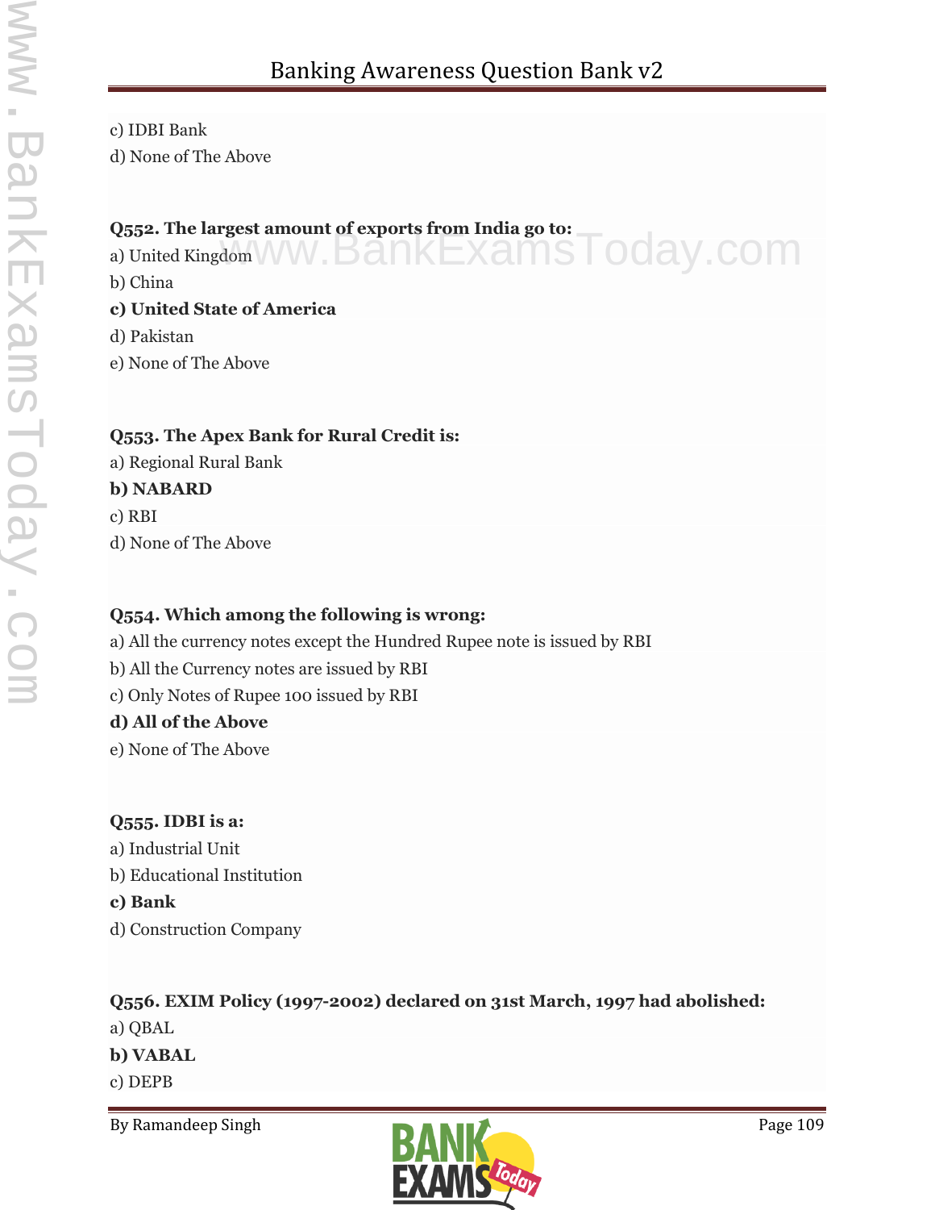c) IDBI Bank

d) None of The Above

**Q552. The largest amount of exports from India go to:**

a) United Kingdom

b) China

**c) United State of America**

d) Pakistan

e) None of The Above

**Q553. The Apex Bank for Rural Credit is:**

a) Regional Rural Bank

**b) NABARD**

c) RBI

d) None of The Above

**Q554. Which among the following is wrong:**

a) All the currency notes except the Hundred Rupee note is issued by RBI

b) All the Currency notes are issued by RBI

c) Only Notes of Rupee 100 issued by RBI

**d) All of the Above**

e) None of The Above

**Q555. IDBI is a:**

a) Industrial Unit

b) Educational Institution

**c) Bank**

d) Construction Company

**Q556. EXIM Policy (1997-2002) declared on 31st March, 1997 had abolished:**

a) QBAL

**b) VABAL**

c) DEPB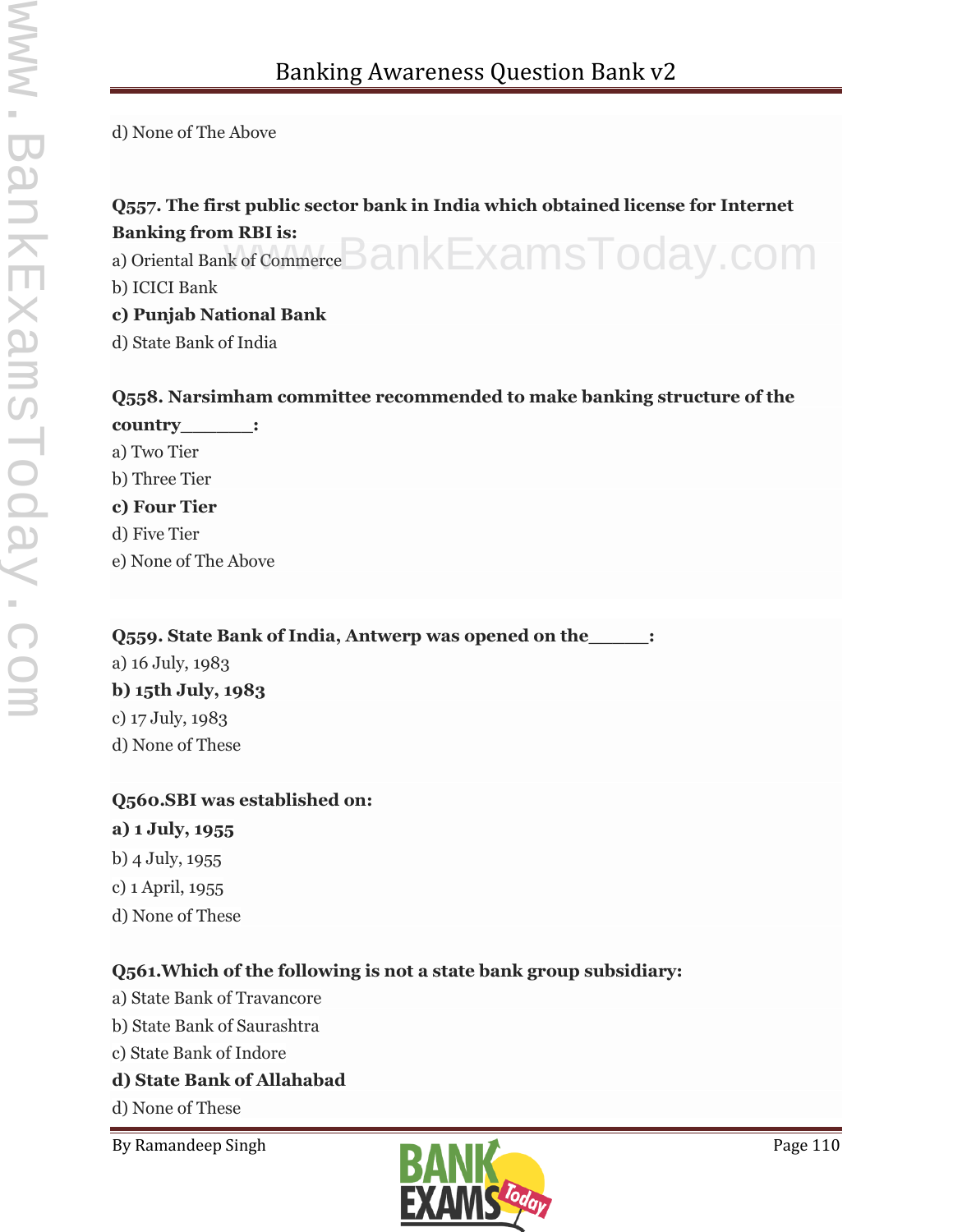d) None of The Above

**Q557. The first public sector bank in India which obtained license for Internet Banking from RBI is:**

a) Oriental Bank of Commerce

b) ICICI Bank

**c) Punjab National Bank**

d) State Bank of India

**Q558. Narsimham committee recommended to make banking structure of the country______:**

a) Two Tier

b) Three Tier

**c) Four Tier**

d) Five Tier

e) None of The Above

**Q559. State Bank of India, Antwerp was opened on the_____:**

a) 16 July, 1983

**b) 15th July, 1983**

c) 17 July, 1983

d) None of These

**Q560.SBI was established on:**

**a) 1 July, 1955**

b) 4 July, 1955

c) 1 April, 1955

d) None of These

**Q561.Which of the following is not a state bank group subsidiary:**

a) State Bank of Travancore

b) State Bank of Saurashtra

c) State Bank of Indore

**d) State Bank of Allahabad**

d) None of These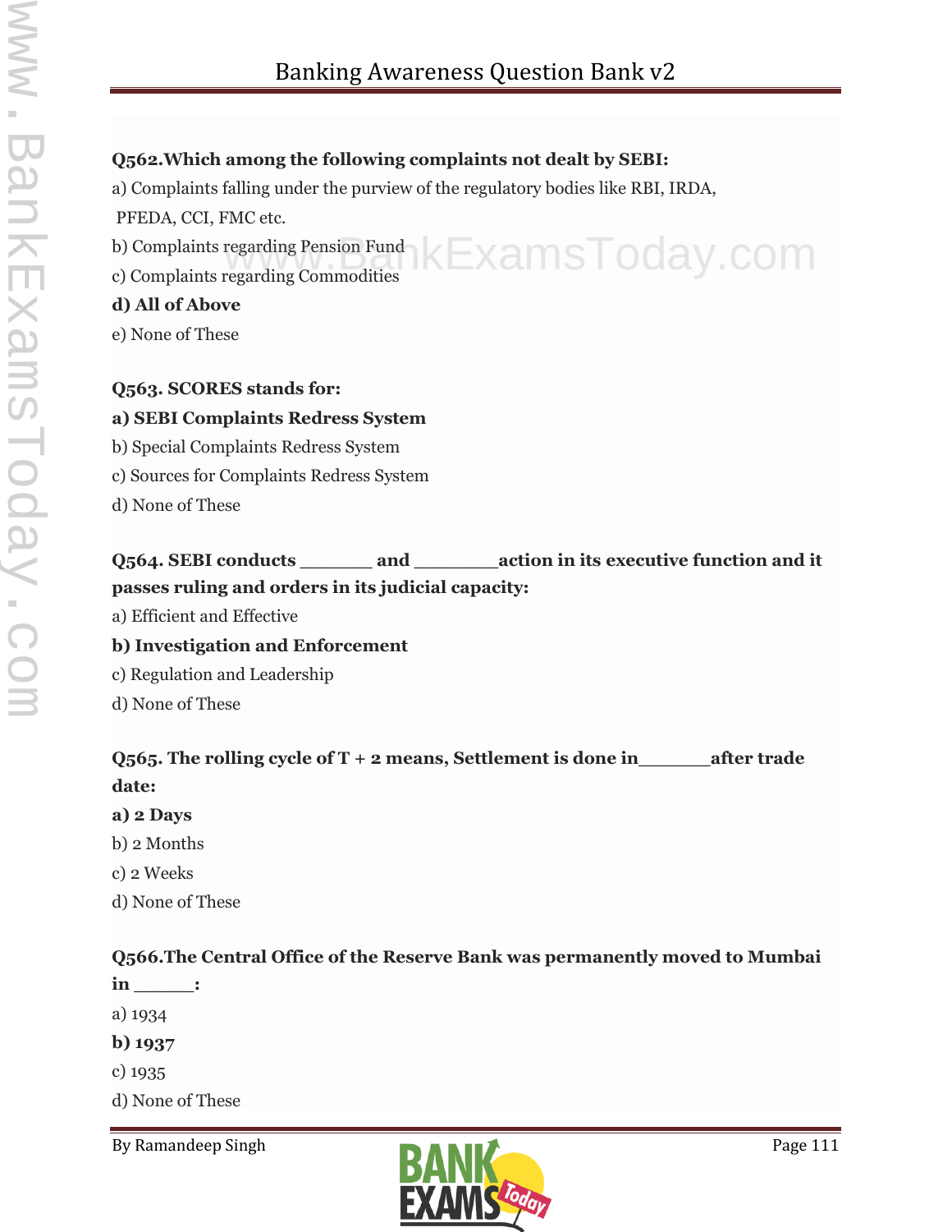**Q562.Which among the following complaints not dealt by SEBI:**

a) Complaints falling under the purview of the regulatory bodies like RBI, IRDA, PFEDA, CCI, FMC etc.

b) Complaints regarding Pension Fund

c) Complaints regarding Commodities

**d) All of Above**

e) None of These

**Q563. SCORES stands for:**

**a) SEBI Complaints Redress System**

b) Special Complaints Redress System

c) Sources for Complaints Redress System

d) None of These

**Q564. SEBI conducts _______ and ________action in its executive function and it passes ruling and orders in its judicial capacity:**

a) Efficient and Effective

**b) Investigation and Enforcement**

c) Regulation and Leadership

d) None of These

**Q565. The rolling cycle of T + 2 means, Settlement is done in_______after trade date:**

**a) 2 Days**

b) 2 Months

c) 2 Weeks

d) None of These

**Q566.The Central Office of the Reserve Bank was permanently moved to Mumbai in ______:**

a) 1934

**b) 1937**

c) 1935

d) None of These

By Ramandeep Singh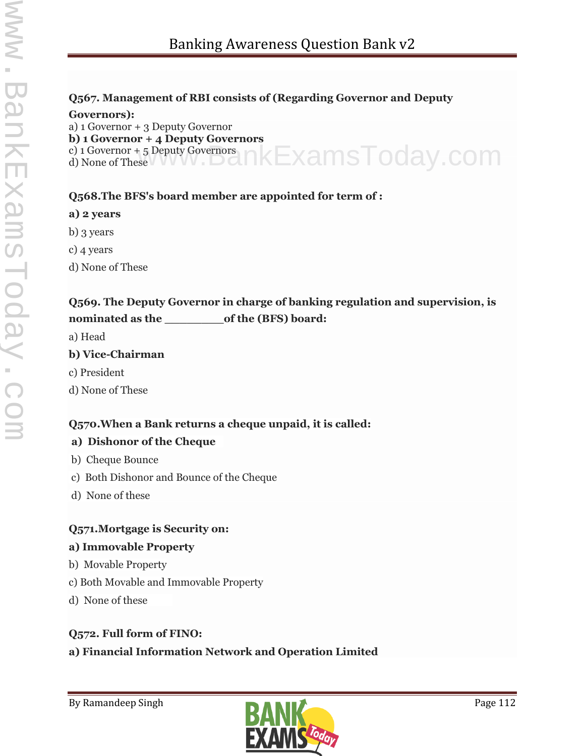**Q567. Management of RBI consists of (Regarding Governor and Deputy Governors):**

a) 1 Governor + 3 Deputy Governor

**b) 1 Governor + 4 Deputy Governors**

c) 1 Governor + 5 Deputy Governors

d) None of These

**Q568.The BFS's board member are appointed for term of :**

**a) 2 years**

b) 3 years

c) 4 years

d) None of These

**Q569. The Deputy Governor in charge of banking regulation and supervision, is nominated as the _________of the (BFS) board:**

a) Head

**b) Vice-Chairman**

c) President

d) None of These

**Q570.When a Bank returns a cheque unpaid, it is called:**

**a) Dishonor of the Cheque**

b) Cheque Bounce

c) Both Dishonor and Bounce of the Cheque

d) None of these

**Q571.Mortgage is Security on:**

**a) Immovable Property**

b) Movable Property

c) Both Movable and Immovable Property

d) None of these

**Q572. Full form of FINO:**

**a) Financial Information Network and Operation Limited**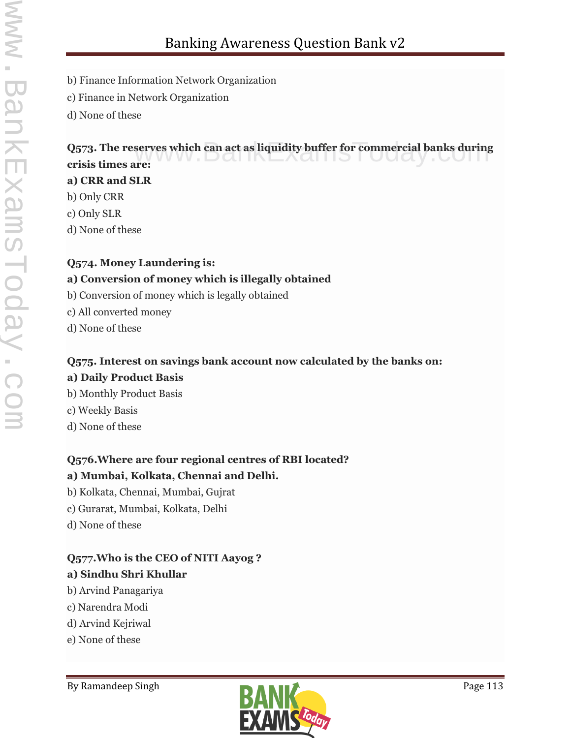b) Finance Information Network Organization

c) Finance in Network Organization

d) None of these

**Q573. The reserves which can act as liquidity buffer for commercial banks during crisis times are:**

**a) CRR and SLR**

b) Only CRR

c) Only SLR

d) None of these

**Q574. Money Laundering is:**

**a) Conversion of money which is illegally obtained**

b) Conversion of money which is legally obtained

c) All converted money

d) None of these

**Q575. Interest on savings bank account now calculated by the banks on:**

**a) Daily Product Basis**

b) Monthly Product Basis

c) Weekly Basis

d) None of these

**Q576.Where are four regional centres of RBI located?**

**a) Mumbai, Kolkata, Chennai and Delhi.**

b) Kolkata, Chennai, Mumbai, Gujrat

c) Gurarat, Mumbai, Kolkata, Delhi

d) None of these

**Q577.Who is the CEO of NITI Aayog ?**

**a) Sindhu Shri Khullar**

b) Arvind Panagariya

c) Narendra Modi

d) Arvind Kejriwal

e) None of these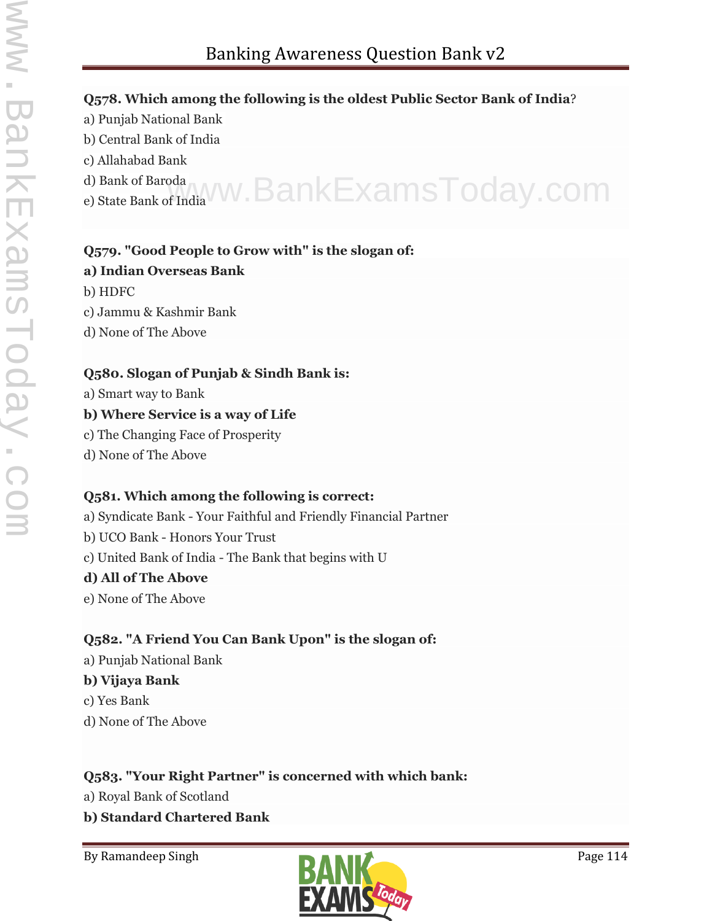**Q578. Which among the following is the oldest Public Sector Bank of India?**

a) Punjab National Bank

b) Central Bank of India

c) Allahabad Bank

d) Bank of Baroda

e) State Bank of India

**Q579. "Good People to Grow with" is the slogan of:**

**a) Indian Overseas Bank**

b) HDFC

c) Jammu & Kashmir Bank

d) None of The Above

**Q580. Slogan of Punjab & Sindh Bank is:**

a) Smart way to Bank

**b) Where Service is a way of Life**

c) The Changing Face of Prosperity

d) None of The Above

**Q581. Which among the following is correct:**

a) Syndicate Bank - Your Faithful and Friendly Financial Partner

b) UCO Bank - Honors Your Trust

c) United Bank of India - The Bank that begins with U

**d) All of The Above**

e) None of The Above

**Q582. "A Friend You Can Bank Upon" is the slogan of:**

a) Punjab National Bank

**b) Vijaya Bank**

c) Yes Bank

d) None of The Above

**Q583. "Your Right Partner" is concerned with which bank:**

a) Royal Bank of Scotland

**b) Standard Chartered Bank**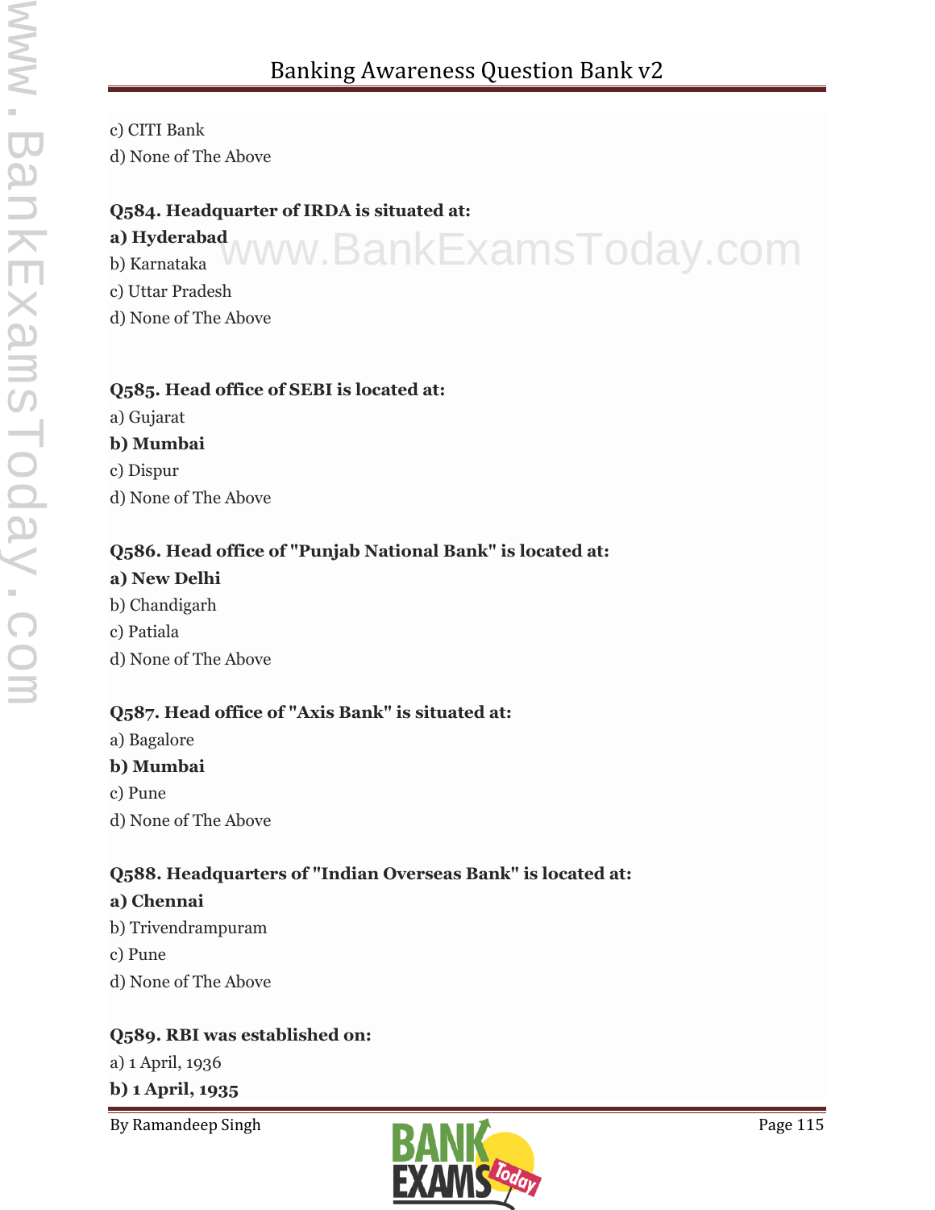c) CITI Bank
d) None of The Above

**Q584. Headquarter of IRDA is situated at:**
**a) Hyderabad**
b) Karnataka
c) Uttar Pradesh
d) None of The Above

**Q585. Head office of SEBI is located at:**
a) Gujarat
**b) Mumbai**
c) Dispur
d) None of The Above

**Q586. Head office of "Punjab National Bank" is located at:**
**a) New Delhi**
b) Chandigarh
c) Patiala
d) None of The Above

**Q587. Head office of "Axis Bank" is situated at:**
a) Bagalore
**b) Mumbai**
c) Pune
d) None of The Above

**Q588. Headquarters of "Indian Overseas Bank" is located at:**
**a) Chennai**
b) Trivendrampuram
c) Pune
d) None of The Above

**Q589. RBI was established on:**
a) 1 April, 1936
**b) 1 April, 1935**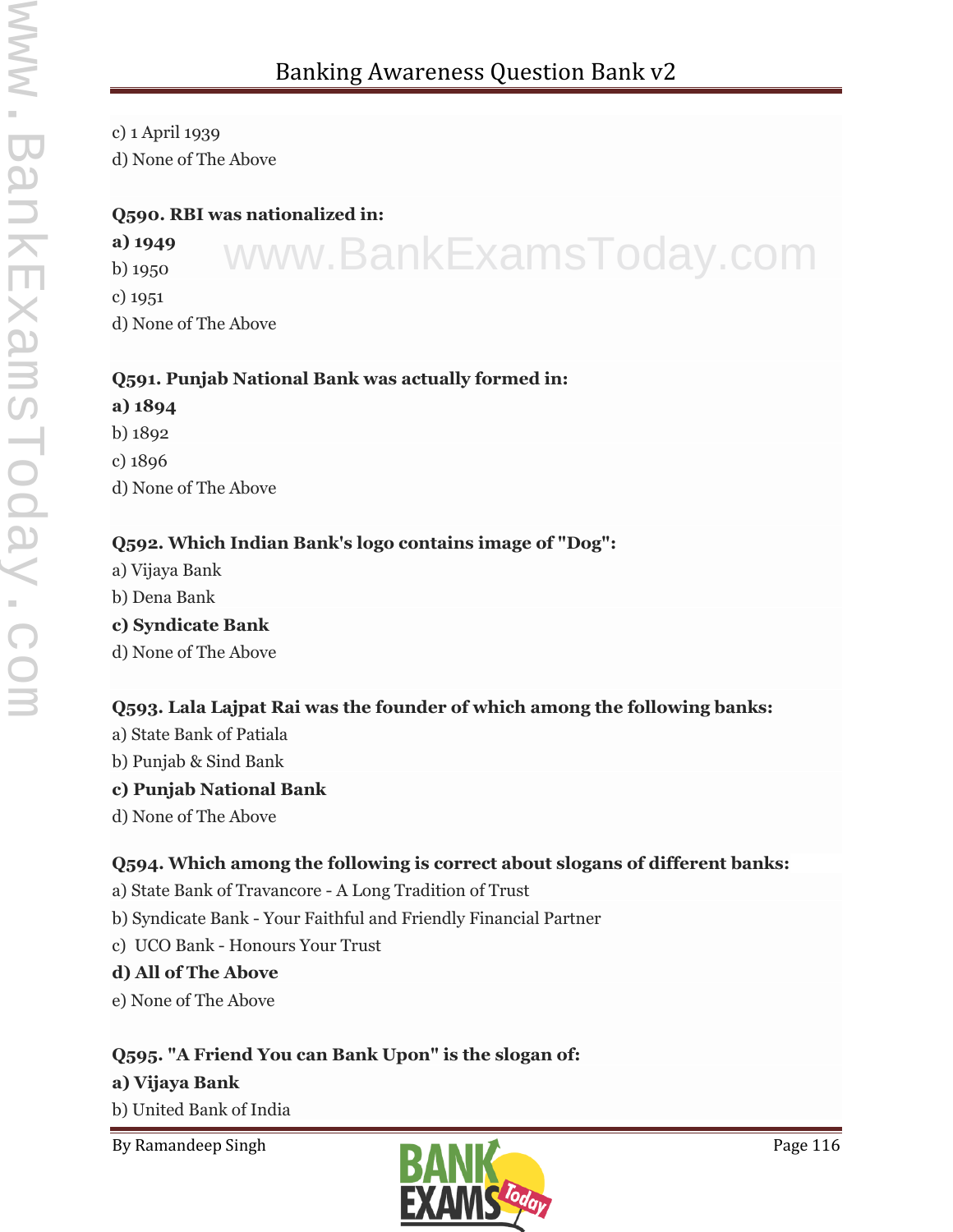c) 1 April 1939

d) None of The Above

**Q590. RBI was nationalized in:**

**a) 1949**

b) 1950

c) 1951

d) None of The Above

**Q591. Punjab National Bank was actually formed in:**

**a) 1894**

b) 1892

c) 1896

d) None of The Above

**Q592. Which Indian Bank's logo contains image of "Dog":**

a) Vijaya Bank

b) Dena Bank

**c) Syndicate Bank**

d) None of The Above

**Q593. Lala Lajpat Rai was the founder of which among the following banks:**

a) State Bank of Patiala

b) Punjab & Sind Bank

**c) Punjab National Bank**

d) None of The Above

**Q594. Which among the following is correct about slogans of different banks:**

a) State Bank of Travancore - A Long Tradition of Trust

b) Syndicate Bank - Your Faithful and Friendly Financial Partner

c) UCO Bank - Honours Your Trust

**d) All of The Above**

e) None of The Above

**Q595. "A Friend You can Bank Upon" is the slogan of:**

**a) Vijaya Bank**

b) United Bank of India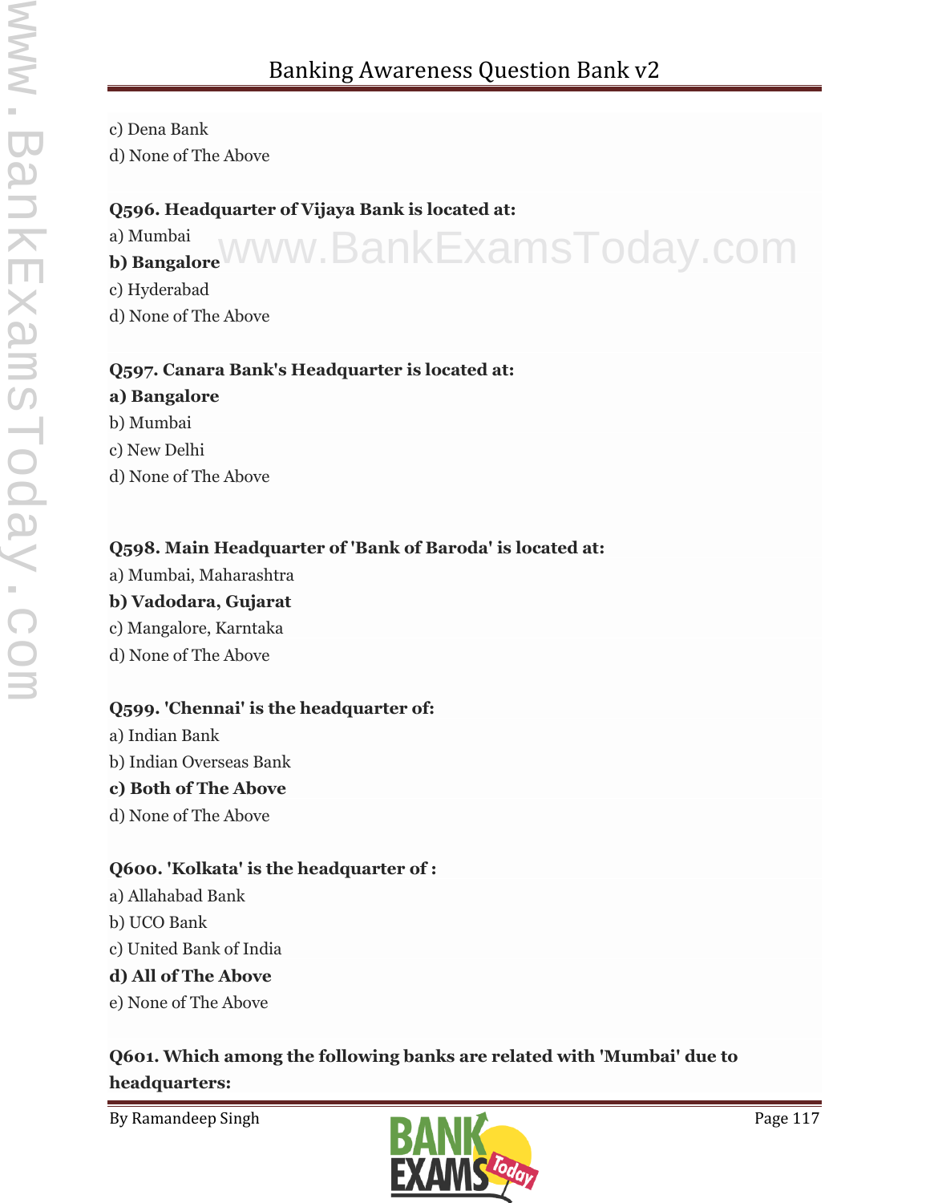c) Dena Bank
d) None of The Above

**Q596. Headquarter of Vijaya Bank is located at:**
a) Mumbai
**b) Bangalore**
c) Hyderabad
d) None of The Above

**Q597. Canara Bank's Headquarter is located at:**
**a) Bangalore**
b) Mumbai
c) New Delhi
d) None of The Above

**Q598. Main Headquarter of 'Bank of Baroda' is located at:**
a) Mumbai, Maharashtra
**b) Vadodara, Gujarat**
c) Mangalore, Karntaka
d) None of The Above

**Q599. 'Chennai' is the headquarter of:**
a) Indian Bank
b) Indian Overseas Bank
**c) Both of The Above**
d) None of The Above

**Q600. 'Kolkata' is the headquarter of :**
a) Allahabad Bank
b) UCO Bank
c) United Bank of India
**d) All of The Above**
e) None of The Above

**Q601. Which among the following banks are related with 'Mumbai' due to headquarters:**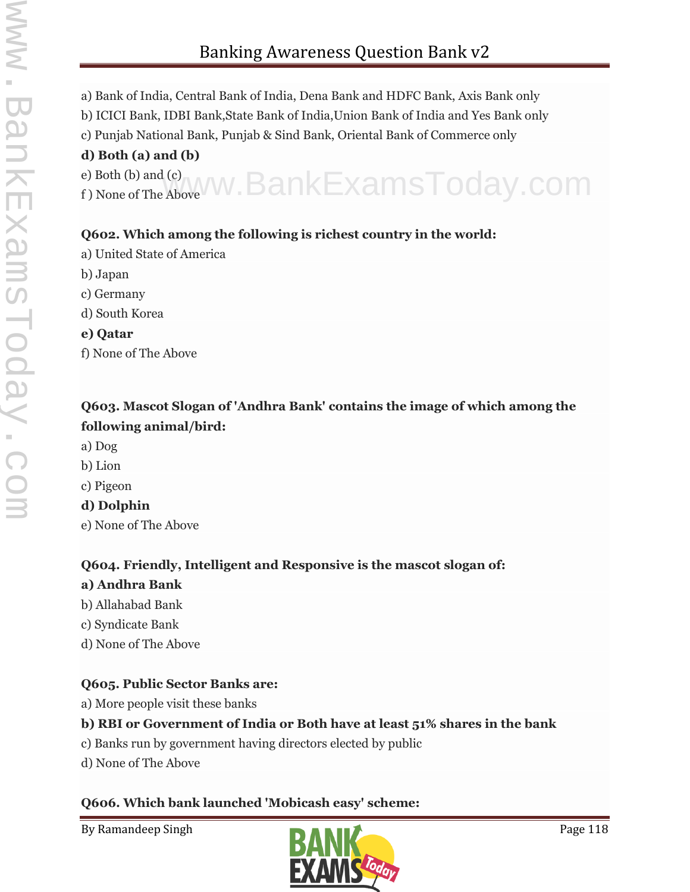a) Bank of India, Central Bank of India, Dena Bank and HDFC Bank, Axis Bank only

b) ICICI Bank, IDBI Bank,State Bank of India,Union Bank of India and Yes Bank only

c) Punjab National Bank, Punjab & Sind Bank, Oriental Bank of Commerce only

**d) Both (a) and (b)**

e) Both (b) and (c)

f ) None of The Above

**Q602. Which among the following is richest country in the world:**

a) United State of America

b) Japan

c) Germany

d) South Korea

**e) Qatar**

f) None of The Above

**Q603. Mascot Slogan of 'Andhra Bank' contains the image of which among the following animal/bird:**

a) Dog

b) Lion

c) Pigeon

**d) Dolphin**

e) None of The Above

**Q604. Friendly, Intelligent and Responsive is the mascot slogan of:**

**a) Andhra Bank**

b) Allahabad Bank

c) Syndicate Bank

d) None of The Above

**Q605. Public Sector Banks are:**

a) More people visit these banks

**b) RBI or Government of India or Both have at least 51% shares in the bank**

c) Banks run by government having directors elected by public

d) None of The Above

**Q606. Which bank launched 'Mobicash easy' scheme:**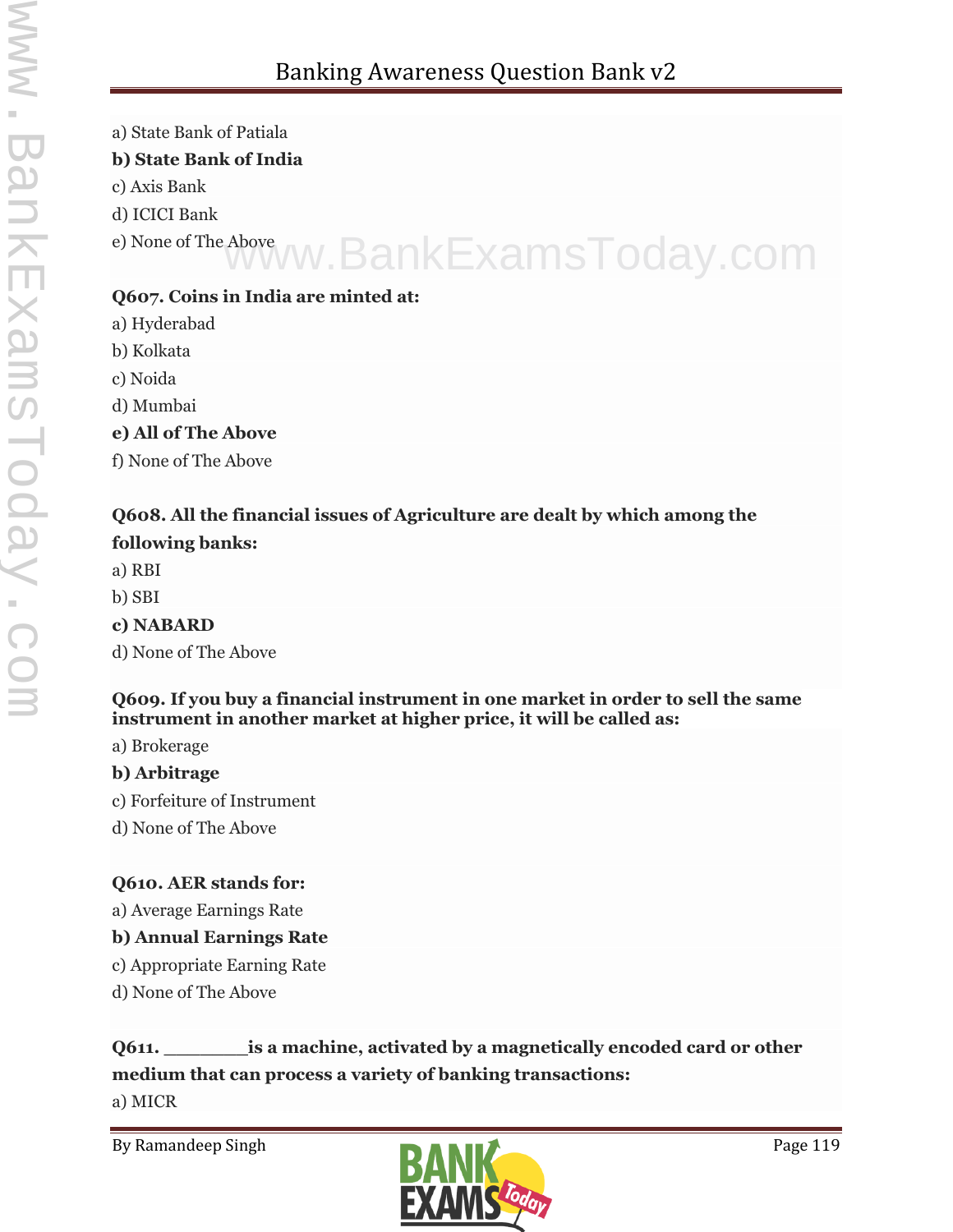a) State Bank of Patiala

**b) State Bank of India**

c) Axis Bank

d) ICICI Bank

e) None of The Above

**Q607. Coins in India are minted at:**

a) Hyderabad

b) Kolkata

c) Noida

d) Mumbai

**e) All of The Above**

f) None of The Above

**Q608. All the financial issues of Agriculture are dealt by which among the following banks:**

a) RBI

b) SBI

**c) NABARD**

d) None of The Above

**Q609. If you buy a financial instrument in one market in order to sell the same instrument in another market at higher price, it will be called as:**

a) Brokerage

**b) Arbitrage**

c) Forfeiture of Instrument

d) None of The Above

**Q610. AER stands for:**

a) Average Earnings Rate

**b) Annual Earnings Rate**

c) Appropriate Earning Rate

d) None of The Above

**Q611. ________is a machine, activated by a magnetically encoded card or other medium that can process a variety of banking transactions:**

a) MICR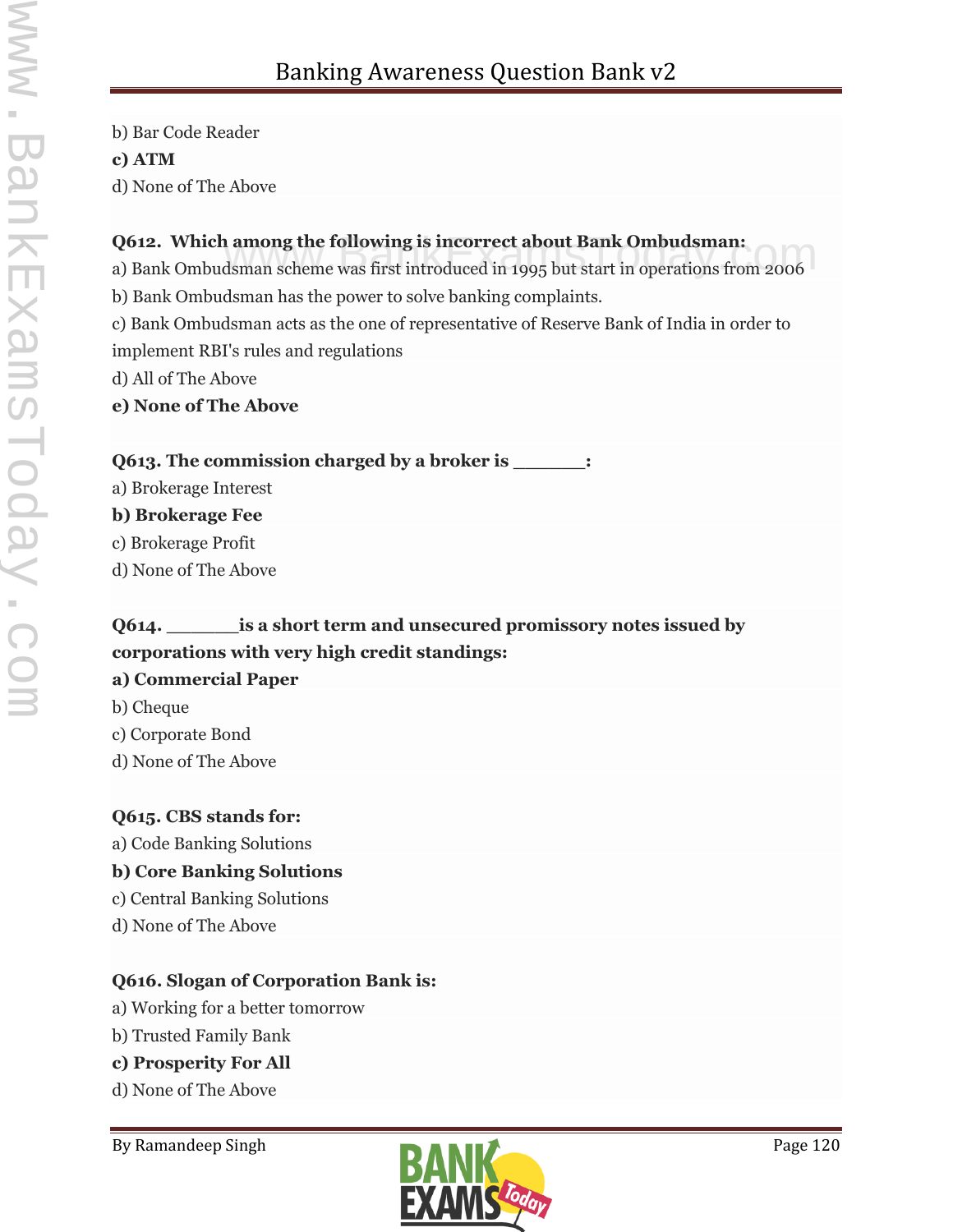b) Bar Code Reader

**c) ATM**

d) None of The Above

**Q612. Which among the following is incorrect about Bank Ombudsman:**

a) Bank Ombudsman scheme was first introduced in 1995 but start in operations from 2006

b) Bank Ombudsman has the power to solve banking complaints.

c) Bank Ombudsman acts as the one of representative of Reserve Bank of India in order to implement RBI's rules and regulations

d) All of The Above

**e) None of The Above**

**Q613. The commission charged by a broker is _______:**

a) Brokerage Interest

**b) Brokerage Fee**

c) Brokerage Profit

d) None of The Above

**Q614. _______is a short term and unsecured promissory notes issued by corporations with very high credit standings:**

**a) Commercial Paper**

b) Cheque

c) Corporate Bond

d) None of The Above

**Q615. CBS stands for:**

a) Code Banking Solutions

**b) Core Banking Solutions**

c) Central Banking Solutions

d) None of The Above

**Q616. Slogan of Corporation Bank is:**

a) Working for a better tomorrow

b) Trusted Family Bank

**c) Prosperity For All**

d) None of The Above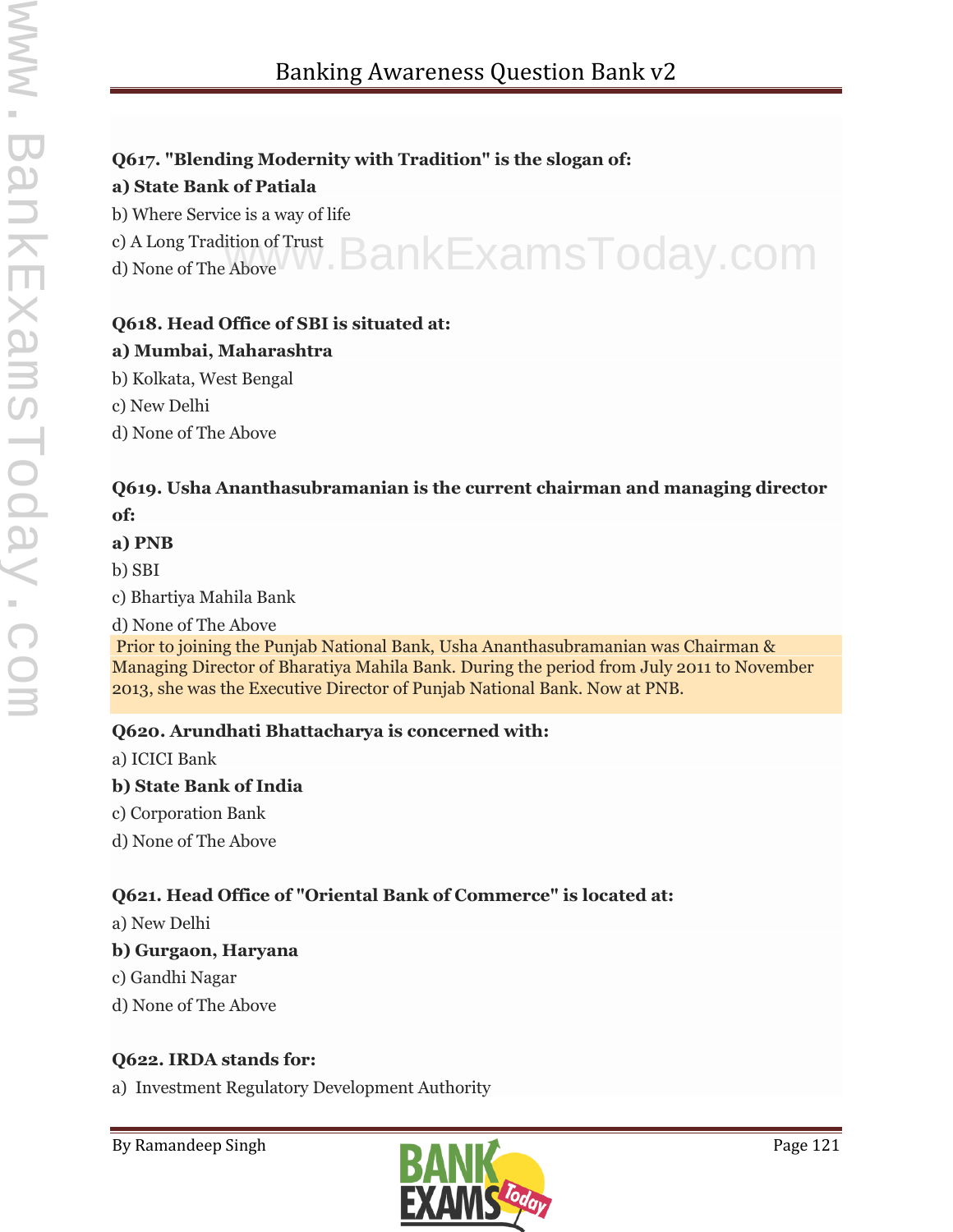**Q617. "Blending Modernity with Tradition" is the slogan of:**

**a) State Bank of Patiala**

b) Where Service is a way of life

c) A Long Tradition of Trust

d) None of The Above

**Q618. Head Office of SBI is situated at:**

**a) Mumbai, Maharashtra**

b) Kolkata, West Bengal

c) New Delhi

d) None of The Above

**Q619. Usha Ananthasubramanian is the current chairman and managing director of:**

**a) PNB**

b) SBI

c) Bhartiya Mahila Bank

d) None of The Above

Prior to joining the Punjab National Bank, Usha Ananthasubramanian was Chairman & Managing Director of Bharatiya Mahila Bank. During the period from July 2011 to November 2013, she was the Executive Director of Punjab National Bank. Now at PNB.

**Q620. Arundhati Bhattacharya is concerned with:**

a) ICICI Bank

**b) State Bank of India**

c) Corporation Bank

d) None of The Above

**Q621. Head Office of "Oriental Bank of Commerce" is located at:**

a) New Delhi

**b) Gurgaon, Haryana**

c) Gandhi Nagar

d) None of The Above

**Q622. IRDA stands for:**

a) Investment Regulatory Development Authority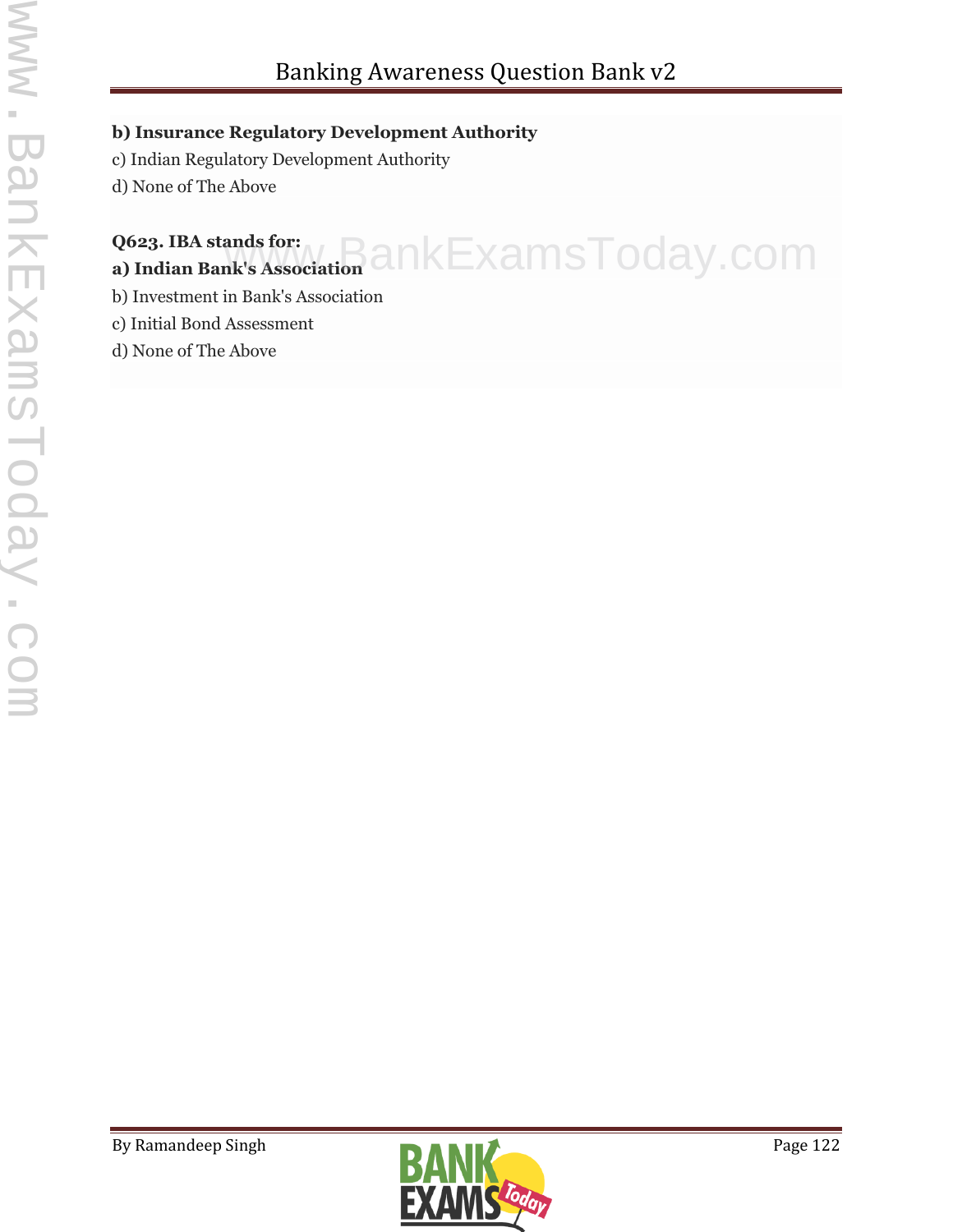**b) Insurance Regulatory Development Authority**

c) Indian Regulatory Development Authority

d) None of The Above

**Q623. IBA stands for:**

**a) Indian Bank's Association**

b) Investment in Bank's Association

c) Initial Bond Assessment

d) None of The Above